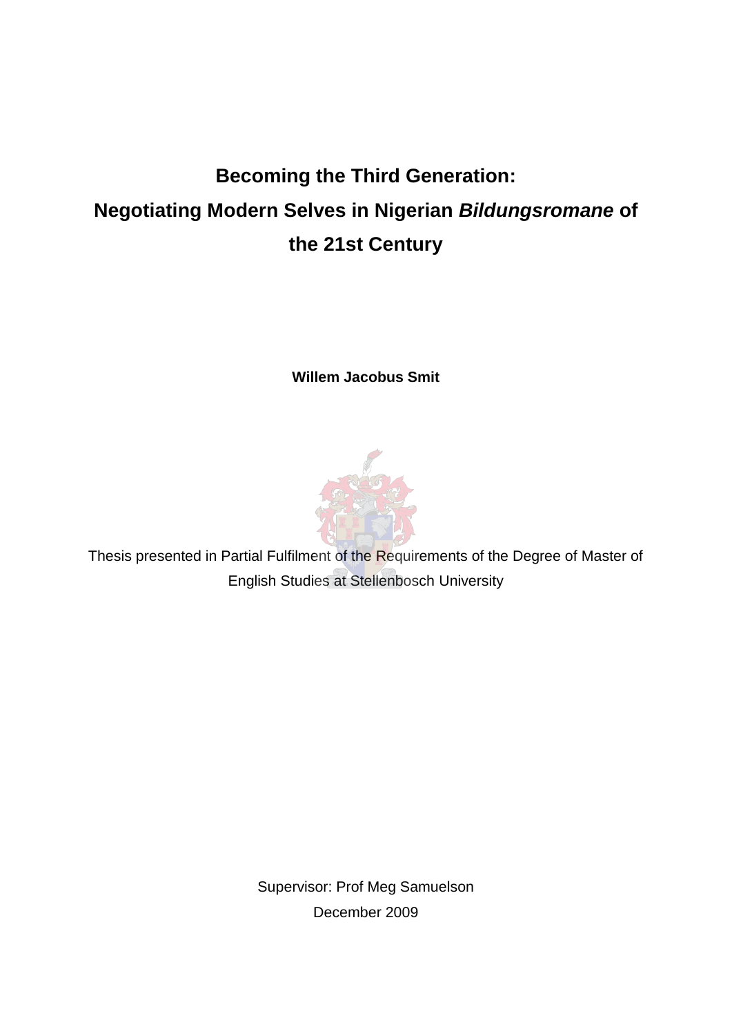# Becoming the Third Generation: Negotiating Modern Selves in Nigerian *Bildungsromane* of the 21st Century

**Willem Jacobus Smit**

Thesis presented in Partial Fulfilment of the Requirements of the Degree of Master of English Studies at Stellenbosch University

Supervisor: Prof Meg Samuelson

December 2009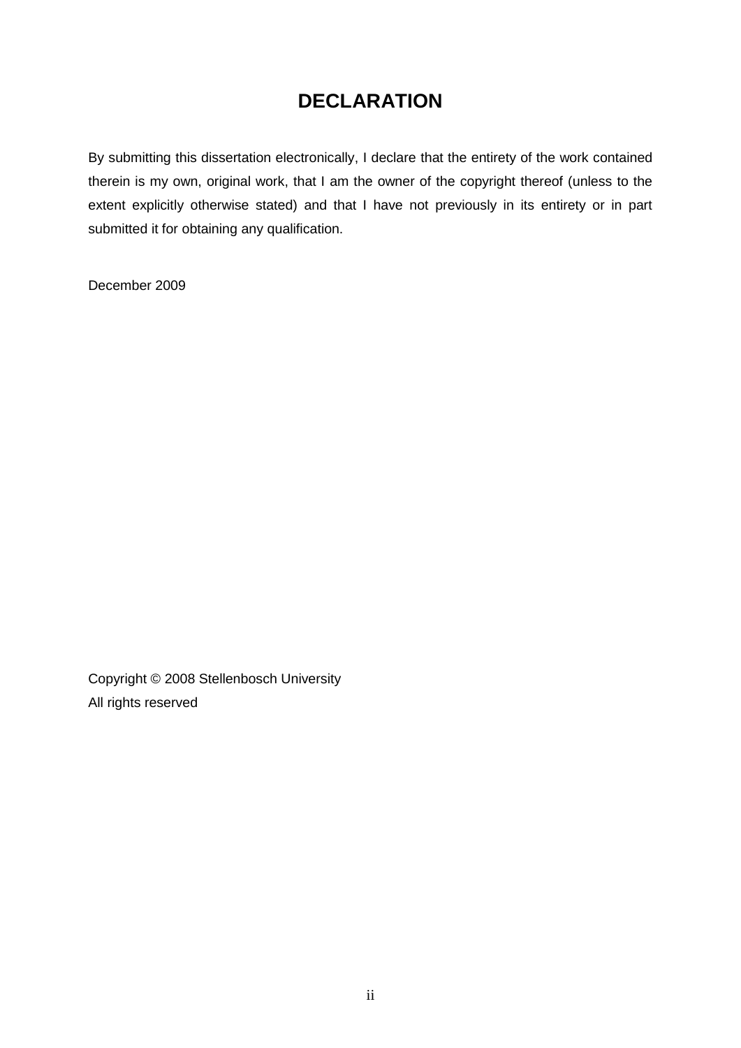# DECLARATION

By submitting this dissertation electronically, I declare that the entirety of the work contained therein is my own, original work, that I am the owner of the copyright thereof (unless to the extent explicitly otherwise stated) and that I have not previously in its entirety or in part submitted it for obtaining any qualification.

December 2009

Copyright © 2008 Stellenbosch University
All rights reserved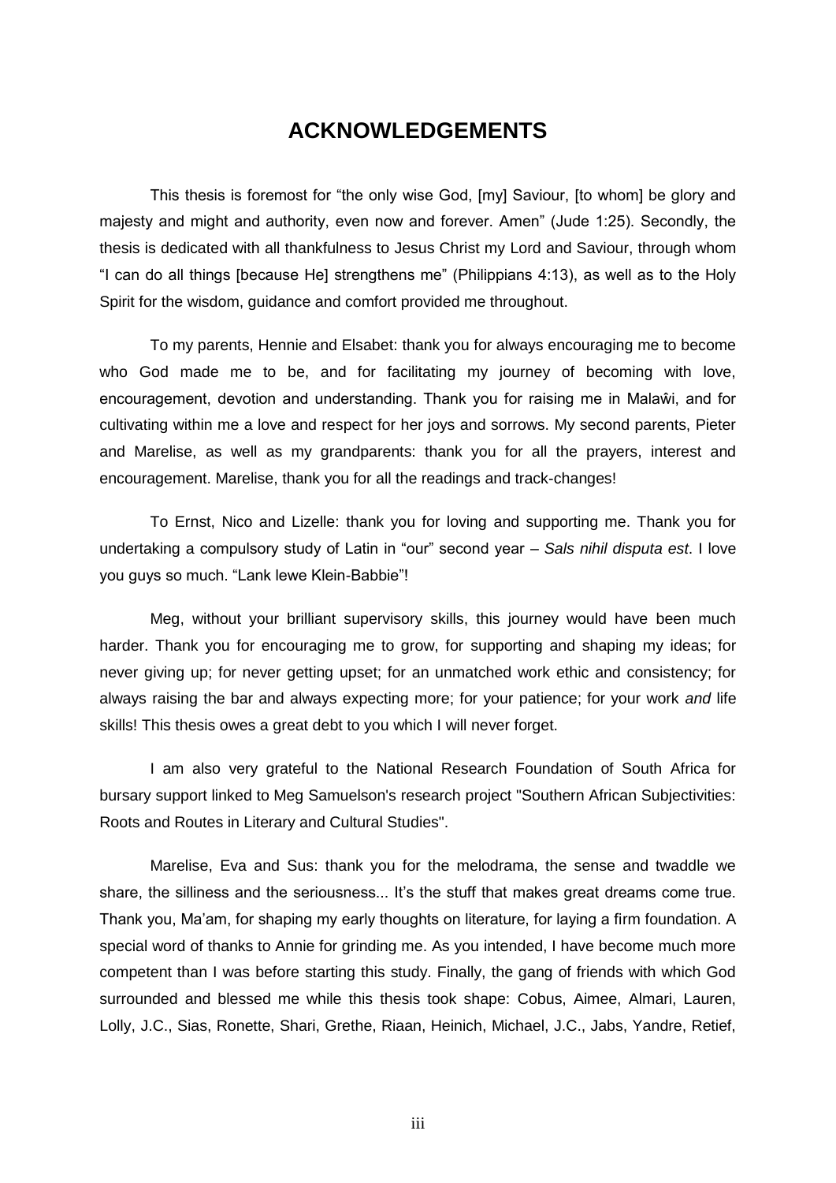# ACKNOWLEDGEMENTS

This thesis is foremost for "the only wise God, [my] Saviour, [to whom] be glory and majesty and might and authority, even now and forever. Amen" (Jude 1:25). Secondly, the thesis is dedicated with all thankfulness to Jesus Christ my Lord and Saviour, through whom "I can do all things [because He] strengthens me" (Philippians 4:13), as well as to the Holy Spirit for the wisdom, guidance and comfort provided me throughout.

To my parents, Hennie and Elsabet: thank you for always encouraging me to become who God made me to be, and for facilitating my journey of becoming with love, encouragement, devotion and understanding. Thank you for raising me in Malaŵi, and for cultivating within me a love and respect for her joys and sorrows. My second parents, Pieter and Marelise, as well as my grandparents: thank you for all the prayers, interest and encouragement. Marelise, thank you for all the readings and track-changes!

To Ernst, Nico and Lizelle: thank you for loving and supporting me. Thank you for undertaking a compulsory study of Latin in "our" second year – *Sals nihil disputa est*. I love you guys so much. "Lank lewe Klein-Babbie"!

Meg, without your brilliant supervisory skills, this journey would have been much harder. Thank you for encouraging me to grow, for supporting and shaping my ideas; for never giving up; for never getting upset; for an unmatched work ethic and consistency; for always raising the bar and always expecting more; for your patience; for your work *and* life skills! This thesis owes a great debt to you which I will never forget.

I am also very grateful to the National Research Foundation of South Africa for bursary support linked to Meg Samuelson's research project "Southern African Subjectivities: Roots and Routes in Literary and Cultural Studies".

Marelise, Eva and Sus: thank you for the melodrama, the sense and twaddle we share, the silliness and the seriousness... It's the stuff that makes great dreams come true. Thank you, Ma'am, for shaping my early thoughts on literature, for laying a firm foundation. A special word of thanks to Annie for grinding me. As you intended, I have become much more competent than I was before starting this study. Finally, the gang of friends with which God surrounded and blessed me while this thesis took shape: Cobus, Aimee, Almari, Lauren, Lolly, J.C., Sias, Ronette, Shari, Grethe, Riaan, Heinich, Michael, J.C., Jabs, Yandre, Retief,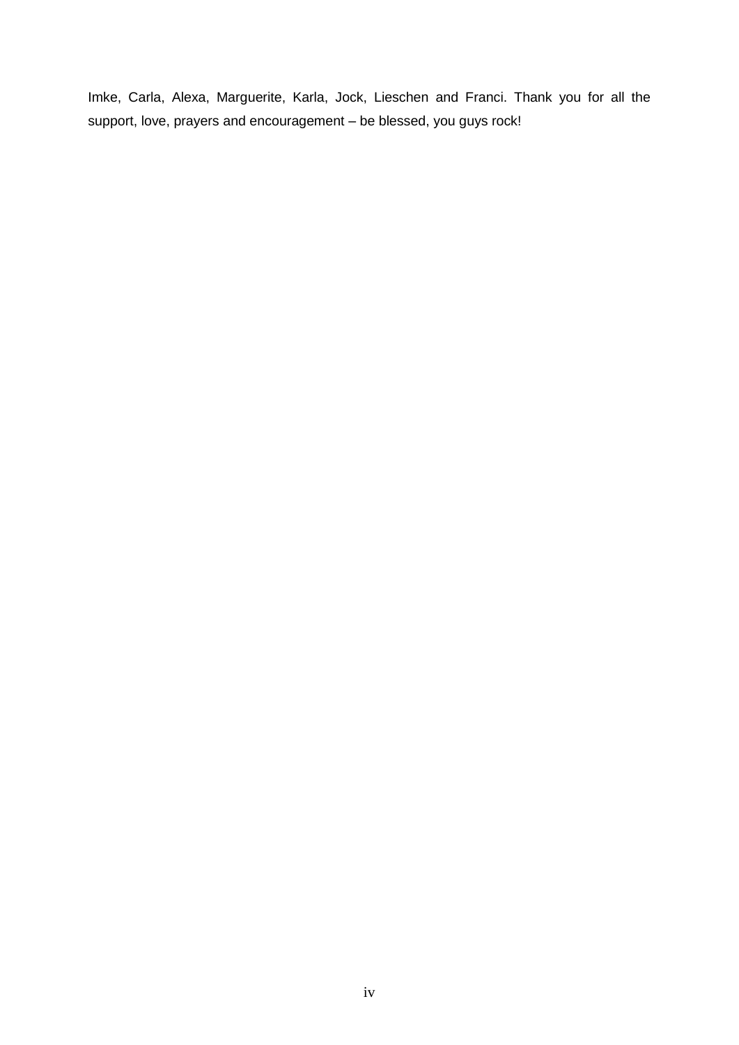Imke, Carla, Alexa, Marguerite, Karla, Jock, Lieschen and Franci. Thank you for all the support, love, prayers and encouragement – be blessed, you guys rock!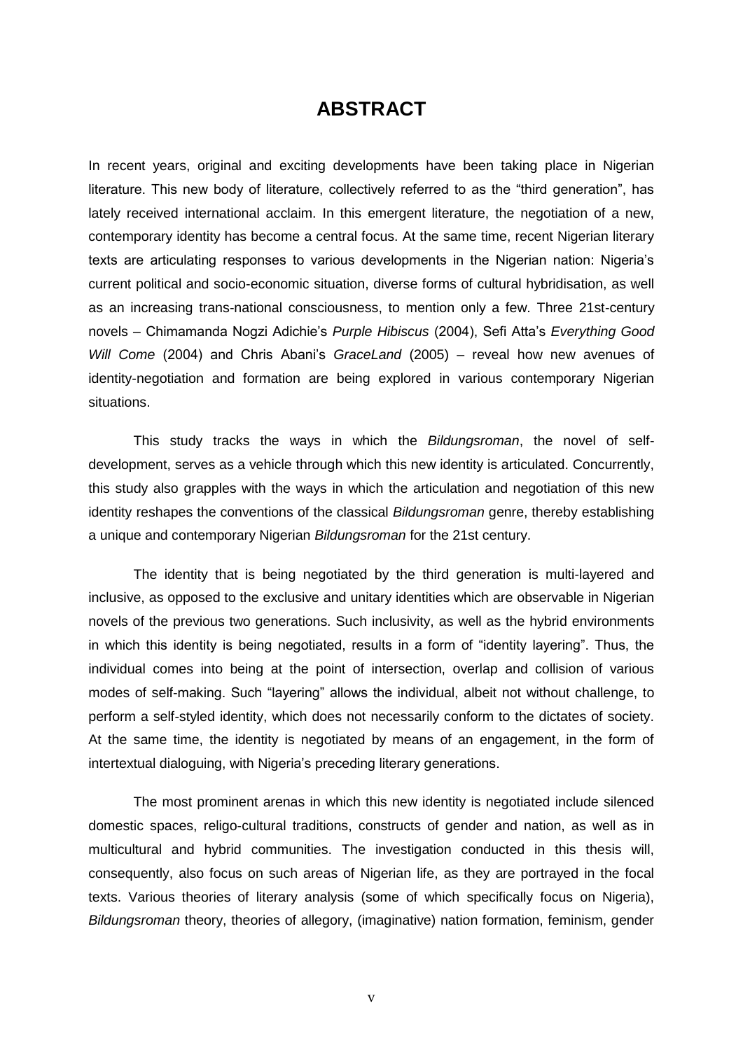# ABSTRACT

In recent years, original and exciting developments have been taking place in Nigerian literature. This new body of literature, collectively referred to as the "third generation", has lately received international acclaim. In this emergent literature, the negotiation of a new, contemporary identity has become a central focus. At the same time, recent Nigerian literary texts are articulating responses to various developments in the Nigerian nation: Nigeria's current political and socio-economic situation, diverse forms of cultural hybridisation, as well as an increasing trans-national consciousness, to mention only a few. Three 21st-century novels – Chimamanda Nogzi Adichie's *Purple Hibiscus* (2004), Sefi Atta's *Everything Good Will Come* (2004) and Chris Abani's *GraceLand* (2005) – reveal how new avenues of identity-negotiation and formation are being explored in various contemporary Nigerian situations.

This study tracks the ways in which the *Bildungsroman*, the novel of self-development, serves as a vehicle through which this new identity is articulated. Concurrently, this study also grapples with the ways in which the articulation and negotiation of this new identity reshapes the conventions of the classical *Bildungsroman* genre, thereby establishing a unique and contemporary Nigerian *Bildungsroman* for the 21st century.

The identity that is being negotiated by the third generation is multi-layered and inclusive, as opposed to the exclusive and unitary identities which are observable in Nigerian novels of the previous two generations. Such inclusivity, as well as the hybrid environments in which this identity is being negotiated, results in a form of "identity layering". Thus, the individual comes into being at the point of intersection, overlap and collision of various modes of self-making. Such "layering" allows the individual, albeit not without challenge, to perform a self-styled identity, which does not necessarily conform to the dictates of society. At the same time, the identity is negotiated by means of an engagement, in the form of intertextual dialoguing, with Nigeria's preceding literary generations.

The most prominent arenas in which this new identity is negotiated include silenced domestic spaces, religo-cultural traditions, constructs of gender and nation, as well as in multicultural and hybrid communities. The investigation conducted in this thesis will, consequently, also focus on such areas of Nigerian life, as they are portrayed in the focal texts. Various theories of literary analysis (some of which specifically focus on Nigeria), *Bildungsroman* theory, theories of allegory, (imaginative) nation formation, feminism, gender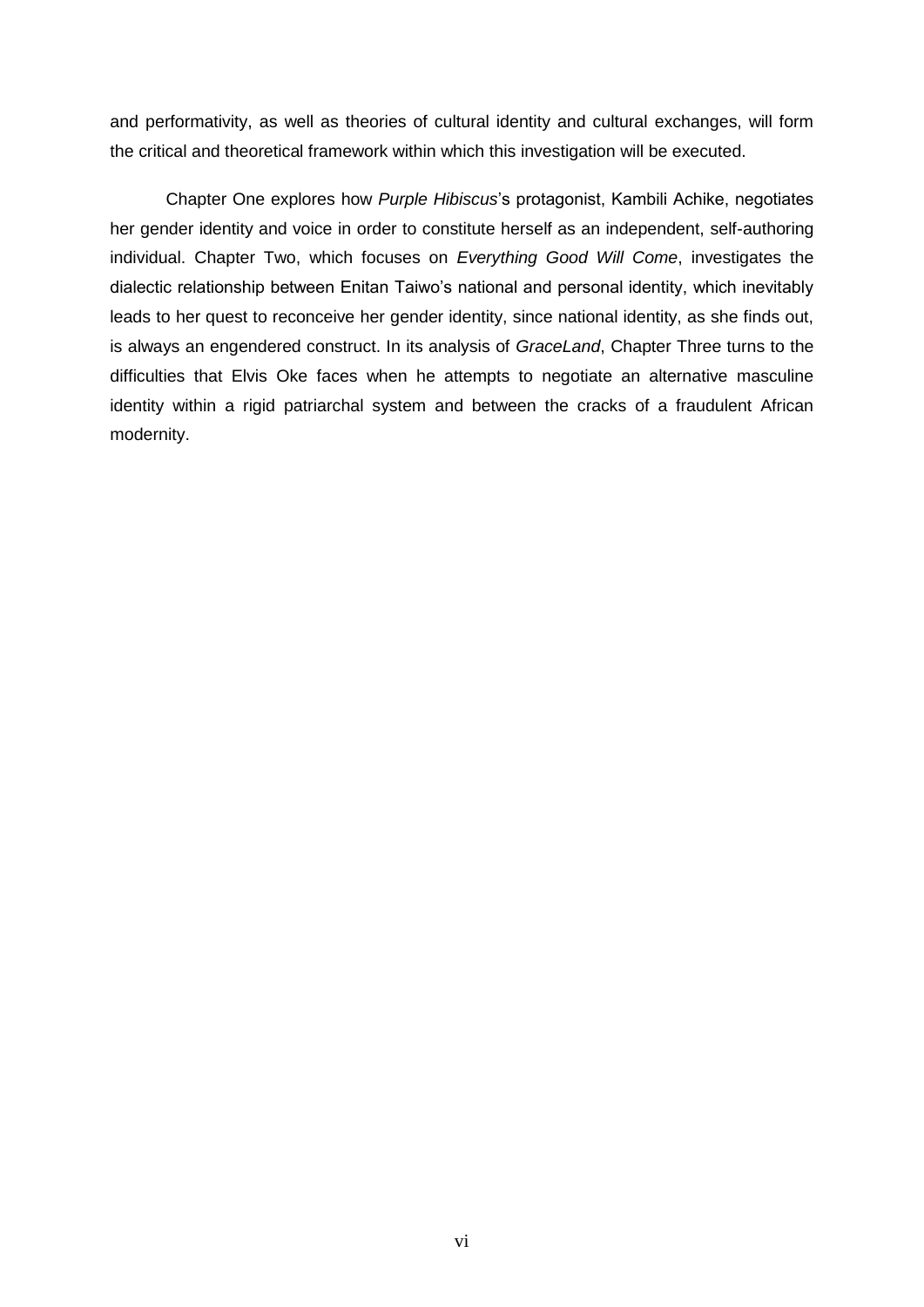and performativity, as well as theories of cultural identity and cultural exchanges, will form the critical and theoretical framework within which this investigation will be executed.

Chapter One explores how *Purple Hibiscus*'s protagonist, Kambili Achike, negotiates her gender identity and voice in order to constitute herself as an independent, self-authoring individual. Chapter Two, which focuses on *Everything Good Will Come*, investigates the dialectic relationship between Enitan Taiwo's national and personal identity, which inevitably leads to her quest to reconceive her gender identity, since national identity, as she finds out, is always an engendered construct. In its analysis of *GraceLand*, Chapter Three turns to the difficulties that Elvis Oke faces when he attempts to negotiate an alternative masculine identity within a rigid patriarchal system and between the cracks of a fraudulent African modernity.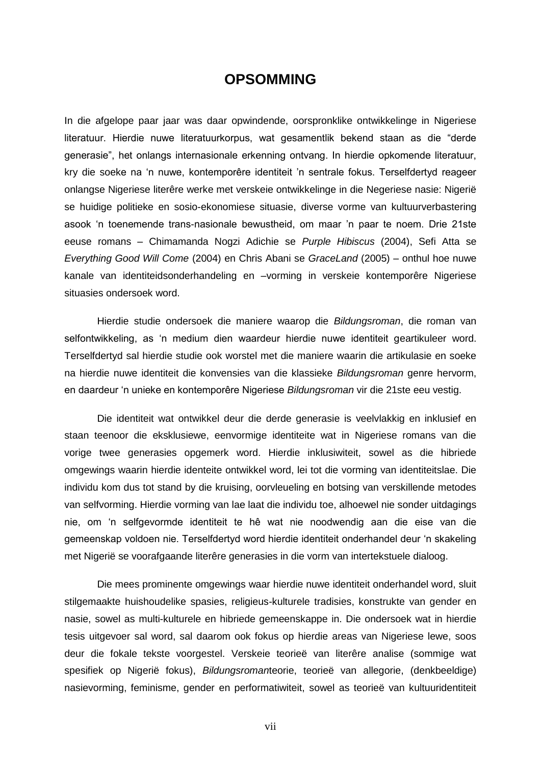# OPSOMMING

In die afgelope paar jaar was daar opwindende, oorspronklike ontwikkelinge in Nigeriese literatuur. Hierdie nuwe literatuurkorpus, wat gesamentlik bekend staan as die “derde generasie”, het onlangs internasionale erkenning ontvang. In hierdie opkomende literatuur, kry die soeke na ‘n nuwe, kontemporêre identiteit ’n sentrale fokus. Terselfdertyd reageer onlangse Nigeriese literêre werke met verskeie ontwikkelinge in die Negeriese nasie: Nigerië se huidige politieke en sosio-ekonomiese situasie, diverse vorme van kultuurverbastering asook ‘n toenemende trans-nasionale bewustheid, om maar ’n paar te noem. Drie 21ste eeuse romans – Chimamanda Nogzi Adichie se *Purple Hibiscus* (2004), Sefi Atta se *Everything Good Will Come* (2004) en Chris Abani se *GraceLand* (2005) – onthul hoe nuwe kanale van identiteitsonderhandeling en –vorming in verskeie kontemporêre Nigeriese situasies ondersoek word.

Hierdie studie ondersoek die maniere waarop die *Bildungsroman*, die roman van selfontwikkeling, as ‘n medium dien waardeur hierdie nuwe identiteit geartikuleer word. Terselfdertyd sal hierdie studie ook worstel met die maniere waarin die artikulasie en soeke na hierdie nuwe identiteit die konvensies van die klassieke *Bildungsroman* genre hervorm, en daardeur ‘n unieke en kontemporêre Nigeriese *Bildungsroman* vir die 21ste eeu vestig.

Die identiteit wat ontwikkel deur die derde generasie is veelvlakkig en inklusief en staan teenoor die eksklusiewe, eenvormige identiteite wat in Nigeriese romans van die vorige twee generasies opgemerk word. Hierdie inklusiwiteit, sowel as die hibriede omgewings waarin hierdie identeite ontwikkel word, lei tot die vorming van identiteitslae. Die individu kom dus tot stand by die kruising, oorvleueling en botsing van verskillende metodes van selfvorming. Hierdie vorming van lae laat die individu toe, alhoewel nie sonder uitdagings nie, om ‘n selfgevormde identiteit te hê wat nie noodwendig aan die eise van die gemeenskap voldoen nie. Terselfdertyd word hierdie identiteit onderhandel deur ‘n skakeling met Nigerië se voorafgaande literêre generasies in die vorm van intertekstuele dialoog.

Die mees prominente omgewings waar hierdie nuwe identiteit onderhandel word, sluit stilgemaakte huishoudelike spasies, religieus-kulturele tradisies, konstrukte van gender en nasie, sowel as multi-kulturele en hibriede gemeenskappe in. Die ondersoek wat in hierdie tesis uitgevoer sal word, sal daarom ook fokus op hierdie areas van Nigeriese lewe, soos deur die fokale tekste voorgestel. Verskeie teorieë van literêre analise (sommige wat spesifiek op Nigerië fokus), *Bildungsroman*teorie, teorieë van allegorie, (denkbeeldige) nasievorming, feminisme, gender en performatiwiteit, sowel as teorieë van kultuuridentiteit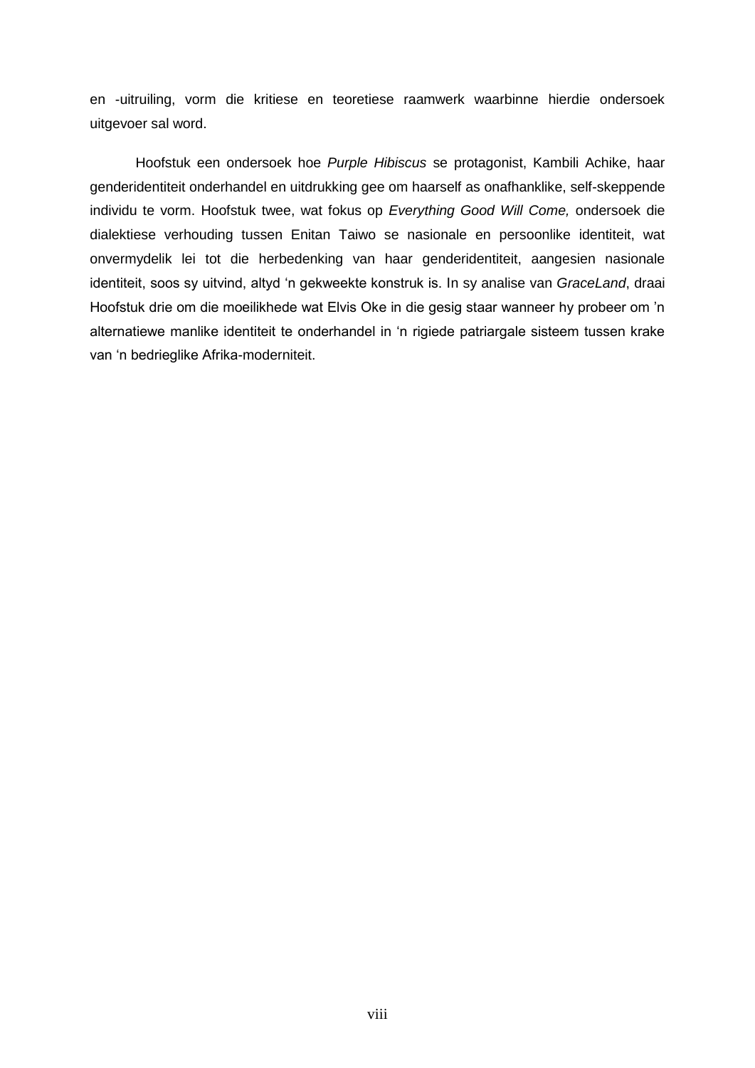en -uitruiling, vorm die kritiese en teoretiese raamwerk waarbinne hierdie ondersoek uitgevoer sal word.

Hoofstuk een ondersoek hoe *Purple Hibiscus* se protagonist, Kambili Achike, haar genderidentiteit onderhandel en uitdrukking gee om haarself as onafhanklike, self-skeppende individu te vorm. Hoofstuk twee, wat fokus op *Everything Good Will Come,* ondersoek die dialektiese verhouding tussen Enitan Taiwo se nasionale en persoonlike identiteit, wat onvermydelik lei tot die herbedenking van haar genderidentiteit, aangesien nasionale identiteit, soos sy uitvind, altyd ‘n gekweekte konstruk is. In sy analise van *GraceLand*, draai Hoofstuk drie om die moeilikhede wat Elvis Oke in die gesig staar wanneer hy probeer om ’n alternatiewe manlike identiteit te onderhandel in ‘n rigiede patriargale sisteem tussen krake van ‘n bedrieglike Afrika-moderniteit.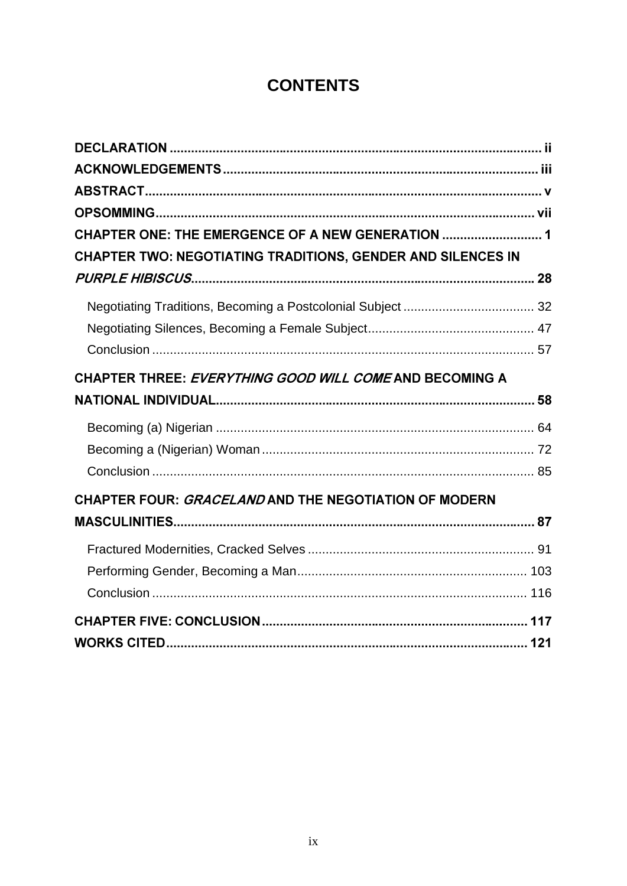# CONTENTS

**DECLARATION** .......... ii

**ACKNOWLEDGEMENTS** .......... iii

**ABSTRACT** .......... v

**OPSOMMING** .......... vii

**CHAPTER ONE: THE EMERGENCE OF A NEW GENERATION** .......... 1

**CHAPTER TWO: NEGOTIATING TRADITIONS, GENDER AND SILENCES IN *PURPLE HIBISCUS*** .......... 28

- Negotiating Traditions, Becoming a Postcolonial Subject .......... 32
- Negotiating Silences, Becoming a Female Subject .......... 47
- Conclusion .......... 57

**CHAPTER THREE: *EVERYTHING GOOD WILL COME* AND BECOMING A NATIONAL INDIVIDUAL** .......... 58

- Becoming (a) Nigerian .......... 64
- Becoming a (Nigerian) Woman .......... 72
- Conclusion .......... 85

**CHAPTER FOUR: *GRACELAND* AND THE NEGOTIATION OF MODERN MASCULINITIES** .......... 87

- Fractured Modernities, Cracked Selves .......... 91
- Performing Gender, Becoming a Man .......... 103
- Conclusion .......... 116

**CHAPTER FIVE: CONCLUSION** .......... 117

**WORKS CITED** .......... 121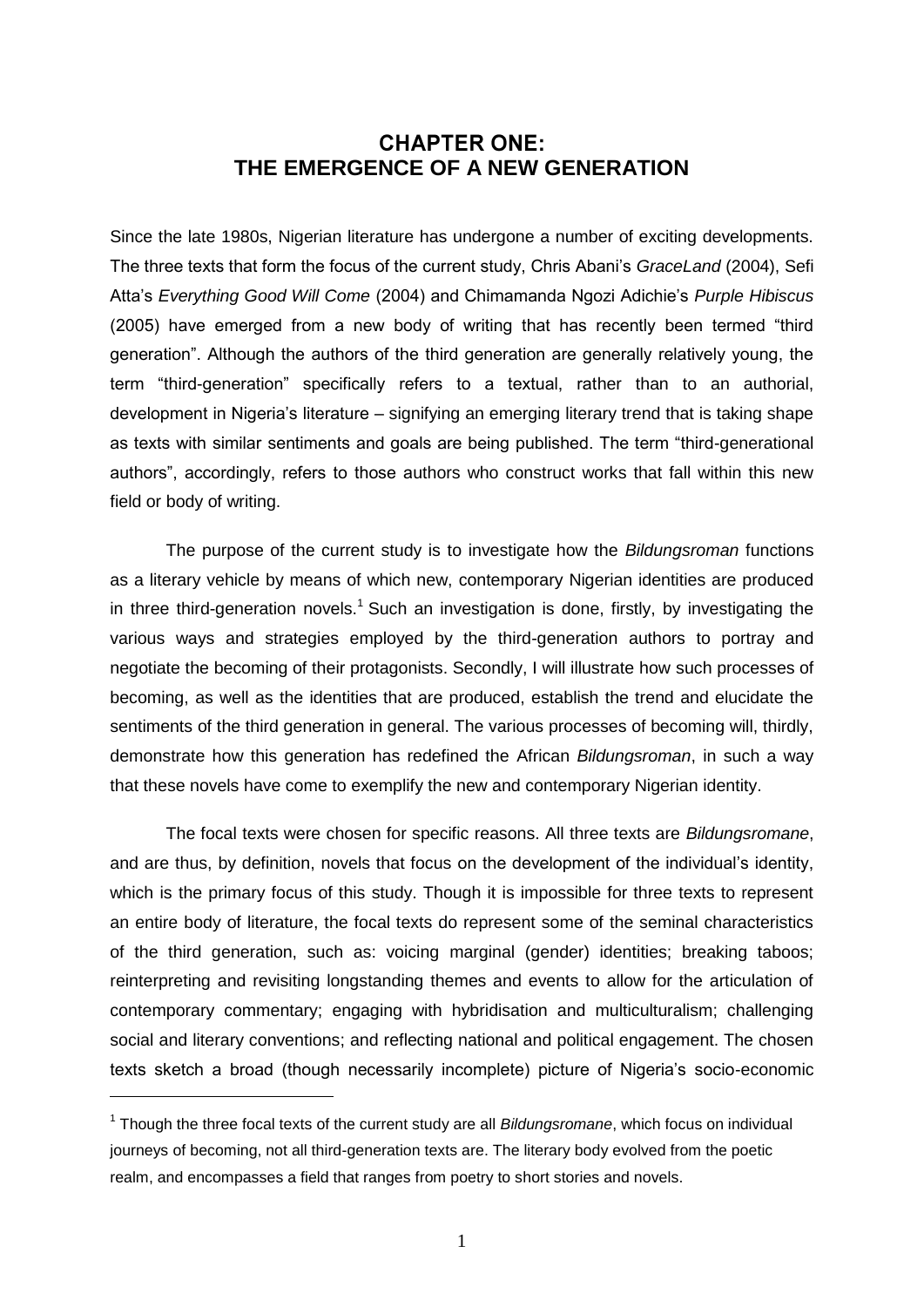# CHAPTER ONE: THE EMERGENCE OF A NEW GENERATION

Since the late 1980s, Nigerian literature has undergone a number of exciting developments. The three texts that form the focus of the current study, Chris Abani's *GraceLand* (2004), Sefi Atta's *Everything Good Will Come* (2004) and Chimamanda Ngozi Adichie's *Purple Hibiscus* (2005) have emerged from a new body of writing that has recently been termed "third generation". Although the authors of the third generation are generally relatively young, the term "third-generation" specifically refers to a textual, rather than to an authorial, development in Nigeria's literature – signifying an emerging literary trend that is taking shape as texts with similar sentiments and goals are being published. The term "third-generational authors", accordingly, refers to those authors who construct works that fall within this new field or body of writing.

The purpose of the current study is to investigate how the *Bildungsroman* functions as a literary vehicle by means of which new, contemporary Nigerian identities are produced in three third-generation novels.[1] Such an investigation is done, firstly, by investigating the various ways and strategies employed by the third-generation authors to portray and negotiate the becoming of their protagonists. Secondly, I will illustrate how such processes of becoming, as well as the identities that are produced, establish the trend and elucidate the sentiments of the third generation in general. The various processes of becoming will, thirdly, demonstrate how this generation has redefined the African *Bildungsroman*, in such a way that these novels have come to exemplify the new and contemporary Nigerian identity.

The focal texts were chosen for specific reasons. All three texts are *Bildungsromane*, and are thus, by definition, novels that focus on the development of the individual's identity, which is the primary focus of this study. Though it is impossible for three texts to represent an entire body of literature, the focal texts do represent some of the seminal characteristics of the third generation, such as: voicing marginal (gender) identities; breaking taboos; reinterpreting and revisiting longstanding themes and events to allow for the articulation of contemporary commentary; engaging with hybridisation and multiculturalism; challenging social and literary conventions; and reflecting national and political engagement. The chosen texts sketch a broad (though necessarily incomplete) picture of Nigeria's socio-economic

[1] Though the three focal texts of the current study are all *Bildungsromane*, which focus on individual journeys of becoming, not all third-generation texts are. The literary body evolved from the poetic realm, and encompasses a field that ranges from poetry to short stories and novels.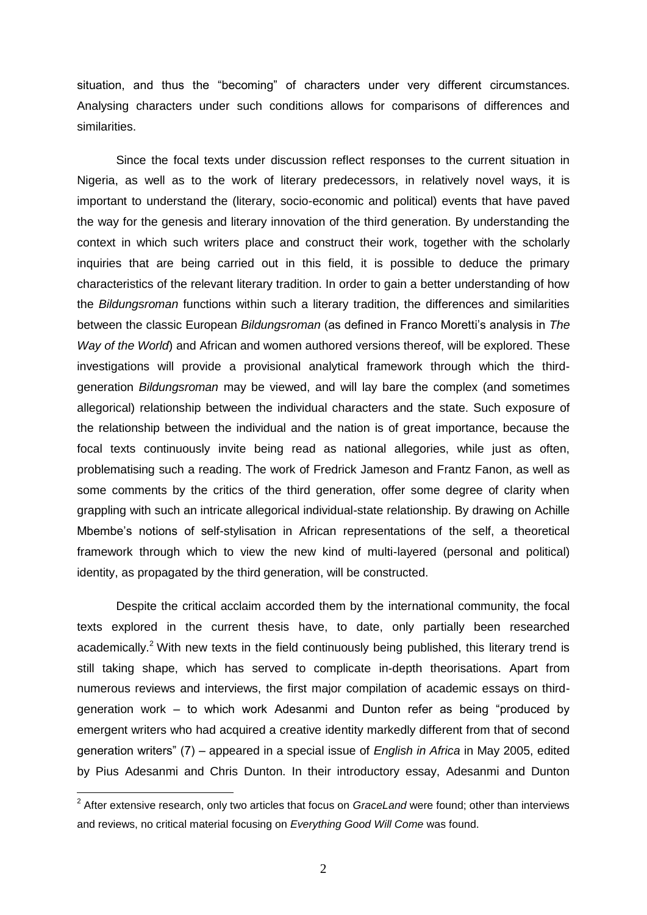situation, and thus the "becoming" of characters under very different circumstances. Analysing characters under such conditions allows for comparisons of differences and similarities.

Since the focal texts under discussion reflect responses to the current situation in Nigeria, as well as to the work of literary predecessors, in relatively novel ways, it is important to understand the (literary, socio-economic and political) events that have paved the way for the genesis and literary innovation of the third generation. By understanding the context in which such writers place and construct their work, together with the scholarly inquiries that are being carried out in this field, it is possible to deduce the primary characteristics of the relevant literary tradition. In order to gain a better understanding of how the *Bildungsroman* functions within such a literary tradition, the differences and similarities between the classic European *Bildungsroman* (as defined in Franco Moretti's analysis in *The Way of the World*) and African and women authored versions thereof, will be explored. These investigations will provide a provisional analytical framework through which the third-generation *Bildungsroman* may be viewed, and will lay bare the complex (and sometimes allegorical) relationship between the individual characters and the state. Such exposure of the relationship between the individual and the nation is of great importance, because the focal texts continuously invite being read as national allegories, while just as often, problematising such a reading. The work of Fredrick Jameson and Frantz Fanon, as well as some comments by the critics of the third generation, offer some degree of clarity when grappling with such an intricate allegorical individual-state relationship. By drawing on Achille Mbembe's notions of self-stylisation in African representations of the self, a theoretical framework through which to view the new kind of multi-layered (personal and political) identity, as propagated by the third generation, will be constructed.

Despite the critical acclaim accorded them by the international community, the focal texts explored in the current thesis have, to date, only partially been researched academically.[2] With new texts in the field continuously being published, this literary trend is still taking shape, which has served to complicate in-depth theorisations. Apart from numerous reviews and interviews, the first major compilation of academic essays on third-generation work – to which work Adesanmi and Dunton refer as being "produced by emergent writers who had acquired a creative identity markedly different from that of second generation writers" (7) – appeared in a special issue of *English in Africa* in May 2005, edited by Pius Adesanmi and Chris Dunton. In their introductory essay, Adesanmi and Dunton

[2] After extensive research, only two articles that focus on *GraceLand* were found; other than interviews and reviews, no critical material focusing on *Everything Good Will Come* was found.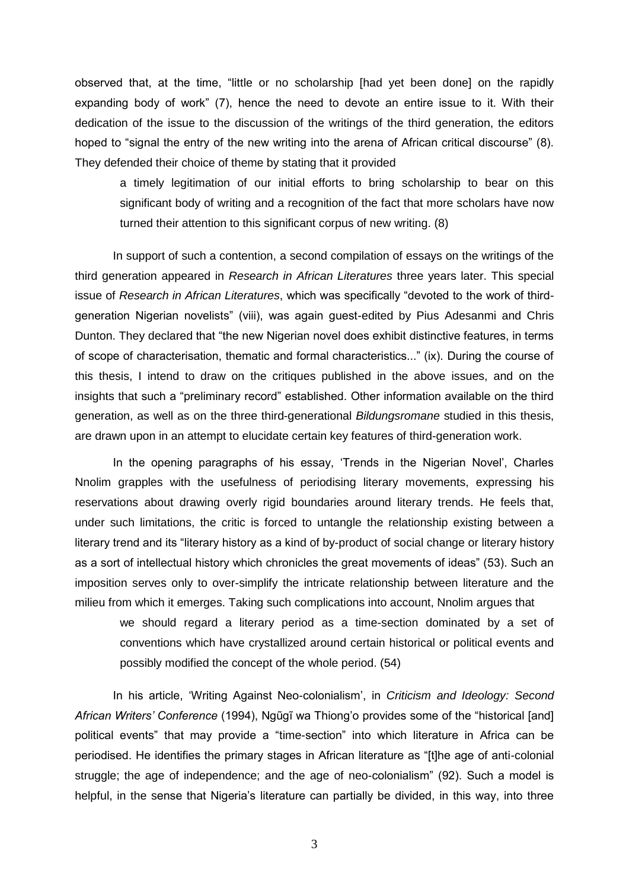observed that, at the time, "little or no scholarship [had yet been done] on the rapidly expanding body of work" (7), hence the need to devote an entire issue to it. With their dedication of the issue to the discussion of the writings of the third generation, the editors hoped to "signal the entry of the new writing into the arena of African critical discourse" (8). They defended their choice of theme by stating that it provided

> a timely legitimation of our initial efforts to bring scholarship to bear on this significant body of writing and a recognition of the fact that more scholars have now turned their attention to this significant corpus of new writing. (8)

In support of such a contention, a second compilation of essays on the writings of the third generation appeared in *Research in African Literatures* three years later. This special issue of *Research in African Literatures*, which was specifically "devoted to the work of third-generation Nigerian novelists" (viii), was again guest-edited by Pius Adesanmi and Chris Dunton. They declared that "the new Nigerian novel does exhibit distinctive features, in terms of scope of characterisation, thematic and formal characteristics..." (ix). During the course of this thesis, I intend to draw on the critiques published in the above issues, and on the insights that such a "preliminary record" established. Other information available on the third generation, as well as on the three third-generational *Bildungsromane* studied in this thesis, are drawn upon in an attempt to elucidate certain key features of third-generation work.

In the opening paragraphs of his essay, 'Trends in the Nigerian Novel', Charles Nnolim grapples with the usefulness of periodising literary movements, expressing his reservations about drawing overly rigid boundaries around literary trends. He feels that, under such limitations, the critic is forced to untangle the relationship existing between a literary trend and its "literary history as a kind of by-product of social change or literary history as a sort of intellectual history which chronicles the great movements of ideas" (53). Such an imposition serves only to over-simplify the intricate relationship between literature and the milieu from which it emerges. Taking such complications into account, Nnolim argues that

> we should regard a literary period as a time-section dominated by a set of conventions which have crystallized around certain historical or political events and possibly modified the concept of the whole period. (54)

In his article, 'Writing Against Neo-colonialism', in *Criticism and Ideology: Second African Writers' Conference* (1994), Ngũgĩ wa Thiong'o provides some of the "historical [and] political events" that may provide a "time-section" into which literature in Africa can be periodised. He identifies the primary stages in African literature as "[t]he age of anti-colonial struggle; the age of independence; and the age of neo-colonialism" (92). Such a model is helpful, in the sense that Nigeria's literature can partially be divided, in this way, into three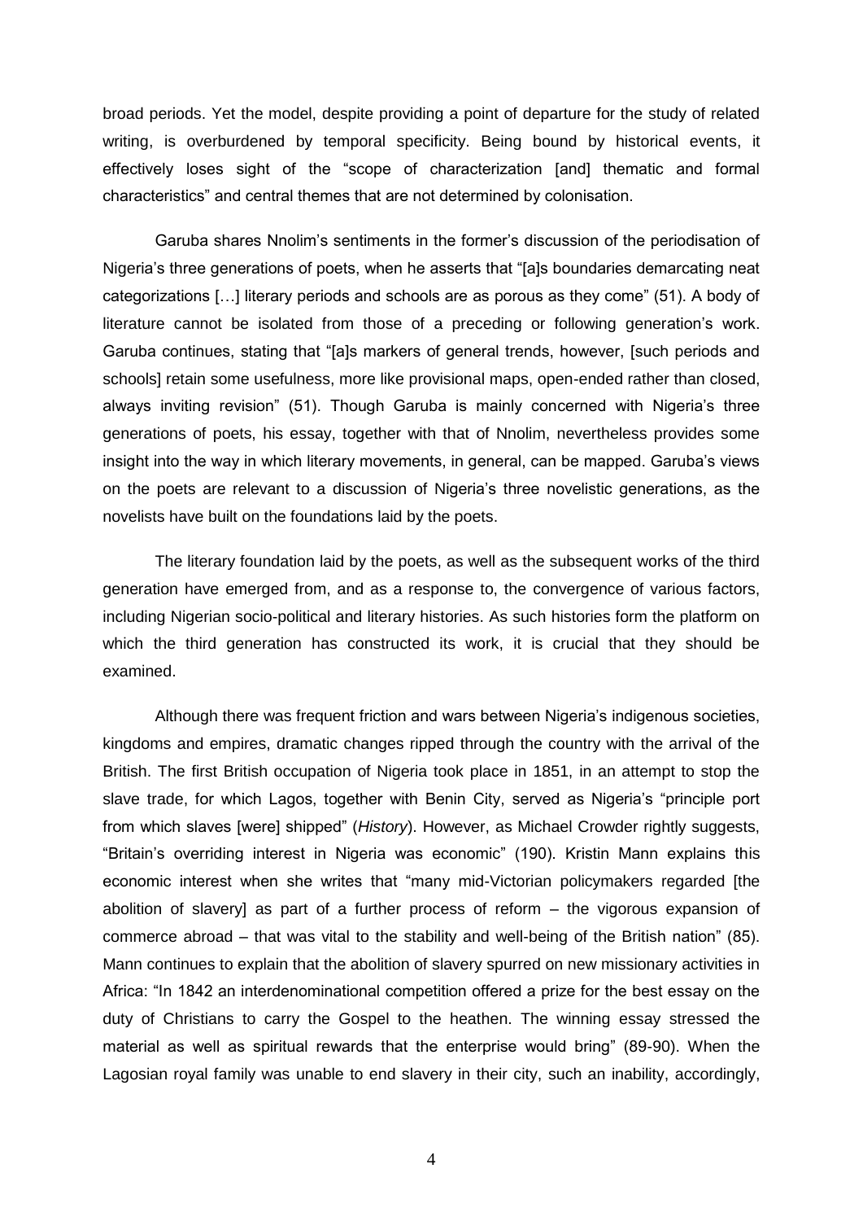broad periods. Yet the model, despite providing a point of departure for the study of related writing, is overburdened by temporal specificity. Being bound by historical events, it effectively loses sight of the "scope of characterization [and] thematic and formal characteristics" and central themes that are not determined by colonisation.

Garuba shares Nnolim's sentiments in the former's discussion of the periodisation of Nigeria's three generations of poets, when he asserts that "[a]s boundaries demarcating neat categorizations […] literary periods and schools are as porous as they come" (51). A body of literature cannot be isolated from those of a preceding or following generation's work. Garuba continues, stating that "[a]s markers of general trends, however, [such periods and schools] retain some usefulness, more like provisional maps, open-ended rather than closed, always inviting revision" (51). Though Garuba is mainly concerned with Nigeria's three generations of poets, his essay, together with that of Nnolim, nevertheless provides some insight into the way in which literary movements, in general, can be mapped. Garuba's views on the poets are relevant to a discussion of Nigeria's three novelistic generations, as the novelists have built on the foundations laid by the poets.

The literary foundation laid by the poets, as well as the subsequent works of the third generation have emerged from, and as a response to, the convergence of various factors, including Nigerian socio-political and literary histories. As such histories form the platform on which the third generation has constructed its work, it is crucial that they should be examined.

Although there was frequent friction and wars between Nigeria's indigenous societies, kingdoms and empires, dramatic changes ripped through the country with the arrival of the British. The first British occupation of Nigeria took place in 1851, in an attempt to stop the slave trade, for which Lagos, together with Benin City, served as Nigeria's "principle port from which slaves [were] shipped" (*History*). However, as Michael Crowder rightly suggests, "Britain's overriding interest in Nigeria was economic" (190). Kristin Mann explains this economic interest when she writes that "many mid-Victorian policymakers regarded [the abolition of slavery] as part of a further process of reform – the vigorous expansion of commerce abroad – that was vital to the stability and well-being of the British nation" (85). Mann continues to explain that the abolition of slavery spurred on new missionary activities in Africa: "In 1842 an interdenominational competition offered a prize for the best essay on the duty of Christians to carry the Gospel to the heathen. The winning essay stressed the material as well as spiritual rewards that the enterprise would bring" (89-90). When the Lagosian royal family was unable to end slavery in their city, such an inability, accordingly,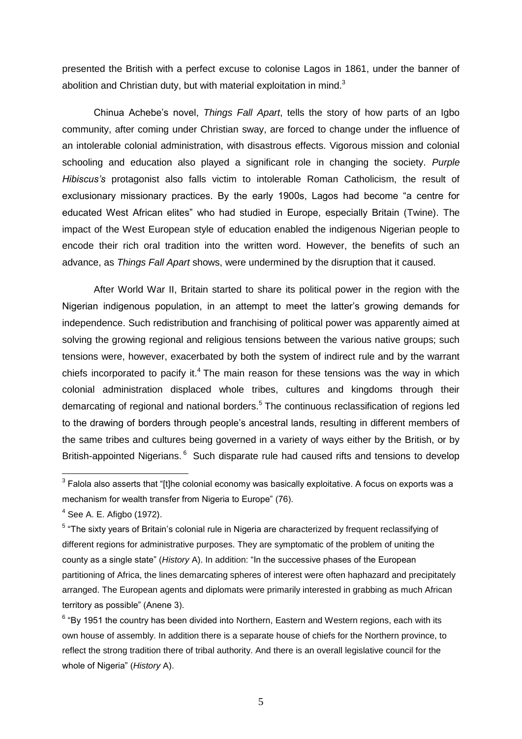presented the British with a perfect excuse to colonise Lagos in 1861, under the banner of abolition and Christian duty, but with material exploitation in mind.[3]

Chinua Achebe's novel, *Things Fall Apart*, tells the story of how parts of an Igbo community, after coming under Christian sway, are forced to change under the influence of an intolerable colonial administration, with disastrous effects. Vigorous mission and colonial schooling and education also played a significant role in changing the society. *Purple Hibiscus's* protagonist also falls victim to intolerable Roman Catholicism, the result of exclusionary missionary practices. By the early 1900s, Lagos had become "a centre for educated West African elites" who had studied in Europe, especially Britain (Twine). The impact of the West European style of education enabled the indigenous Nigerian people to encode their rich oral tradition into the written word. However, the benefits of such an advance, as *Things Fall Apart* shows, were undermined by the disruption that it caused.

After World War II, Britain started to share its political power in the region with the Nigerian indigenous population, in an attempt to meet the latter's growing demands for independence. Such redistribution and franchising of political power was apparently aimed at solving the growing regional and religious tensions between the various native groups; such tensions were, however, exacerbated by both the system of indirect rule and by the warrant chiefs incorporated to pacify it.[4] The main reason for these tensions was the way in which colonial administration displaced whole tribes, cultures and kingdoms through their demarcating of regional and national borders.[5] The continuous reclassification of regions led to the drawing of borders through people's ancestral lands, resulting in different members of the same tribes and cultures being governed in a variety of ways either by the British, or by British-appointed Nigerians.[6] Such disparate rule had caused rifts and tensions to develop

---

[3] Falola also asserts that "[t]he colonial economy was basically exploitative. A focus on exports was a mechanism for wealth transfer from Nigeria to Europe" (76).

[4] See A. E. Afigbo (1972).

[5] "The sixty years of Britain's colonial rule in Nigeria are characterized by frequent reclassifying of different regions for administrative purposes. They are symptomatic of the problem of uniting the county as a single state" (*History* A). In addition: "In the successive phases of the European partitioning of Africa, the lines demarcating spheres of interest were often haphazard and precipitately arranged. The European agents and diplomats were primarily interested in grabbing as much African territory as possible" (Anene 3).

[6] "By 1951 the country has been divided into Northern, Eastern and Western regions, each with its own house of assembly. In addition there is a separate house of chiefs for the Northern province, to reflect the strong tradition there of tribal authority. And there is an overall legislative council for the whole of Nigeria" (*History* A).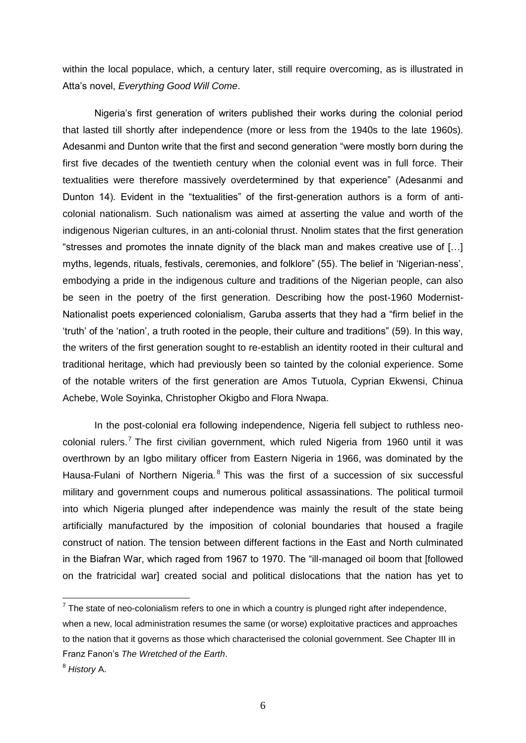within the local populace, which, a century later, still require overcoming, as is illustrated in Atta's novel, *Everything Good Will Come*.

Nigeria's first generation of writers published their works during the colonial period that lasted till shortly after independence (more or less from the 1940s to the late 1960s). Adesanmi and Dunton write that the first and second generation "were mostly born during the first five decades of the twentieth century when the colonial event was in full force. Their textualities were therefore massively overdetermined by that experience" (Adesanmi and Dunton 14). Evident in the "textualities" of the first-generation authors is a form of anti-colonial nationalism. Such nationalism was aimed at asserting the value and worth of the indigenous Nigerian cultures, in an anti-colonial thrust. Nnolim states that the first generation "stresses and promotes the innate dignity of the black man and makes creative use of [...] myths, legends, rituals, festivals, ceremonies, and folklore" (55). The belief in 'Nigerian-ness', embodying a pride in the indigenous culture and traditions of the Nigerian people, can also be seen in the poetry of the first generation. Describing how the post-1960 Modernist-Nationalist poets experienced colonialism, Garuba asserts that they had a "firm belief in the 'truth' of the 'nation', a truth rooted in the people, their culture and traditions" (59). In this way, the writers of the first generation sought to re-establish an identity rooted in their cultural and traditional heritage, which had previously been so tainted by the colonial experience. Some of the notable writers of the first generation are Amos Tutuola, Cyprian Ekwensi, Chinua Achebe, Wole Soyinka, Christopher Okigbo and Flora Nwapa.

In the post-colonial era following independence, Nigeria fell subject to ruthless neo-colonial rulers.[7] The first civilian government, which ruled Nigeria from 1960 until it was overthrown by an Igbo military officer from Eastern Nigeria in 1966, was dominated by the Hausa-Fulani of Northern Nigeria.[8] This was the first of a succession of six successful military and government coups and numerous political assassinations. The political turmoil into which Nigeria plunged after independence was mainly the result of the state being artificially manufactured by the imposition of colonial boundaries that housed a fragile construct of nation. The tension between different factions in the East and North culminated in the Biafran War, which raged from 1967 to 1970. The "ill-managed oil boom that [followed on the fratricidal war] created social and political dislocations that the nation has yet to

[7] The state of neo-colonialism refers to one in which a country is plunged right after independence, when a new, local administration resumes the same (or worse) exploitative practices and approaches to the nation that it governs as those which characterised the colonial government. See Chapter III in Franz Fanon's *The Wretched of the Earth*.

[8] *History* A.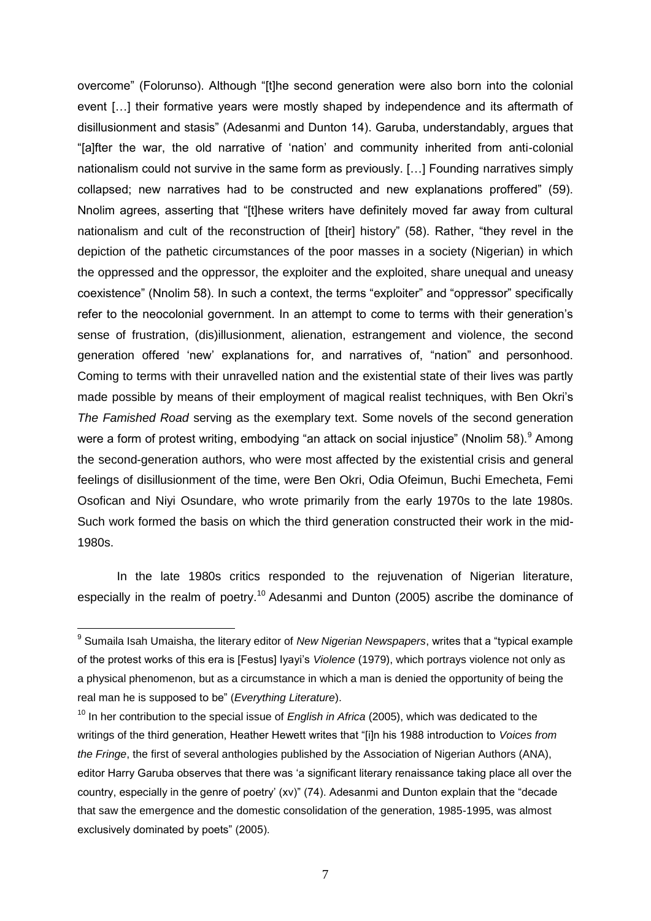overcome" (Folorunso). Although "[t]he second generation were also born into the colonial event […] their formative years were mostly shaped by independence and its aftermath of disillusionment and stasis" (Adesanmi and Dunton 14). Garuba, understandably, argues that "[a]fter the war, the old narrative of 'nation' and community inherited from anti-colonial nationalism could not survive in the same form as previously. […] Founding narratives simply collapsed; new narratives had to be constructed and new explanations proffered" (59). Nnolim agrees, asserting that "[t]hese writers have definitely moved far away from cultural nationalism and cult of the reconstruction of [their] history" (58). Rather, "they revel in the depiction of the pathetic circumstances of the poor masses in a society (Nigerian) in which the oppressed and the oppressor, the exploiter and the exploited, share unequal and uneasy coexistence" (Nnolim 58). In such a context, the terms "exploiter" and "oppressor" specifically refer to the neocolonial government. In an attempt to come to terms with their generation's sense of frustration, (dis)illusionment, alienation, estrangement and violence, the second generation offered 'new' explanations for, and narratives of, "nation" and personhood. Coming to terms with their unravelled nation and the existential state of their lives was partly made possible by means of their employment of magical realist techniques, with Ben Okri's *The Famished Road* serving as the exemplary text. Some novels of the second generation were a form of protest writing, embodying "an attack on social injustice" (Nnolim 58).[9] Among the second-generation authors, who were most affected by the existential crisis and general feelings of disillusionment of the time, were Ben Okri, Odia Ofeimun, Buchi Emecheta, Femi Osofican and Niyi Osundare, who wrote primarily from the early 1970s to the late 1980s. Such work formed the basis on which the third generation constructed their work in the mid-1980s.

In the late 1980s critics responded to the rejuvenation of Nigerian literature, especially in the realm of poetry.[10] Adesanmi and Dunton (2005) ascribe the dominance of

---

[9] Sumaila Isah Umaisha, the literary editor of *New Nigerian Newspapers*, writes that a "typical example of the protest works of this era is [Festus] Iyayi's *Violence* (1979), which portrays violence not only as a physical phenomenon, but as a circumstance in which a man is denied the opportunity of being the real man he is supposed to be" (*Everything Literature*).

[10] In her contribution to the special issue of *English in Africa* (2005), which was dedicated to the writings of the third generation, Heather Hewett writes that "[i]n his 1988 introduction to *Voices from the Fringe*, the first of several anthologies published by the Association of Nigerian Authors (ANA), editor Harry Garuba observes that there was 'a significant literary renaissance taking place all over the country, especially in the genre of poetry' (xv)" (74). Adesanmi and Dunton explain that the "decade that saw the emergence and the domestic consolidation of the generation, 1985-1995, was almost exclusively dominated by poets" (2005).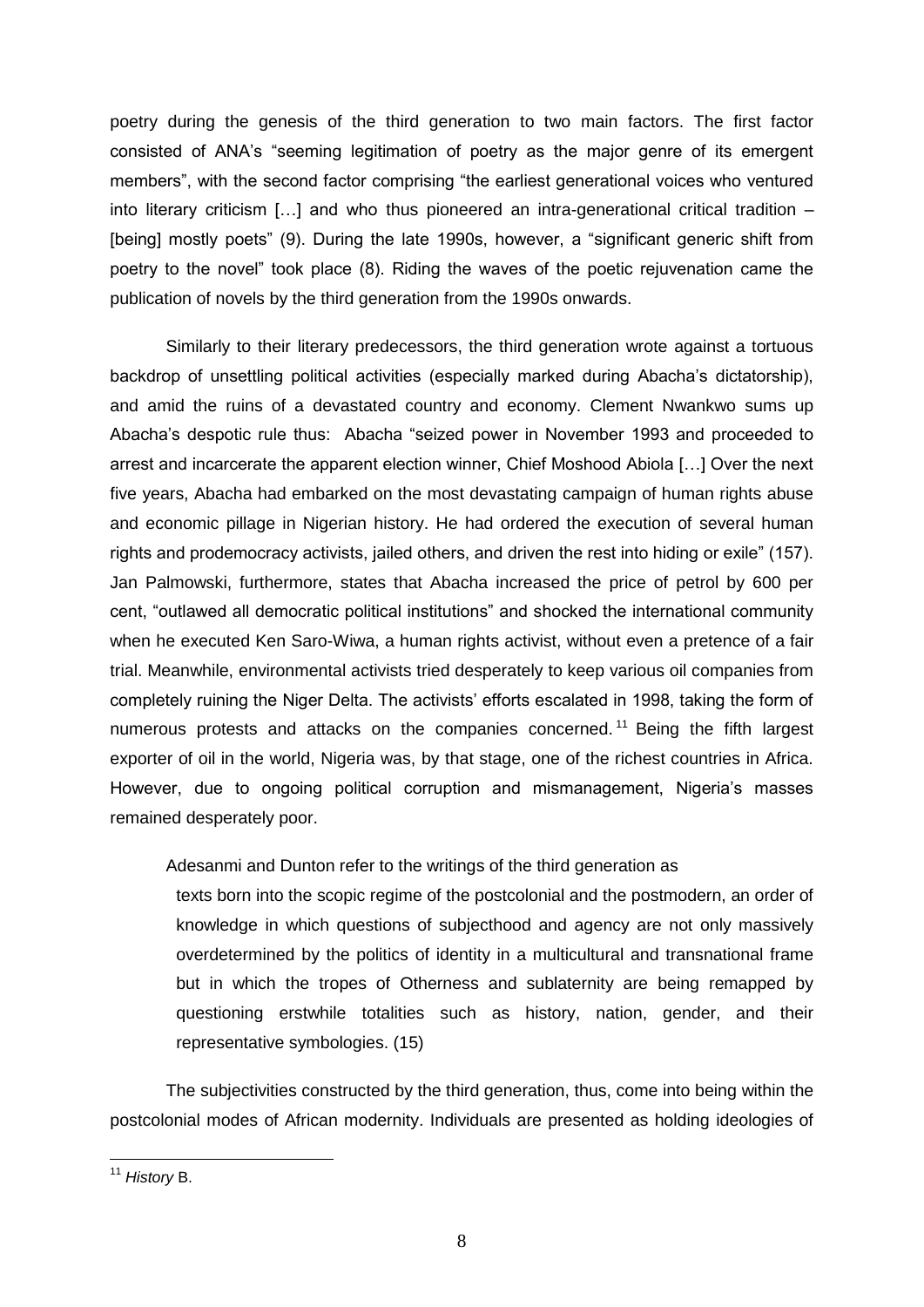poetry during the genesis of the third generation to two main factors. The first factor consisted of ANA's "seeming legitimation of poetry as the major genre of its emergent members", with the second factor comprising "the earliest generational voices who ventured into literary criticism […] and who thus pioneered an intra-generational critical tradition – [being] mostly poets" (9). During the late 1990s, however, a "significant generic shift from poetry to the novel" took place (8). Riding the waves of the poetic rejuvenation came the publication of novels by the third generation from the 1990s onwards.

Similarly to their literary predecessors, the third generation wrote against a tortuous backdrop of unsettling political activities (especially marked during Abacha's dictatorship), and amid the ruins of a devastated country and economy. Clement Nwankwo sums up Abacha's despotic rule thus: Abacha "seized power in November 1993 and proceeded to arrest and incarcerate the apparent election winner, Chief Moshood Abiola […] Over the next five years, Abacha had embarked on the most devastating campaign of human rights abuse and economic pillage in Nigerian history. He had ordered the execution of several human rights and prodemocracy activists, jailed others, and driven the rest into hiding or exile" (157). Jan Palmowski, furthermore, states that Abacha increased the price of petrol by 600 per cent, "outlawed all democratic political institutions" and shocked the international community when he executed Ken Saro-Wiwa, a human rights activist, without even a pretence of a fair trial. Meanwhile, environmental activists tried desperately to keep various oil companies from completely ruining the Niger Delta. The activists' efforts escalated in 1998, taking the form of numerous protests and attacks on the companies concerned.[11] Being the fifth largest exporter of oil in the world, Nigeria was, by that stage, one of the richest countries in Africa. However, due to ongoing political corruption and mismanagement, Nigeria's masses remained desperately poor.

Adesanmi and Dunton refer to the writings of the third generation as

> texts born into the scopic regime of the postcolonial and the postmodern, an order of knowledge in which questions of subjecthood and agency are not only massively overdetermined by the politics of identity in a multicultural and transnational frame but in which the tropes of Otherness and sublaternity are being remapped by questioning erstwhile totalities such as history, nation, gender, and their representative symbologies. (15)

The subjectivities constructed by the third generation, thus, come into being within the postcolonial modes of African modernity. Individuals are presented as holding ideologies of

---

[11] *History* B.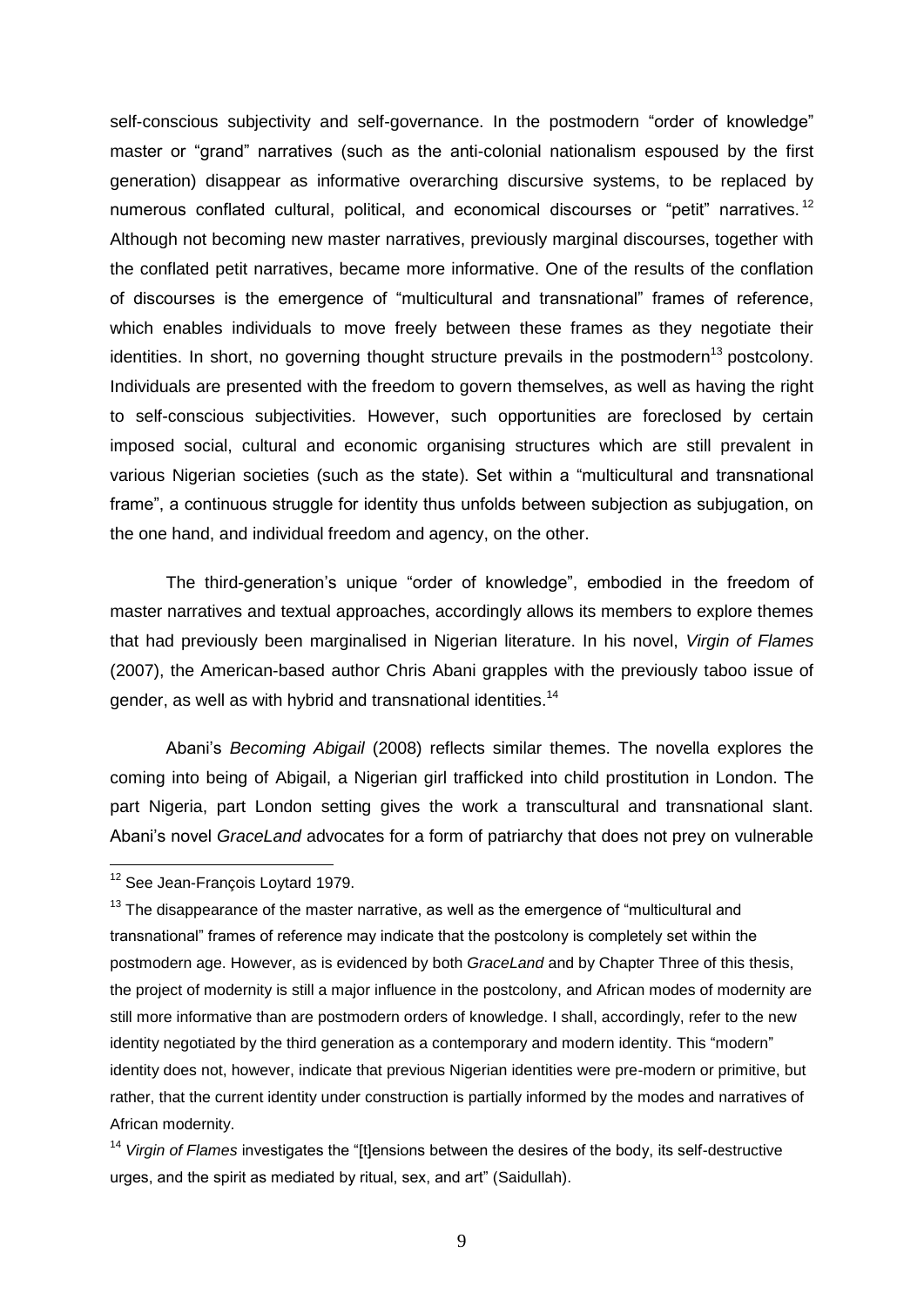self-conscious subjectivity and self-governance. In the postmodern "order of knowledge" master or "grand" narratives (such as the anti-colonial nationalism espoused by the first generation) disappear as informative overarching discursive systems, to be replaced by numerous conflated cultural, political, and economical discourses or "petit" narratives.[12] Although not becoming new master narratives, previously marginal discourses, together with the conflated petit narratives, became more informative. One of the results of the conflation of discourses is the emergence of "multicultural and transnational" frames of reference, which enables individuals to move freely between these frames as they negotiate their identities. In short, no governing thought structure prevails in the postmodern[13] postcolony. Individuals are presented with the freedom to govern themselves, as well as having the right to self-conscious subjectivities. However, such opportunities are foreclosed by certain imposed social, cultural and economic organising structures which are still prevalent in various Nigerian societies (such as the state). Set within a "multicultural and transnational frame", a continuous struggle for identity thus unfolds between subjection as subjugation, on the one hand, and individual freedom and agency, on the other.

The third-generation's unique "order of knowledge", embodied in the freedom of master narratives and textual approaches, accordingly allows its members to explore themes that had previously been marginalised in Nigerian literature. In his novel, *Virgin of Flames* (2007), the American-based author Chris Abani grapples with the previously taboo issue of gender, as well as with hybrid and transnational identities.[14]

Abani's *Becoming Abigail* (2008) reflects similar themes. The novella explores the coming into being of Abigail, a Nigerian girl trafficked into child prostitution in London. The part Nigeria, part London setting gives the work a transcultural and transnational slant. Abani's novel *GraceLand* advocates for a form of patriarchy that does not prey on vulnerable

---

[12] See Jean-François Loytard 1979.

[13] The disappearance of the master narrative, as well as the emergence of "multicultural and transnational" frames of reference may indicate that the postcolony is completely set within the postmodern age. However, as is evidenced by both *GraceLand* and by Chapter Three of this thesis, the project of modernity is still a major influence in the postcolony, and African modes of modernity are still more informative than are postmodern orders of knowledge. I shall, accordingly, refer to the new identity negotiated by the third generation as a contemporary and modern identity. This "modern" identity does not, however, indicate that previous Nigerian identities were pre-modern or primitive, but rather, that the current identity under construction is partially informed by the modes and narratives of African modernity.

[14] *Virgin of Flames* investigates the "[t]ensions between the desires of the body, its self-destructive urges, and the spirit as mediated by ritual, sex, and art" (Saidullah).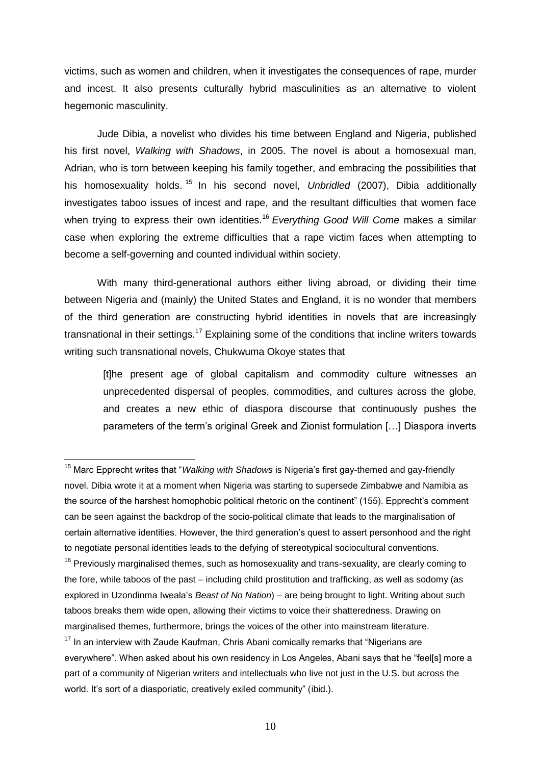victims, such as women and children, when it investigates the consequences of rape, murder and incest. It also presents culturally hybrid masculinities as an alternative to violent hegemonic masculinity.

Jude Dibia, a novelist who divides his time between England and Nigeria, published his first novel, *Walking with Shadows*, in 2005. The novel is about a homosexual man, Adrian, who is torn between keeping his family together, and embracing the possibilities that his homosexuality holds.[15] In his second novel, *Unbridled* (2007), Dibia additionally investigates taboo issues of incest and rape, and the resultant difficulties that women face when trying to express their own identities.[16] *Everything Good Will Come* makes a similar case when exploring the extreme difficulties that a rape victim faces when attempting to become a self-governing and counted individual within society.

With many third-generational authors either living abroad, or dividing their time between Nigeria and (mainly) the United States and England, it is no wonder that members of the third generation are constructing hybrid identities in novels that are increasingly transnational in their settings.[17] Explaining some of the conditions that incline writers towards writing such transnational novels, Chukwuma Okoye states that

> [t]he present age of global capitalism and commodity culture witnesses an unprecedented dispersal of peoples, commodities, and cultures across the globe, and creates a new ethic of diaspora discourse that continuously pushes the parameters of the term's original Greek and Zionist formulation […] Diaspora inverts

---

[15] Marc Epprecht writes that "*Walking with Shadows* is Nigeria's first gay-themed and gay-friendly novel. Dibia wrote it at a moment when Nigeria was starting to supersede Zimbabwe and Namibia as the source of the harshest homophobic political rhetoric on the continent" (155). Epprecht's comment can be seen against the backdrop of the socio-political climate that leads to the marginalisation of certain alternative identities. However, the third generation's quest to assert personhood and the right to negotiate personal identities leads to the defying of stereotypical sociocultural conventions.

[16] Previously marginalised themes, such as homosexuality and trans-sexuality, are clearly coming to the fore, while taboos of the past – including child prostitution and trafficking, as well as sodomy (as explored in Uzondinma Iweala's *Beast of No Nation*) – are being brought to light. Writing about such taboos breaks them wide open, allowing their victims to voice their shatteredness. Drawing on marginalised themes, furthermore, brings the voices of the other into mainstream literature.

[17] In an interview with Zaude Kaufman, Chris Abani comically remarks that "Nigerians are everywhere". When asked about his own residency in Los Angeles, Abani says that he "feel[s] more a part of a community of Nigerian writers and intellectuals who live not just in the U.S. but across the world. It's sort of a diasporiatic, creatively exiled community" (ibid.).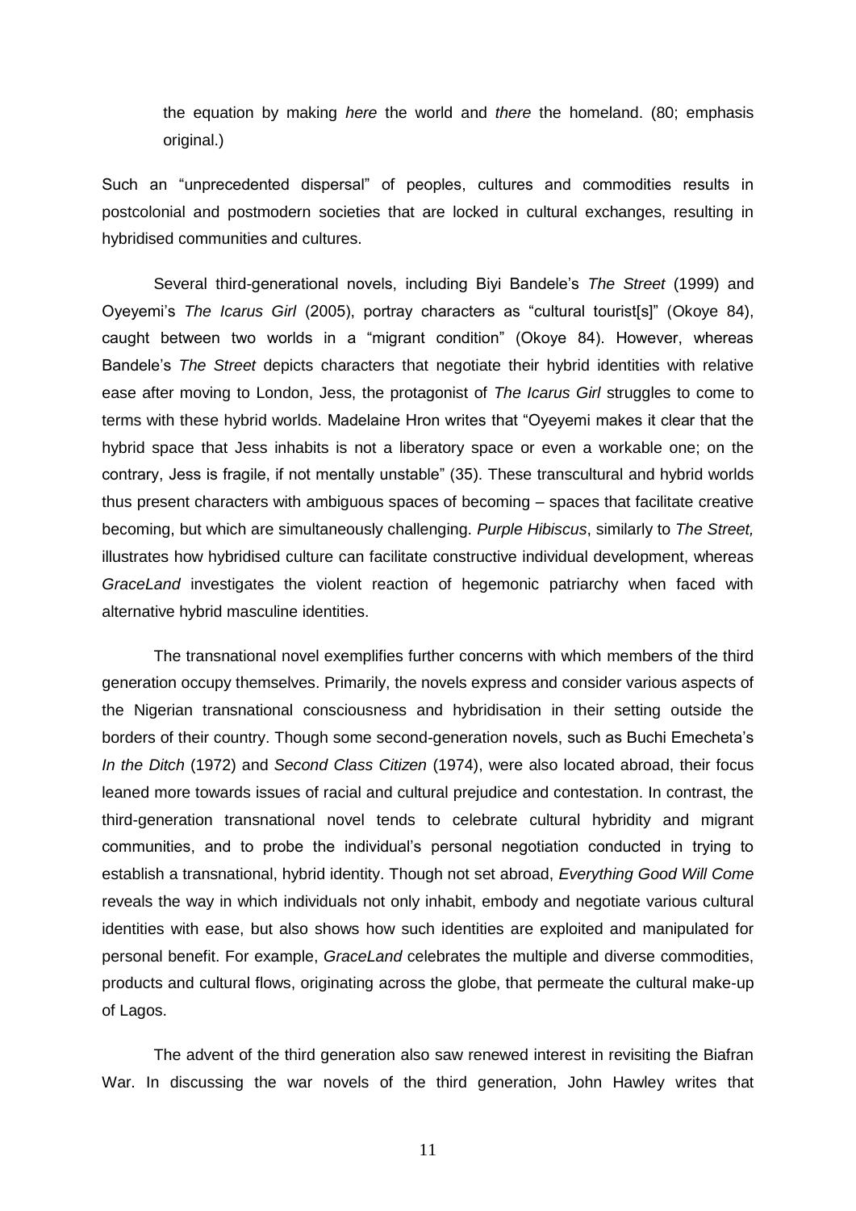> the equation by making *here* the world and *there* the homeland. (80; emphasis original.)

Such an "unprecedented dispersal" of peoples, cultures and commodities results in postcolonial and postmodern societies that are locked in cultural exchanges, resulting in hybridised communities and cultures.

Several third-generational novels, including Biyi Bandele's *The Street* (1999) and Oyeyemi's *The Icarus Girl* (2005), portray characters as "cultural tourist[s]" (Okoye 84), caught between two worlds in a "migrant condition" (Okoye 84). However, whereas Bandele's *The Street* depicts characters that negotiate their hybrid identities with relative ease after moving to London, Jess, the protagonist of *The Icarus Girl* struggles to come to terms with these hybrid worlds. Madelaine Hron writes that "Oyeyemi makes it clear that the hybrid space that Jess inhabits is not a liberatory space or even a workable one; on the contrary, Jess is fragile, if not mentally unstable" (35). These transcultural and hybrid worlds thus present characters with ambiguous spaces of becoming – spaces that facilitate creative becoming, but which are simultaneously challenging. *Purple Hibiscus*, similarly to *The Street,* illustrates how hybridised culture can facilitate constructive individual development, whereas *GraceLand* investigates the violent reaction of hegemonic patriarchy when faced with alternative hybrid masculine identities.

The transnational novel exemplifies further concerns with which members of the third generation occupy themselves. Primarily, the novels express and consider various aspects of the Nigerian transnational consciousness and hybridisation in their setting outside the borders of their country. Though some second-generation novels, such as Buchi Emecheta's *In the Ditch* (1972) and *Second Class Citizen* (1974), were also located abroad, their focus leaned more towards issues of racial and cultural prejudice and contestation. In contrast, the third-generation transnational novel tends to celebrate cultural hybridity and migrant communities, and to probe the individual's personal negotiation conducted in trying to establish a transnational, hybrid identity. Though not set abroad, *Everything Good Will Come* reveals the way in which individuals not only inhabit, embody and negotiate various cultural identities with ease, but also shows how such identities are exploited and manipulated for personal benefit. For example, *GraceLand* celebrates the multiple and diverse commodities, products and cultural flows, originating across the globe, that permeate the cultural make-up of Lagos.

The advent of the third generation also saw renewed interest in revisiting the Biafran War. In discussing the war novels of the third generation, John Hawley writes that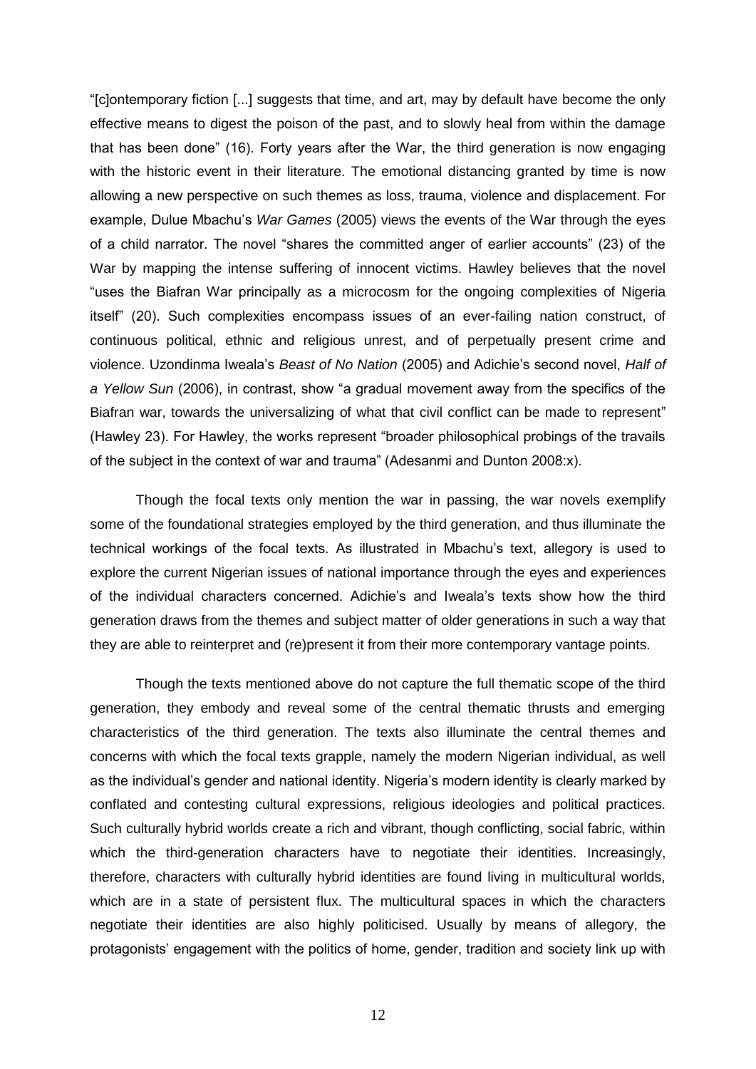"[c]ontemporary fiction [...] suggests that time, and art, may by default have become the only effective means to digest the poison of the past, and to slowly heal from within the damage that has been done" (16). Forty years after the War, the third generation is now engaging with the historic event in their literature. The emotional distancing granted by time is now allowing a new perspective on such themes as loss, trauma, violence and displacement. For example, Dulue Mbachu's *War Games* (2005) views the events of the War through the eyes of a child narrator. The novel "shares the committed anger of earlier accounts" (23) of the War by mapping the intense suffering of innocent victims. Hawley believes that the novel "uses the Biafran War principally as a microcosm for the ongoing complexities of Nigeria itself" (20). Such complexities encompass issues of an ever-failing nation construct, of continuous political, ethnic and religious unrest, and of perpetually present crime and violence. Uzondinma Iweala's *Beast of No Nation* (2005) and Adichie's second novel, *Half of a Yellow Sun* (2006), in contrast, show "a gradual movement away from the specifics of the Biafran war, towards the universalizing of what that civil conflict can be made to represent" (Hawley 23). For Hawley, the works represent "broader philosophical probings of the travails of the subject in the context of war and trauma" (Adesanmi and Dunton 2008:x).

Though the focal texts only mention the war in passing, the war novels exemplify some of the foundational strategies employed by the third generation, and thus illuminate the technical workings of the focal texts. As illustrated in Mbachu's text, allegory is used to explore the current Nigerian issues of national importance through the eyes and experiences of the individual characters concerned. Adichie's and Iweala's texts show how the third generation draws from the themes and subject matter of older generations in such a way that they are able to reinterpret and (re)present it from their more contemporary vantage points.

Though the texts mentioned above do not capture the full thematic scope of the third generation, they embody and reveal some of the central thematic thrusts and emerging characteristics of the third generation. The texts also illuminate the central themes and concerns with which the focal texts grapple, namely the modern Nigerian individual, as well as the individual's gender and national identity. Nigeria's modern identity is clearly marked by conflated and contesting cultural expressions, religious ideologies and political practices. Such culturally hybrid worlds create a rich and vibrant, though conflicting, social fabric, within which the third-generation characters have to negotiate their identities. Increasingly, therefore, characters with culturally hybrid identities are found living in multicultural worlds, which are in a state of persistent flux. The multicultural spaces in which the characters negotiate their identities are also highly politicised. Usually by means of allegory, the protagonists' engagement with the politics of home, gender, tradition and society link up with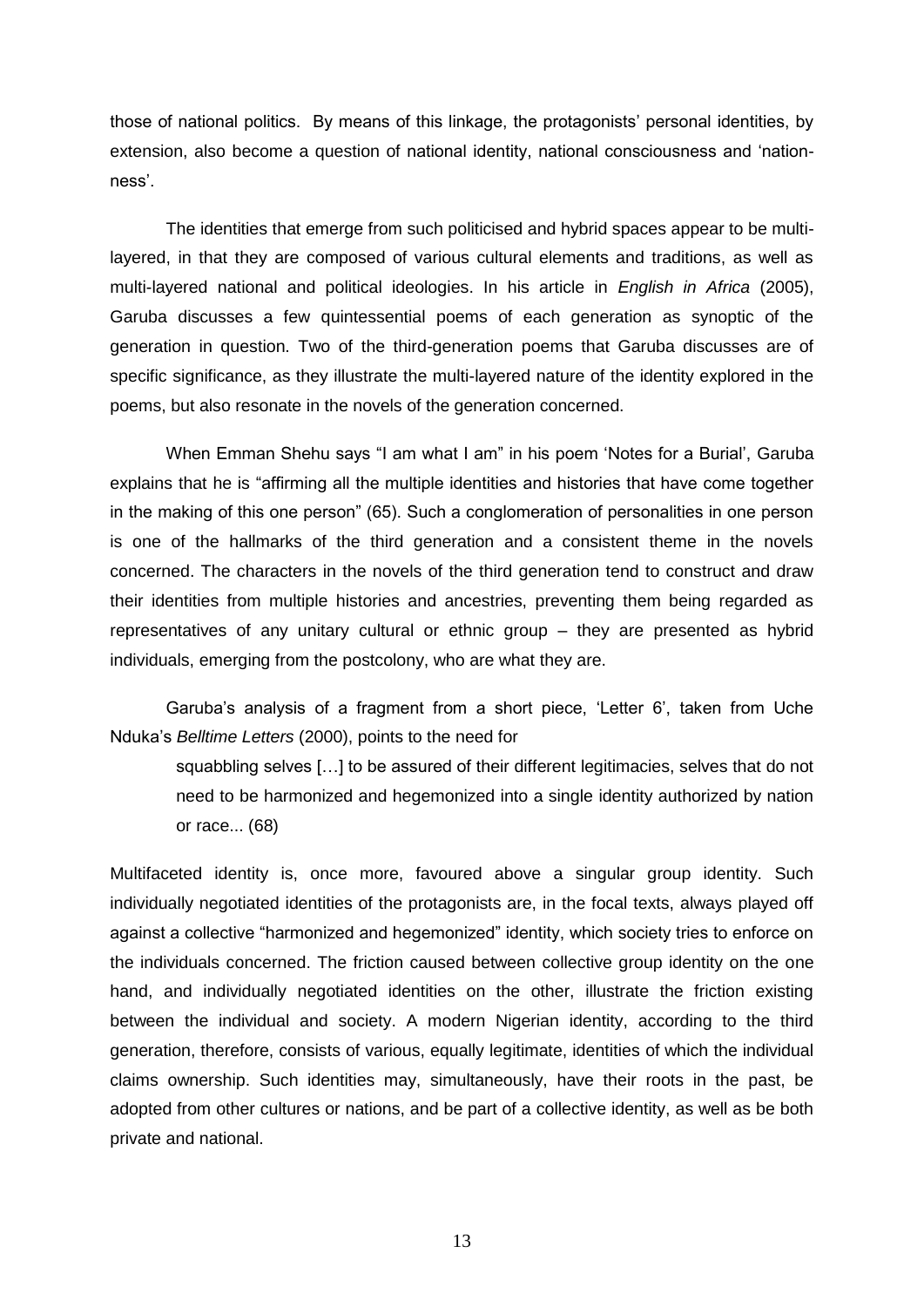those of national politics. By means of this linkage, the protagonists' personal identities, by extension, also become a question of national identity, national consciousness and 'nation-ness'.

The identities that emerge from such politicised and hybrid spaces appear to be multi-layered, in that they are composed of various cultural elements and traditions, as well as multi-layered national and political ideologies. In his article in *English in Africa* (2005), Garuba discusses a few quintessential poems of each generation as synoptic of the generation in question. Two of the third-generation poems that Garuba discusses are of specific significance, as they illustrate the multi-layered nature of the identity explored in the poems, but also resonate in the novels of the generation concerned.

When Emman Shehu says "I am what I am" in his poem 'Notes for a Burial', Garuba explains that he is "affirming all the multiple identities and histories that have come together in the making of this one person" (65). Such a conglomeration of personalities in one person is one of the hallmarks of the third generation and a consistent theme in the novels concerned. The characters in the novels of the third generation tend to construct and draw their identities from multiple histories and ancestries, preventing them being regarded as representatives of any unitary cultural or ethnic group – they are presented as hybrid individuals, emerging from the postcolony, who are what they are.

Garuba's analysis of a fragment from a short piece, 'Letter 6', taken from Uche Nduka's *Belltime Letters* (2000), points to the need for

> squabbling selves […] to be assured of their different legitimacies, selves that do not need to be harmonized and hegemonized into a single identity authorized by nation or race... (68)

Multifaceted identity is, once more, favoured above a singular group identity. Such individually negotiated identities of the protagonists are, in the focal texts, always played off against a collective "harmonized and hegemonized" identity, which society tries to enforce on the individuals concerned. The friction caused between collective group identity on the one hand, and individually negotiated identities on the other, illustrate the friction existing between the individual and society. A modern Nigerian identity, according to the third generation, therefore, consists of various, equally legitimate, identities of which the individual claims ownership. Such identities may, simultaneously, have their roots in the past, be adopted from other cultures or nations, and be part of a collective identity, as well as be both private and national.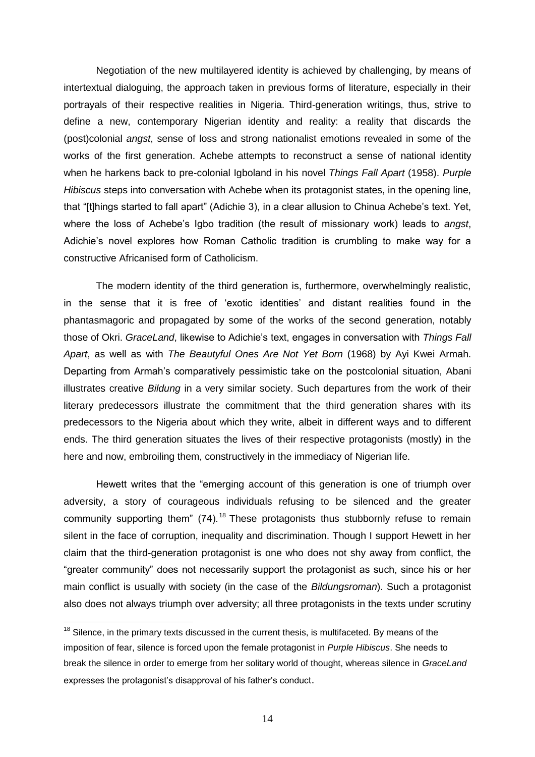Negotiation of the new multilayered identity is achieved by challenging, by means of intertextual dialoguing, the approach taken in previous forms of literature, especially in their portrayals of their respective realities in Nigeria. Third-generation writings, thus, strive to define a new, contemporary Nigerian identity and reality: a reality that discards the (post)colonial *angst*, sense of loss and strong nationalist emotions revealed in some of the works of the first generation. Achebe attempts to reconstruct a sense of national identity when he harkens back to pre-colonial Igboland in his novel *Things Fall Apart* (1958). *Purple Hibiscus* steps into conversation with Achebe when its protagonist states, in the opening line, that "[t]hings started to fall apart" (Adichie 3), in a clear allusion to Chinua Achebe's text. Yet, where the loss of Achebe's Igbo tradition (the result of missionary work) leads to *angst*, Adichie's novel explores how Roman Catholic tradition is crumbling to make way for a constructive Africanised form of Catholicism.

The modern identity of the third generation is, furthermore, overwhelmingly realistic, in the sense that it is free of 'exotic identities' and distant realities found in the phantasmagoric and propagated by some of the works of the second generation, notably those of Okri. *GraceLand*, likewise to Adichie's text, engages in conversation with *Things Fall Apart*, as well as with *The Beautyful Ones Are Not Yet Born* (1968) by Ayi Kwei Armah. Departing from Armah's comparatively pessimistic take on the postcolonial situation, Abani illustrates creative *Bildung* in a very similar society. Such departures from the work of their literary predecessors illustrate the commitment that the third generation shares with its predecessors to the Nigeria about which they write, albeit in different ways and to different ends. The third generation situates the lives of their respective protagonists (mostly) in the here and now, embroiling them, constructively in the immediacy of Nigerian life.

Hewett writes that the "emerging account of this generation is one of triumph over adversity, a story of courageous individuals refusing to be silenced and the greater community supporting them" (74).[18] These protagonists thus stubbornly refuse to remain silent in the face of corruption, inequality and discrimination. Though I support Hewett in her claim that the third-generation protagonist is one who does not shy away from conflict, the "greater community" does not necessarily support the protagonist as such, since his or her main conflict is usually with society (in the case of the *Bildungsroman*). Such a protagonist also does not always triumph over adversity; all three protagonists in the texts under scrutiny

[18] Silence, in the primary texts discussed in the current thesis, is multifaceted. By means of the imposition of fear, silence is forced upon the female protagonist in *Purple Hibiscus*. She needs to break the silence in order to emerge from her solitary world of thought, whereas silence in *GraceLand* expresses the protagonist's disapproval of his father's conduct.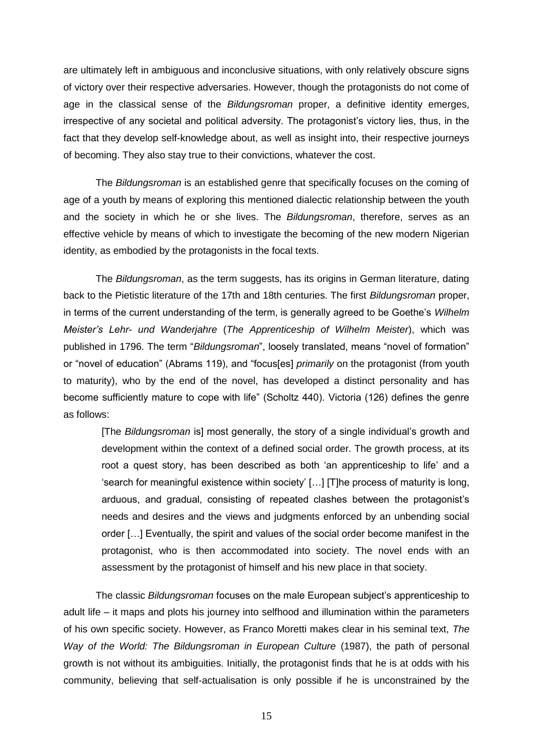are ultimately left in ambiguous and inconclusive situations, with only relatively obscure signs of victory over their respective adversaries. However, though the protagonists do not come of age in the classical sense of the *Bildungsroman* proper, a definitive identity emerges, irrespective of any societal and political adversity. The protagonist's victory lies, thus, in the fact that they develop self-knowledge about, as well as insight into, their respective journeys of becoming. They also stay true to their convictions, whatever the cost.

The *Bildungsroman* is an established genre that specifically focuses on the coming of age of a youth by means of exploring this mentioned dialectic relationship between the youth and the society in which he or she lives. The *Bildungsroman*, therefore, serves as an effective vehicle by means of which to investigate the becoming of the new modern Nigerian identity, as embodied by the protagonists in the focal texts.

The *Bildungsroman*, as the term suggests, has its origins in German literature, dating back to the Pietistic literature of the 17th and 18th centuries. The first *Bildungsroman* proper, in terms of the current understanding of the term, is generally agreed to be Goethe's *Wilhelm Meister's Lehr- und Wanderjahre* (*The Apprenticeship of Wilhelm Meister*), which was published in 1796. The term "*Bildungsroman*", loosely translated, means "novel of formation" or "novel of education" (Abrams 119), and "focus[es] *primarily* on the protagonist (from youth to maturity), who by the end of the novel, has developed a distinct personality and has become sufficiently mature to cope with life" (Scholtz 440). Victoria (126) defines the genre as follows:

> [The *Bildungsroman* is] most generally, the story of a single individual's growth and development within the context of a defined social order. The growth process, at its root a quest story, has been described as both 'an apprenticeship to life' and a 'search for meaningful existence within society' […] [T]he process of maturity is long, arduous, and gradual, consisting of repeated clashes between the protagonist's needs and desires and the views and judgments enforced by an unbending social order […] Eventually, the spirit and values of the social order become manifest in the protagonist, who is then accommodated into society. The novel ends with an assessment by the protagonist of himself and his new place in that society.

The classic *Bildungsroman* focuses on the male European subject's apprenticeship to adult life – it maps and plots his journey into selfhood and illumination within the parameters of his own specific society. However, as Franco Moretti makes clear in his seminal text, *The Way of the World: The Bildungsroman in European Culture* (1987), the path of personal growth is not without its ambiguities. Initially, the protagonist finds that he is at odds with his community, believing that self-actualisation is only possible if he is unconstrained by the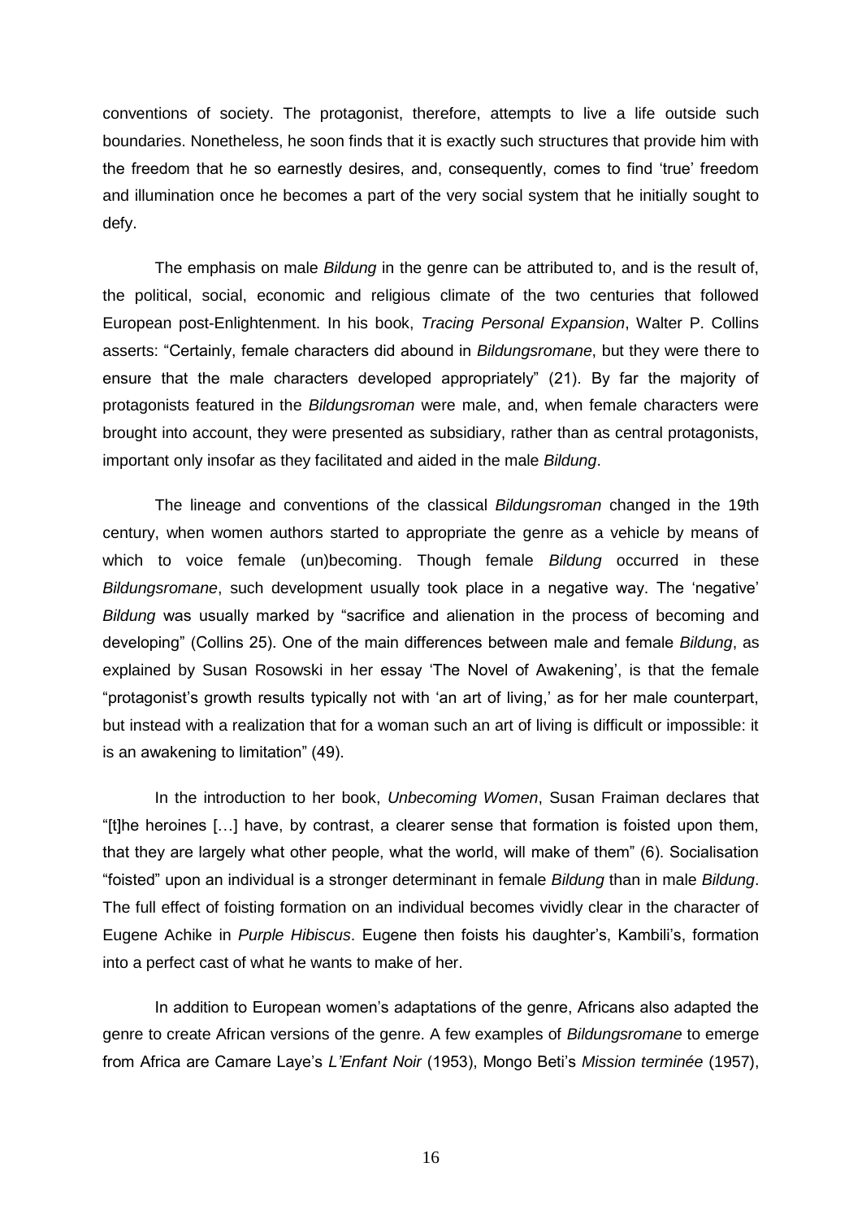conventions of society. The protagonist, therefore, attempts to live a life outside such boundaries. Nonetheless, he soon finds that it is exactly such structures that provide him with the freedom that he so earnestly desires, and, consequently, comes to find 'true' freedom and illumination once he becomes a part of the very social system that he initially sought to defy.

The emphasis on male *Bildung* in the genre can be attributed to, and is the result of, the political, social, economic and religious climate of the two centuries that followed European post-Enlightenment. In his book, *Tracing Personal Expansion*, Walter P. Collins asserts: "Certainly, female characters did abound in *Bildungsromane*, but they were there to ensure that the male characters developed appropriately" (21). By far the majority of protagonists featured in the *Bildungsroman* were male, and, when female characters were brought into account, they were presented as subsidiary, rather than as central protagonists, important only insofar as they facilitated and aided in the male *Bildung*.

The lineage and conventions of the classical *Bildungsroman* changed in the 19th century, when women authors started to appropriate the genre as a vehicle by means of which to voice female (un)becoming. Though female *Bildung* occurred in these *Bildungsromane*, such development usually took place in a negative way. The 'negative' *Bildung* was usually marked by "sacrifice and alienation in the process of becoming and developing" (Collins 25). One of the main differences between male and female *Bildung*, as explained by Susan Rosowski in her essay 'The Novel of Awakening', is that the female "protagonist's growth results typically not with 'an art of living,' as for her male counterpart, but instead with a realization that for a woman such an art of living is difficult or impossible: it is an awakening to limitation" (49).

In the introduction to her book, *Unbecoming Women*, Susan Fraiman declares that "[t]he heroines […] have, by contrast, a clearer sense that formation is foisted upon them, that they are largely what other people, what the world, will make of them" (6). Socialisation "foisted" upon an individual is a stronger determinant in female *Bildung* than in male *Bildung*. The full effect of foisting formation on an individual becomes vividly clear in the character of Eugene Achike in *Purple Hibiscus*. Eugene then foists his daughter's, Kambili's, formation into a perfect cast of what he wants to make of her.

In addition to European women's adaptations of the genre, Africans also adapted the genre to create African versions of the genre. A few examples of *Bildungsromane* to emerge from Africa are Camare Laye's *L'Enfant Noir* (1953), Mongo Beti's *Mission terminée* (1957),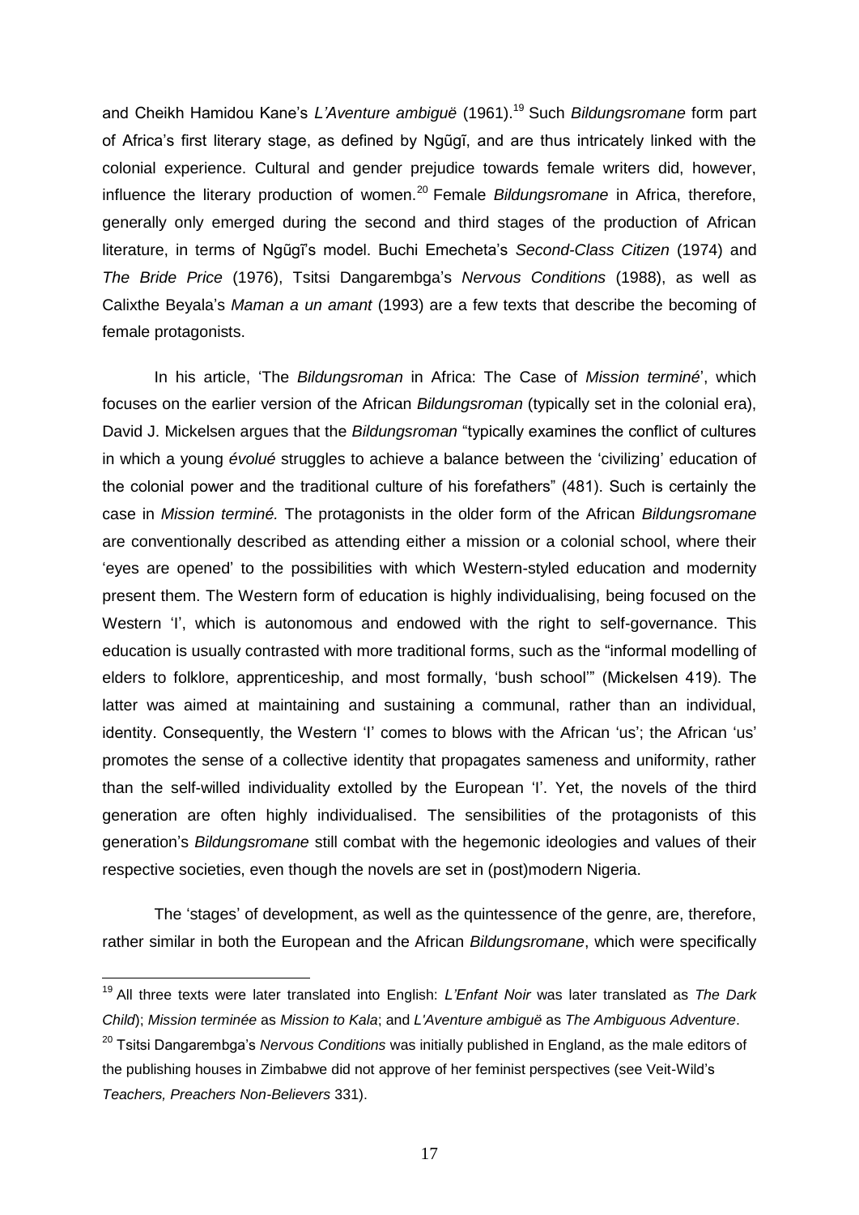and Cheikh Hamidou Kane's *L'Aventure ambiguë* (1961).[19] Such *Bildungsromane* form part of Africa's first literary stage, as defined by Ngũgĩ, and are thus intricately linked with the colonial experience. Cultural and gender prejudice towards female writers did, however, influence the literary production of women.[20] Female *Bildungsromane* in Africa, therefore, generally only emerged during the second and third stages of the production of African literature, in terms of Ngũgĩ's model. Buchi Emecheta's *Second-Class Citizen* (1974) and *The Bride Price* (1976), Tsitsi Dangarembga's *Nervous Conditions* (1988), as well as Calixthe Beyala's *Maman a un amant* (1993) are a few texts that describe the becoming of female protagonists.

In his article, 'The *Bildungsroman* in Africa: The Case of *Mission terminé*', which focuses on the earlier version of the African *Bildungsroman* (typically set in the colonial era), David J. Mickelsen argues that the *Bildungsroman* "typically examines the conflict of cultures in which a young *évolué* struggles to achieve a balance between the 'civilizing' education of the colonial power and the traditional culture of his forefathers" (481). Such is certainly the case in *Mission terminé.* The protagonists in the older form of the African *Bildungsromane* are conventionally described as attending either a mission or a colonial school, where their 'eyes are opened' to the possibilities with which Western-styled education and modernity present them. The Western form of education is highly individualising, being focused on the Western 'I', which is autonomous and endowed with the right to self-governance. This education is usually contrasted with more traditional forms, such as the "informal modelling of elders to folklore, apprenticeship, and most formally, 'bush school'" (Mickelsen 419). The latter was aimed at maintaining and sustaining a communal, rather than an individual, identity. Consequently, the Western 'I' comes to blows with the African 'us'; the African 'us' promotes the sense of a collective identity that propagates sameness and uniformity, rather than the self-willed individuality extolled by the European 'I'. Yet, the novels of the third generation are often highly individualised. The sensibilities of the protagonists of this generation's *Bildungsromane* still combat with the hegemonic ideologies and values of their respective societies, even though the novels are set in (post)modern Nigeria.

The 'stages' of development, as well as the quintessence of the genre, are, therefore, rather similar in both the European and the African *Bildungsromane*, which were specifically

---

[19] All three texts were later translated into English: *L'Enfant Noir* was later translated as *The Dark Child*); *Mission terminée* as *Mission to Kala*; and *L'Aventure ambiguë* as *The Ambiguous Adventure*.

[20] Tsitsi Dangarembga's *Nervous Conditions* was initially published in England, as the male editors of the publishing houses in Zimbabwe did not approve of her feminist perspectives (see Veit-Wild's *Teachers, Preachers Non-Believers* 331).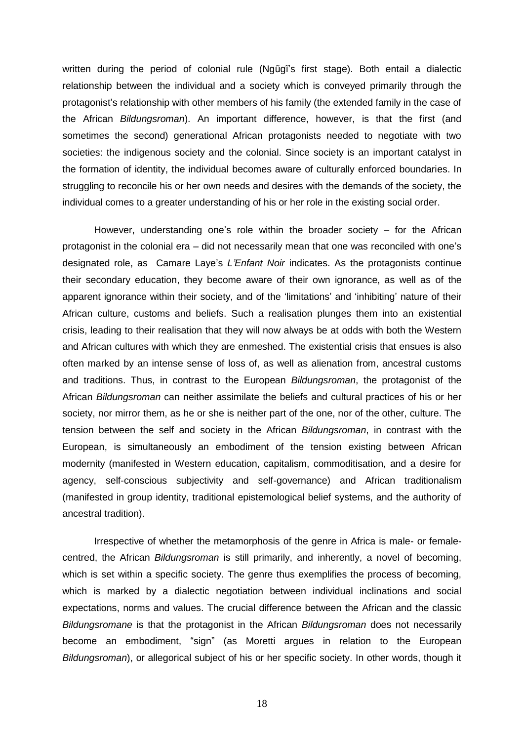written during the period of colonial rule (Ngũgĩ's first stage). Both entail a dialectic relationship between the individual and a society which is conveyed primarily through the protagonist's relationship with other members of his family (the extended family in the case of the African *Bildungsroman*). An important difference, however, is that the first (and sometimes the second) generational African protagonists needed to negotiate with two societies: the indigenous society and the colonial. Since society is an important catalyst in the formation of identity, the individual becomes aware of culturally enforced boundaries. In struggling to reconcile his or her own needs and desires with the demands of the society, the individual comes to a greater understanding of his or her role in the existing social order.

However, understanding one's role within the broader society – for the African protagonist in the colonial era – did not necessarily mean that one was reconciled with one's designated role, as Camare Laye's *L'Enfant Noir* indicates. As the protagonists continue their secondary education, they become aware of their own ignorance, as well as of the apparent ignorance within their society, and of the 'limitations' and 'inhibiting' nature of their African culture, customs and beliefs. Such a realisation plunges them into an existential crisis, leading to their realisation that they will now always be at odds with both the Western and African cultures with which they are enmeshed. The existential crisis that ensues is also often marked by an intense sense of loss of, as well as alienation from, ancestral customs and traditions. Thus, in contrast to the European *Bildungsroman*, the protagonist of the African *Bildungsroman* can neither assimilate the beliefs and cultural practices of his or her society, nor mirror them, as he or she is neither part of the one, nor of the other, culture. The tension between the self and society in the African *Bildungsroman*, in contrast with the European, is simultaneously an embodiment of the tension existing between African modernity (manifested in Western education, capitalism, commoditisation, and a desire for agency, self-conscious subjectivity and self-governance) and African traditionalism (manifested in group identity, traditional epistemological belief systems, and the authority of ancestral tradition).

Irrespective of whether the metamorphosis of the genre in Africa is male- or female-centred, the African *Bildungsroman* is still primarily, and inherently, a novel of becoming, which is set within a specific society. The genre thus exemplifies the process of becoming, which is marked by a dialectic negotiation between individual inclinations and social expectations, norms and values. The crucial difference between the African and the classic *Bildungsromane* is that the protagonist in the African *Bildungsroman* does not necessarily become an embodiment, "sign" (as Moretti argues in relation to the European *Bildungsroman*), or allegorical subject of his or her specific society. In other words, though it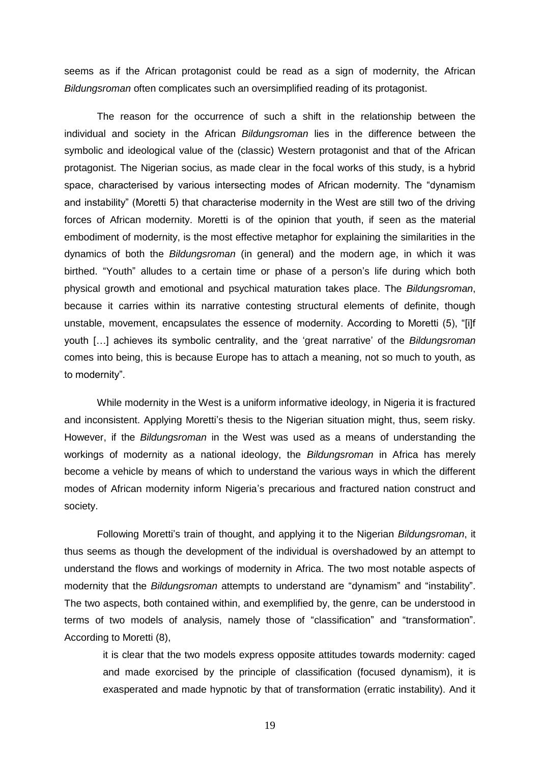seems as if the African protagonist could be read as a sign of modernity, the African *Bildungsroman* often complicates such an oversimplified reading of its protagonist.

The reason for the occurrence of such a shift in the relationship between the individual and society in the African *Bildungsroman* lies in the difference between the symbolic and ideological value of the (classic) Western protagonist and that of the African protagonist. The Nigerian socius, as made clear in the focal works of this study, is a hybrid space, characterised by various intersecting modes of African modernity. The "dynamism and instability" (Moretti 5) that characterise modernity in the West are still two of the driving forces of African modernity. Moretti is of the opinion that youth, if seen as the material embodiment of modernity, is the most effective metaphor for explaining the similarities in the dynamics of both the *Bildungsroman* (in general) and the modern age, in which it was birthed. "Youth" alludes to a certain time or phase of a person's life during which both physical growth and emotional and psychical maturation takes place. The *Bildungsroman*, because it carries within its narrative contesting structural elements of definite, though unstable, movement, encapsulates the essence of modernity. According to Moretti (5), "[i]f youth […] achieves its symbolic centrality, and the 'great narrative' of the *Bildungsroman* comes into being, this is because Europe has to attach a meaning, not so much to youth, as to modernity".

While modernity in the West is a uniform informative ideology, in Nigeria it is fractured and inconsistent. Applying Moretti's thesis to the Nigerian situation might, thus, seem risky. However, if the *Bildungsroman* in the West was used as a means of understanding the workings of modernity as a national ideology, the *Bildungsroman* in Africa has merely become a vehicle by means of which to understand the various ways in which the different modes of African modernity inform Nigeria's precarious and fractured nation construct and society.

Following Moretti's train of thought, and applying it to the Nigerian *Bildungsroman*, it thus seems as though the development of the individual is overshadowed by an attempt to understand the flows and workings of modernity in Africa. The two most notable aspects of modernity that the *Bildungsroman* attempts to understand are "dynamism" and "instability". The two aspects, both contained within, and exemplified by, the genre, can be understood in terms of two models of analysis, namely those of "classification" and "transformation". According to Moretti (8),

> it is clear that the two models express opposite attitudes towards modernity: caged and made exorcised by the principle of classification (focused dynamism), it is exasperated and made hypnotic by that of transformation (erratic instability). And it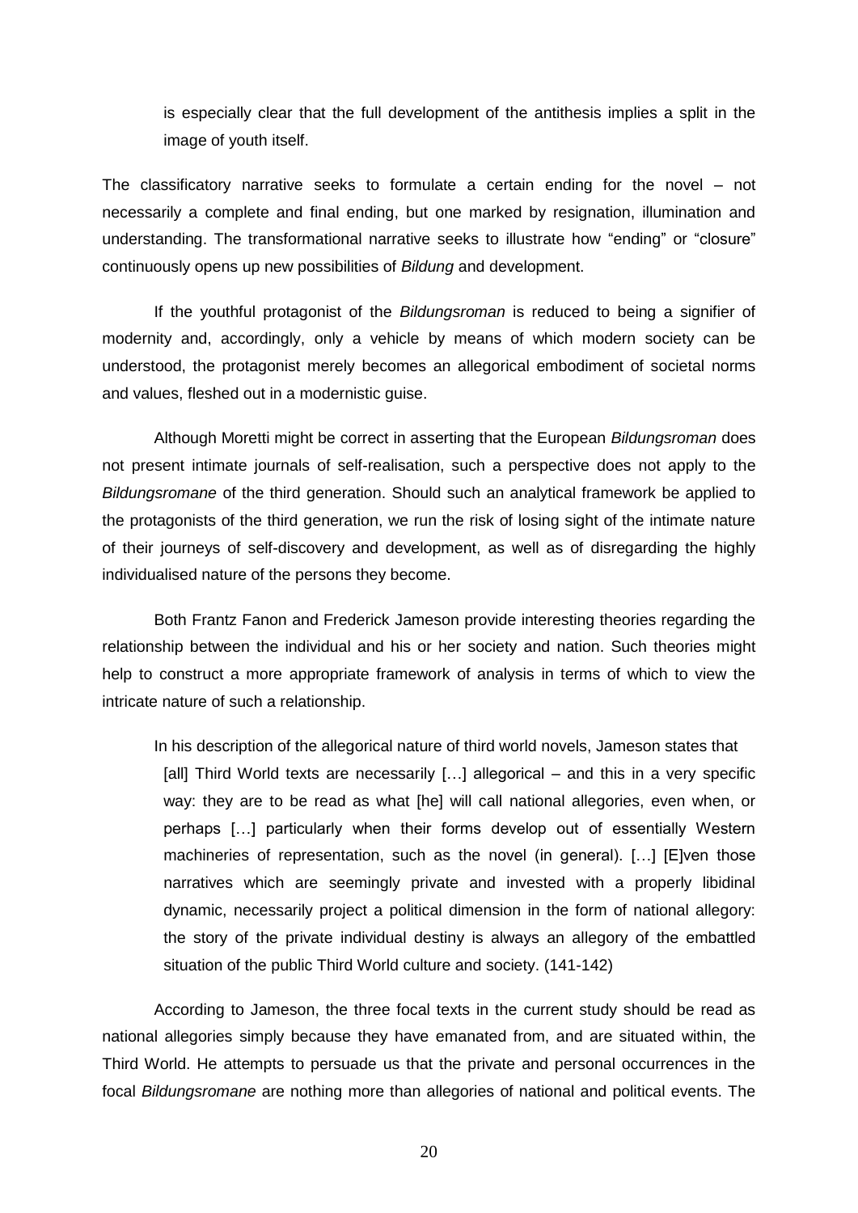> is especially clear that the full development of the antithesis implies a split in the image of youth itself.

The classificatory narrative seeks to formulate a certain ending for the novel – not necessarily a complete and final ending, but one marked by resignation, illumination and understanding. The transformational narrative seeks to illustrate how "ending" or "closure" continuously opens up new possibilities of *Bildung* and development.

If the youthful protagonist of the *Bildungsroman* is reduced to being a signifier of modernity and, accordingly, only a vehicle by means of which modern society can be understood, the protagonist merely becomes an allegorical embodiment of societal norms and values, fleshed out in a modernistic guise.

Although Moretti might be correct in asserting that the European *Bildungsroman* does not present intimate journals of self-realisation, such a perspective does not apply to the *Bildungsromane* of the third generation. Should such an analytical framework be applied to the protagonists of the third generation, we run the risk of losing sight of the intimate nature of their journeys of self-discovery and development, as well as of disregarding the highly individualised nature of the persons they become.

Both Frantz Fanon and Frederick Jameson provide interesting theories regarding the relationship between the individual and his or her society and nation. Such theories might help to construct a more appropriate framework of analysis in terms of which to view the intricate nature of such a relationship.

In his description of the allegorical nature of third world novels, Jameson states that

> [all] Third World texts are necessarily […] allegorical – and this in a very specific way: they are to be read as what [he] will call national allegories, even when, or perhaps […] particularly when their forms develop out of essentially Western machineries of representation, such as the novel (in general). […] [E]ven those narratives which are seemingly private and invested with a properly libidinal dynamic, necessarily project a political dimension in the form of national allegory: the story of the private individual destiny is always an allegory of the embattled situation of the public Third World culture and society. (141-142)

According to Jameson, the three focal texts in the current study should be read as national allegories simply because they have emanated from, and are situated within, the Third World. He attempts to persuade us that the private and personal occurrences in the focal *Bildungsromane* are nothing more than allegories of national and political events. The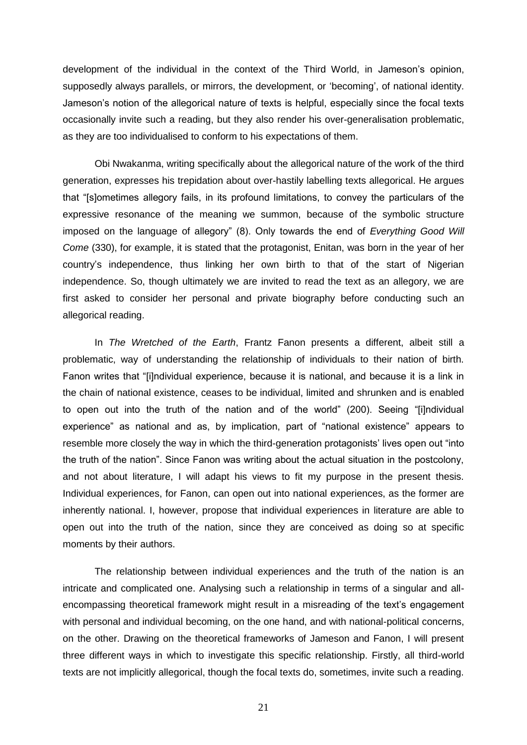development of the individual in the context of the Third World, in Jameson's opinion, supposedly always parallels, or mirrors, the development, or 'becoming', of national identity. Jameson's notion of the allegorical nature of texts is helpful, especially since the focal texts occasionally invite such a reading, but they also render his over-generalisation problematic, as they are too individualised to conform to his expectations of them.

Obi Nwakanma, writing specifically about the allegorical nature of the work of the third generation, expresses his trepidation about over-hastily labelling texts allegorical. He argues that "[s]ometimes allegory fails, in its profound limitations, to convey the particulars of the expressive resonance of the meaning we summon, because of the symbolic structure imposed on the language of allegory" (8). Only towards the end of *Everything Good Will Come* (330), for example, it is stated that the protagonist, Enitan, was born in the year of her country's independence, thus linking her own birth to that of the start of Nigerian independence. So, though ultimately we are invited to read the text as an allegory, we are first asked to consider her personal and private biography before conducting such an allegorical reading.

In *The Wretched of the Earth*, Frantz Fanon presents a different, albeit still a problematic, way of understanding the relationship of individuals to their nation of birth. Fanon writes that "[i]ndividual experience, because it is national, and because it is a link in the chain of national existence, ceases to be individual, limited and shrunken and is enabled to open out into the truth of the nation and of the world" (200). Seeing "[i]ndividual experience" as national and as, by implication, part of "national existence" appears to resemble more closely the way in which the third-generation protagonists' lives open out "into the truth of the nation". Since Fanon was writing about the actual situation in the postcolony, and not about literature, I will adapt his views to fit my purpose in the present thesis. Individual experiences, for Fanon, can open out into national experiences, as the former are inherently national. I, however, propose that individual experiences in literature are able to open out into the truth of the nation, since they are conceived as doing so at specific moments by their authors.

The relationship between individual experiences and the truth of the nation is an intricate and complicated one. Analysing such a relationship in terms of a singular and all-encompassing theoretical framework might result in a misreading of the text's engagement with personal and individual becoming, on the one hand, and with national-political concerns, on the other. Drawing on the theoretical frameworks of Jameson and Fanon, I will present three different ways in which to investigate this specific relationship. Firstly, all third-world texts are not implicitly allegorical, though the focal texts do, sometimes, invite such a reading.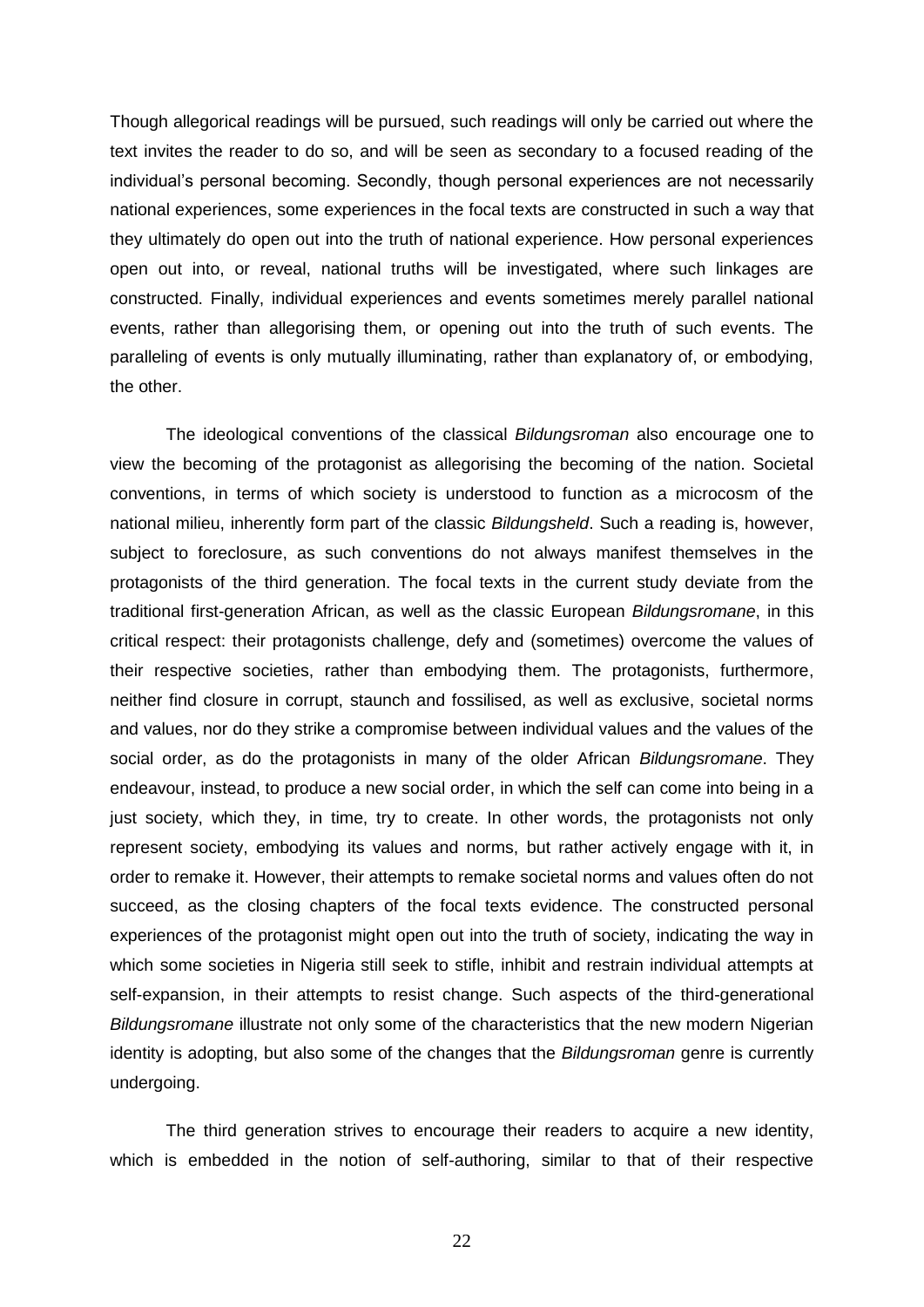Though allegorical readings will be pursued, such readings will only be carried out where the text invites the reader to do so, and will be seen as secondary to a focused reading of the individual's personal becoming. Secondly, though personal experiences are not necessarily national experiences, some experiences in the focal texts are constructed in such a way that they ultimately do open out into the truth of national experience. How personal experiences open out into, or reveal, national truths will be investigated, where such linkages are constructed. Finally, individual experiences and events sometimes merely parallel national events, rather than allegorising them, or opening out into the truth of such events. The paralleling of events is only mutually illuminating, rather than explanatory of, or embodying, the other.

The ideological conventions of the classical *Bildungsroman* also encourage one to view the becoming of the protagonist as allegorising the becoming of the nation. Societal conventions, in terms of which society is understood to function as a microcosm of the national milieu, inherently form part of the classic *Bildungsheld*. Such a reading is, however, subject to foreclosure, as such conventions do not always manifest themselves in the protagonists of the third generation. The focal texts in the current study deviate from the traditional first-generation African, as well as the classic European *Bildungsromane*, in this critical respect: their protagonists challenge, defy and (sometimes) overcome the values of their respective societies, rather than embodying them. The protagonists, furthermore, neither find closure in corrupt, staunch and fossilised, as well as exclusive, societal norms and values, nor do they strike a compromise between individual values and the values of the social order, as do the protagonists in many of the older African *Bildungsromane*. They endeavour, instead, to produce a new social order, in which the self can come into being in a just society, which they, in time, try to create. In other words, the protagonists not only represent society, embodying its values and norms, but rather actively engage with it, in order to remake it. However, their attempts to remake societal norms and values often do not succeed, as the closing chapters of the focal texts evidence. The constructed personal experiences of the protagonist might open out into the truth of society, indicating the way in which some societies in Nigeria still seek to stifle, inhibit and restrain individual attempts at self-expansion, in their attempts to resist change. Such aspects of the third-generational *Bildungsromane* illustrate not only some of the characteristics that the new modern Nigerian identity is adopting, but also some of the changes that the *Bildungsroman* genre is currently undergoing.

The third generation strives to encourage their readers to acquire a new identity, which is embedded in the notion of self-authoring, similar to that of their respective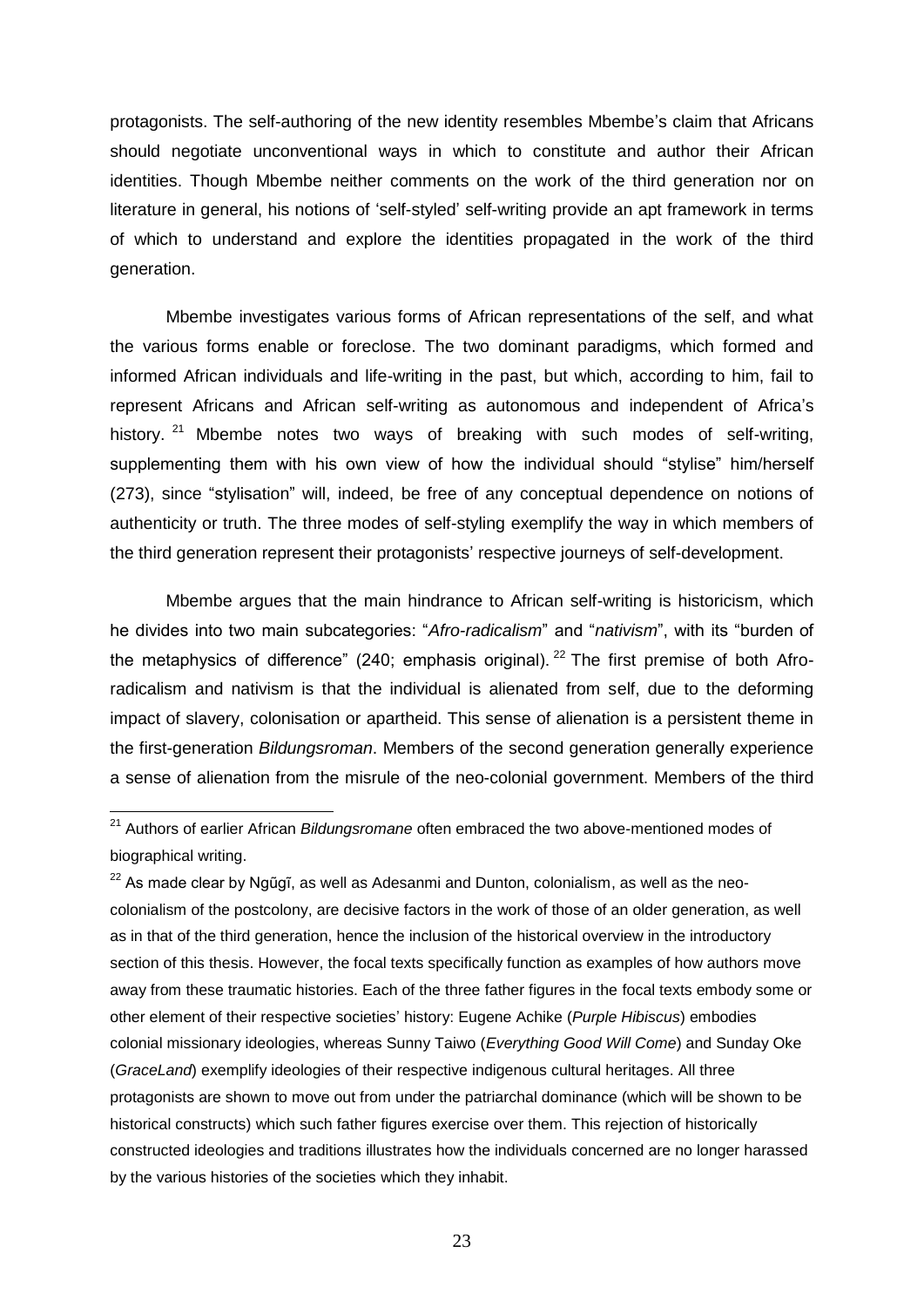protagonists. The self-authoring of the new identity resembles Mbembe's claim that Africans should negotiate unconventional ways in which to constitute and author their African identities. Though Mbembe neither comments on the work of the third generation nor on literature in general, his notions of 'self-styled' self-writing provide an apt framework in terms of which to understand and explore the identities propagated in the work of the third generation.

Mbembe investigates various forms of African representations of the self, and what the various forms enable or foreclose. The two dominant paradigms, which formed and informed African individuals and life-writing in the past, but which, according to him, fail to represent Africans and African self-writing as autonomous and independent of Africa's history. [21] Mbembe notes two ways of breaking with such modes of self-writing, supplementing them with his own view of how the individual should "stylise" him/herself (273), since "stylisation" will, indeed, be free of any conceptual dependence on notions of authenticity or truth. The three modes of self-styling exemplify the way in which members of the third generation represent their protagonists' respective journeys of self-development.

Mbembe argues that the main hindrance to African self-writing is historicism, which he divides into two main subcategories: "*Afro-radicalism*" and "*nativism*", with its "burden of the metaphysics of difference" (240; emphasis original). [22] The first premise of both Afro-radicalism and nativism is that the individual is alienated from self, due to the deforming impact of slavery, colonisation or apartheid. This sense of alienation is a persistent theme in the first-generation *Bildungsroman*. Members of the second generation generally experience a sense of alienation from the misrule of the neo-colonial government. Members of the third

---

[21] Authors of earlier African *Bildungsromane* often embraced the two above-mentioned modes of biographical writing.

[22] As made clear by Ngũgĩ, as well as Adesanmi and Dunton, colonialism, as well as the neo-colonialism of the postcolony, are decisive factors in the work of those of an older generation, as well as in that of the third generation, hence the inclusion of the historical overview in the introductory section of this thesis. However, the focal texts specifically function as examples of how authors move away from these traumatic histories. Each of the three father figures in the focal texts embody some or other element of their respective societies' history: Eugene Achike (*Purple Hibiscus*) embodies colonial missionary ideologies, whereas Sunny Taiwo (*Everything Good Will Come*) and Sunday Oke (*GraceLand*) exemplify ideologies of their respective indigenous cultural heritages. All three protagonists are shown to move out from under the patriarchal dominance (which will be shown to be historical constructs) which such father figures exercise over them. This rejection of historically constructed ideologies and traditions illustrates how the individuals concerned are no longer harassed by the various histories of the societies which they inhabit.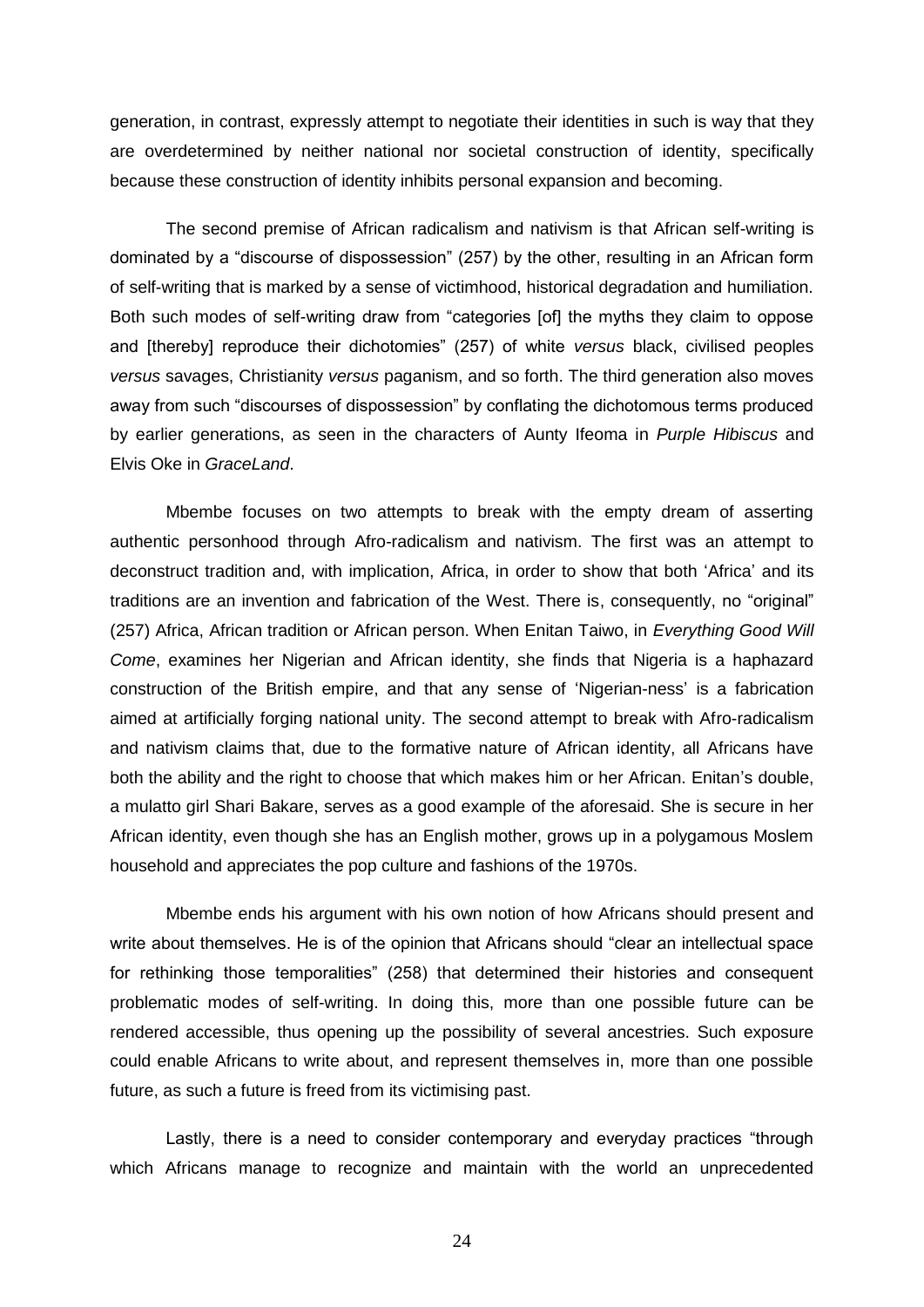generation, in contrast, expressly attempt to negotiate their identities in such is way that they are overdetermined by neither national nor societal construction of identity, specifically because these construction of identity inhibits personal expansion and becoming.

The second premise of African radicalism and nativism is that African self-writing is dominated by a "discourse of dispossession" (257) by the other, resulting in an African form of self-writing that is marked by a sense of victimhood, historical degradation and humiliation. Both such modes of self-writing draw from "categories [of] the myths they claim to oppose and [thereby] reproduce their dichotomies" (257) of white *versus* black, civilised peoples *versus* savages, Christianity *versus* paganism, and so forth. The third generation also moves away from such "discourses of dispossession" by conflating the dichotomous terms produced by earlier generations, as seen in the characters of Aunty Ifeoma in *Purple Hibiscus* and Elvis Oke in *GraceLand*.

Mbembe focuses on two attempts to break with the empty dream of asserting authentic personhood through Afro-radicalism and nativism. The first was an attempt to deconstruct tradition and, with implication, Africa, in order to show that both 'Africa' and its traditions are an invention and fabrication of the West. There is, consequently, no "original" (257) Africa, African tradition or African person. When Enitan Taiwo, in *Everything Good Will Come*, examines her Nigerian and African identity, she finds that Nigeria is a haphazard construction of the British empire, and that any sense of 'Nigerian-ness' is a fabrication aimed at artificially forging national unity. The second attempt to break with Afro-radicalism and nativism claims that, due to the formative nature of African identity, all Africans have both the ability and the right to choose that which makes him or her African. Enitan's double, a mulatto girl Shari Bakare, serves as a good example of the aforesaid. She is secure in her African identity, even though she has an English mother, grows up in a polygamous Moslem household and appreciates the pop culture and fashions of the 1970s.

Mbembe ends his argument with his own notion of how Africans should present and write about themselves. He is of the opinion that Africans should "clear an intellectual space for rethinking those temporalities" (258) that determined their histories and consequent problematic modes of self-writing. In doing this, more than one possible future can be rendered accessible, thus opening up the possibility of several ancestries. Such exposure could enable Africans to write about, and represent themselves in, more than one possible future, as such a future is freed from its victimising past.

Lastly, there is a need to consider contemporary and everyday practices "through which Africans manage to recognize and maintain with the world an unprecedented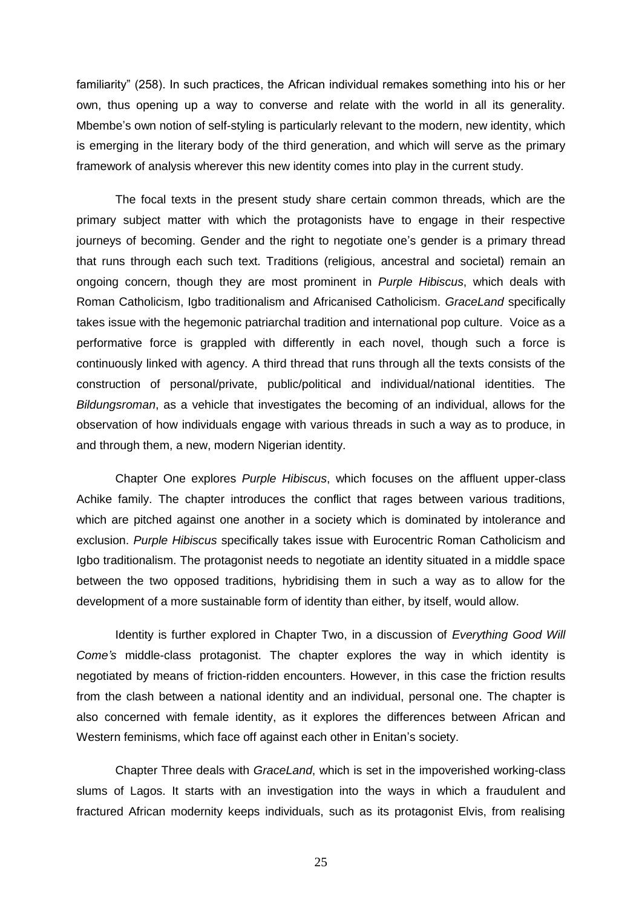familiarity" (258). In such practices, the African individual remakes something into his or her own, thus opening up a way to converse and relate with the world in all its generality. Mbembe's own notion of self-styling is particularly relevant to the modern, new identity, which is emerging in the literary body of the third generation, and which will serve as the primary framework of analysis wherever this new identity comes into play in the current study.

The focal texts in the present study share certain common threads, which are the primary subject matter with which the protagonists have to engage in their respective journeys of becoming. Gender and the right to negotiate one's gender is a primary thread that runs through each such text. Traditions (religious, ancestral and societal) remain an ongoing concern, though they are most prominent in *Purple Hibiscus*, which deals with Roman Catholicism, Igbo traditionalism and Africanised Catholicism. *GraceLand* specifically takes issue with the hegemonic patriarchal tradition and international pop culture. Voice as a performative force is grappled with differently in each novel, though such a force is continuously linked with agency. A third thread that runs through all the texts consists of the construction of personal/private, public/political and individual/national identities. The *Bildungsroman*, as a vehicle that investigates the becoming of an individual, allows for the observation of how individuals engage with various threads in such a way as to produce, in and through them, a new, modern Nigerian identity.

Chapter One explores *Purple Hibiscus*, which focuses on the affluent upper-class Achike family. The chapter introduces the conflict that rages between various traditions, which are pitched against one another in a society which is dominated by intolerance and exclusion. *Purple Hibiscus* specifically takes issue with Eurocentric Roman Catholicism and Igbo traditionalism. The protagonist needs to negotiate an identity situated in a middle space between the two opposed traditions, hybridising them in such a way as to allow for the development of a more sustainable form of identity than either, by itself, would allow.

Identity is further explored in Chapter Two, in a discussion of *Everything Good Will Come's* middle-class protagonist. The chapter explores the way in which identity is negotiated by means of friction-ridden encounters. However, in this case the friction results from the clash between a national identity and an individual, personal one. The chapter is also concerned with female identity, as it explores the differences between African and Western feminisms, which face off against each other in Enitan's society.

Chapter Three deals with *GraceLand*, which is set in the impoverished working-class slums of Lagos. It starts with an investigation into the ways in which a fraudulent and fractured African modernity keeps individuals, such as its protagonist Elvis, from realising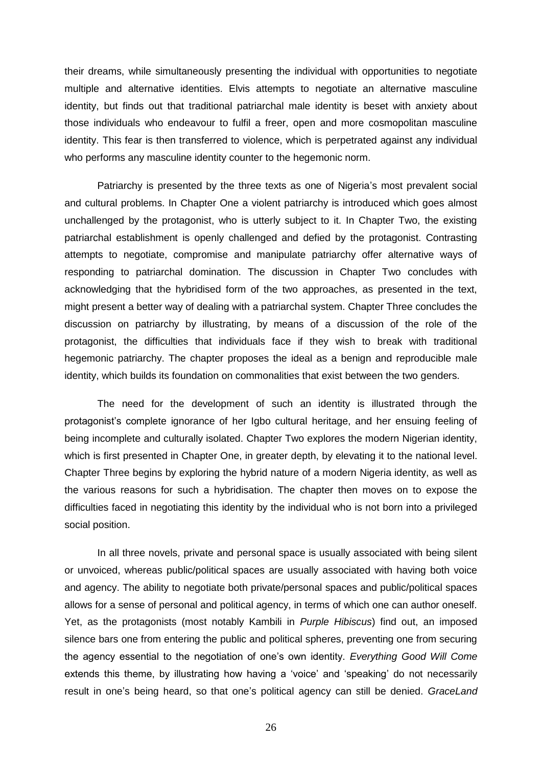their dreams, while simultaneously presenting the individual with opportunities to negotiate multiple and alternative identities. Elvis attempts to negotiate an alternative masculine identity, but finds out that traditional patriarchal male identity is beset with anxiety about those individuals who endeavour to fulfil a freer, open and more cosmopolitan masculine identity. This fear is then transferred to violence, which is perpetrated against any individual who performs any masculine identity counter to the hegemonic norm.

Patriarchy is presented by the three texts as one of Nigeria's most prevalent social and cultural problems. In Chapter One a violent patriarchy is introduced which goes almost unchallenged by the protagonist, who is utterly subject to it. In Chapter Two, the existing patriarchal establishment is openly challenged and defied by the protagonist. Contrasting attempts to negotiate, compromise and manipulate patriarchy offer alternative ways of responding to patriarchal domination. The discussion in Chapter Two concludes with acknowledging that the hybridised form of the two approaches, as presented in the text, might present a better way of dealing with a patriarchal system. Chapter Three concludes the discussion on patriarchy by illustrating, by means of a discussion of the role of the protagonist, the difficulties that individuals face if they wish to break with traditional hegemonic patriarchy. The chapter proposes the ideal as a benign and reproducible male identity, which builds its foundation on commonalities that exist between the two genders.

The need for the development of such an identity is illustrated through the protagonist's complete ignorance of her Igbo cultural heritage, and her ensuing feeling of being incomplete and culturally isolated. Chapter Two explores the modern Nigerian identity, which is first presented in Chapter One, in greater depth, by elevating it to the national level. Chapter Three begins by exploring the hybrid nature of a modern Nigeria identity, as well as the various reasons for such a hybridisation. The chapter then moves on to expose the difficulties faced in negotiating this identity by the individual who is not born into a privileged social position.

In all three novels, private and personal space is usually associated with being silent or unvoiced, whereas public/political spaces are usually associated with having both voice and agency. The ability to negotiate both private/personal spaces and public/political spaces allows for a sense of personal and political agency, in terms of which one can author oneself. Yet, as the protagonists (most notably Kambili in *Purple Hibiscus*) find out, an imposed silence bars one from entering the public and political spheres, preventing one from securing the agency essential to the negotiation of one's own identity. *Everything Good Will Come* extends this theme, by illustrating how having a 'voice' and 'speaking' do not necessarily result in one's being heard, so that one's political agency can still be denied. *GraceLand*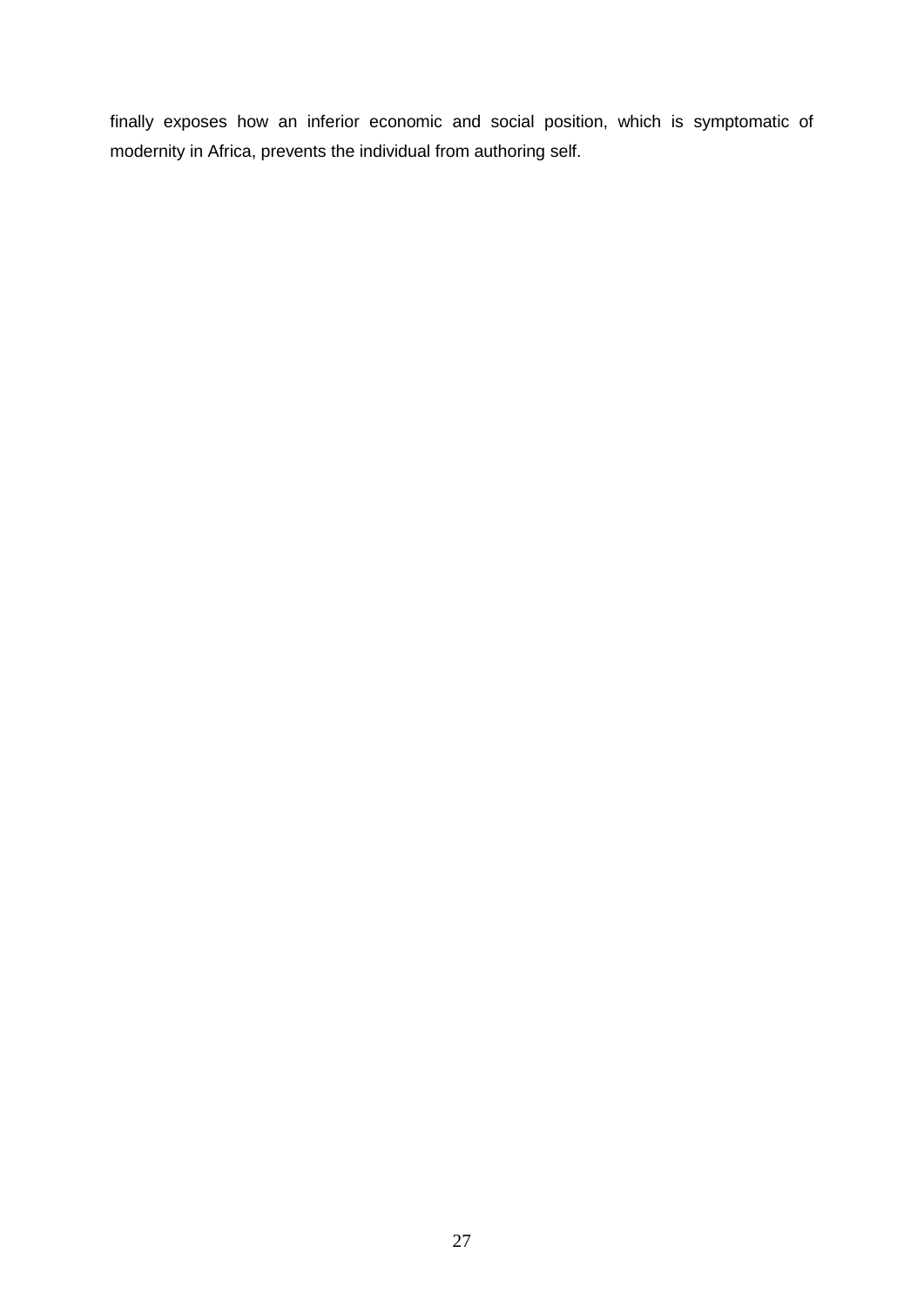finally exposes how an inferior economic and social position, which is symptomatic of modernity in Africa, prevents the individual from authoring self.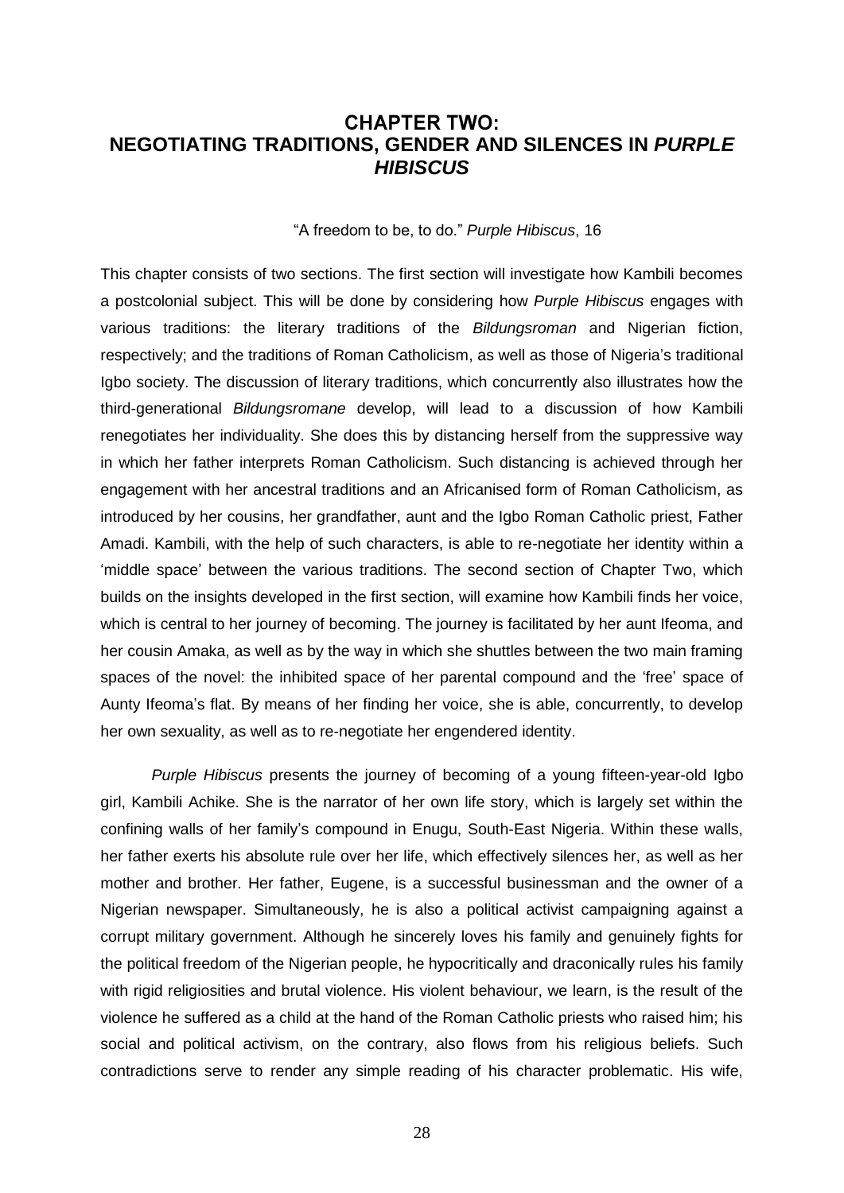# CHAPTER TWO: NEGOTIATING TRADITIONS, GENDER AND SILENCES IN *PURPLE HIBISCUS*

"A freedom to be, to do." *Purple Hibiscus*, 16

This chapter consists of two sections. The first section will investigate how Kambili becomes a postcolonial subject. This will be done by considering how *Purple Hibiscus* engages with various traditions: the literary traditions of the *Bildungsroman* and Nigerian fiction, respectively; and the traditions of Roman Catholicism, as well as those of Nigeria's traditional Igbo society. The discussion of literary traditions, which concurrently also illustrates how the third-generational *Bildungsromane* develop, will lead to a discussion of how Kambili renegotiates her individuality. She does this by distancing herself from the suppressive way in which her father interprets Roman Catholicism. Such distancing is achieved through her engagement with her ancestral traditions and an Africanised form of Roman Catholicism, as introduced by her cousins, her grandfather, aunt and the Igbo Roman Catholic priest, Father Amadi. Kambili, with the help of such characters, is able to re-negotiate her identity within a 'middle space' between the various traditions. The second section of Chapter Two, which builds on the insights developed in the first section, will examine how Kambili finds her voice, which is central to her journey of becoming. The journey is facilitated by her aunt Ifeoma, and her cousin Amaka, as well as by the way in which she shuttles between the two main framing spaces of the novel: the inhibited space of her parental compound and the 'free' space of Aunty Ifeoma's flat. By means of her finding her voice, she is able, concurrently, to develop her own sexuality, as well as to re-negotiate her engendered identity.

*Purple Hibiscus* presents the journey of becoming of a young fifteen-year-old Igbo girl, Kambili Achike. She is the narrator of her own life story, which is largely set within the confining walls of her family's compound in Enugu, South-East Nigeria. Within these walls, her father exerts his absolute rule over her life, which effectively silences her, as well as her mother and brother. Her father, Eugene, is a successful businessman and the owner of a Nigerian newspaper. Simultaneously, he is also a political activist campaigning against a corrupt military government. Although he sincerely loves his family and genuinely fights for the political freedom of the Nigerian people, he hypocritically and draconically rules his family with rigid religiosities and brutal violence. His violent behaviour, we learn, is the result of the violence he suffered as a child at the hand of the Roman Catholic priests who raised him; his social and political activism, on the contrary, also flows from his religious beliefs. Such contradictions serve to render any simple reading of his character problematic. His wife,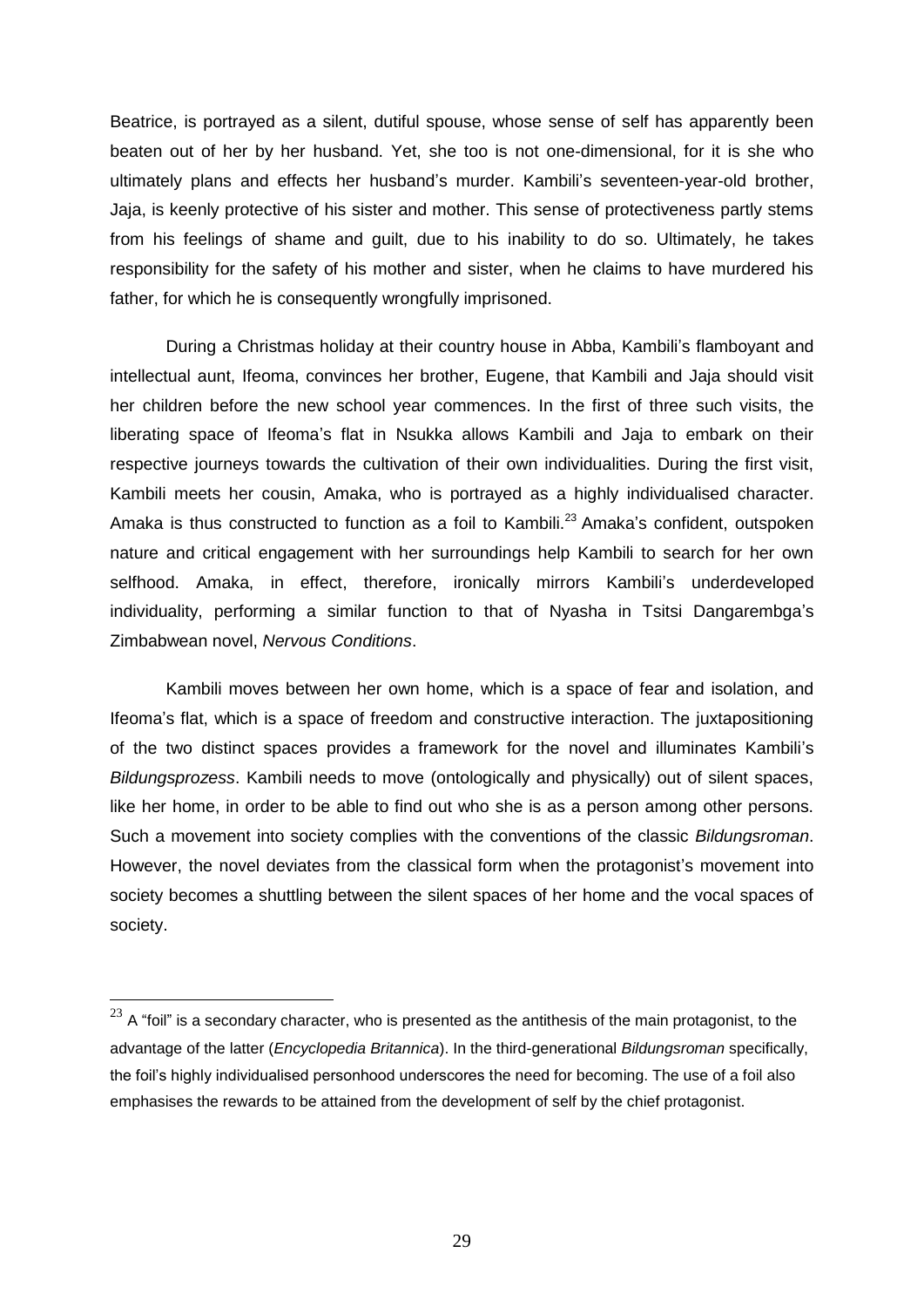Beatrice, is portrayed as a silent, dutiful spouse, whose sense of self has apparently been beaten out of her by her husband. Yet, she too is not one-dimensional, for it is she who ultimately plans and effects her husband's murder. Kambili's seventeen-year-old brother, Jaja, is keenly protective of his sister and mother. This sense of protectiveness partly stems from his feelings of shame and guilt, due to his inability to do so. Ultimately, he takes responsibility for the safety of his mother and sister, when he claims to have murdered his father, for which he is consequently wrongfully imprisoned.

During a Christmas holiday at their country house in Abba, Kambili's flamboyant and intellectual aunt, Ifeoma, convinces her brother, Eugene, that Kambili and Jaja should visit her children before the new school year commences. In the first of three such visits, the liberating space of Ifeoma's flat in Nsukka allows Kambili and Jaja to embark on their respective journeys towards the cultivation of their own individualities. During the first visit, Kambili meets her cousin, Amaka, who is portrayed as a highly individualised character. Amaka is thus constructed to function as a foil to Kambili.[23] Amaka's confident, outspoken nature and critical engagement with her surroundings help Kambili to search for her own selfhood. Amaka, in effect, therefore, ironically mirrors Kambili's underdeveloped individuality, performing a similar function to that of Nyasha in Tsitsi Dangarembga's Zimbabwean novel, *Nervous Conditions*.

Kambili moves between her own home, which is a space of fear and isolation, and Ifeoma's flat, which is a space of freedom and constructive interaction. The juxtapositioning of the two distinct spaces provides a framework for the novel and illuminates Kambili's *Bildungsprozess*. Kambili needs to move (ontologically and physically) out of silent spaces, like her home, in order to be able to find out who she is as a person among other persons. Such a movement into society complies with the conventions of the classic *Bildungsroman*. However, the novel deviates from the classical form when the protagonist's movement into society becomes a shuttling between the silent spaces of her home and the vocal spaces of society.

---

[23] A "foil" is a secondary character, who is presented as the antithesis of the main protagonist, to the advantage of the latter (*Encyclopedia Britannica*). In the third-generational *Bildungsroman* specifically, the foil's highly individualised personhood underscores the need for becoming. The use of a foil also emphasises the rewards to be attained from the development of self by the chief protagonist.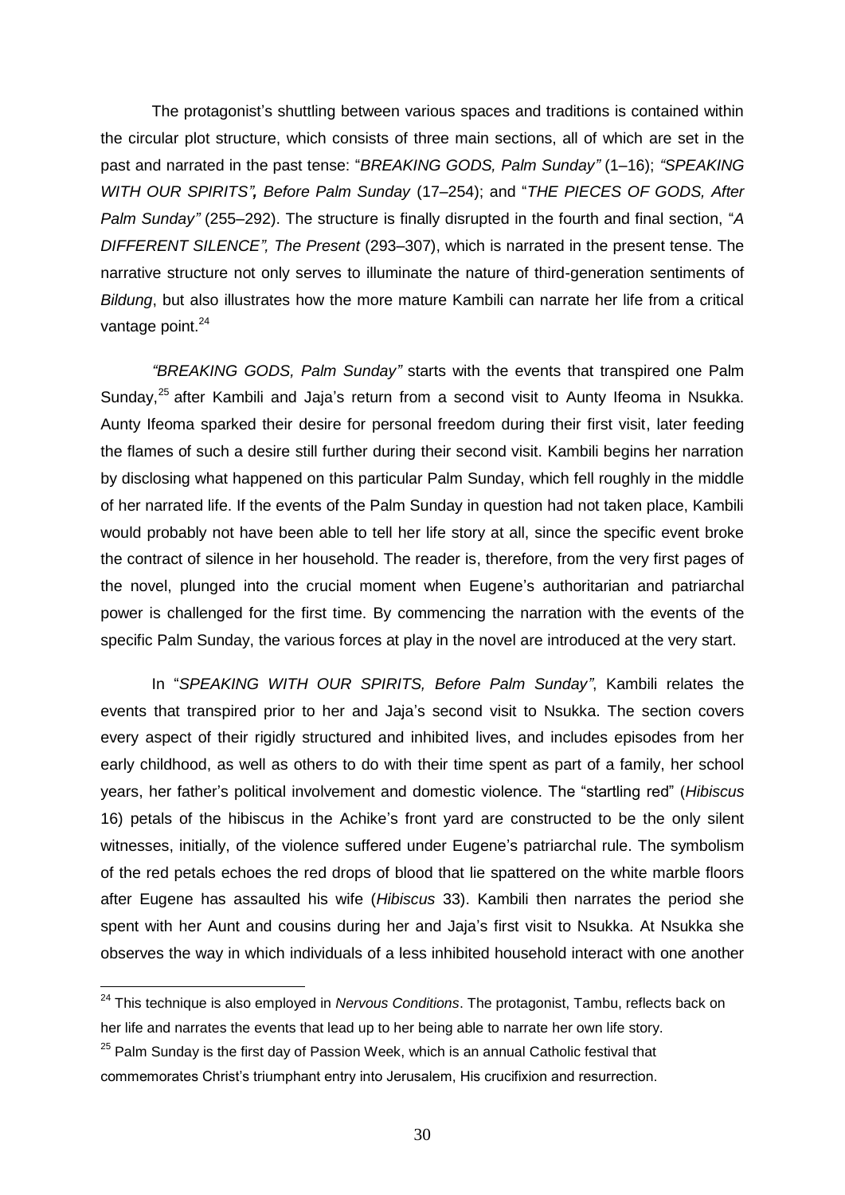The protagonist's shuttling between various spaces and traditions is contained within the circular plot structure, which consists of three main sections, all of which are set in the past and narrated in the past tense: "*BREAKING GODS, Palm Sunday"* (1–16); *"SPEAKING WITH OUR SPIRITS"***,** *Before Palm Sunday* (17–254); and "*THE PIECES OF GODS, After Palm Sunday"* (255–292). The structure is finally disrupted in the fourth and final section, "*A DIFFERENT SILENCE", The Present* (293–307), which is narrated in the present tense. The narrative structure not only serves to illuminate the nature of third-generation sentiments of *Bildung*, but also illustrates how the more mature Kambili can narrate her life from a critical vantage point.[24]

*"BREAKING GODS, Palm Sunday"* starts with the events that transpired one Palm Sunday,[25] after Kambili and Jaja's return from a second visit to Aunty Ifeoma in Nsukka. Aunty Ifeoma sparked their desire for personal freedom during their first visit, later feeding the flames of such a desire still further during their second visit. Kambili begins her narration by disclosing what happened on this particular Palm Sunday, which fell roughly in the middle of her narrated life. If the events of the Palm Sunday in question had not taken place, Kambili would probably not have been able to tell her life story at all, since the specific event broke the contract of silence in her household. The reader is, therefore, from the very first pages of the novel, plunged into the crucial moment when Eugene's authoritarian and patriarchal power is challenged for the first time. By commencing the narration with the events of the specific Palm Sunday, the various forces at play in the novel are introduced at the very start.

In "*SPEAKING WITH OUR SPIRITS, Before Palm Sunday"*, Kambili relates the events that transpired prior to her and Jaja's second visit to Nsukka. The section covers every aspect of their rigidly structured and inhibited lives, and includes episodes from her early childhood, as well as others to do with their time spent as part of a family, her school years, her father's political involvement and domestic violence. The "startling red" (*Hibiscus* 16) petals of the hibiscus in the Achike's front yard are constructed to be the only silent witnesses, initially, of the violence suffered under Eugene's patriarchal rule. The symbolism of the red petals echoes the red drops of blood that lie spattered on the white marble floors after Eugene has assaulted his wife (*Hibiscus* 33). Kambili then narrates the period she spent with her Aunt and cousins during her and Jaja's first visit to Nsukka. At Nsukka she observes the way in which individuals of a less inhibited household interact with one another

---

[24] This technique is also employed in *Nervous Conditions*. The protagonist, Tambu, reflects back on her life and narrates the events that lead up to her being able to narrate her own life story.

[25] Palm Sunday is the first day of Passion Week, which is an annual Catholic festival that commemorates Christ's triumphant entry into Jerusalem, His crucifixion and resurrection.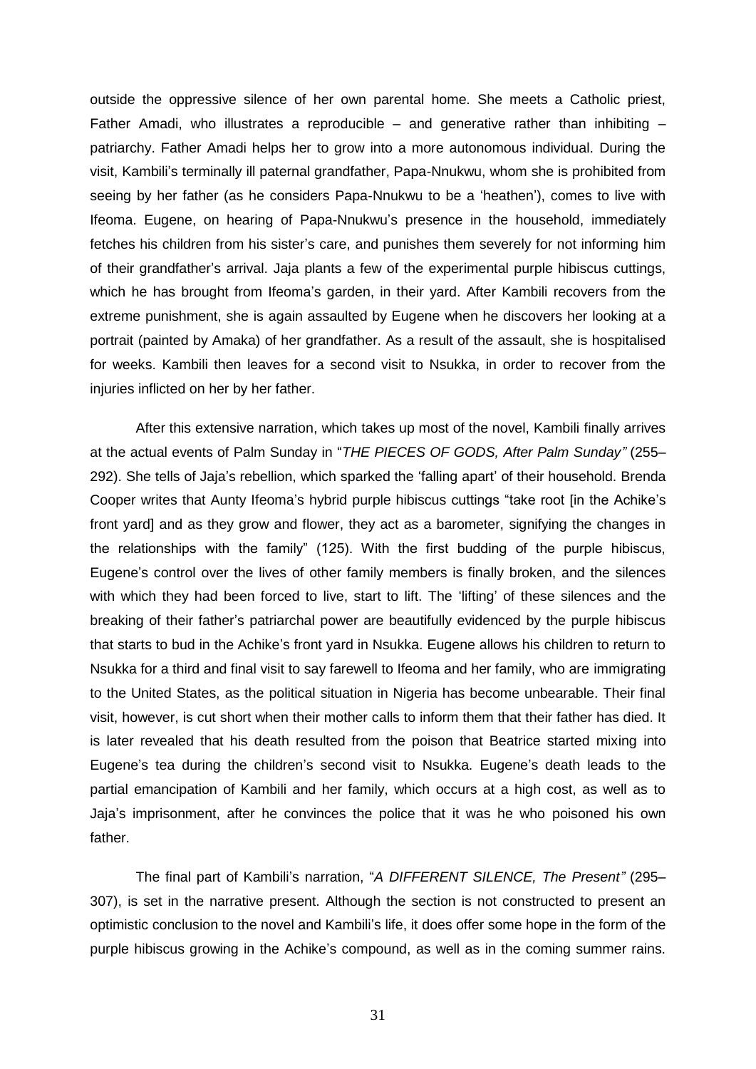outside the oppressive silence of her own parental home. She meets a Catholic priest, Father Amadi, who illustrates a reproducible – and generative rather than inhibiting – patriarchy. Father Amadi helps her to grow into a more autonomous individual. During the visit, Kambili's terminally ill paternal grandfather, Papa-Nnukwu, whom she is prohibited from seeing by her father (as he considers Papa-Nnukwu to be a 'heathen'), comes to live with Ifeoma. Eugene, on hearing of Papa-Nnukwu's presence in the household, immediately fetches his children from his sister's care, and punishes them severely for not informing him of their grandfather's arrival. Jaja plants a few of the experimental purple hibiscus cuttings, which he has brought from Ifeoma's garden, in their yard. After Kambili recovers from the extreme punishment, she is again assaulted by Eugene when he discovers her looking at a portrait (painted by Amaka) of her grandfather. As a result of the assault, she is hospitalised for weeks. Kambili then leaves for a second visit to Nsukka, in order to recover from the injuries inflicted on her by her father.

After this extensive narration, which takes up most of the novel, Kambili finally arrives at the actual events of Palm Sunday in "*THE PIECES OF GODS, After Palm Sunday"* (255–292). She tells of Jaja's rebellion, which sparked the 'falling apart' of their household. Brenda Cooper writes that Aunty Ifeoma's hybrid purple hibiscus cuttings "take root [in the Achike's front yard] and as they grow and flower, they act as a barometer, signifying the changes in the relationships with the family" (125). With the first budding of the purple hibiscus, Eugene's control over the lives of other family members is finally broken, and the silences with which they had been forced to live, start to lift. The 'lifting' of these silences and the breaking of their father's patriarchal power are beautifully evidenced by the purple hibiscus that starts to bud in the Achike's front yard in Nsukka. Eugene allows his children to return to Nsukka for a third and final visit to say farewell to Ifeoma and her family, who are immigrating to the United States, as the political situation in Nigeria has become unbearable. Their final visit, however, is cut short when their mother calls to inform them that their father has died. It is later revealed that his death resulted from the poison that Beatrice started mixing into Eugene's tea during the children's second visit to Nsukka. Eugene's death leads to the partial emancipation of Kambili and her family, which occurs at a high cost, as well as to Jaja's imprisonment, after he convinces the police that it was he who poisoned his own father.

The final part of Kambili's narration, "*A DIFFERENT SILENCE, The Present"* (295–307), is set in the narrative present. Although the section is not constructed to present an optimistic conclusion to the novel and Kambili's life, it does offer some hope in the form of the purple hibiscus growing in the Achike's compound, as well as in the coming summer rains.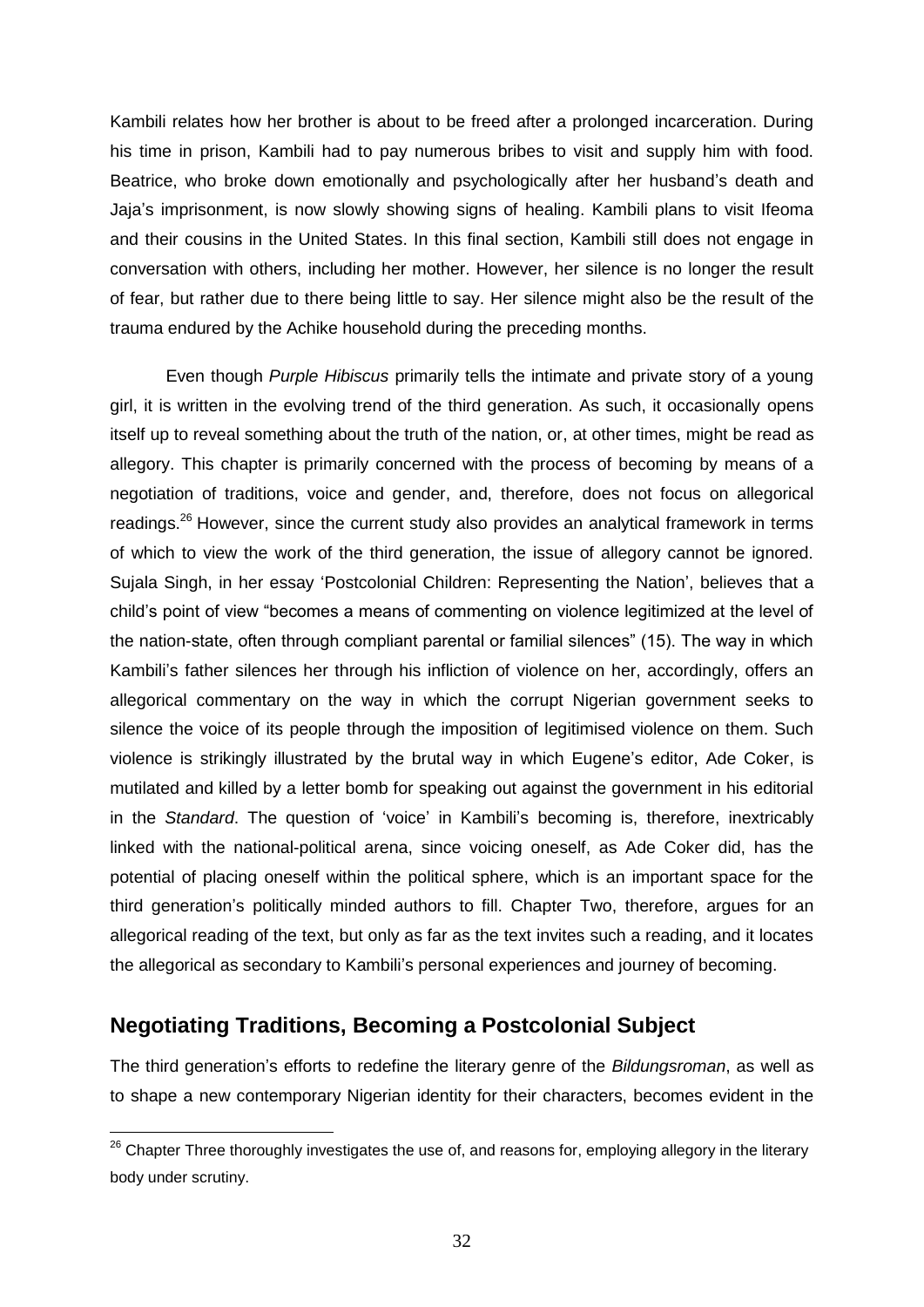Kambili relates how her brother is about to be freed after a prolonged incarceration. During his time in prison, Kambili had to pay numerous bribes to visit and supply him with food. Beatrice, who broke down emotionally and psychologically after her husband's death and Jaja's imprisonment, is now slowly showing signs of healing. Kambili plans to visit Ifeoma and their cousins in the United States. In this final section, Kambili still does not engage in conversation with others, including her mother. However, her silence is no longer the result of fear, but rather due to there being little to say. Her silence might also be the result of the trauma endured by the Achike household during the preceding months.

Even though *Purple Hibiscus* primarily tells the intimate and private story of a young girl, it is written in the evolving trend of the third generation. As such, it occasionally opens itself up to reveal something about the truth of the nation, or, at other times, might be read as allegory. This chapter is primarily concerned with the process of becoming by means of a negotiation of traditions, voice and gender, and, therefore, does not focus on allegorical readings.[26] However, since the current study also provides an analytical framework in terms of which to view the work of the third generation, the issue of allegory cannot be ignored. Sujala Singh, in her essay 'Postcolonial Children: Representing the Nation', believes that a child's point of view "becomes a means of commenting on violence legitimized at the level of the nation-state, often through compliant parental or familial silences" (15). The way in which Kambili's father silences her through his infliction of violence on her, accordingly, offers an allegorical commentary on the way in which the corrupt Nigerian government seeks to silence the voice of its people through the imposition of legitimised violence on them. Such violence is strikingly illustrated by the brutal way in which Eugene's editor, Ade Coker, is mutilated and killed by a letter bomb for speaking out against the government in his editorial in the *Standard*. The question of 'voice' in Kambili's becoming is, therefore, inextricably linked with the national-political arena, since voicing oneself, as Ade Coker did, has the potential of placing oneself within the political sphere, which is an important space for the third generation's politically minded authors to fill. Chapter Two, therefore, argues for an allegorical reading of the text, but only as far as the text invites such a reading, and it locates the allegorical as secondary to Kambili's personal experiences and journey of becoming.

## Negotiating Traditions, Becoming a Postcolonial Subject

The third generation's efforts to redefine the literary genre of the *Bildungsroman*, as well as to shape a new contemporary Nigerian identity for their characters, becomes evident in the

[26] Chapter Three thoroughly investigates the use of, and reasons for, employing allegory in the literary body under scrutiny.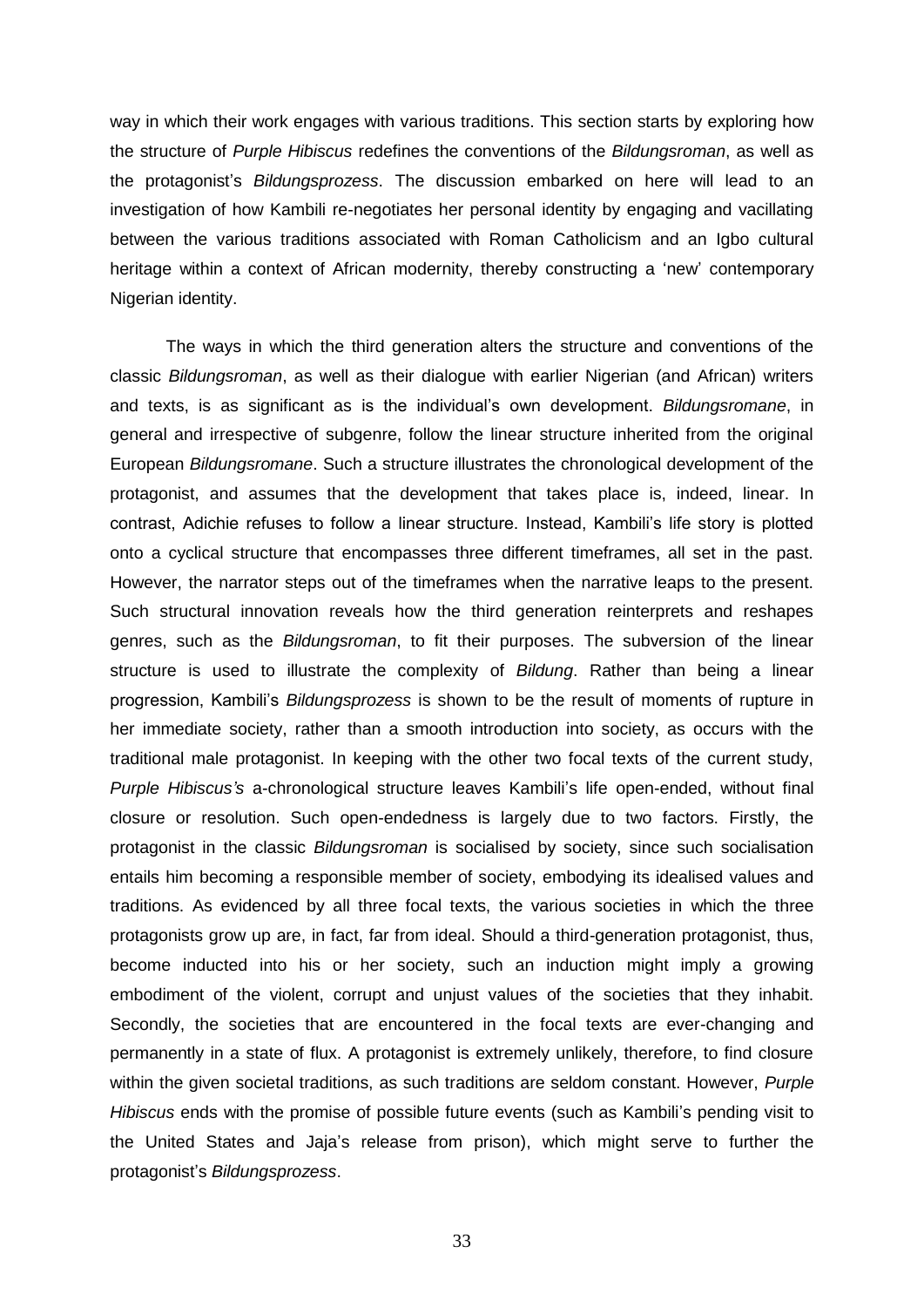way in which their work engages with various traditions. This section starts by exploring how the structure of *Purple Hibiscus* redefines the conventions of the *Bildungsroman*, as well as the protagonist's *Bildungsprozess*. The discussion embarked on here will lead to an investigation of how Kambili re-negotiates her personal identity by engaging and vacillating between the various traditions associated with Roman Catholicism and an Igbo cultural heritage within a context of African modernity, thereby constructing a 'new' contemporary Nigerian identity.

The ways in which the third generation alters the structure and conventions of the classic *Bildungsroman*, as well as their dialogue with earlier Nigerian (and African) writers and texts, is as significant as is the individual's own development. *Bildungsromane*, in general and irrespective of subgenre, follow the linear structure inherited from the original European *Bildungsromane*. Such a structure illustrates the chronological development of the protagonist, and assumes that the development that takes place is, indeed, linear. In contrast, Adichie refuses to follow a linear structure. Instead, Kambili's life story is plotted onto a cyclical structure that encompasses three different timeframes, all set in the past. However, the narrator steps out of the timeframes when the narrative leaps to the present. Such structural innovation reveals how the third generation reinterprets and reshapes genres, such as the *Bildungsroman*, to fit their purposes. The subversion of the linear structure is used to illustrate the complexity of *Bildung*. Rather than being a linear progression, Kambili's *Bildungsprozess* is shown to be the result of moments of rupture in her immediate society, rather than a smooth introduction into society, as occurs with the traditional male protagonist. In keeping with the other two focal texts of the current study, *Purple Hibiscus's* a-chronological structure leaves Kambili's life open-ended, without final closure or resolution. Such open-endedness is largely due to two factors. Firstly, the protagonist in the classic *Bildungsroman* is socialised by society, since such socialisation entails him becoming a responsible member of society, embodying its idealised values and traditions. As evidenced by all three focal texts, the various societies in which the three protagonists grow up are, in fact, far from ideal. Should a third-generation protagonist, thus, become inducted into his or her society, such an induction might imply a growing embodiment of the violent, corrupt and unjust values of the societies that they inhabit. Secondly, the societies that are encountered in the focal texts are ever-changing and permanently in a state of flux. A protagonist is extremely unlikely, therefore, to find closure within the given societal traditions, as such traditions are seldom constant. However, *Purple Hibiscus* ends with the promise of possible future events (such as Kambili's pending visit to the United States and Jaja's release from prison), which might serve to further the protagonist's *Bildungsprozess*.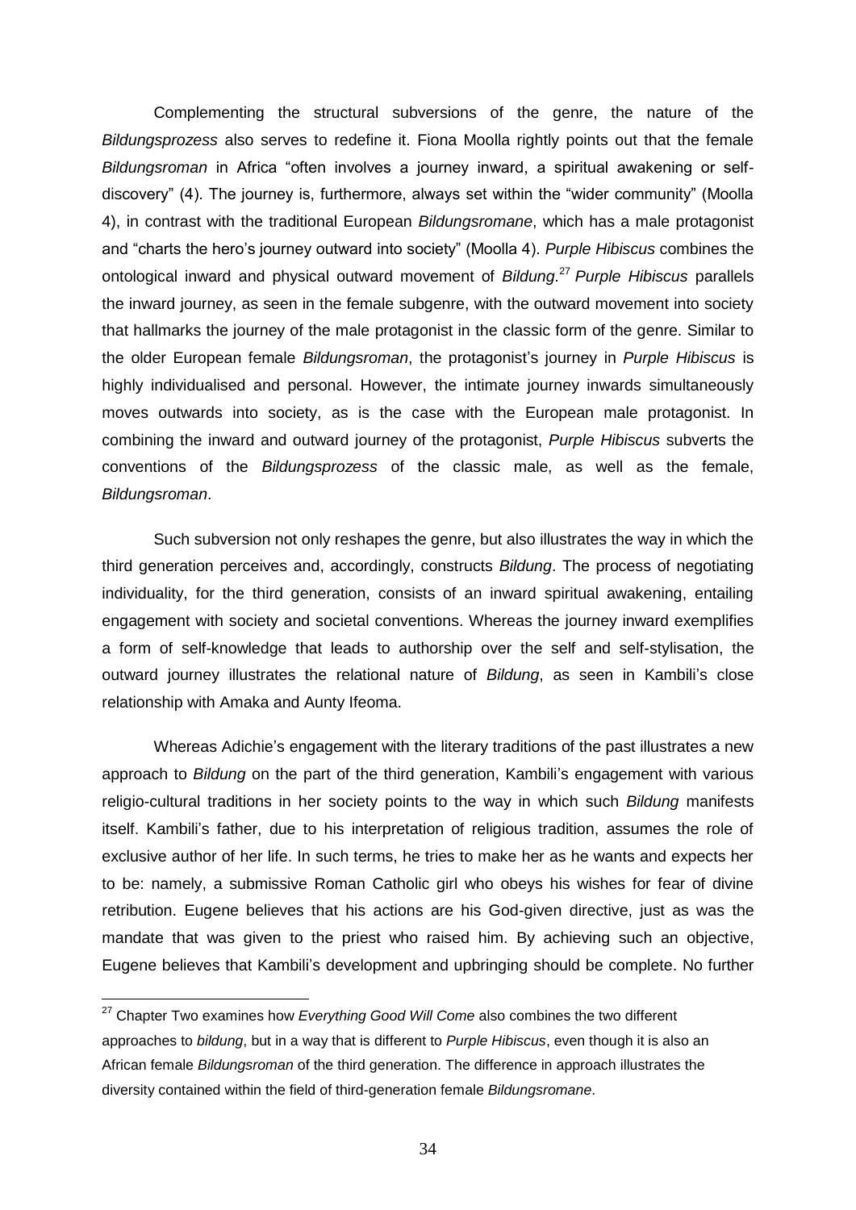Complementing the structural subversions of the genre, the nature of the *Bildungsprozess* also serves to redefine it. Fiona Moolla rightly points out that the female *Bildungsroman* in Africa "often involves a journey inward, a spiritual awakening or self-discovery" (4). The journey is, furthermore, always set within the "wider community" (Moolla 4), in contrast with the traditional European *Bildungsromane*, which has a male protagonist and "charts the hero's journey outward into society" (Moolla 4). *Purple Hibiscus* combines the ontological inward and physical outward movement of *Bildung*.[27] *Purple Hibiscus* parallels the inward journey, as seen in the female subgenre, with the outward movement into society that hallmarks the journey of the male protagonist in the classic form of the genre. Similar to the older European female *Bildungsroman*, the protagonist's journey in *Purple Hibiscus* is highly individualised and personal. However, the intimate journey inwards simultaneously moves outwards into society, as is the case with the European male protagonist. In combining the inward and outward journey of the protagonist, *Purple Hibiscus* subverts the conventions of the *Bildungsprozess* of the classic male, as well as the female, *Bildungsroman*.

Such subversion not only reshapes the genre, but also illustrates the way in which the third generation perceives and, accordingly, constructs *Bildung*. The process of negotiating individuality, for the third generation, consists of an inward spiritual awakening, entailing engagement with society and societal conventions. Whereas the journey inward exemplifies a form of self-knowledge that leads to authorship over the self and self-stylisation, the outward journey illustrates the relational nature of *Bildung*, as seen in Kambili's close relationship with Amaka and Aunty Ifeoma.

Whereas Adichie's engagement with the literary traditions of the past illustrates a new approach to *Bildung* on the part of the third generation, Kambili's engagement with various religio-cultural traditions in her society points to the way in which such *Bildung* manifests itself. Kambili's father, due to his interpretation of religious tradition, assumes the role of exclusive author of her life. In such terms, he tries to make her as he wants and expects her to be: namely, a submissive Roman Catholic girl who obeys his wishes for fear of divine retribution. Eugene believes that his actions are his God-given directive, just as was the mandate that was given to the priest who raised him. By achieving such an objective, Eugene believes that Kambili's development and upbringing should be complete. No further

---

[27] Chapter Two examines how *Everything Good Will Come* also combines the two different approaches to *bildung*, but in a way that is different to *Purple Hibiscus*, even though it is also an African female *Bildungsroman* of the third generation. The difference in approach illustrates the diversity contained within the field of third-generation female *Bildungsromane*.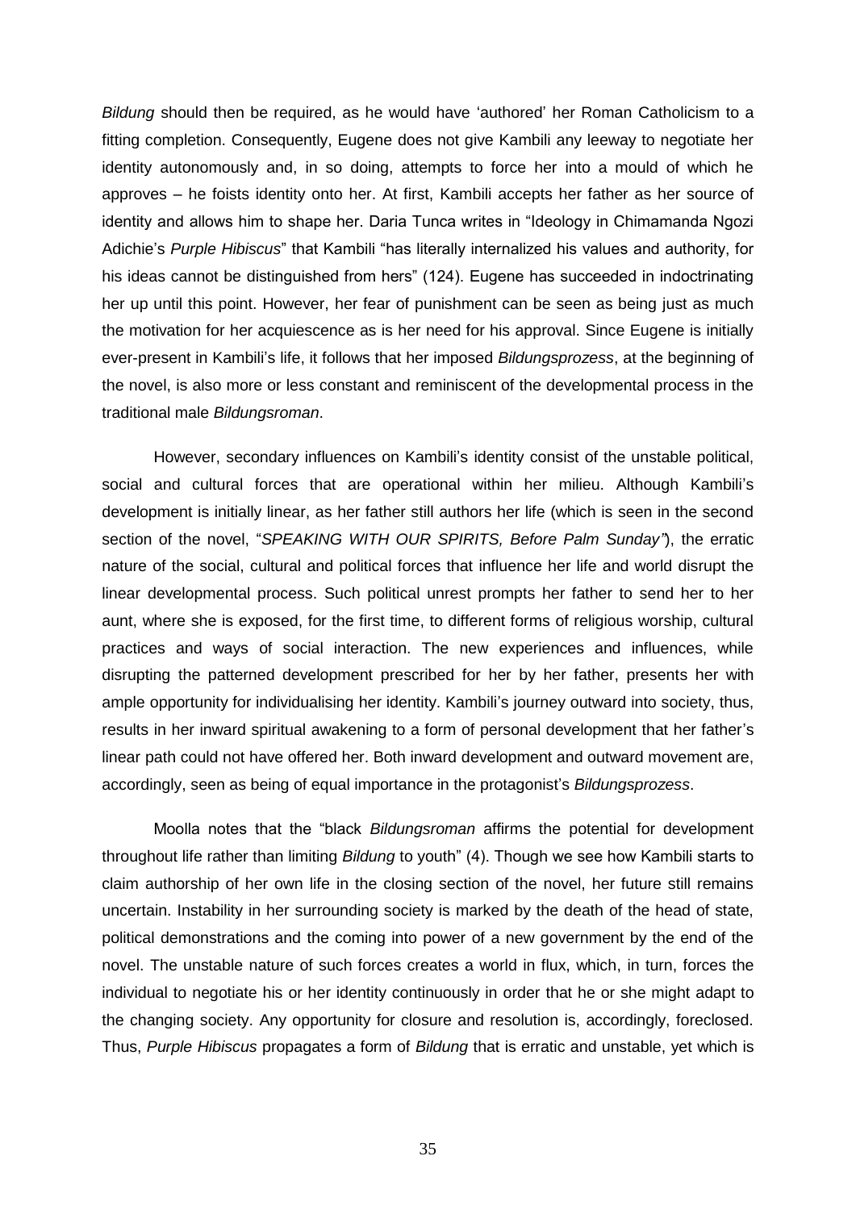*Bildung* should then be required, as he would have 'authored' her Roman Catholicism to a fitting completion. Consequently, Eugene does not give Kambili any leeway to negotiate her identity autonomously and, in so doing, attempts to force her into a mould of which he approves – he foists identity onto her. At first, Kambili accepts her father as her source of identity and allows him to shape her. Daria Tunca writes in "Ideology in Chimamanda Ngozi Adichie's *Purple Hibiscus*" that Kambili "has literally internalized his values and authority, for his ideas cannot be distinguished from hers" (124). Eugene has succeeded in indoctrinating her up until this point. However, her fear of punishment can be seen as being just as much the motivation for her acquiescence as is her need for his approval. Since Eugene is initially ever-present in Kambili's life, it follows that her imposed *Bildungsprozess*, at the beginning of the novel, is also more or less constant and reminiscent of the developmental process in the traditional male *Bildungsroman*.

However, secondary influences on Kambili's identity consist of the unstable political, social and cultural forces that are operational within her milieu. Although Kambili's development is initially linear, as her father still authors her life (which is seen in the second section of the novel, "*SPEAKING WITH OUR SPIRITS, Before Palm Sunday"*), the erratic nature of the social, cultural and political forces that influence her life and world disrupt the linear developmental process. Such political unrest prompts her father to send her to her aunt, where she is exposed, for the first time, to different forms of religious worship, cultural practices and ways of social interaction. The new experiences and influences, while disrupting the patterned development prescribed for her by her father, presents her with ample opportunity for individualising her identity. Kambili's journey outward into society, thus, results in her inward spiritual awakening to a form of personal development that her father's linear path could not have offered her. Both inward development and outward movement are, accordingly, seen as being of equal importance in the protagonist's *Bildungsprozess*.

Moolla notes that the "black *Bildungsroman* affirms the potential for development throughout life rather than limiting *Bildung* to youth" (4). Though we see how Kambili starts to claim authorship of her own life in the closing section of the novel, her future still remains uncertain. Instability in her surrounding society is marked by the death of the head of state, political demonstrations and the coming into power of a new government by the end of the novel. The unstable nature of such forces creates a world in flux, which, in turn, forces the individual to negotiate his or her identity continuously in order that he or she might adapt to the changing society. Any opportunity for closure and resolution is, accordingly, foreclosed. Thus, *Purple Hibiscus* propagates a form of *Bildung* that is erratic and unstable, yet which is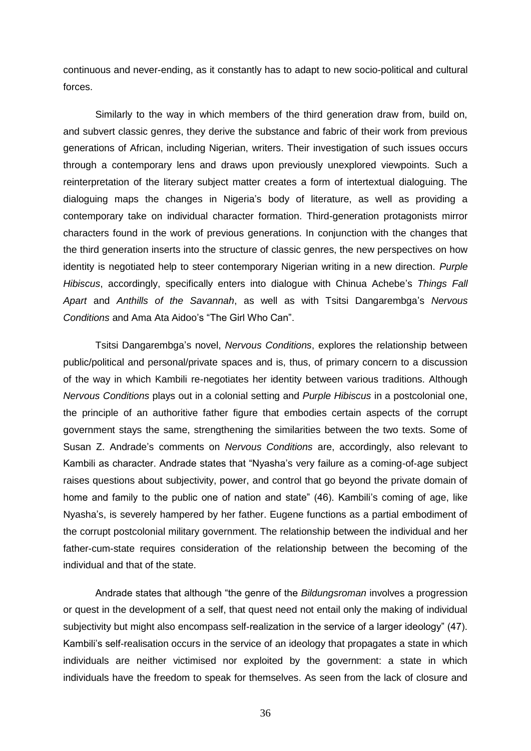continuous and never-ending, as it constantly has to adapt to new socio-political and cultural forces.

Similarly to the way in which members of the third generation draw from, build on, and subvert classic genres, they derive the substance and fabric of their work from previous generations of African, including Nigerian, writers. Their investigation of such issues occurs through a contemporary lens and draws upon previously unexplored viewpoints. Such a reinterpretation of the literary subject matter creates a form of intertextual dialoguing. The dialoguing maps the changes in Nigeria's body of literature, as well as providing a contemporary take on individual character formation. Third-generation protagonists mirror characters found in the work of previous generations. In conjunction with the changes that the third generation inserts into the structure of classic genres, the new perspectives on how identity is negotiated help to steer contemporary Nigerian writing in a new direction. *Purple Hibiscus*, accordingly, specifically enters into dialogue with Chinua Achebe's *Things Fall Apart* and *Anthills of the Savannah*, as well as with Tsitsi Dangarembga's *Nervous Conditions* and Ama Ata Aidoo's "The Girl Who Can".

Tsitsi Dangarembga's novel, *Nervous Conditions*, explores the relationship between public/political and personal/private spaces and is, thus, of primary concern to a discussion of the way in which Kambili re-negotiates her identity between various traditions. Although *Nervous Conditions* plays out in a colonial setting and *Purple Hibiscus* in a postcolonial one, the principle of an authoritive father figure that embodies certain aspects of the corrupt government stays the same, strengthening the similarities between the two texts. Some of Susan Z. Andrade's comments on *Nervous Conditions* are, accordingly, also relevant to Kambili as character. Andrade states that "Nyasha's very failure as a coming-of-age subject raises questions about subjectivity, power, and control that go beyond the private domain of home and family to the public one of nation and state" (46). Kambili's coming of age, like Nyasha's, is severely hampered by her father. Eugene functions as a partial embodiment of the corrupt postcolonial military government. The relationship between the individual and her father-cum-state requires consideration of the relationship between the becoming of the individual and that of the state.

Andrade states that although "the genre of the *Bildungsroman* involves a progression or quest in the development of a self, that quest need not entail only the making of individual subjectivity but might also encompass self-realization in the service of a larger ideology" (47). Kambili's self-realisation occurs in the service of an ideology that propagates a state in which individuals are neither victimised nor exploited by the government: a state in which individuals have the freedom to speak for themselves. As seen from the lack of closure and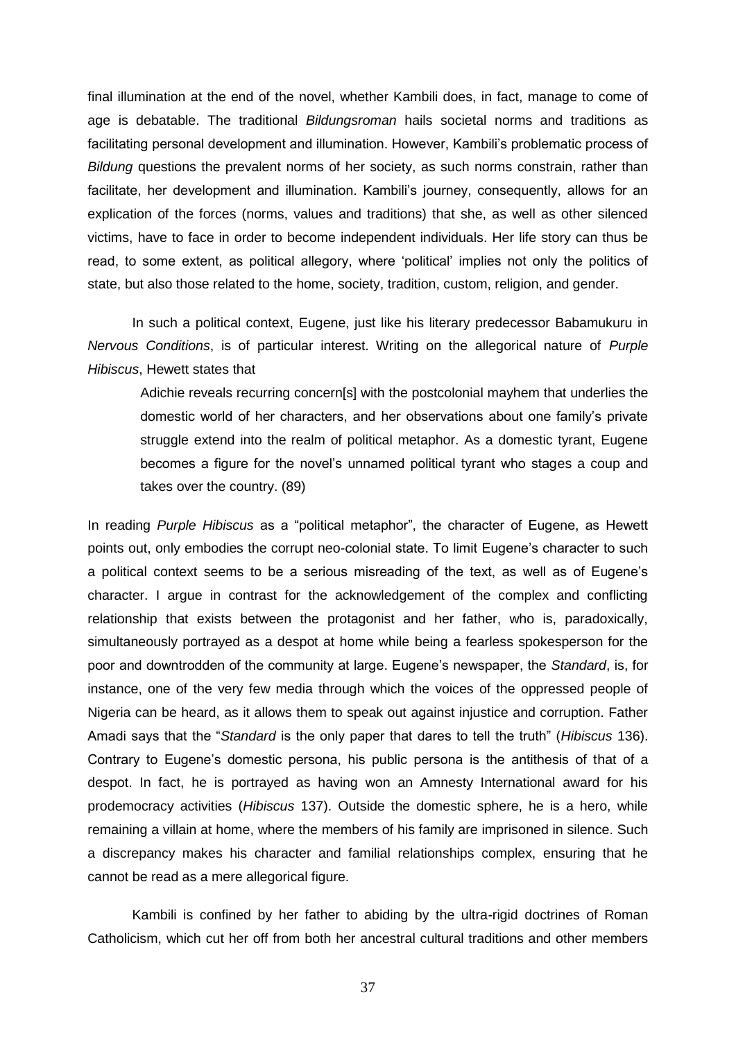final illumination at the end of the novel, whether Kambili does, in fact, manage to come of age is debatable. The traditional *Bildungsroman* hails societal norms and traditions as facilitating personal development and illumination. However, Kambili's problematic process of *Bildung* questions the prevalent norms of her society, as such norms constrain, rather than facilitate, her development and illumination. Kambili's journey, consequently, allows for an explication of the forces (norms, values and traditions) that she, as well as other silenced victims, have to face in order to become independent individuals. Her life story can thus be read, to some extent, as political allegory, where 'political' implies not only the politics of state, but also those related to the home, society, tradition, custom, religion, and gender.

In such a political context, Eugene, just like his literary predecessor Babamukuru in *Nervous Conditions*, is of particular interest. Writing on the allegorical nature of *Purple Hibiscus*, Hewett states that

> Adichie reveals recurring concern[s] with the postcolonial mayhem that underlies the domestic world of her characters, and her observations about one family's private struggle extend into the realm of political metaphor. As a domestic tyrant, Eugene becomes a figure for the novel's unnamed political tyrant who stages a coup and takes over the country. (89)

In reading *Purple Hibiscus* as a "political metaphor", the character of Eugene, as Hewett points out, only embodies the corrupt neo-colonial state. To limit Eugene's character to such a political context seems to be a serious misreading of the text, as well as of Eugene's character. I argue in contrast for the acknowledgement of the complex and conflicting relationship that exists between the protagonist and her father, who is, paradoxically, simultaneously portrayed as a despot at home while being a fearless spokesperson for the poor and downtrodden of the community at large. Eugene's newspaper, the *Standard*, is, for instance, one of the very few media through which the voices of the oppressed people of Nigeria can be heard, as it allows them to speak out against injustice and corruption. Father Amadi says that the "*Standard* is the only paper that dares to tell the truth" (*Hibiscus* 136). Contrary to Eugene's domestic persona, his public persona is the antithesis of that of a despot. In fact, he is portrayed as having won an Amnesty International award for his prodemocracy activities (*Hibiscus* 137). Outside the domestic sphere, he is a hero, while remaining a villain at home, where the members of his family are imprisoned in silence. Such a discrepancy makes his character and familial relationships complex, ensuring that he cannot be read as a mere allegorical figure.

Kambili is confined by her father to abiding by the ultra-rigid doctrines of Roman Catholicism, which cut her off from both her ancestral cultural traditions and other members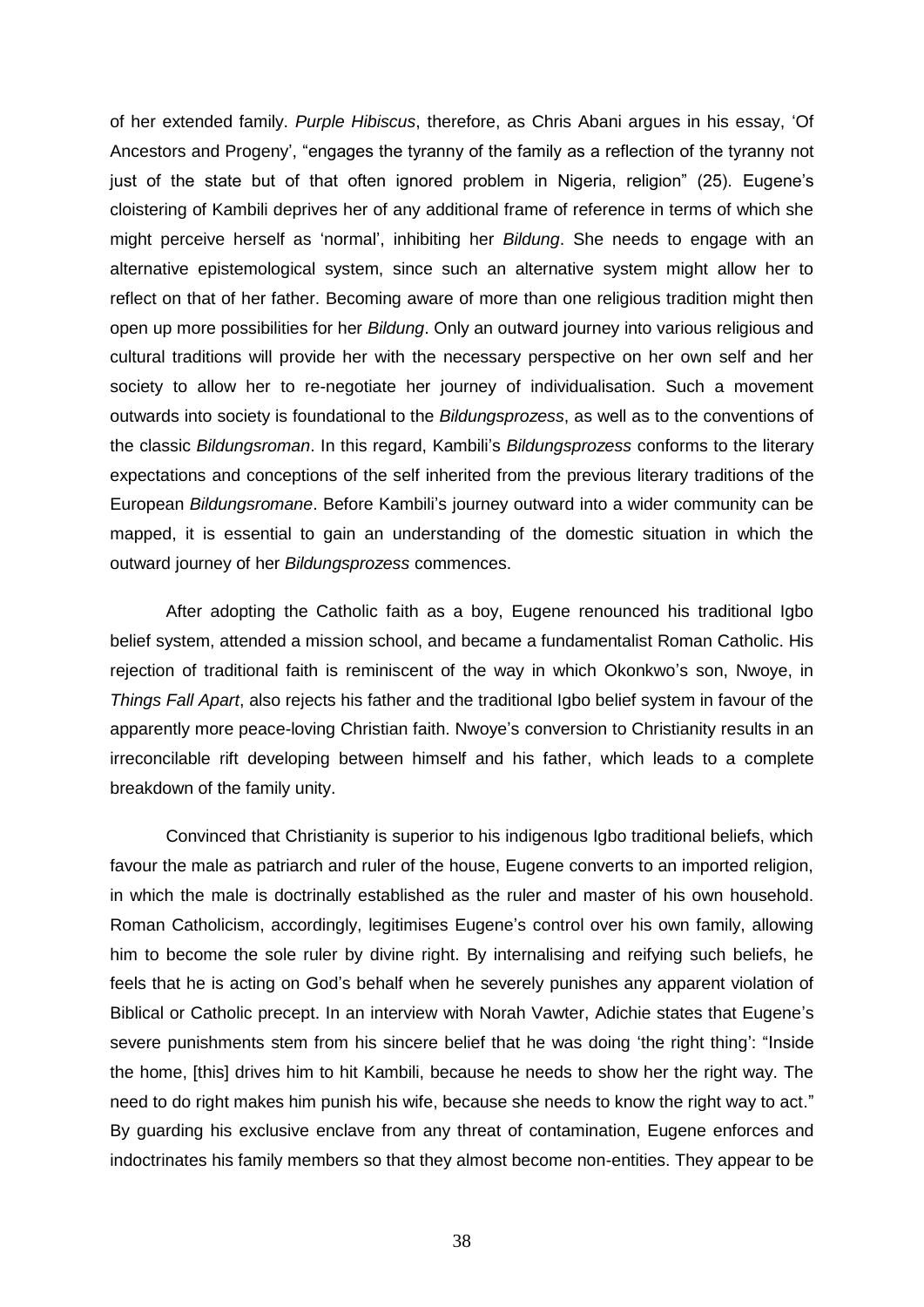of her extended family. *Purple Hibiscus*, therefore, as Chris Abani argues in his essay, 'Of Ancestors and Progeny', "engages the tyranny of the family as a reflection of the tyranny not just of the state but of that often ignored problem in Nigeria, religion" (25). Eugene's cloistering of Kambili deprives her of any additional frame of reference in terms of which she might perceive herself as 'normal', inhibiting her *Bildung*. She needs to engage with an alternative epistemological system, since such an alternative system might allow her to reflect on that of her father. Becoming aware of more than one religious tradition might then open up more possibilities for her *Bildung*. Only an outward journey into various religious and cultural traditions will provide her with the necessary perspective on her own self and her society to allow her to re-negotiate her journey of individualisation. Such a movement outwards into society is foundational to the *Bildungsprozess*, as well as to the conventions of the classic *Bildungsroman*. In this regard, Kambili's *Bildungsprozess* conforms to the literary expectations and conceptions of the self inherited from the previous literary traditions of the European *Bildungsromane*. Before Kambili's journey outward into a wider community can be mapped, it is essential to gain an understanding of the domestic situation in which the outward journey of her *Bildungsprozess* commences.

After adopting the Catholic faith as a boy, Eugene renounced his traditional Igbo belief system, attended a mission school, and became a fundamentalist Roman Catholic. His rejection of traditional faith is reminiscent of the way in which Okonkwo's son, Nwoye, in *Things Fall Apart*, also rejects his father and the traditional Igbo belief system in favour of the apparently more peace-loving Christian faith. Nwoye's conversion to Christianity results in an irreconcilable rift developing between himself and his father, which leads to a complete breakdown of the family unity.

Convinced that Christianity is superior to his indigenous Igbo traditional beliefs, which favour the male as patriarch and ruler of the house, Eugene converts to an imported religion, in which the male is doctrinally established as the ruler and master of his own household. Roman Catholicism, accordingly, legitimises Eugene's control over his own family, allowing him to become the sole ruler by divine right. By internalising and reifying such beliefs, he feels that he is acting on God's behalf when he severely punishes any apparent violation of Biblical or Catholic precept. In an interview with Norah Vawter, Adichie states that Eugene's severe punishments stem from his sincere belief that he was doing 'the right thing': "Inside the home, [this] drives him to hit Kambili, because he needs to show her the right way. The need to do right makes him punish his wife, because she needs to know the right way to act." By guarding his exclusive enclave from any threat of contamination, Eugene enforces and indoctrinates his family members so that they almost become non-entities. They appear to be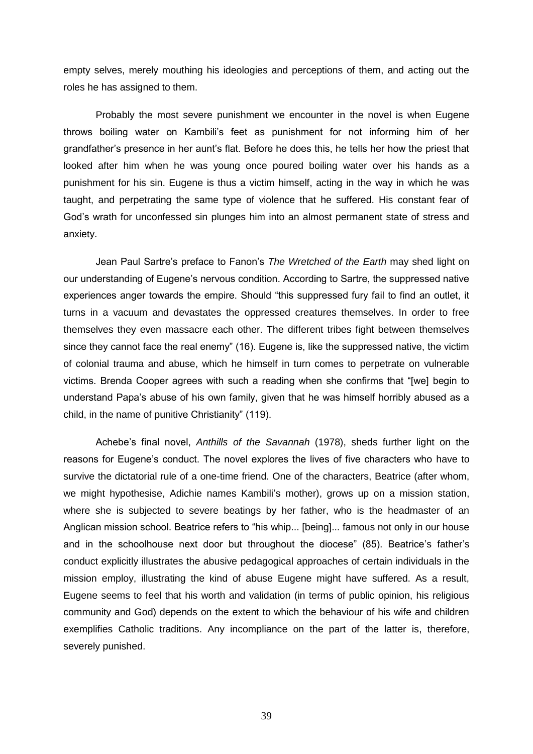empty selves, merely mouthing his ideologies and perceptions of them, and acting out the roles he has assigned to them.

Probably the most severe punishment we encounter in the novel is when Eugene throws boiling water on Kambili's feet as punishment for not informing him of her grandfather's presence in her aunt's flat. Before he does this, he tells her how the priest that looked after him when he was young once poured boiling water over his hands as a punishment for his sin. Eugene is thus a victim himself, acting in the way in which he was taught, and perpetrating the same type of violence that he suffered. His constant fear of God's wrath for unconfessed sin plunges him into an almost permanent state of stress and anxiety.

Jean Paul Sartre's preface to Fanon's *The Wretched of the Earth* may shed light on our understanding of Eugene's nervous condition. According to Sartre, the suppressed native experiences anger towards the empire. Should "this suppressed fury fail to find an outlet, it turns in a vacuum and devastates the oppressed creatures themselves. In order to free themselves they even massacre each other. The different tribes fight between themselves since they cannot face the real enemy" (16). Eugene is, like the suppressed native, the victim of colonial trauma and abuse, which he himself in turn comes to perpetrate on vulnerable victims. Brenda Cooper agrees with such a reading when she confirms that "[we] begin to understand Papa's abuse of his own family, given that he was himself horribly abused as a child, in the name of punitive Christianity" (119).

Achebe's final novel, *Anthills of the Savannah* (1978), sheds further light on the reasons for Eugene's conduct. The novel explores the lives of five characters who have to survive the dictatorial rule of a one-time friend. One of the characters, Beatrice (after whom, we might hypothesise, Adichie names Kambili's mother), grows up on a mission station, where she is subjected to severe beatings by her father, who is the headmaster of an Anglican mission school. Beatrice refers to "his whip... [being]... famous not only in our house and in the schoolhouse next door but throughout the diocese" (85). Beatrice's father's conduct explicitly illustrates the abusive pedagogical approaches of certain individuals in the mission employ, illustrating the kind of abuse Eugene might have suffered. As a result, Eugene seems to feel that his worth and validation (in terms of public opinion, his religious community and God) depends on the extent to which the behaviour of his wife and children exemplifies Catholic traditions. Any incompliance on the part of the latter is, therefore, severely punished.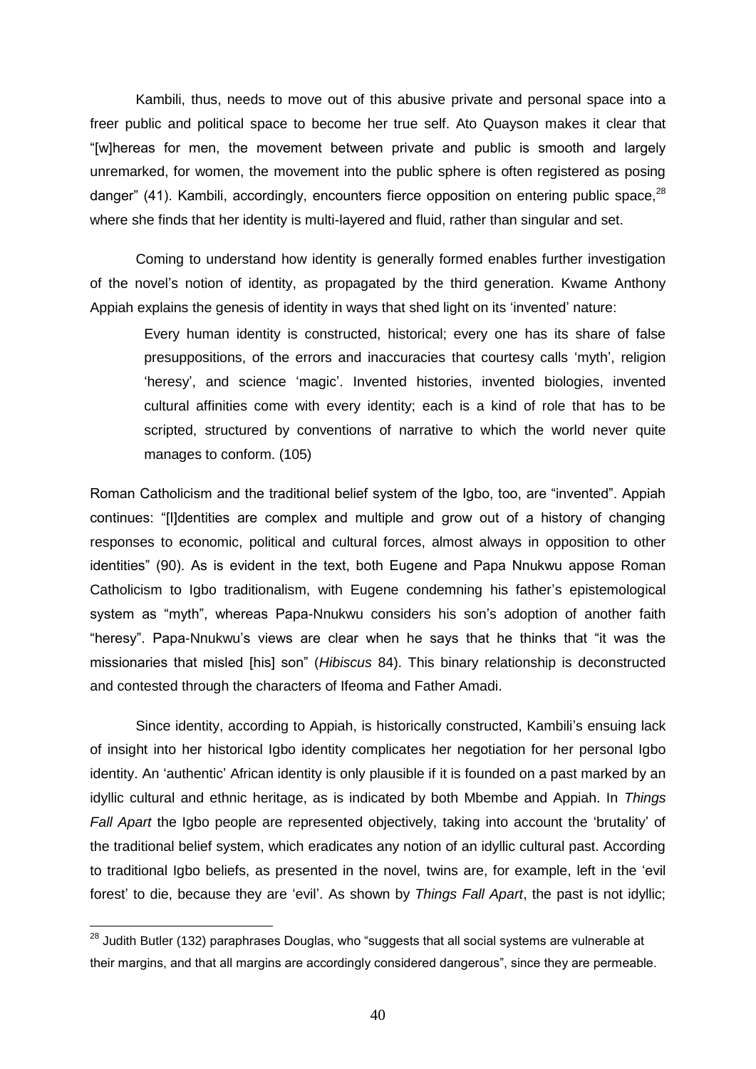Kambili, thus, needs to move out of this abusive private and personal space into a freer public and political space to become her true self. Ato Quayson makes it clear that "[w]hereas for men, the movement between private and public is smooth and largely unremarked, for women, the movement into the public sphere is often registered as posing danger" (41). Kambili, accordingly, encounters fierce opposition on entering public space,[28] where she finds that her identity is multi-layered and fluid, rather than singular and set.

Coming to understand how identity is generally formed enables further investigation of the novel's notion of identity, as propagated by the third generation. Kwame Anthony Appiah explains the genesis of identity in ways that shed light on its 'invented' nature:

> Every human identity is constructed, historical; every one has its share of false presuppositions, of the errors and inaccuracies that courtesy calls 'myth', religion 'heresy', and science 'magic'. Invented histories, invented biologies, invented cultural affinities come with every identity; each is a kind of role that has to be scripted, structured by conventions of narrative to which the world never quite manages to conform. (105)

Roman Catholicism and the traditional belief system of the Igbo, too, are "invented". Appiah continues: "[I]dentities are complex and multiple and grow out of a history of changing responses to economic, political and cultural forces, almost always in opposition to other identities" (90). As is evident in the text, both Eugene and Papa Nnukwu appose Roman Catholicism to Igbo traditionalism, with Eugene condemning his father's epistemological system as "myth", whereas Papa-Nnukwu considers his son's adoption of another faith "heresy". Papa-Nnukwu's views are clear when he says that he thinks that "it was the missionaries that misled [his] son" (*Hibiscus* 84). This binary relationship is deconstructed and contested through the characters of Ifeoma and Father Amadi.

Since identity, according to Appiah, is historically constructed, Kambili's ensuing lack of insight into her historical Igbo identity complicates her negotiation for her personal Igbo identity. An 'authentic' African identity is only plausible if it is founded on a past marked by an idyllic cultural and ethnic heritage, as is indicated by both Mbembe and Appiah. In *Things Fall Apart* the Igbo people are represented objectively, taking into account the 'brutality' of the traditional belief system, which eradicates any notion of an idyllic cultural past. According to traditional Igbo beliefs, as presented in the novel, twins are, for example, left in the 'evil forest' to die, because they are 'evil'. As shown by *Things Fall Apart*, the past is not idyllic;

---

[28] Judith Butler (132) paraphrases Douglas, who "suggests that all social systems are vulnerable at their margins, and that all margins are accordingly considered dangerous", since they are permeable.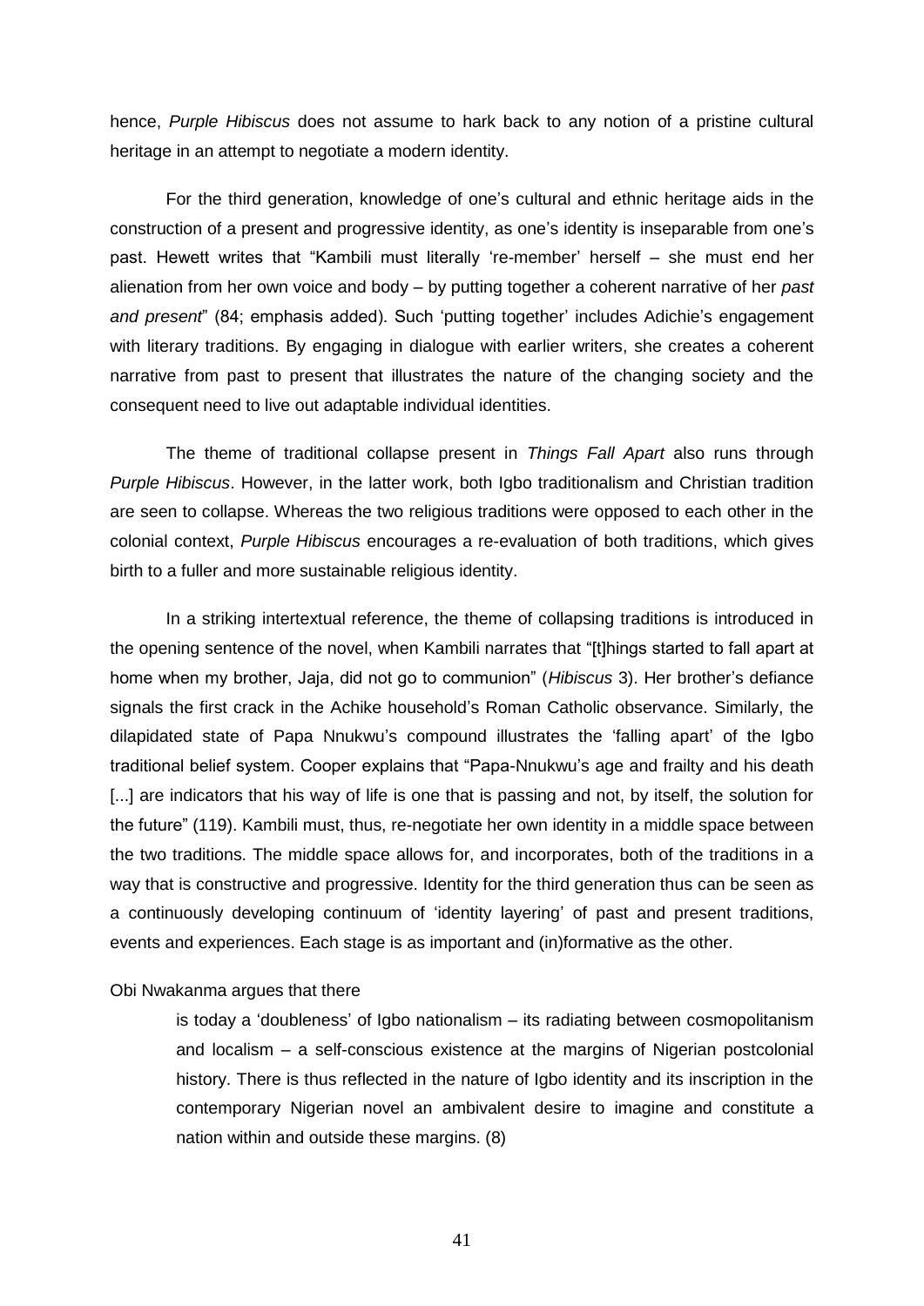hence, *Purple Hibiscus* does not assume to hark back to any notion of a pristine cultural heritage in an attempt to negotiate a modern identity.

For the third generation, knowledge of one's cultural and ethnic heritage aids in the construction of a present and progressive identity, as one's identity is inseparable from one's past. Hewett writes that "Kambili must literally 're-member' herself – she must end her alienation from her own voice and body – by putting together a coherent narrative of her *past and present*" (84; emphasis added). Such 'putting together' includes Adichie's engagement with literary traditions. By engaging in dialogue with earlier writers, she creates a coherent narrative from past to present that illustrates the nature of the changing society and the consequent need to live out adaptable individual identities.

The theme of traditional collapse present in *Things Fall Apart* also runs through *Purple Hibiscus*. However, in the latter work, both Igbo traditionalism and Christian tradition are seen to collapse. Whereas the two religious traditions were opposed to each other in the colonial context, *Purple Hibiscus* encourages a re-evaluation of both traditions, which gives birth to a fuller and more sustainable religious identity.

In a striking intertextual reference, the theme of collapsing traditions is introduced in the opening sentence of the novel, when Kambili narrates that "[t]hings started to fall apart at home when my brother, Jaja, did not go to communion" (*Hibiscus* 3). Her brother's defiance signals the first crack in the Achike household's Roman Catholic observance. Similarly, the dilapidated state of Papa Nnukwu's compound illustrates the 'falling apart' of the Igbo traditional belief system. Cooper explains that "Papa-Nnukwu's age and frailty and his death [...] are indicators that his way of life is one that is passing and not, by itself, the solution for the future" (119). Kambili must, thus, re-negotiate her own identity in a middle space between the two traditions. The middle space allows for, and incorporates, both of the traditions in a way that is constructive and progressive. Identity for the third generation thus can be seen as a continuously developing continuum of 'identity layering' of past and present traditions, events and experiences. Each stage is as important and (in)formative as the other.

Obi Nwakanma argues that there

> is today a 'doubleness' of Igbo nationalism – its radiating between cosmopolitanism and localism – a self-conscious existence at the margins of Nigerian postcolonial history. There is thus reflected in the nature of Igbo identity and its inscription in the contemporary Nigerian novel an ambivalent desire to imagine and constitute a nation within and outside these margins. (8)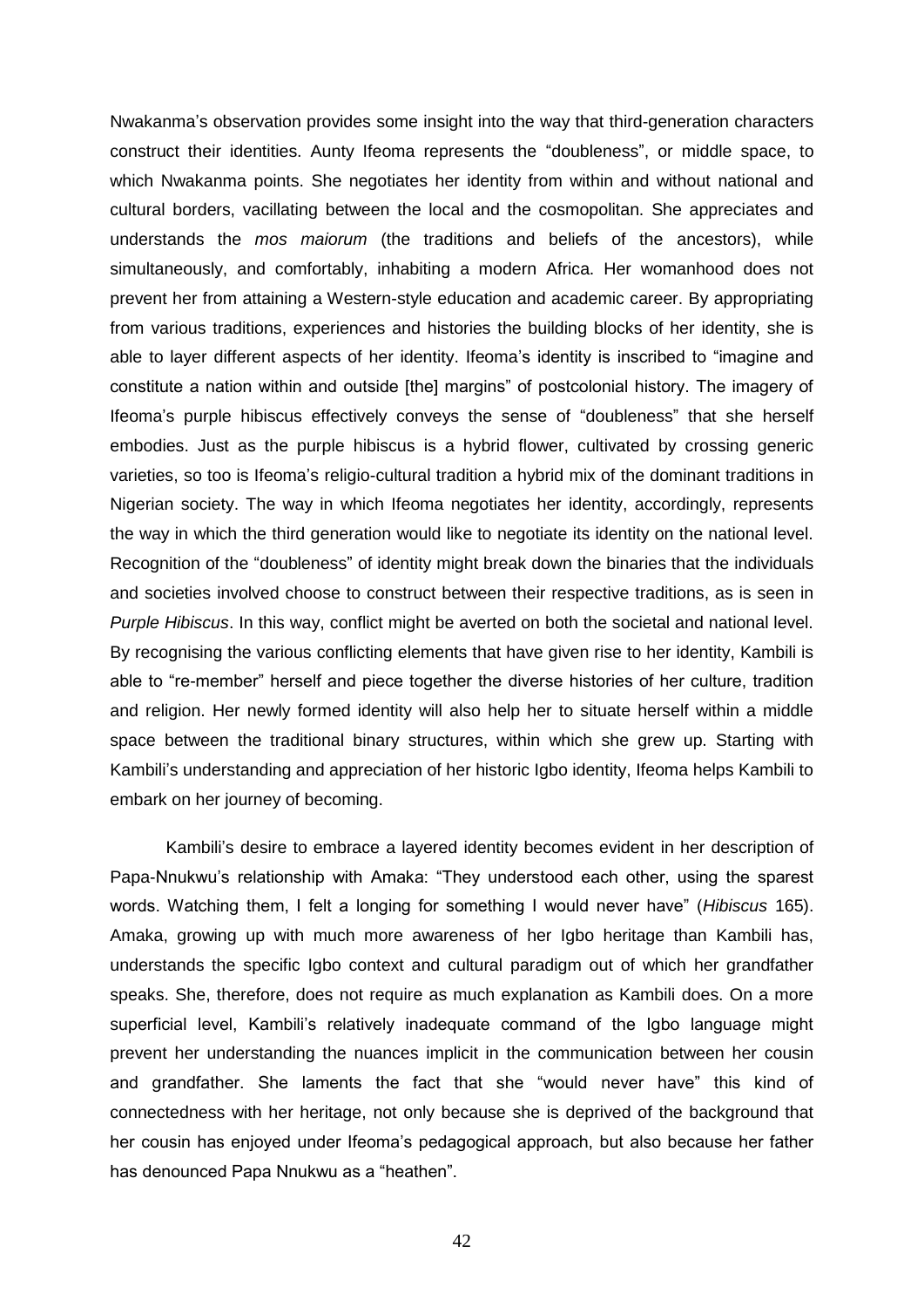Nwakanma's observation provides some insight into the way that third-generation characters construct their identities. Aunty Ifeoma represents the "doubleness", or middle space, to which Nwakanma points. She negotiates her identity from within and without national and cultural borders, vacillating between the local and the cosmopolitan. She appreciates and understands the *mos maiorum* (the traditions and beliefs of the ancestors), while simultaneously, and comfortably, inhabiting a modern Africa. Her womanhood does not prevent her from attaining a Western-style education and academic career. By appropriating from various traditions, experiences and histories the building blocks of her identity, she is able to layer different aspects of her identity. Ifeoma's identity is inscribed to "imagine and constitute a nation within and outside [the] margins" of postcolonial history. The imagery of Ifeoma's purple hibiscus effectively conveys the sense of "doubleness" that she herself embodies. Just as the purple hibiscus is a hybrid flower, cultivated by crossing generic varieties, so too is Ifeoma's religio-cultural tradition a hybrid mix of the dominant traditions in Nigerian society. The way in which Ifeoma negotiates her identity, accordingly, represents the way in which the third generation would like to negotiate its identity on the national level. Recognition of the "doubleness" of identity might break down the binaries that the individuals and societies involved choose to construct between their respective traditions, as is seen in *Purple Hibiscus*. In this way, conflict might be averted on both the societal and national level. By recognising the various conflicting elements that have given rise to her identity, Kambili is able to "re-member" herself and piece together the diverse histories of her culture, tradition and religion. Her newly formed identity will also help her to situate herself within a middle space between the traditional binary structures, within which she grew up. Starting with Kambili's understanding and appreciation of her historic Igbo identity, Ifeoma helps Kambili to embark on her journey of becoming.

Kambili's desire to embrace a layered identity becomes evident in her description of Papa-Nnukwu's relationship with Amaka: "They understood each other, using the sparest words. Watching them, I felt a longing for something I would never have" (*Hibiscus* 165). Amaka, growing up with much more awareness of her Igbo heritage than Kambili has, understands the specific Igbo context and cultural paradigm out of which her grandfather speaks. She, therefore, does not require as much explanation as Kambili does. On a more superficial level, Kambili's relatively inadequate command of the Igbo language might prevent her understanding the nuances implicit in the communication between her cousin and grandfather. She laments the fact that she "would never have" this kind of connectedness with her heritage, not only because she is deprived of the background that her cousin has enjoyed under Ifeoma's pedagogical approach, but also because her father has denounced Papa Nnukwu as a "heathen".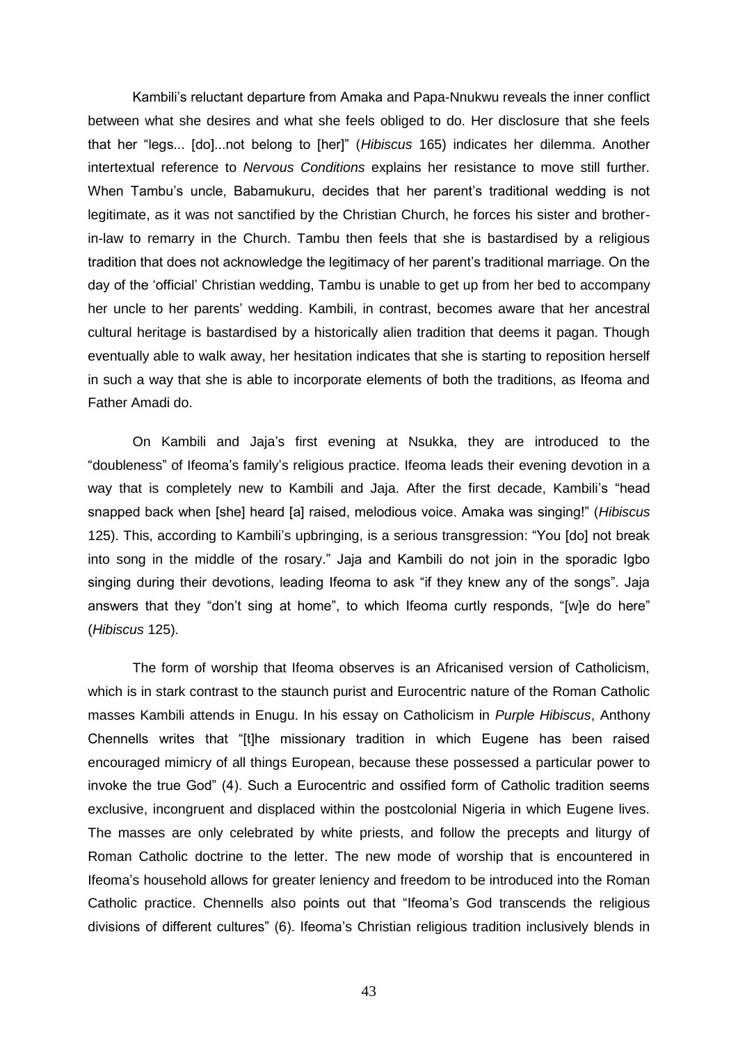Kambili's reluctant departure from Amaka and Papa-Nnukwu reveals the inner conflict between what she desires and what she feels obliged to do. Her disclosure that she feels that her "legs... [do]...not belong to [her]" (*Hibiscus* 165) indicates her dilemma. Another intertextual reference to *Nervous Conditions* explains her resistance to move still further. When Tambu's uncle, Babamukuru, decides that her parent's traditional wedding is not legitimate, as it was not sanctified by the Christian Church, he forces his sister and brother-in-law to remarry in the Church. Tambu then feels that she is bastardised by a religious tradition that does not acknowledge the legitimacy of her parent's traditional marriage. On the day of the 'official' Christian wedding, Tambu is unable to get up from her bed to accompany her uncle to her parents' wedding. Kambili, in contrast, becomes aware that her ancestral cultural heritage is bastardised by a historically alien tradition that deems it pagan. Though eventually able to walk away, her hesitation indicates that she is starting to reposition herself in such a way that she is able to incorporate elements of both the traditions, as Ifeoma and Father Amadi do.

On Kambili and Jaja's first evening at Nsukka, they are introduced to the "doubleness" of Ifeoma's family's religious practice. Ifeoma leads their evening devotion in a way that is completely new to Kambili and Jaja. After the first decade, Kambili's "head snapped back when [she] heard [a] raised, melodious voice. Amaka was singing!" (*Hibiscus* 125). This, according to Kambili's upbringing, is a serious transgression: "You [do] not break into song in the middle of the rosary." Jaja and Kambili do not join in the sporadic Igbo singing during their devotions, leading Ifeoma to ask "if they knew any of the songs". Jaja answers that they "don't sing at home", to which Ifeoma curtly responds, "[w]e do here" (*Hibiscus* 125).

The form of worship that Ifeoma observes is an Africanised version of Catholicism, which is in stark contrast to the staunch purist and Eurocentric nature of the Roman Catholic masses Kambili attends in Enugu. In his essay on Catholicism in *Purple Hibiscus*, Anthony Chennells writes that "[t]he missionary tradition in which Eugene has been raised encouraged mimicry of all things European, because these possessed a particular power to invoke the true God" (4). Such a Eurocentric and ossified form of Catholic tradition seems exclusive, incongruent and displaced within the postcolonial Nigeria in which Eugene lives. The masses are only celebrated by white priests, and follow the precepts and liturgy of Roman Catholic doctrine to the letter. The new mode of worship that is encountered in Ifeoma's household allows for greater leniency and freedom to be introduced into the Roman Catholic practice. Chennells also points out that "Ifeoma's God transcends the religious divisions of different cultures" (6). Ifeoma's Christian religious tradition inclusively blends in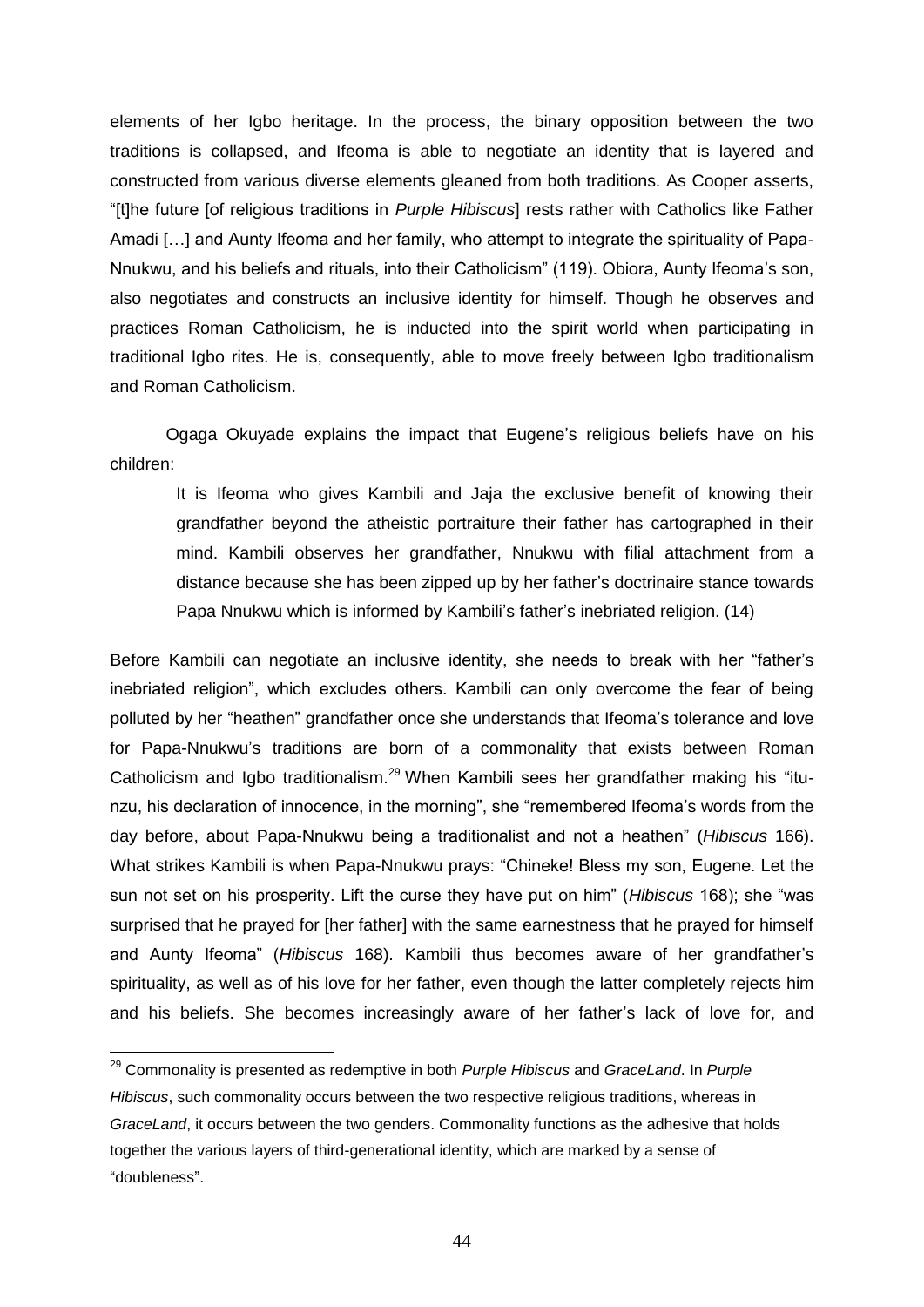elements of her Igbo heritage. In the process, the binary opposition between the two traditions is collapsed, and Ifeoma is able to negotiate an identity that is layered and constructed from various diverse elements gleaned from both traditions. As Cooper asserts, "[t]he future [of religious traditions in *Purple Hibiscus*] rests rather with Catholics like Father Amadi […] and Aunty Ifeoma and her family, who attempt to integrate the spirituality of Papa-Nnukwu, and his beliefs and rituals, into their Catholicism" (119). Obiora, Aunty Ifeoma's son, also negotiates and constructs an inclusive identity for himself. Though he observes and practices Roman Catholicism, he is inducted into the spirit world when participating in traditional Igbo rites. He is, consequently, able to move freely between Igbo traditionalism and Roman Catholicism.

Ogaga Okuyade explains the impact that Eugene's religious beliefs have on his children:

> It is Ifeoma who gives Kambili and Jaja the exclusive benefit of knowing their grandfather beyond the atheistic portraiture their father has cartographed in their mind. Kambili observes her grandfather, Nnukwu with filial attachment from a distance because she has been zipped up by her father's doctrinaire stance towards Papa Nnukwu which is informed by Kambili's father's inebriated religion. (14)

Before Kambili can negotiate an inclusive identity, she needs to break with her "father's inebriated religion", which excludes others. Kambili can only overcome the fear of being polluted by her "heathen" grandfather once she understands that Ifeoma's tolerance and love for Papa-Nnukwu's traditions are born of a commonality that exists between Roman Catholicism and Igbo traditionalism.[29] When Kambili sees her grandfather making his "itu-nzu, his declaration of innocence, in the morning", she "remembered Ifeoma's words from the day before, about Papa-Nnukwu being a traditionalist and not a heathen" (*Hibiscus* 166). What strikes Kambili is when Papa-Nnukwu prays: "Chineke! Bless my son, Eugene. Let the sun not set on his prosperity. Lift the curse they have put on him" (*Hibiscus* 168); she "was surprised that he prayed for [her father] with the same earnestness that he prayed for himself and Aunty Ifeoma" (*Hibiscus* 168). Kambili thus becomes aware of her grandfather's spirituality, as well as of his love for her father, even though the latter completely rejects him and his beliefs. She becomes increasingly aware of her father's lack of love for, and

[29] Commonality is presented as redemptive in both *Purple Hibiscus* and *GraceLand*. In *Purple Hibiscus*, such commonality occurs between the two respective religious traditions, whereas in *GraceLand*, it occurs between the two genders. Commonality functions as the adhesive that holds together the various layers of third-generational identity, which are marked by a sense of "doubleness".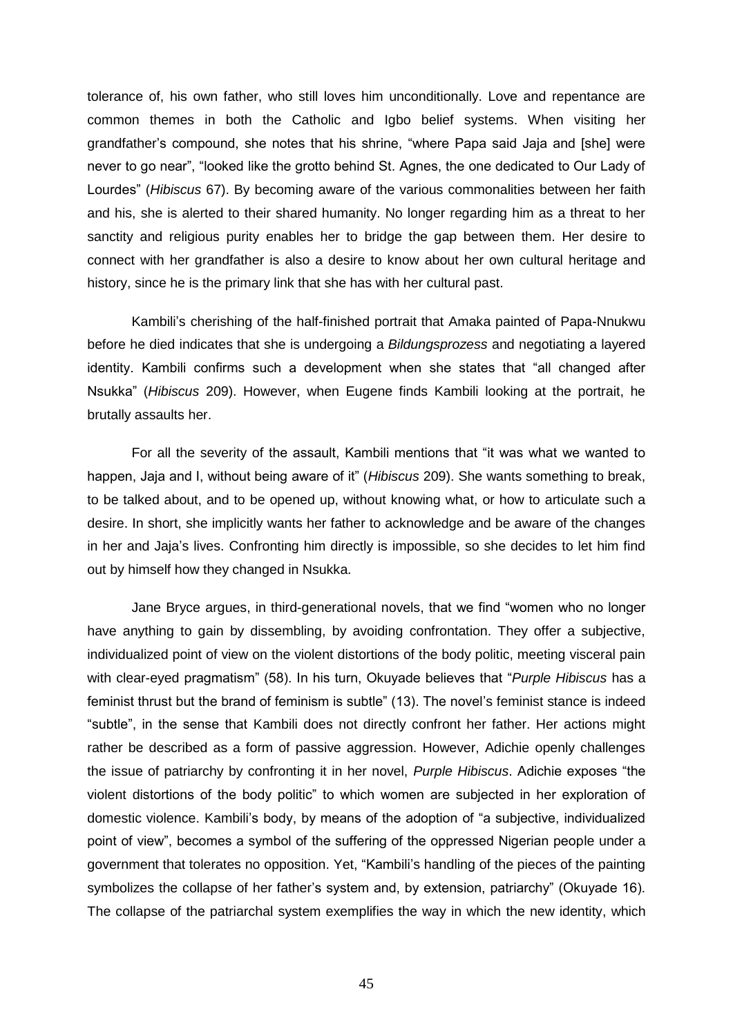tolerance of, his own father, who still loves him unconditionally. Love and repentance are common themes in both the Catholic and Igbo belief systems. When visiting her grandfather's compound, she notes that his shrine, "where Papa said Jaja and [she] were never to go near", "looked like the grotto behind St. Agnes, the one dedicated to Our Lady of Lourdes" (*Hibiscus* 67). By becoming aware of the various commonalities between her faith and his, she is alerted to their shared humanity. No longer regarding him as a threat to her sanctity and religious purity enables her to bridge the gap between them. Her desire to connect with her grandfather is also a desire to know about her own cultural heritage and history, since he is the primary link that she has with her cultural past.

Kambili's cherishing of the half-finished portrait that Amaka painted of Papa-Nnukwu before he died indicates that she is undergoing a *Bildungsprozess* and negotiating a layered identity. Kambili confirms such a development when she states that "all changed after Nsukka" (*Hibiscus* 209). However, when Eugene finds Kambili looking at the portrait, he brutally assaults her.

For all the severity of the assault, Kambili mentions that "it was what we wanted to happen, Jaja and I, without being aware of it" (*Hibiscus* 209). She wants something to break, to be talked about, and to be opened up, without knowing what, or how to articulate such a desire. In short, she implicitly wants her father to acknowledge and be aware of the changes in her and Jaja's lives. Confronting him directly is impossible, so she decides to let him find out by himself how they changed in Nsukka.

Jane Bryce argues, in third-generational novels, that we find "women who no longer have anything to gain by dissembling, by avoiding confrontation. They offer a subjective, individualized point of view on the violent distortions of the body politic, meeting visceral pain with clear-eyed pragmatism" (58). In his turn, Okuyade believes that "*Purple Hibiscus* has a feminist thrust but the brand of feminism is subtle" (13). The novel's feminist stance is indeed "subtle", in the sense that Kambili does not directly confront her father. Her actions might rather be described as a form of passive aggression. However, Adichie openly challenges the issue of patriarchy by confronting it in her novel, *Purple Hibiscus*. Adichie exposes "the violent distortions of the body politic" to which women are subjected in her exploration of domestic violence. Kambili's body, by means of the adoption of "a subjective, individualized point of view", becomes a symbol of the suffering of the oppressed Nigerian people under a government that tolerates no opposition. Yet, "Kambili's handling of the pieces of the painting symbolizes the collapse of her father's system and, by extension, patriarchy" (Okuyade 16). The collapse of the patriarchal system exemplifies the way in which the new identity, which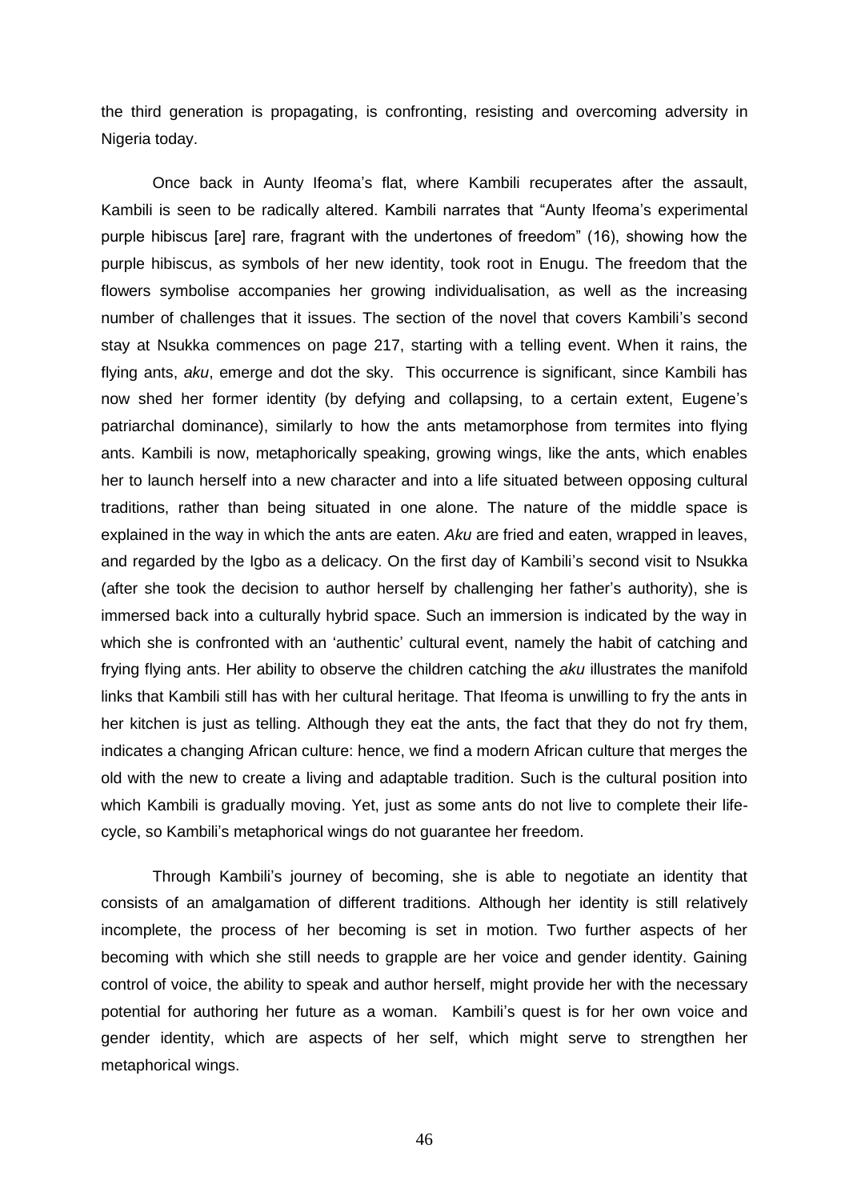the third generation is propagating, is confronting, resisting and overcoming adversity in Nigeria today.

Once back in Aunty Ifeoma's flat, where Kambili recuperates after the assault, Kambili is seen to be radically altered. Kambili narrates that "Aunty Ifeoma's experimental purple hibiscus [are] rare, fragrant with the undertones of freedom" (16), showing how the purple hibiscus, as symbols of her new identity, took root in Enugu. The freedom that the flowers symbolise accompanies her growing individualisation, as well as the increasing number of challenges that it issues. The section of the novel that covers Kambili's second stay at Nsukka commences on page 217, starting with a telling event. When it rains, the flying ants, *aku*, emerge and dot the sky. This occurrence is significant, since Kambili has now shed her former identity (by defying and collapsing, to a certain extent, Eugene's patriarchal dominance), similarly to how the ants metamorphose from termites into flying ants. Kambili is now, metaphorically speaking, growing wings, like the ants, which enables her to launch herself into a new character and into a life situated between opposing cultural traditions, rather than being situated in one alone. The nature of the middle space is explained in the way in which the ants are eaten. *Aku* are fried and eaten, wrapped in leaves, and regarded by the Igbo as a delicacy. On the first day of Kambili's second visit to Nsukka (after she took the decision to author herself by challenging her father's authority), she is immersed back into a culturally hybrid space. Such an immersion is indicated by the way in which she is confronted with an 'authentic' cultural event, namely the habit of catching and frying flying ants. Her ability to observe the children catching the *aku* illustrates the manifold links that Kambili still has with her cultural heritage. That Ifeoma is unwilling to fry the ants in her kitchen is just as telling. Although they eat the ants, the fact that they do not fry them, indicates a changing African culture: hence, we find a modern African culture that merges the old with the new to create a living and adaptable tradition. Such is the cultural position into which Kambili is gradually moving. Yet, just as some ants do not live to complete their life-cycle, so Kambili's metaphorical wings do not guarantee her freedom.

Through Kambili's journey of becoming, she is able to negotiate an identity that consists of an amalgamation of different traditions. Although her identity is still relatively incomplete, the process of her becoming is set in motion. Two further aspects of her becoming with which she still needs to grapple are her voice and gender identity. Gaining control of voice, the ability to speak and author herself, might provide her with the necessary potential for authoring her future as a woman. Kambili's quest is for her own voice and gender identity, which are aspects of her self, which might serve to strengthen her metaphorical wings.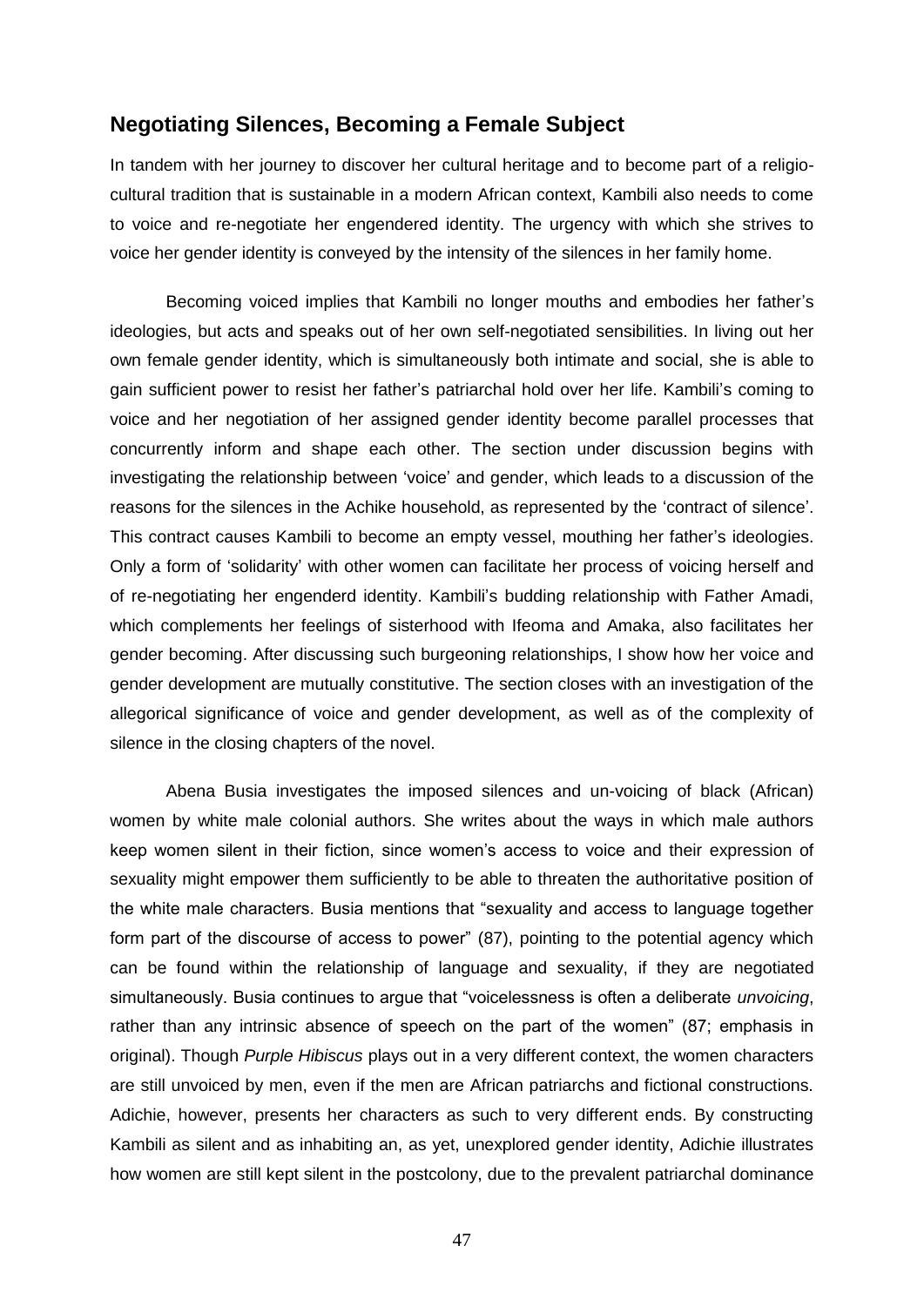## Negotiating Silences, Becoming a Female Subject

In tandem with her journey to discover her cultural heritage and to become part of a religio-cultural tradition that is sustainable in a modern African context, Kambili also needs to come to voice and re-negotiate her engendered identity. The urgency with which she strives to voice her gender identity is conveyed by the intensity of the silences in her family home.

Becoming voiced implies that Kambili no longer mouths and embodies her father's ideologies, but acts and speaks out of her own self-negotiated sensibilities. In living out her own female gender identity, which is simultaneously both intimate and social, she is able to gain sufficient power to resist her father's patriarchal hold over her life. Kambili's coming to voice and her negotiation of her assigned gender identity become parallel processes that concurrently inform and shape each other. The section under discussion begins with investigating the relationship between 'voice' and gender, which leads to a discussion of the reasons for the silences in the Achike household, as represented by the 'contract of silence'. This contract causes Kambili to become an empty vessel, mouthing her father's ideologies. Only a form of 'solidarity' with other women can facilitate her process of voicing herself and of re-negotiating her engenderd identity. Kambili's budding relationship with Father Amadi, which complements her feelings of sisterhood with Ifeoma and Amaka, also facilitates her gender becoming. After discussing such burgeoning relationships, I show how her voice and gender development are mutually constitutive. The section closes with an investigation of the allegorical significance of voice and gender development, as well as of the complexity of silence in the closing chapters of the novel.

Abena Busia investigates the imposed silences and un-voicing of black (African) women by white male colonial authors. She writes about the ways in which male authors keep women silent in their fiction, since women's access to voice and their expression of sexuality might empower them sufficiently to be able to threaten the authoritative position of the white male characters. Busia mentions that "sexuality and access to language together form part of the discourse of access to power" (87), pointing to the potential agency which can be found within the relationship of language and sexuality, if they are negotiated simultaneously. Busia continues to argue that "voicelessness is often a deliberate *unvoicing*, rather than any intrinsic absence of speech on the part of the women" (87; emphasis in original). Though *Purple Hibiscus* plays out in a very different context, the women characters are still unvoiced by men, even if the men are African patriarchs and fictional constructions. Adichie, however, presents her characters as such to very different ends. By constructing Kambili as silent and as inhabiting an, as yet, unexplored gender identity, Adichie illustrates how women are still kept silent in the postcolony, due to the prevalent patriarchal dominance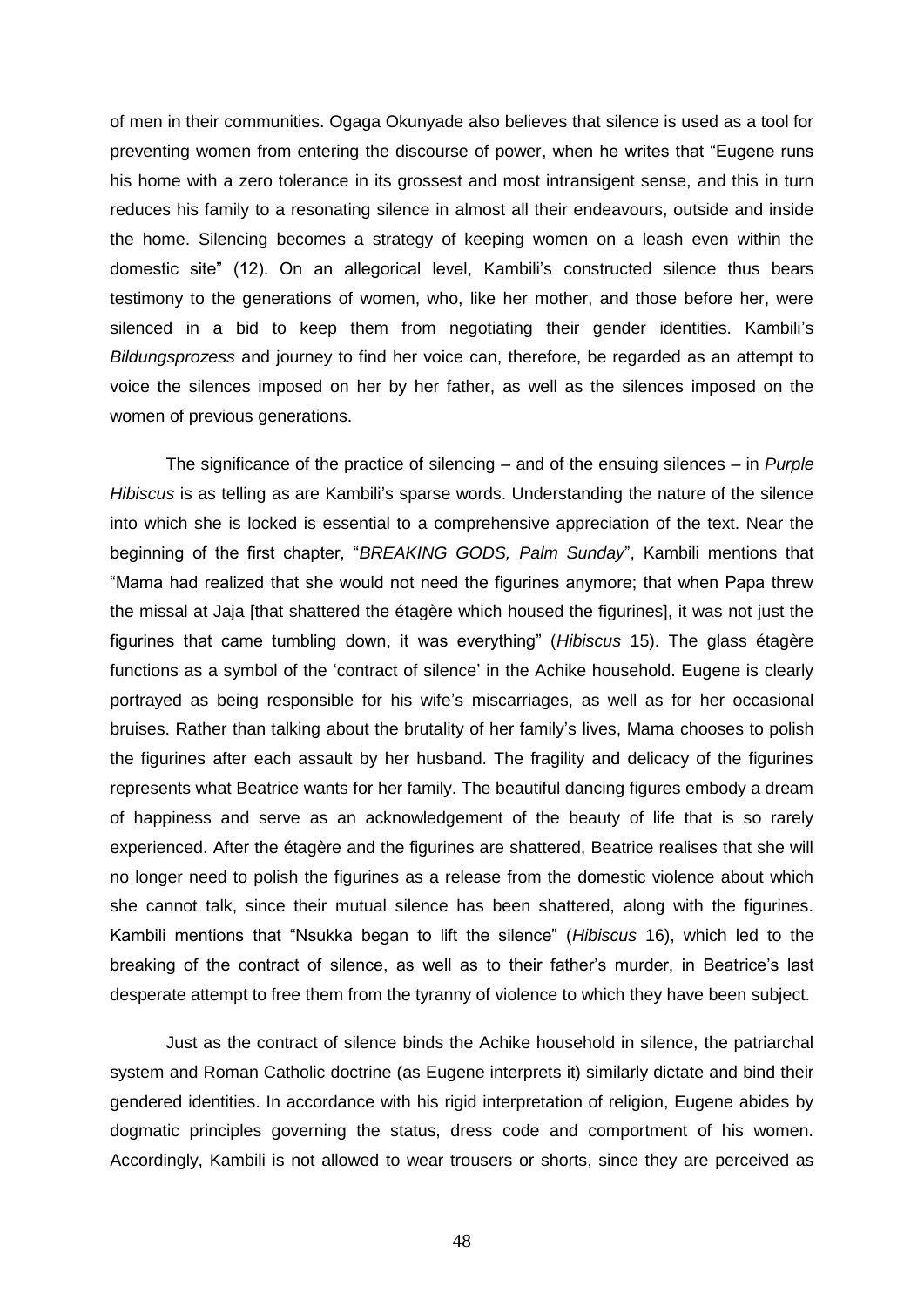of men in their communities. Ogaga Okunyade also believes that silence is used as a tool for preventing women from entering the discourse of power, when he writes that "Eugene runs his home with a zero tolerance in its grossest and most intransigent sense, and this in turn reduces his family to a resonating silence in almost all their endeavours, outside and inside the home. Silencing becomes a strategy of keeping women on a leash even within the domestic site" (12). On an allegorical level, Kambili's constructed silence thus bears testimony to the generations of women, who, like her mother, and those before her, were silenced in a bid to keep them from negotiating their gender identities. Kambili's *Bildungsprozess* and journey to find her voice can, therefore, be regarded as an attempt to voice the silences imposed on her by her father, as well as the silences imposed on the women of previous generations.

The significance of the practice of silencing – and of the ensuing silences – in *Purple Hibiscus* is as telling as are Kambili's sparse words. Understanding the nature of the silence into which she is locked is essential to a comprehensive appreciation of the text. Near the beginning of the first chapter, "*BREAKING GODS, Palm Sunday*", Kambili mentions that "Mama had realized that she would not need the figurines anymore; that when Papa threw the missal at Jaja [that shattered the étagère which housed the figurines], it was not just the figurines that came tumbling down, it was everything" (*Hibiscus* 15). The glass étagère functions as a symbol of the 'contract of silence' in the Achike household. Eugene is clearly portrayed as being responsible for his wife's miscarriages, as well as for her occasional bruises. Rather than talking about the brutality of her family's lives, Mama chooses to polish the figurines after each assault by her husband. The fragility and delicacy of the figurines represents what Beatrice wants for her family. The beautiful dancing figures embody a dream of happiness and serve as an acknowledgement of the beauty of life that is so rarely experienced. After the étagère and the figurines are shattered, Beatrice realises that she will no longer need to polish the figurines as a release from the domestic violence about which she cannot talk, since their mutual silence has been shattered, along with the figurines. Kambili mentions that "Nsukka began to lift the silence" (*Hibiscus* 16), which led to the breaking of the contract of silence, as well as to their father's murder, in Beatrice's last desperate attempt to free them from the tyranny of violence to which they have been subject.

Just as the contract of silence binds the Achike household in silence, the patriarchal system and Roman Catholic doctrine (as Eugene interprets it) similarly dictate and bind their gendered identities. In accordance with his rigid interpretation of religion, Eugene abides by dogmatic principles governing the status, dress code and comportment of his women. Accordingly, Kambili is not allowed to wear trousers or shorts, since they are perceived as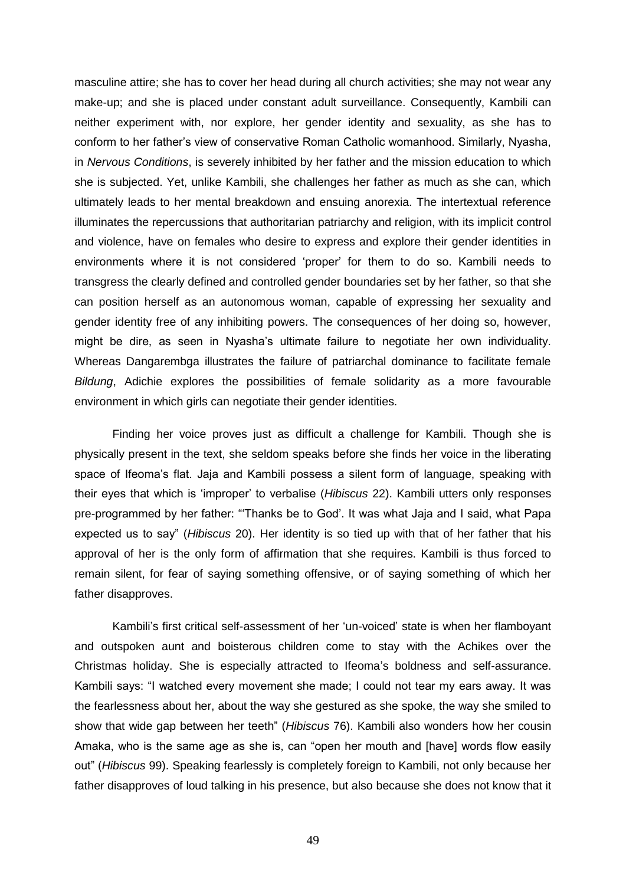masculine attire; she has to cover her head during all church activities; she may not wear any make-up; and she is placed under constant adult surveillance. Consequently, Kambili can neither experiment with, nor explore, her gender identity and sexuality, as she has to conform to her father's view of conservative Roman Catholic womanhood. Similarly, Nyasha, in *Nervous Conditions*, is severely inhibited by her father and the mission education to which she is subjected. Yet, unlike Kambili, she challenges her father as much as she can, which ultimately leads to her mental breakdown and ensuing anorexia. The intertextual reference illuminates the repercussions that authoritarian patriarchy and religion, with its implicit control and violence, have on females who desire to express and explore their gender identities in environments where it is not considered 'proper' for them to do so. Kambili needs to transgress the clearly defined and controlled gender boundaries set by her father, so that she can position herself as an autonomous woman, capable of expressing her sexuality and gender identity free of any inhibiting powers. The consequences of her doing so, however, might be dire, as seen in Nyasha's ultimate failure to negotiate her own individuality. Whereas Dangarembga illustrates the failure of patriarchal dominance to facilitate female *Bildung*, Adichie explores the possibilities of female solidarity as a more favourable environment in which girls can negotiate their gender identities.

Finding her voice proves just as difficult a challenge for Kambili. Though she is physically present in the text, she seldom speaks before she finds her voice in the liberating space of Ifeoma's flat. Jaja and Kambili possess a silent form of language, speaking with their eyes that which is 'improper' to verbalise (*Hibiscus* 22). Kambili utters only responses pre-programmed by her father: "'Thanks be to God'. It was what Jaja and I said, what Papa expected us to say" (*Hibiscus* 20). Her identity is so tied up with that of her father that his approval of her is the only form of affirmation that she requires. Kambili is thus forced to remain silent, for fear of saying something offensive, or of saying something of which her father disapproves.

Kambili's first critical self-assessment of her 'un-voiced' state is when her flamboyant and outspoken aunt and boisterous children come to stay with the Achikes over the Christmas holiday. She is especially attracted to Ifeoma's boldness and self-assurance. Kambili says: "I watched every movement she made; I could not tear my ears away. It was the fearlessness about her, about the way she gestured as she spoke, the way she smiled to show that wide gap between her teeth" (*Hibiscus* 76). Kambili also wonders how her cousin Amaka, who is the same age as she is, can "open her mouth and [have] words flow easily out" (*Hibiscus* 99). Speaking fearlessly is completely foreign to Kambili, not only because her father disapproves of loud talking in his presence, but also because she does not know that it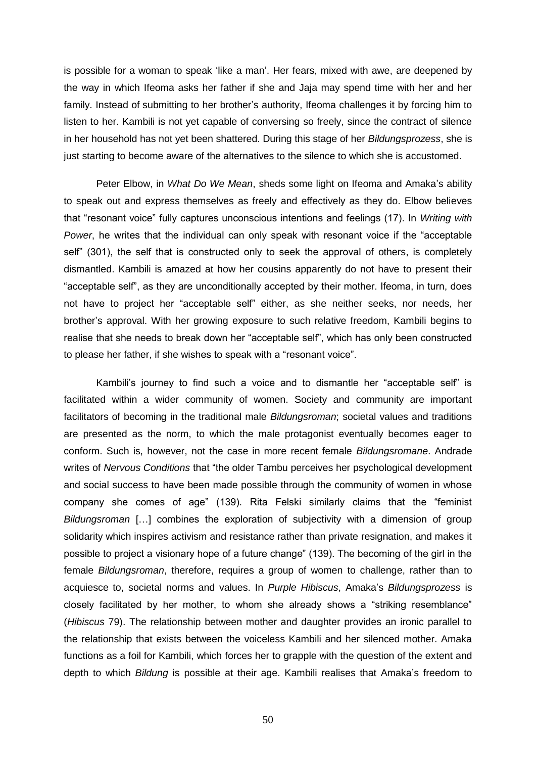is possible for a woman to speak 'like a man'. Her fears, mixed with awe, are deepened by the way in which Ifeoma asks her father if she and Jaja may spend time with her and her family. Instead of submitting to her brother's authority, Ifeoma challenges it by forcing him to listen to her. Kambili is not yet capable of conversing so freely, since the contract of silence in her household has not yet been shattered. During this stage of her *Bildungsprozess*, she is just starting to become aware of the alternatives to the silence to which she is accustomed.

Peter Elbow, in *What Do We Mean*, sheds some light on Ifeoma and Amaka's ability to speak out and express themselves as freely and effectively as they do. Elbow believes that "resonant voice" fully captures unconscious intentions and feelings (17). In *Writing with Power*, he writes that the individual can only speak with resonant voice if the "acceptable self" (301), the self that is constructed only to seek the approval of others, is completely dismantled. Kambili is amazed at how her cousins apparently do not have to present their "acceptable self", as they are unconditionally accepted by their mother. Ifeoma, in turn, does not have to project her "acceptable self" either, as she neither seeks, nor needs, her brother's approval. With her growing exposure to such relative freedom, Kambili begins to realise that she needs to break down her "acceptable self", which has only been constructed to please her father, if she wishes to speak with a "resonant voice".

Kambili's journey to find such a voice and to dismantle her "acceptable self" is facilitated within a wider community of women. Society and community are important facilitators of becoming in the traditional male *Bildungsroman*; societal values and traditions are presented as the norm, to which the male protagonist eventually becomes eager to conform. Such is, however, not the case in more recent female *Bildungsromane*. Andrade writes of *Nervous Conditions* that "the older Tambu perceives her psychological development and social success to have been made possible through the community of women in whose company she comes of age" (139). Rita Felski similarly claims that the "feminist *Bildungsroman* […] combines the exploration of subjectivity with a dimension of group solidarity which inspires activism and resistance rather than private resignation, and makes it possible to project a visionary hope of a future change" (139). The becoming of the girl in the female *Bildungsroman*, therefore, requires a group of women to challenge, rather than to acquiesce to, societal norms and values. In *Purple Hibiscus*, Amaka's *Bildungsprozess* is closely facilitated by her mother, to whom she already shows a "striking resemblance" (*Hibiscus* 79). The relationship between mother and daughter provides an ironic parallel to the relationship that exists between the voiceless Kambili and her silenced mother. Amaka functions as a foil for Kambili, which forces her to grapple with the question of the extent and depth to which *Bildung* is possible at their age. Kambili realises that Amaka's freedom to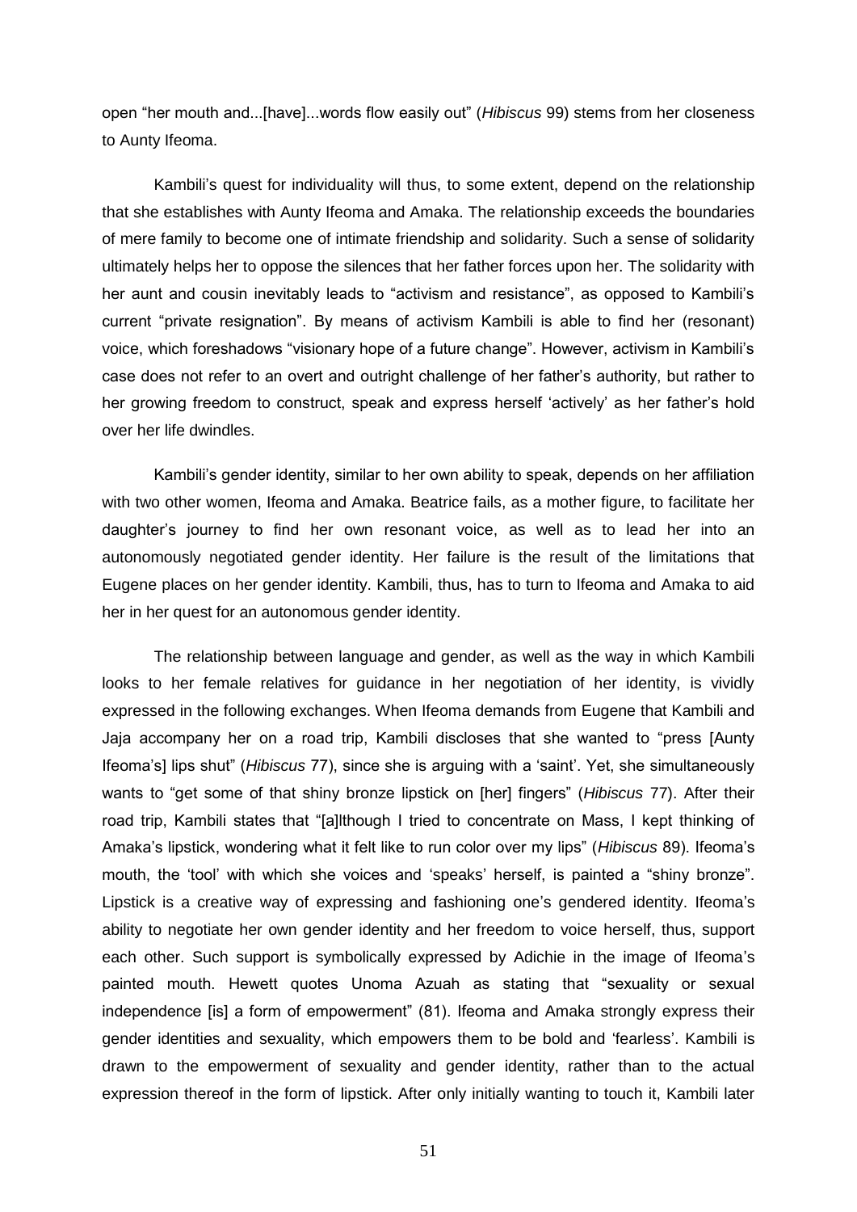open "her mouth and...[have]...words flow easily out" (*Hibiscus* 99) stems from her closeness to Aunty Ifeoma.

Kambili's quest for individuality will thus, to some extent, depend on the relationship that she establishes with Aunty Ifeoma and Amaka. The relationship exceeds the boundaries of mere family to become one of intimate friendship and solidarity. Such a sense of solidarity ultimately helps her to oppose the silences that her father forces upon her. The solidarity with her aunt and cousin inevitably leads to "activism and resistance", as opposed to Kambili's current "private resignation". By means of activism Kambili is able to find her (resonant) voice, which foreshadows "visionary hope of a future change". However, activism in Kambili's case does not refer to an overt and outright challenge of her father's authority, but rather to her growing freedom to construct, speak and express herself 'actively' as her father's hold over her life dwindles.

Kambili's gender identity, similar to her own ability to speak, depends on her affiliation with two other women, Ifeoma and Amaka. Beatrice fails, as a mother figure, to facilitate her daughter's journey to find her own resonant voice, as well as to lead her into an autonomously negotiated gender identity. Her failure is the result of the limitations that Eugene places on her gender identity. Kambili, thus, has to turn to Ifeoma and Amaka to aid her in her quest for an autonomous gender identity.

The relationship between language and gender, as well as the way in which Kambili looks to her female relatives for guidance in her negotiation of her identity, is vividly expressed in the following exchanges. When Ifeoma demands from Eugene that Kambili and Jaja accompany her on a road trip, Kambili discloses that she wanted to "press [Aunty Ifeoma's] lips shut" (*Hibiscus* 77), since she is arguing with a 'saint'. Yet, she simultaneously wants to "get some of that shiny bronze lipstick on [her] fingers" (*Hibiscus* 77). After their road trip, Kambili states that "[a]lthough I tried to concentrate on Mass, I kept thinking of Amaka's lipstick, wondering what it felt like to run color over my lips" (*Hibiscus* 89). Ifeoma's mouth, the 'tool' with which she voices and 'speaks' herself, is painted a "shiny bronze". Lipstick is a creative way of expressing and fashioning one's gendered identity. Ifeoma's ability to negotiate her own gender identity and her freedom to voice herself, thus, support each other. Such support is symbolically expressed by Adichie in the image of Ifeoma's painted mouth. Hewett quotes Unoma Azuah as stating that "sexuality or sexual independence [is] a form of empowerment" (81). Ifeoma and Amaka strongly express their gender identities and sexuality, which empowers them to be bold and 'fearless'. Kambili is drawn to the empowerment of sexuality and gender identity, rather than to the actual expression thereof in the form of lipstick. After only initially wanting to touch it, Kambili later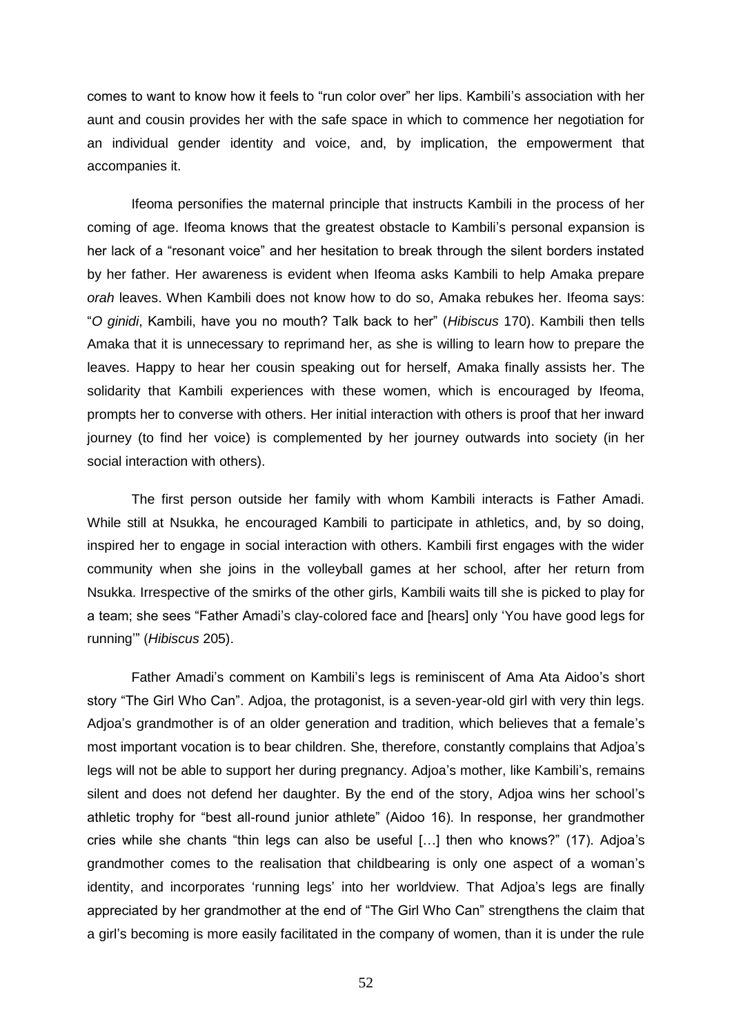comes to want to know how it feels to "run color over" her lips. Kambili's association with her aunt and cousin provides her with the safe space in which to commence her negotiation for an individual gender identity and voice, and, by implication, the empowerment that accompanies it.

Ifeoma personifies the maternal principle that instructs Kambili in the process of her coming of age. Ifeoma knows that the greatest obstacle to Kambili's personal expansion is her lack of a "resonant voice" and her hesitation to break through the silent borders instated by her father. Her awareness is evident when Ifeoma asks Kambili to help Amaka prepare *orah* leaves. When Kambili does not know how to do so, Amaka rebukes her. Ifeoma says: "*O ginidi*, Kambili, have you no mouth? Talk back to her" (*Hibiscus* 170). Kambili then tells Amaka that it is unnecessary to reprimand her, as she is willing to learn how to prepare the leaves. Happy to hear her cousin speaking out for herself, Amaka finally assists her. The solidarity that Kambili experiences with these women, which is encouraged by Ifeoma, prompts her to converse with others. Her initial interaction with others is proof that her inward journey (to find her voice) is complemented by her journey outwards into society (in her social interaction with others).

The first person outside her family with whom Kambili interacts is Father Amadi. While still at Nsukka, he encouraged Kambili to participate in athletics, and, by so doing, inspired her to engage in social interaction with others. Kambili first engages with the wider community when she joins in the volleyball games at her school, after her return from Nsukka. Irrespective of the smirks of the other girls, Kambili waits till she is picked to play for a team; she sees "Father Amadi's clay-colored face and [hears] only 'You have good legs for running'" (*Hibiscus* 205).

Father Amadi's comment on Kambili's legs is reminiscent of Ama Ata Aidoo's short story "The Girl Who Can". Adjoa, the protagonist, is a seven-year-old girl with very thin legs. Adjoa's grandmother is of an older generation and tradition, which believes that a female's most important vocation is to bear children. She, therefore, constantly complains that Adjoa's legs will not be able to support her during pregnancy. Adjoa's mother, like Kambili's, remains silent and does not defend her daughter. By the end of the story, Adjoa wins her school's athletic trophy for "best all-round junior athlete" (Aidoo 16). In response, her grandmother cries while she chants "thin legs can also be useful […] then who knows?" (17). Adjoa's grandmother comes to the realisation that childbearing is only one aspect of a woman's identity, and incorporates 'running legs' into her worldview. That Adjoa's legs are finally appreciated by her grandmother at the end of "The Girl Who Can" strengthens the claim that a girl's becoming is more easily facilitated in the company of women, than it is under the rule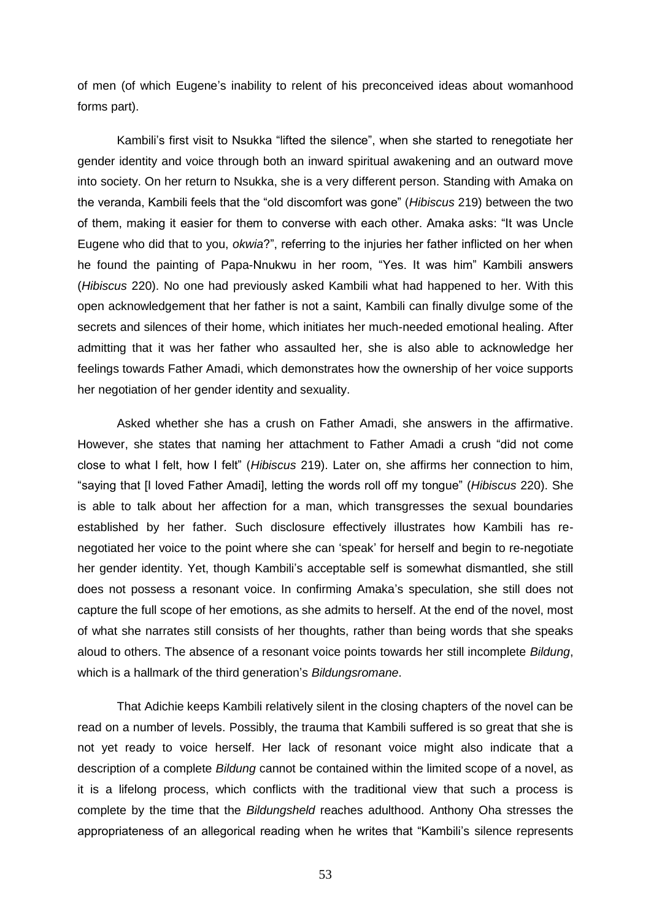of men (of which Eugene's inability to relent of his preconceived ideas about womanhood forms part).

Kambili's first visit to Nsukka "lifted the silence", when she started to renegotiate her gender identity and voice through both an inward spiritual awakening and an outward move into society. On her return to Nsukka, she is a very different person. Standing with Amaka on the veranda, Kambili feels that the "old discomfort was gone" (*Hibiscus* 219) between the two of them, making it easier for them to converse with each other. Amaka asks: "It was Uncle Eugene who did that to you, *okwia*?", referring to the injuries her father inflicted on her when he found the painting of Papa-Nnukwu in her room, "Yes. It was him" Kambili answers (*Hibiscus* 220). No one had previously asked Kambili what had happened to her. With this open acknowledgement that her father is not a saint, Kambili can finally divulge some of the secrets and silences of their home, which initiates her much-needed emotional healing. After admitting that it was her father who assaulted her, she is also able to acknowledge her feelings towards Father Amadi, which demonstrates how the ownership of her voice supports her negotiation of her gender identity and sexuality.

Asked whether she has a crush on Father Amadi, she answers in the affirmative. However, she states that naming her attachment to Father Amadi a crush "did not come close to what I felt, how I felt" (*Hibiscus* 219). Later on, she affirms her connection to him, "saying that [I loved Father Amadi], letting the words roll off my tongue" (*Hibiscus* 220). She is able to talk about her affection for a man, which transgresses the sexual boundaries established by her father. Such disclosure effectively illustrates how Kambili has re-negotiated her voice to the point where she can 'speak' for herself and begin to re-negotiate her gender identity. Yet, though Kambili's acceptable self is somewhat dismantled, she still does not possess a resonant voice. In confirming Amaka's speculation, she still does not capture the full scope of her emotions, as she admits to herself. At the end of the novel, most of what she narrates still consists of her thoughts, rather than being words that she speaks aloud to others. The absence of a resonant voice points towards her still incomplete *Bildung*, which is a hallmark of the third generation's *Bildungsromane*.

That Adichie keeps Kambili relatively silent in the closing chapters of the novel can be read on a number of levels. Possibly, the trauma that Kambili suffered is so great that she is not yet ready to voice herself. Her lack of resonant voice might also indicate that a description of a complete *Bildung* cannot be contained within the limited scope of a novel, as it is a lifelong process, which conflicts with the traditional view that such a process is complete by the time that the *Bildungsheld* reaches adulthood. Anthony Oha stresses the appropriateness of an allegorical reading when he writes that "Kambili's silence represents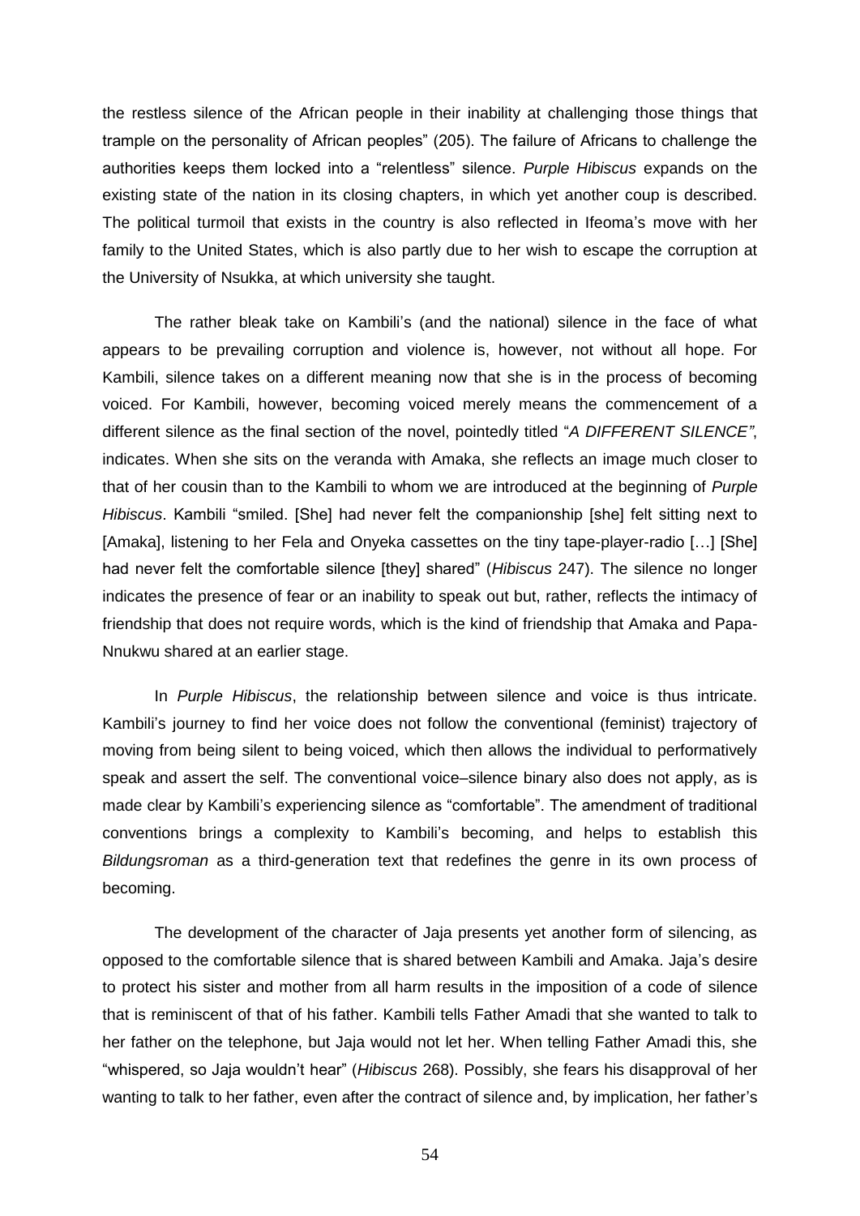the restless silence of the African people in their inability at challenging those things that trample on the personality of African peoples" (205). The failure of Africans to challenge the authorities keeps them locked into a "relentless" silence. *Purple Hibiscus* expands on the existing state of the nation in its closing chapters, in which yet another coup is described. The political turmoil that exists in the country is also reflected in Ifeoma's move with her family to the United States, which is also partly due to her wish to escape the corruption at the University of Nsukka, at which university she taught.

The rather bleak take on Kambili's (and the national) silence in the face of what appears to be prevailing corruption and violence is, however, not without all hope. For Kambili, silence takes on a different meaning now that she is in the process of becoming voiced. For Kambili, however, becoming voiced merely means the commencement of a different silence as the final section of the novel, pointedly titled "*A DIFFERENT SILENCE*", indicates. When she sits on the veranda with Amaka, she reflects an image much closer to that of her cousin than to the Kambili to whom we are introduced at the beginning of *Purple Hibiscus*. Kambili "smiled. [She] had never felt the companionship [she] felt sitting next to [Amaka], listening to her Fela and Onyeka cassettes on the tiny tape-player-radio […] [She] had never felt the comfortable silence [they] shared" (*Hibiscus* 247). The silence no longer indicates the presence of fear or an inability to speak out but, rather, reflects the intimacy of friendship that does not require words, which is the kind of friendship that Amaka and Papa-Nnukwu shared at an earlier stage.

In *Purple Hibiscus*, the relationship between silence and voice is thus intricate. Kambili's journey to find her voice does not follow the conventional (feminist) trajectory of moving from being silent to being voiced, which then allows the individual to performatively speak and assert the self. The conventional voice–silence binary also does not apply, as is made clear by Kambili's experiencing silence as "comfortable". The amendment of traditional conventions brings a complexity to Kambili's becoming, and helps to establish this *Bildungsroman* as a third-generation text that redefines the genre in its own process of becoming.

The development of the character of Jaja presents yet another form of silencing, as opposed to the comfortable silence that is shared between Kambili and Amaka. Jaja's desire to protect his sister and mother from all harm results in the imposition of a code of silence that is reminiscent of that of his father. Kambili tells Father Amadi that she wanted to talk to her father on the telephone, but Jaja would not let her. When telling Father Amadi this, she "whispered, so Jaja wouldn't hear" (*Hibiscus* 268). Possibly, she fears his disapproval of her wanting to talk to her father, even after the contract of silence and, by implication, her father's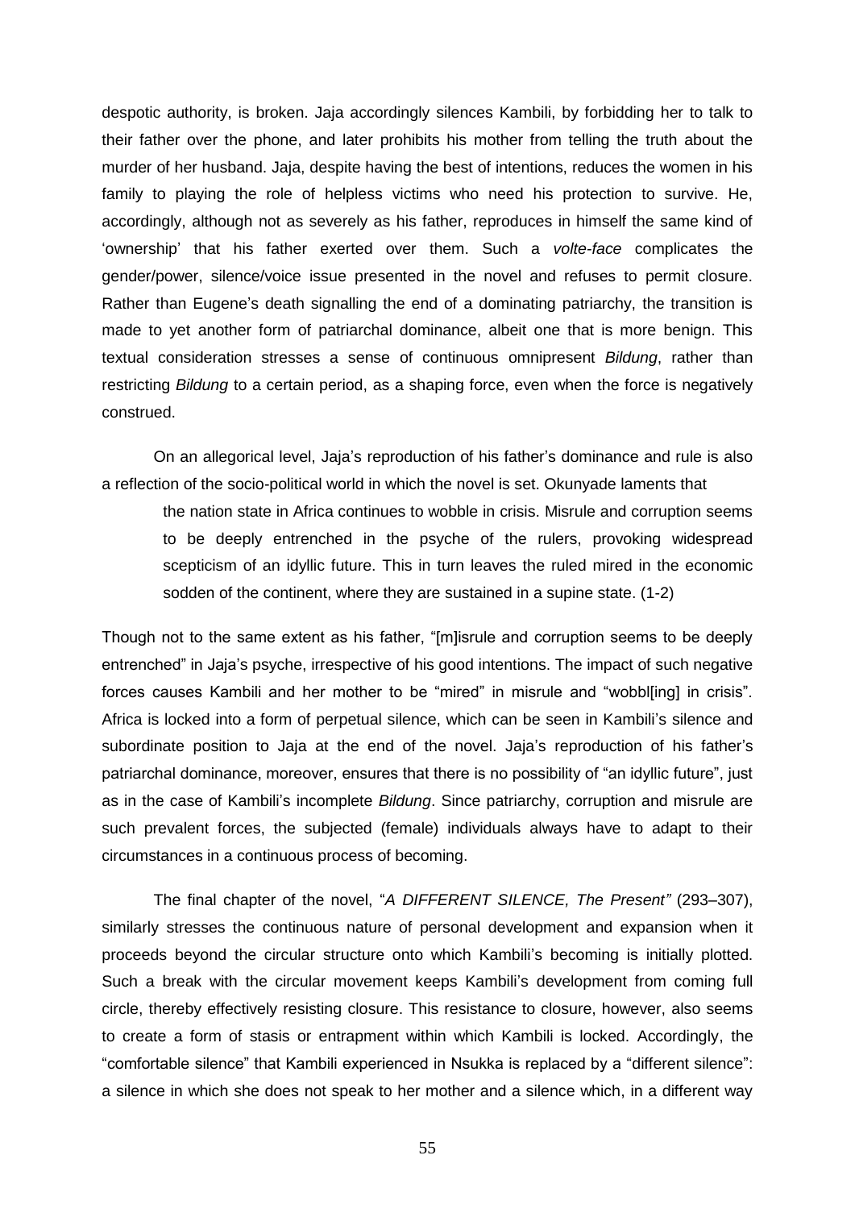despotic authority, is broken. Jaja accordingly silences Kambili, by forbidding her to talk to their father over the phone, and later prohibits his mother from telling the truth about the murder of her husband. Jaja, despite having the best of intentions, reduces the women in his family to playing the role of helpless victims who need his protection to survive. He, accordingly, although not as severely as his father, reproduces in himself the same kind of 'ownership' that his father exerted over them. Such a *volte-face* complicates the gender/power, silence/voice issue presented in the novel and refuses to permit closure. Rather than Eugene's death signalling the end of a dominating patriarchy, the transition is made to yet another form of patriarchal dominance, albeit one that is more benign. This textual consideration stresses a sense of continuous omnipresent *Bildung*, rather than restricting *Bildung* to a certain period, as a shaping force, even when the force is negatively construed.

On an allegorical level, Jaja's reproduction of his father's dominance and rule is also a reflection of the socio-political world in which the novel is set. Okunyade laments that

> the nation state in Africa continues to wobble in crisis. Misrule and corruption seems to be deeply entrenched in the psyche of the rulers, provoking widespread scepticism of an idyllic future. This in turn leaves the ruled mired in the economic sodden of the continent, where they are sustained in a supine state. (1-2)

Though not to the same extent as his father, "[m]isrule and corruption seems to be deeply entrenched" in Jaja's psyche, irrespective of his good intentions. The impact of such negative forces causes Kambili and her mother to be "mired" in misrule and "wobbl[ing] in crisis". Africa is locked into a form of perpetual silence, which can be seen in Kambili's silence and subordinate position to Jaja at the end of the novel. Jaja's reproduction of his father's patriarchal dominance, moreover, ensures that there is no possibility of "an idyllic future", just as in the case of Kambili's incomplete *Bildung*. Since patriarchy, corruption and misrule are such prevalent forces, the subjected (female) individuals always have to adapt to their circumstances in a continuous process of becoming.

The final chapter of the novel, "*A DIFFERENT SILENCE, The Present"* (293–307), similarly stresses the continuous nature of personal development and expansion when it proceeds beyond the circular structure onto which Kambili's becoming is initially plotted. Such a break with the circular movement keeps Kambili's development from coming full circle, thereby effectively resisting closure. This resistance to closure, however, also seems to create a form of stasis or entrapment within which Kambili is locked. Accordingly, the "comfortable silence" that Kambili experienced in Nsukka is replaced by a "different silence": a silence in which she does not speak to her mother and a silence which, in a different way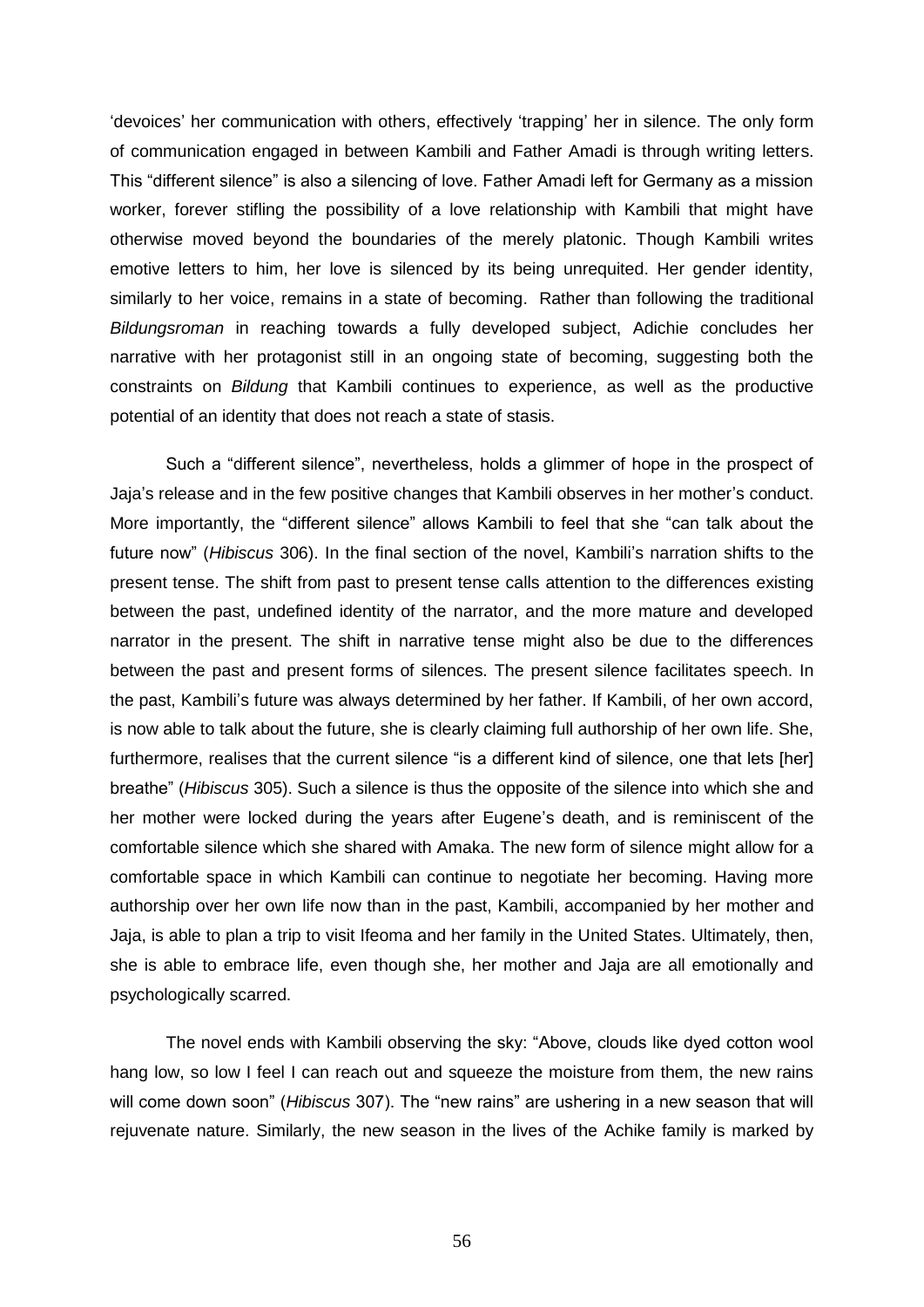'devoices' her communication with others, effectively 'trapping' her in silence. The only form of communication engaged in between Kambili and Father Amadi is through writing letters. This "different silence" is also a silencing of love. Father Amadi left for Germany as a mission worker, forever stifling the possibility of a love relationship with Kambili that might have otherwise moved beyond the boundaries of the merely platonic. Though Kambili writes emotive letters to him, her love is silenced by its being unrequited. Her gender identity, similarly to her voice, remains in a state of becoming. Rather than following the traditional *Bildungsroman* in reaching towards a fully developed subject, Adichie concludes her narrative with her protagonist still in an ongoing state of becoming, suggesting both the constraints on *Bildung* that Kambili continues to experience, as well as the productive potential of an identity that does not reach a state of stasis.

Such a "different silence", nevertheless, holds a glimmer of hope in the prospect of Jaja's release and in the few positive changes that Kambili observes in her mother's conduct. More importantly, the "different silence" allows Kambili to feel that she "can talk about the future now" (*Hibiscus* 306). In the final section of the novel, Kambili's narration shifts to the present tense. The shift from past to present tense calls attention to the differences existing between the past, undefined identity of the narrator, and the more mature and developed narrator in the present. The shift in narrative tense might also be due to the differences between the past and present forms of silences. The present silence facilitates speech. In the past, Kambili's future was always determined by her father. If Kambili, of her own accord, is now able to talk about the future, she is clearly claiming full authorship of her own life. She, furthermore, realises that the current silence "is a different kind of silence, one that lets [her] breathe" (*Hibiscus* 305). Such a silence is thus the opposite of the silence into which she and her mother were locked during the years after Eugene's death, and is reminiscent of the comfortable silence which she shared with Amaka. The new form of silence might allow for a comfortable space in which Kambili can continue to negotiate her becoming. Having more authorship over her own life now than in the past, Kambili, accompanied by her mother and Jaja, is able to plan a trip to visit Ifeoma and her family in the United States. Ultimately, then, she is able to embrace life, even though she, her mother and Jaja are all emotionally and psychologically scarred.

The novel ends with Kambili observing the sky: "Above, clouds like dyed cotton wool hang low, so low I feel I can reach out and squeeze the moisture from them, the new rains will come down soon" (*Hibiscus* 307). The "new rains" are ushering in a new season that will rejuvenate nature. Similarly, the new season in the lives of the Achike family is marked by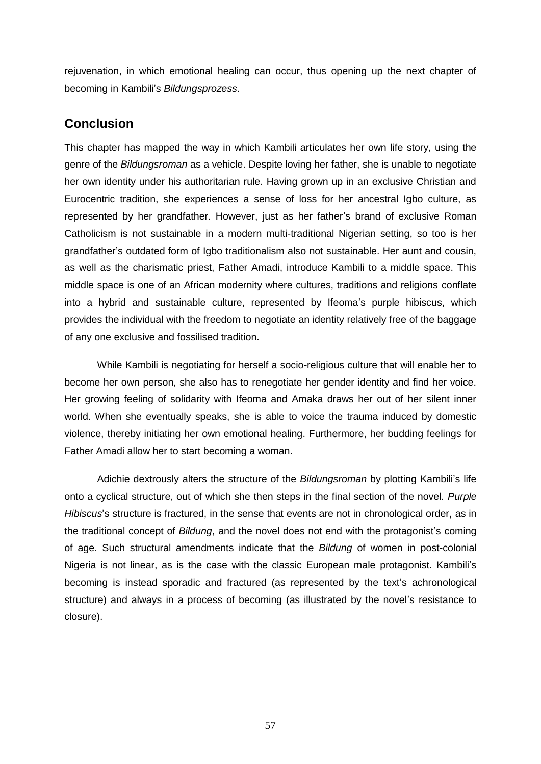rejuvenation, in which emotional healing can occur, thus opening up the next chapter of becoming in Kambili's *Bildungsprozess*.

## Conclusion

This chapter has mapped the way in which Kambili articulates her own life story, using the genre of the *Bildungsroman* as a vehicle. Despite loving her father, she is unable to negotiate her own identity under his authoritarian rule. Having grown up in an exclusive Christian and Eurocentric tradition, she experiences a sense of loss for her ancestral Igbo culture, as represented by her grandfather. However, just as her father's brand of exclusive Roman Catholicism is not sustainable in a modern multi-traditional Nigerian setting, so too is her grandfather's outdated form of Igbo traditionalism also not sustainable. Her aunt and cousin, as well as the charismatic priest, Father Amadi, introduce Kambili to a middle space. This middle space is one of an African modernity where cultures, traditions and religions conflate into a hybrid and sustainable culture, represented by Ifeoma's purple hibiscus, which provides the individual with the freedom to negotiate an identity relatively free of the baggage of any one exclusive and fossilised tradition.

While Kambili is negotiating for herself a socio-religious culture that will enable her to become her own person, she also has to renegotiate her gender identity and find her voice. Her growing feeling of solidarity with Ifeoma and Amaka draws her out of her silent inner world. When she eventually speaks, she is able to voice the trauma induced by domestic violence, thereby initiating her own emotional healing. Furthermore, her budding feelings for Father Amadi allow her to start becoming a woman.

Adichie dextrously alters the structure of the *Bildungsroman* by plotting Kambili's life onto a cyclical structure, out of which she then steps in the final section of the novel. *Purple Hibiscus*'s structure is fractured, in the sense that events are not in chronological order, as in the traditional concept of *Bildung*, and the novel does not end with the protagonist's coming of age. Such structural amendments indicate that the *Bildung* of women in post-colonial Nigeria is not linear, as is the case with the classic European male protagonist. Kambili's becoming is instead sporadic and fractured (as represented by the text's achronological structure) and always in a process of becoming (as illustrated by the novel's resistance to closure).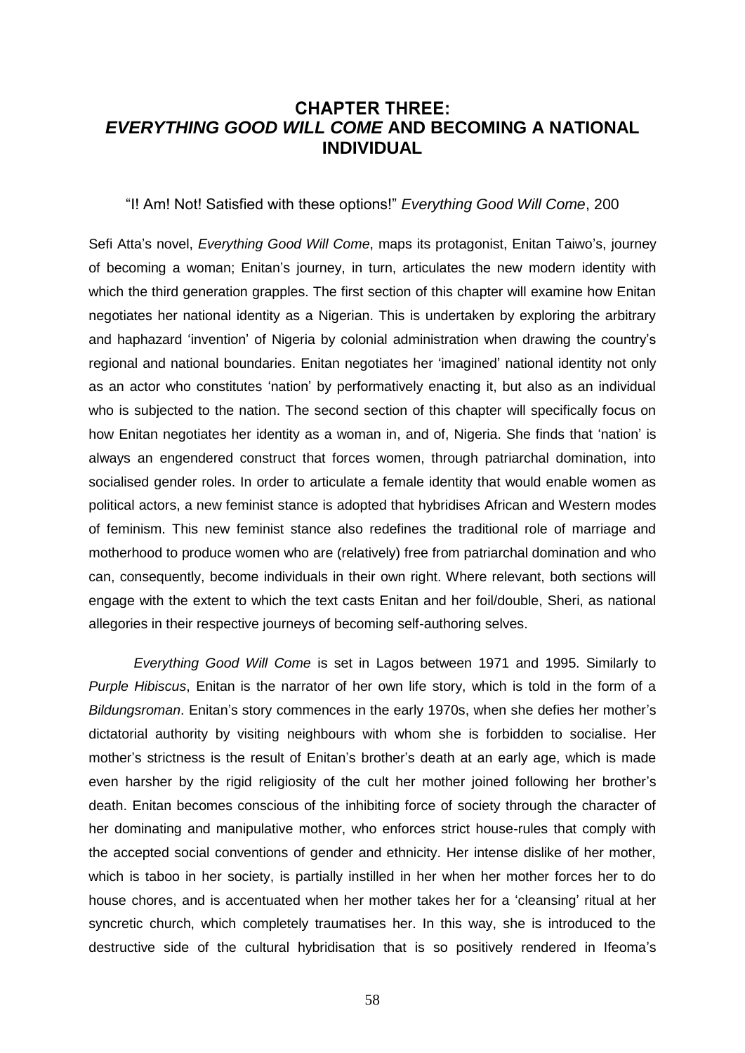# CHAPTER THREE: *EVERYTHING GOOD WILL COME* AND BECOMING A NATIONAL INDIVIDUAL

"I! Am! Not! Satisfied with these options!" *Everything Good Will Come*, 200

Sefi Atta's novel, *Everything Good Will Come*, maps its protagonist, Enitan Taiwo's, journey of becoming a woman; Enitan's journey, in turn, articulates the new modern identity with which the third generation grapples. The first section of this chapter will examine how Enitan negotiates her national identity as a Nigerian. This is undertaken by exploring the arbitrary and haphazard 'invention' of Nigeria by colonial administration when drawing the country's regional and national boundaries. Enitan negotiates her 'imagined' national identity not only as an actor who constitutes 'nation' by performatively enacting it, but also as an individual who is subjected to the nation. The second section of this chapter will specifically focus on how Enitan negotiates her identity as a woman in, and of, Nigeria. She finds that 'nation' is always an engendered construct that forces women, through patriarchal domination, into socialised gender roles. In order to articulate a female identity that would enable women as political actors, a new feminist stance is adopted that hybridises African and Western modes of feminism. This new feminist stance also redefines the traditional role of marriage and motherhood to produce women who are (relatively) free from patriarchal domination and who can, consequently, become individuals in their own right. Where relevant, both sections will engage with the extent to which the text casts Enitan and her foil/double, Sheri, as national allegories in their respective journeys of becoming self-authoring selves.

*Everything Good Will Come* is set in Lagos between 1971 and 1995. Similarly to *Purple Hibiscus*, Enitan is the narrator of her own life story, which is told in the form of a *Bildungsroman*. Enitan's story commences in the early 1970s, when she defies her mother's dictatorial authority by visiting neighbours with whom she is forbidden to socialise. Her mother's strictness is the result of Enitan's brother's death at an early age, which is made even harsher by the rigid religiosity of the cult her mother joined following her brother's death. Enitan becomes conscious of the inhibiting force of society through the character of her dominating and manipulative mother, who enforces strict house-rules that comply with the accepted social conventions of gender and ethnicity. Her intense dislike of her mother, which is taboo in her society, is partially instilled in her when her mother forces her to do house chores, and is accentuated when her mother takes her for a 'cleansing' ritual at her syncretic church, which completely traumatises her. In this way, she is introduced to the destructive side of the cultural hybridisation that is so positively rendered in Ifeoma's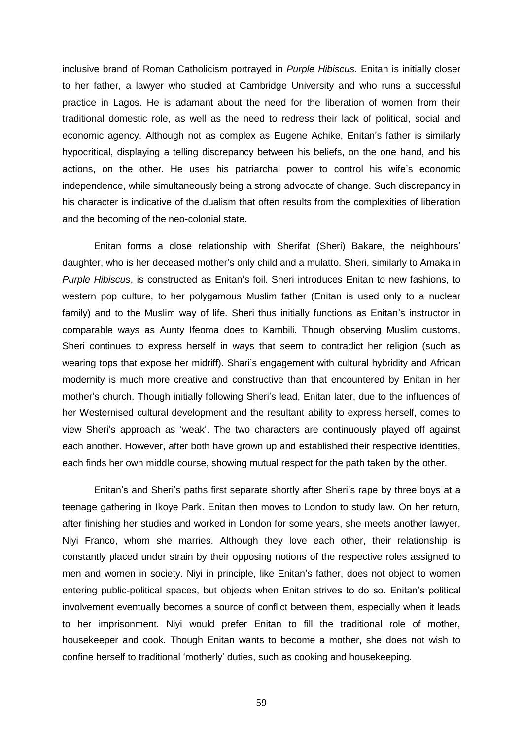inclusive brand of Roman Catholicism portrayed in *Purple Hibiscus*. Enitan is initially closer to her father, a lawyer who studied at Cambridge University and who runs a successful practice in Lagos. He is adamant about the need for the liberation of women from their traditional domestic role, as well as the need to redress their lack of political, social and economic agency. Although not as complex as Eugene Achike, Enitan's father is similarly hypocritical, displaying a telling discrepancy between his beliefs, on the one hand, and his actions, on the other. He uses his patriarchal power to control his wife's economic independence, while simultaneously being a strong advocate of change. Such discrepancy in his character is indicative of the dualism that often results from the complexities of liberation and the becoming of the neo-colonial state.

Enitan forms a close relationship with Sherifat (Sheri) Bakare, the neighbours' daughter, who is her deceased mother's only child and a mulatto. Sheri, similarly to Amaka in *Purple Hibiscus*, is constructed as Enitan's foil. Sheri introduces Enitan to new fashions, to western pop culture, to her polygamous Muslim father (Enitan is used only to a nuclear family) and to the Muslim way of life. Sheri thus initially functions as Enitan's instructor in comparable ways as Aunty Ifeoma does to Kambili. Though observing Muslim customs, Sheri continues to express herself in ways that seem to contradict her religion (such as wearing tops that expose her midriff). Shari's engagement with cultural hybridity and African modernity is much more creative and constructive than that encountered by Enitan in her mother's church. Though initially following Sheri's lead, Enitan later, due to the influences of her Westernised cultural development and the resultant ability to express herself, comes to view Sheri's approach as 'weak'. The two characters are continuously played off against each another. However, after both have grown up and established their respective identities, each finds her own middle course, showing mutual respect for the path taken by the other.

Enitan's and Sheri's paths first separate shortly after Sheri's rape by three boys at a teenage gathering in Ikoye Park. Enitan then moves to London to study law. On her return, after finishing her studies and worked in London for some years, she meets another lawyer, Niyi Franco, whom she marries. Although they love each other, their relationship is constantly placed under strain by their opposing notions of the respective roles assigned to men and women in society. Niyi in principle, like Enitan's father, does not object to women entering public-political spaces, but objects when Enitan strives to do so. Enitan's political involvement eventually becomes a source of conflict between them, especially when it leads to her imprisonment. Niyi would prefer Enitan to fill the traditional role of mother, housekeeper and cook. Though Enitan wants to become a mother, she does not wish to confine herself to traditional 'motherly' duties, such as cooking and housekeeping.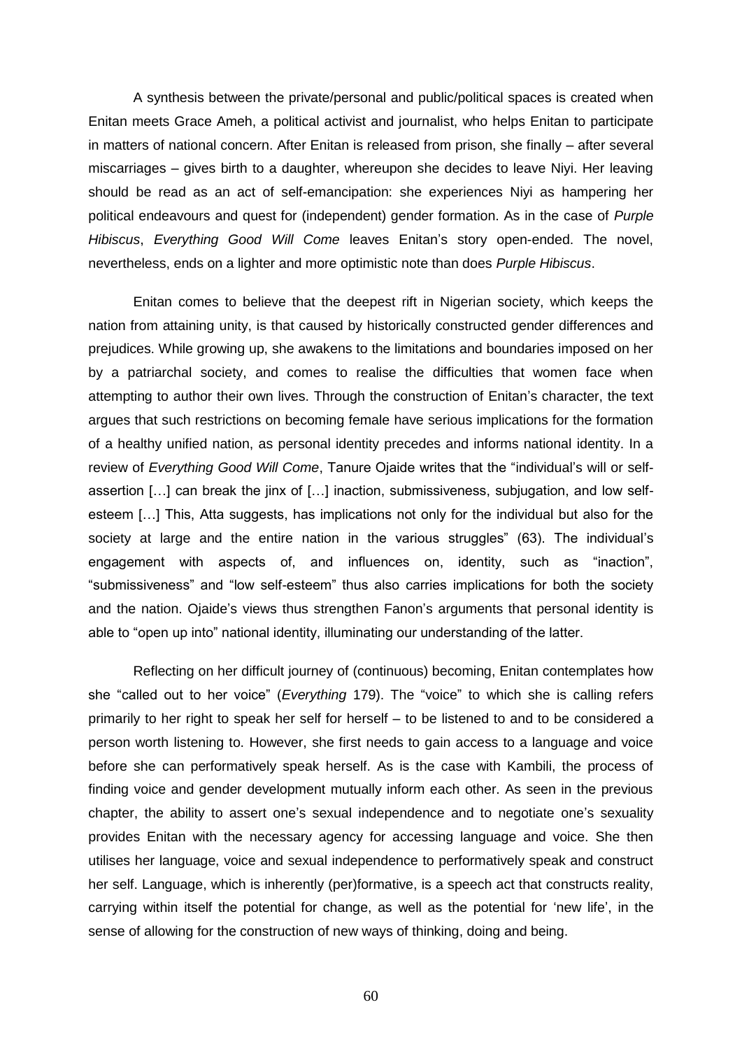A synthesis between the private/personal and public/political spaces is created when Enitan meets Grace Ameh, a political activist and journalist, who helps Enitan to participate in matters of national concern. After Enitan is released from prison, she finally – after several miscarriages – gives birth to a daughter, whereupon she decides to leave Niyi. Her leaving should be read as an act of self-emancipation: she experiences Niyi as hampering her political endeavours and quest for (independent) gender formation. As in the case of *Purple Hibiscus*, *Everything Good Will Come* leaves Enitan's story open-ended. The novel, nevertheless, ends on a lighter and more optimistic note than does *Purple Hibiscus*.

Enitan comes to believe that the deepest rift in Nigerian society, which keeps the nation from attaining unity, is that caused by historically constructed gender differences and prejudices. While growing up, she awakens to the limitations and boundaries imposed on her by a patriarchal society, and comes to realise the difficulties that women face when attempting to author their own lives. Through the construction of Enitan's character, the text argues that such restrictions on becoming female have serious implications for the formation of a healthy unified nation, as personal identity precedes and informs national identity. In a review of *Everything Good Will Come*, Tanure Ojaide writes that the "individual's will or self-assertion […] can break the jinx of […] inaction, submissiveness, subjugation, and low self-esteem […] This, Atta suggests, has implications not only for the individual but also for the society at large and the entire nation in the various struggles" (63). The individual's engagement with aspects of, and influences on, identity, such as "inaction", "submissiveness" and "low self-esteem" thus also carries implications for both the society and the nation. Ojaide's views thus strengthen Fanon's arguments that personal identity is able to "open up into" national identity, illuminating our understanding of the latter.

Reflecting on her difficult journey of (continuous) becoming, Enitan contemplates how she "called out to her voice" (*Everything* 179). The "voice" to which she is calling refers primarily to her right to speak her self for herself – to be listened to and to be considered a person worth listening to. However, she first needs to gain access to a language and voice before she can performatively speak herself. As is the case with Kambili, the process of finding voice and gender development mutually inform each other. As seen in the previous chapter, the ability to assert one's sexual independence and to negotiate one's sexuality provides Enitan with the necessary agency for accessing language and voice. She then utilises her language, voice and sexual independence to performatively speak and construct her self. Language, which is inherently (per)formative, is a speech act that constructs reality, carrying within itself the potential for change, as well as the potential for 'new life', in the sense of allowing for the construction of new ways of thinking, doing and being.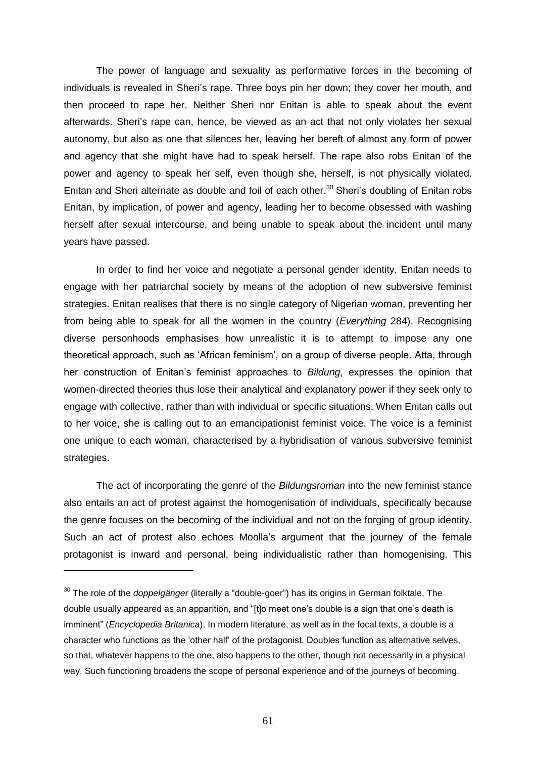The power of language and sexuality as performative forces in the becoming of individuals is revealed in Sheri's rape. Three boys pin her down; they cover her mouth, and then proceed to rape her. Neither Sheri nor Enitan is able to speak about the event afterwards. Sheri's rape can, hence, be viewed as an act that not only violates her sexual autonomy, but also as one that silences her, leaving her bereft of almost any form of power and agency that she might have had to speak herself. The rape also robs Enitan of the power and agency to speak her self, even though she, herself, is not physically violated. Enitan and Sheri alternate as double and foil of each other.[30] Sheri's doubling of Enitan robs Enitan, by implication, of power and agency, leading her to become obsessed with washing herself after sexual intercourse, and being unable to speak about the incident until many years have passed.

In order to find her voice and negotiate a personal gender identity, Enitan needs to engage with her patriarchal society by means of the adoption of new subversive feminist strategies. Enitan realises that there is no single category of Nigerian woman, preventing her from being able to speak for all the women in the country (*Everything* 284). Recognising diverse personhoods emphasises how unrealistic it is to attempt to impose any one theoretical approach, such as 'African feminism', on a group of diverse people. Atta, through her construction of Enitan's feminist approaches to *Bildung*, expresses the opinion that women-directed theories thus lose their analytical and explanatory power if they seek only to engage with collective, rather than with individual or specific situations. When Enitan calls out to her voice, she is calling out to an emancipationist feminist voice. The voice is a feminist one unique to each woman, characterised by a hybridisation of various subversive feminist strategies.

The act of incorporating the genre of the *Bildungsroman* into the new feminist stance also entails an act of protest against the homogenisation of individuals, specifically because the genre focuses on the becoming of the individual and not on the forging of group identity. Such an act of protest also echoes Moolla's argument that the journey of the female protagonist is inward and personal, being individualistic rather than homogenising. This

---

[30] The role of the *doppelgänger* (literally a "double-goer") has its origins in German folktale. The double usually appeared as an apparition, and "[t]o meet one's double is a sign that one's death is imminent" (*Encyclopedia Britanica*). In modern literature, as well as in the focal texts, a double is a character who functions as the 'other half' of the protagonist. Doubles function as alternative selves, so that, whatever happens to the one, also happens to the other, though not necessarily in a physical way. Such functioning broadens the scope of personal experience and of the journeys of becoming.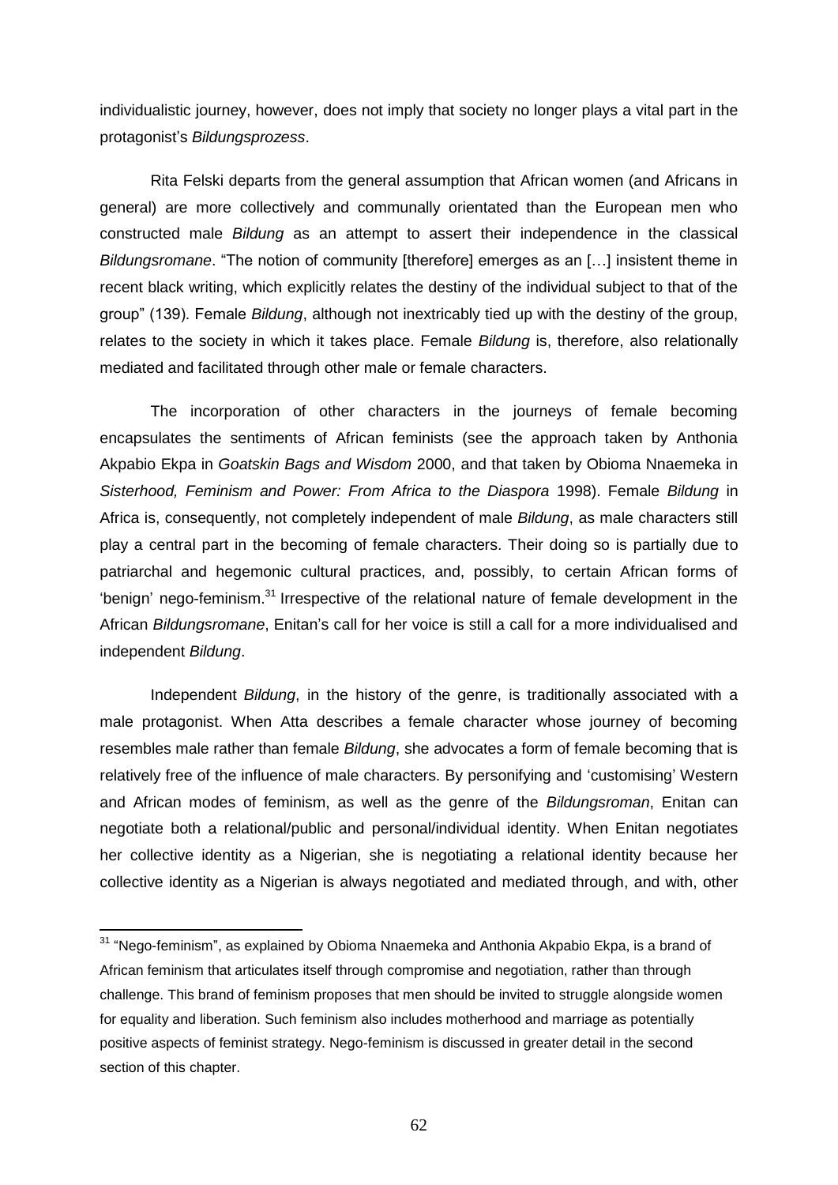individualistic journey, however, does not imply that society no longer plays a vital part in the protagonist's *Bildungsprozess*.

Rita Felski departs from the general assumption that African women (and Africans in general) are more collectively and communally orientated than the European men who constructed male *Bildung* as an attempt to assert their independence in the classical *Bildungsromane*. "The notion of community [therefore] emerges as an […] insistent theme in recent black writing, which explicitly relates the destiny of the individual subject to that of the group" (139). Female *Bildung*, although not inextricably tied up with the destiny of the group, relates to the society in which it takes place. Female *Bildung* is, therefore, also relationally mediated and facilitated through other male or female characters.

The incorporation of other characters in the journeys of female becoming encapsulates the sentiments of African feminists (see the approach taken by Anthonia Akpabio Ekpa in *Goatskin Bags and Wisdom* 2000, and that taken by Obioma Nnaemeka in *Sisterhood, Feminism and Power: From Africa to the Diaspora* 1998). Female *Bildung* in Africa is, consequently, not completely independent of male *Bildung*, as male characters still play a central part in the becoming of female characters. Their doing so is partially due to patriarchal and hegemonic cultural practices, and, possibly, to certain African forms of 'benign' nego-feminism.[31] Irrespective of the relational nature of female development in the African *Bildungsromane*, Enitan's call for her voice is still a call for a more individualised and independent *Bildung*.

Independent *Bildung*, in the history of the genre, is traditionally associated with a male protagonist. When Atta describes a female character whose journey of becoming resembles male rather than female *Bildung*, she advocates a form of female becoming that is relatively free of the influence of male characters. By personifying and 'customising' Western and African modes of feminism, as well as the genre of the *Bildungsroman*, Enitan can negotiate both a relational/public and personal/individual identity. When Enitan negotiates her collective identity as a Nigerian, she is negotiating a relational identity because her collective identity as a Nigerian is always negotiated and mediated through, and with, other

[31] "Nego-feminism", as explained by Obioma Nnaemeka and Anthonia Akpabio Ekpa, is a brand of African feminism that articulates itself through compromise and negotiation, rather than through challenge. This brand of feminism proposes that men should be invited to struggle alongside women for equality and liberation. Such feminism also includes motherhood and marriage as potentially positive aspects of feminist strategy. Nego-feminism is discussed in greater detail in the second section of this chapter.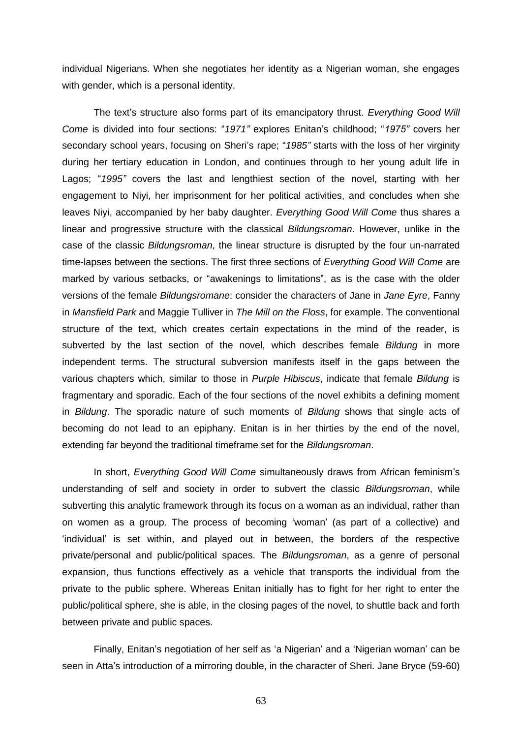individual Nigerians. When she negotiates her identity as a Nigerian woman, she engages with gender, which is a personal identity.

The text's structure also forms part of its emancipatory thrust. *Everything Good Will Come* is divided into four sections: "*1971"* explores Enitan's childhood; "*1975"* covers her secondary school years, focusing on Sheri's rape; "*1985"* starts with the loss of her virginity during her tertiary education in London, and continues through to her young adult life in Lagos; "*1995"* covers the last and lengthiest section of the novel, starting with her engagement to Niyi, her imprisonment for her political activities, and concludes when she leaves Niyi, accompanied by her baby daughter. *Everything Good Will Come* thus shares a linear and progressive structure with the classical *Bildungsroman*. However, unlike in the case of the classic *Bildungsroman*, the linear structure is disrupted by the four un-narrated time-lapses between the sections. The first three sections of *Everything Good Will Come* are marked by various setbacks, or "awakenings to limitations", as is the case with the older versions of the female *Bildungsromane*: consider the characters of Jane in *Jane Eyre*, Fanny in *Mansfield Park* and Maggie Tulliver in *The Mill on the Floss*, for example. The conventional structure of the text, which creates certain expectations in the mind of the reader, is subverted by the last section of the novel, which describes female *Bildung* in more independent terms. The structural subversion manifests itself in the gaps between the various chapters which, similar to those in *Purple Hibiscus*, indicate that female *Bildung* is fragmentary and sporadic. Each of the four sections of the novel exhibits a defining moment in *Bildung*. The sporadic nature of such moments of *Bildung* shows that single acts of becoming do not lead to an epiphany. Enitan is in her thirties by the end of the novel, extending far beyond the traditional timeframe set for the *Bildungsroman*.

In short, *Everything Good Will Come* simultaneously draws from African feminism's understanding of self and society in order to subvert the classic *Bildungsroman*, while subverting this analytic framework through its focus on a woman as an individual, rather than on women as a group. The process of becoming 'woman' (as part of a collective) and 'individual' is set within, and played out in between, the borders of the respective private/personal and public/political spaces. The *Bildungsroman*, as a genre of personal expansion, thus functions effectively as a vehicle that transports the individual from the private to the public sphere. Whereas Enitan initially has to fight for her right to enter the public/political sphere, she is able, in the closing pages of the novel, to shuttle back and forth between private and public spaces.

Finally, Enitan's negotiation of her self as 'a Nigerian' and a 'Nigerian woman' can be seen in Atta's introduction of a mirroring double, in the character of Sheri. Jane Bryce (59-60)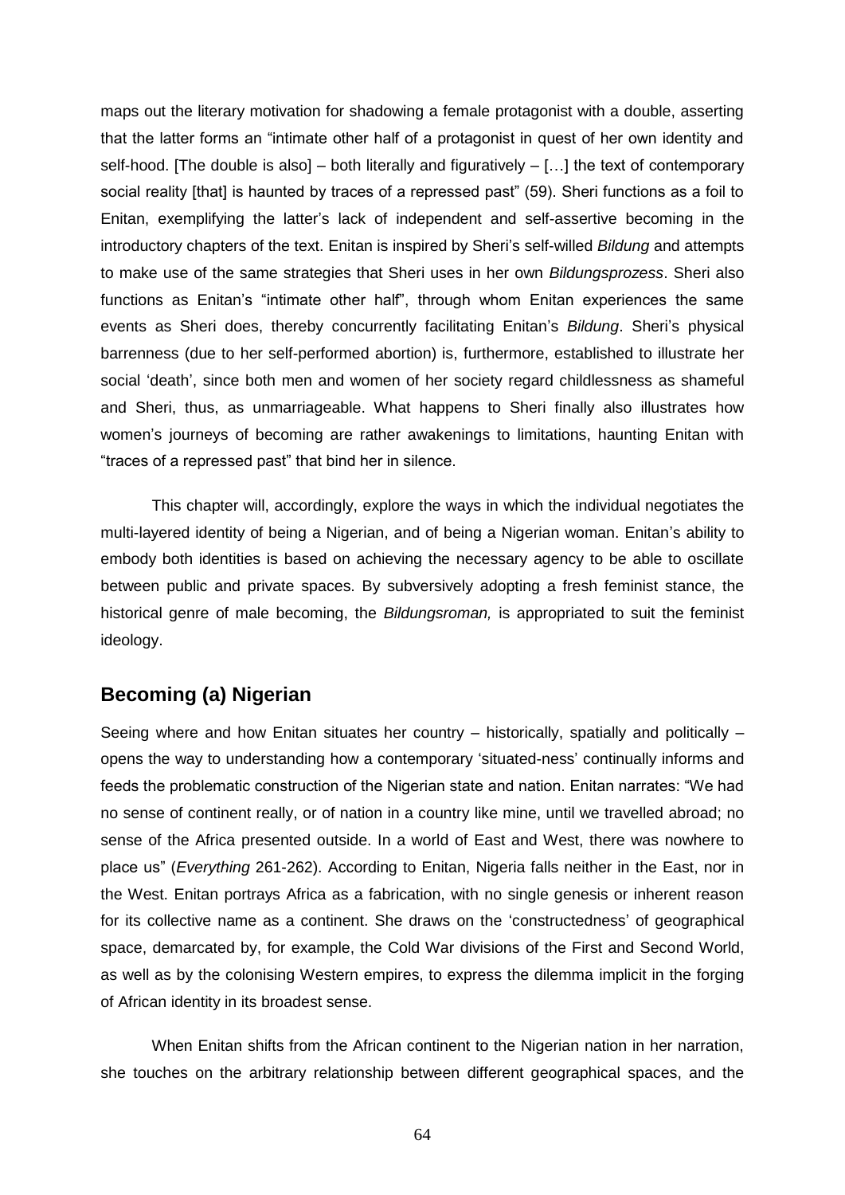maps out the literary motivation for shadowing a female protagonist with a double, asserting that the latter forms an "intimate other half of a protagonist in quest of her own identity and self-hood. [The double is also] – both literally and figuratively – […] the text of contemporary social reality [that] is haunted by traces of a repressed past" (59). Sheri functions as a foil to Enitan, exemplifying the latter's lack of independent and self-assertive becoming in the introductory chapters of the text. Enitan is inspired by Sheri's self-willed *Bildung* and attempts to make use of the same strategies that Sheri uses in her own *Bildungsprozess*. Sheri also functions as Enitan's "intimate other half", through whom Enitan experiences the same events as Sheri does, thereby concurrently facilitating Enitan's *Bildung*. Sheri's physical barrenness (due to her self-performed abortion) is, furthermore, established to illustrate her social 'death', since both men and women of her society regard childlessness as shameful and Sheri, thus, as unmarriageable. What happens to Sheri finally also illustrates how women's journeys of becoming are rather awakenings to limitations, haunting Enitan with "traces of a repressed past" that bind her in silence.

This chapter will, accordingly, explore the ways in which the individual negotiates the multi-layered identity of being a Nigerian, and of being a Nigerian woman. Enitan's ability to embody both identities is based on achieving the necessary agency to be able to oscillate between public and private spaces. By subversively adopting a fresh feminist stance, the historical genre of male becoming, the *Bildungsroman,* is appropriated to suit the feminist ideology.

## Becoming (a) Nigerian

Seeing where and how Enitan situates her country – historically, spatially and politically – opens the way to understanding how a contemporary 'situated-ness' continually informs and feeds the problematic construction of the Nigerian state and nation. Enitan narrates: "We had no sense of continent really, or of nation in a country like mine, until we travelled abroad; no sense of the Africa presented outside. In a world of East and West, there was nowhere to place us" (*Everything* 261-262). According to Enitan, Nigeria falls neither in the East, nor in the West. Enitan portrays Africa as a fabrication, with no single genesis or inherent reason for its collective name as a continent. She draws on the 'constructedness' of geographical space, demarcated by, for example, the Cold War divisions of the First and Second World, as well as by the colonising Western empires, to express the dilemma implicit in the forging of African identity in its broadest sense.

When Enitan shifts from the African continent to the Nigerian nation in her narration, she touches on the arbitrary relationship between different geographical spaces, and the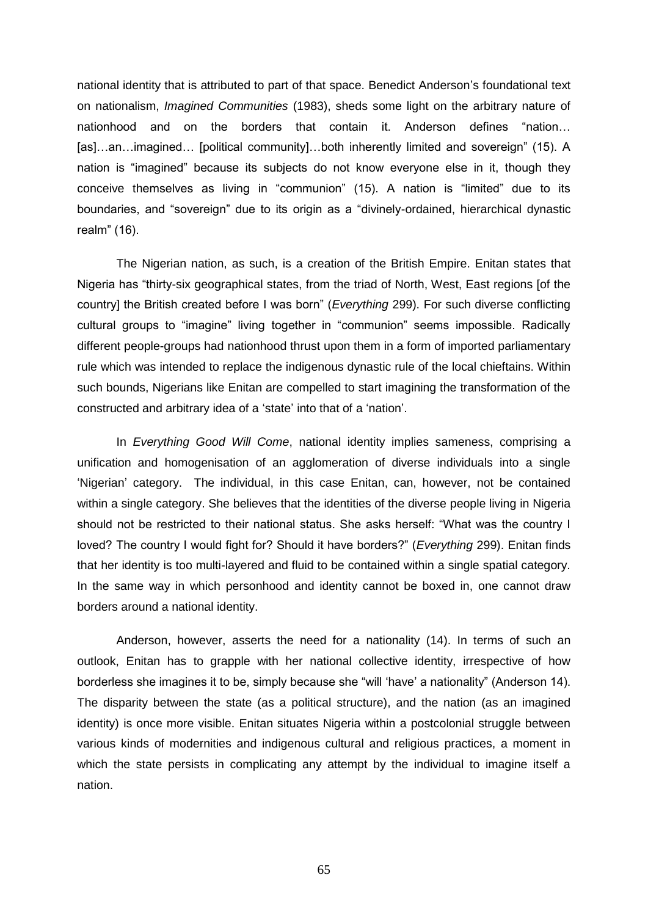national identity that is attributed to part of that space. Benedict Anderson's foundational text on nationalism, *Imagined Communities* (1983), sheds some light on the arbitrary nature of nationhood and on the borders that contain it. Anderson defines "nation… [as]…an…imagined… [political community]…both inherently limited and sovereign" (15). A nation is "imagined" because its subjects do not know everyone else in it, though they conceive themselves as living in "communion" (15). A nation is "limited" due to its boundaries, and "sovereign" due to its origin as a "divinely-ordained, hierarchical dynastic realm" (16).

The Nigerian nation, as such, is a creation of the British Empire. Enitan states that Nigeria has "thirty-six geographical states, from the triad of North, West, East regions [of the country] the British created before I was born" (*Everything* 299). For such diverse conflicting cultural groups to "imagine" living together in "communion" seems impossible. Radically different people-groups had nationhood thrust upon them in a form of imported parliamentary rule which was intended to replace the indigenous dynastic rule of the local chieftains. Within such bounds, Nigerians like Enitan are compelled to start imagining the transformation of the constructed and arbitrary idea of a 'state' into that of a 'nation'.

In *Everything Good Will Come*, national identity implies sameness, comprising a unification and homogenisation of an agglomeration of diverse individuals into a single 'Nigerian' category. The individual, in this case Enitan, can, however, not be contained within a single category. She believes that the identities of the diverse people living in Nigeria should not be restricted to their national status. She asks herself: "What was the country I loved? The country I would fight for? Should it have borders?" (*Everything* 299). Enitan finds that her identity is too multi-layered and fluid to be contained within a single spatial category. In the same way in which personhood and identity cannot be boxed in, one cannot draw borders around a national identity.

Anderson, however, asserts the need for a nationality (14). In terms of such an outlook, Enitan has to grapple with her national collective identity, irrespective of how borderless she imagines it to be, simply because she "will 'have' a nationality" (Anderson 14). The disparity between the state (as a political structure), and the nation (as an imagined identity) is once more visible. Enitan situates Nigeria within a postcolonial struggle between various kinds of modernities and indigenous cultural and religious practices, a moment in which the state persists in complicating any attempt by the individual to imagine itself a nation.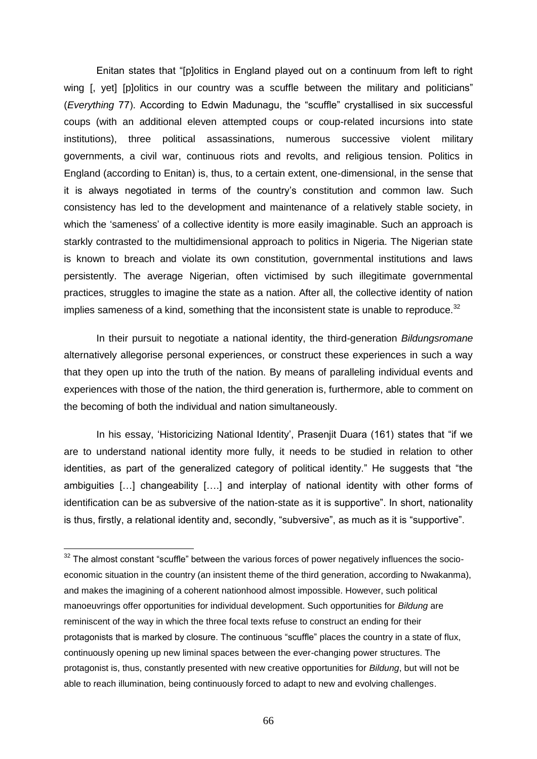Enitan states that "[p]olitics in England played out on a continuum from left to right wing [, yet] [p]olitics in our country was a scuffle between the military and politicians" (*Everything* 77). According to Edwin Madunagu, the "scuffle" crystallised in six successful coups (with an additional eleven attempted coups or coup-related incursions into state institutions), three political assassinations, numerous successive violent military governments, a civil war, continuous riots and revolts, and religious tension. Politics in England (according to Enitan) is, thus, to a certain extent, one-dimensional, in the sense that it is always negotiated in terms of the country's constitution and common law. Such consistency has led to the development and maintenance of a relatively stable society, in which the 'sameness' of a collective identity is more easily imaginable. Such an approach is starkly contrasted to the multidimensional approach to politics in Nigeria. The Nigerian state is known to breach and violate its own constitution, governmental institutions and laws persistently. The average Nigerian, often victimised by such illegitimate governmental practices, struggles to imagine the state as a nation. After all, the collective identity of nation implies sameness of a kind, something that the inconsistent state is unable to reproduce.[32]

In their pursuit to negotiate a national identity, the third-generation *Bildungsromane* alternatively allegorise personal experiences, or construct these experiences in such a way that they open up into the truth of the nation. By means of paralleling individual events and experiences with those of the nation, the third generation is, furthermore, able to comment on the becoming of both the individual and nation simultaneously.

In his essay, 'Historicizing National Identity', Prasenjit Duara (161) states that "if we are to understand national identity more fully, it needs to be studied in relation to other identities, as part of the generalized category of political identity." He suggests that "the ambiguities […] changeability [….] and interplay of national identity with other forms of identification can be as subversive of the nation-state as it is supportive". In short, nationality is thus, firstly, a relational identity and, secondly, "subversive", as much as it is "supportive".

[32] The almost constant "scuffle" between the various forces of power negatively influences the socio-economic situation in the country (an insistent theme of the third generation, according to Nwakanma), and makes the imagining of a coherent nationhood almost impossible. However, such political manoeuvrings offer opportunities for individual development. Such opportunities for *Bildung* are reminiscent of the way in which the three focal texts refuse to construct an ending for their protagonists that is marked by closure. The continuous "scuffle" places the country in a state of flux, continuously opening up new liminal spaces between the ever-changing power structures. The protagonist is, thus, constantly presented with new creative opportunities for *Bildung*, but will not be able to reach illumination, being continuously forced to adapt to new and evolving challenges.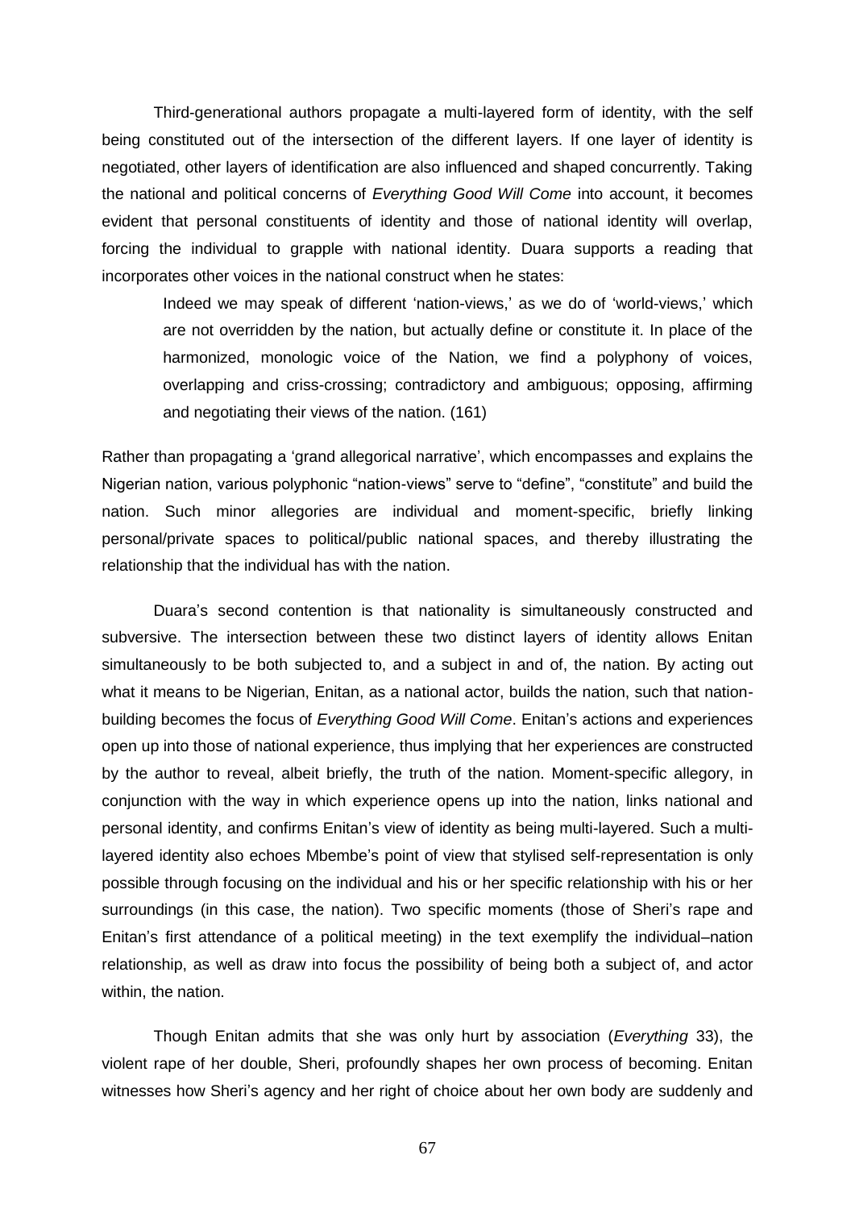Third-generational authors propagate a multi-layered form of identity, with the self being constituted out of the intersection of the different layers. If one layer of identity is negotiated, other layers of identification are also influenced and shaped concurrently. Taking the national and political concerns of *Everything Good Will Come* into account, it becomes evident that personal constituents of identity and those of national identity will overlap, forcing the individual to grapple with national identity. Duara supports a reading that incorporates other voices in the national construct when he states:

> Indeed we may speak of different 'nation-views,' as we do of 'world-views,' which are not overridden by the nation, but actually define or constitute it. In place of the harmonized, monologic voice of the Nation, we find a polyphony of voices, overlapping and criss-crossing; contradictory and ambiguous; opposing, affirming and negotiating their views of the nation. (161)

Rather than propagating a 'grand allegorical narrative', which encompasses and explains the Nigerian nation, various polyphonic "nation-views" serve to "define", "constitute" and build the nation. Such minor allegories are individual and moment-specific, briefly linking personal/private spaces to political/public national spaces, and thereby illustrating the relationship that the individual has with the nation.

Duara's second contention is that nationality is simultaneously constructed and subversive. The intersection between these two distinct layers of identity allows Enitan simultaneously to be both subjected to, and a subject in and of, the nation. By acting out what it means to be Nigerian, Enitan, as a national actor, builds the nation, such that nation-building becomes the focus of *Everything Good Will Come*. Enitan's actions and experiences open up into those of national experience, thus implying that her experiences are constructed by the author to reveal, albeit briefly, the truth of the nation. Moment-specific allegory, in conjunction with the way in which experience opens up into the nation, links national and personal identity, and confirms Enitan's view of identity as being multi-layered. Such a multi-layered identity also echoes Mbembe's point of view that stylised self-representation is only possible through focusing on the individual and his or her specific relationship with his or her surroundings (in this case, the nation). Two specific moments (those of Sheri's rape and Enitan's first attendance of a political meeting) in the text exemplify the individual–nation relationship, as well as draw into focus the possibility of being both a subject of, and actor within, the nation.

Though Enitan admits that she was only hurt by association (*Everything* 33), the violent rape of her double, Sheri, profoundly shapes her own process of becoming. Enitan witnesses how Sheri's agency and her right of choice about her own body are suddenly and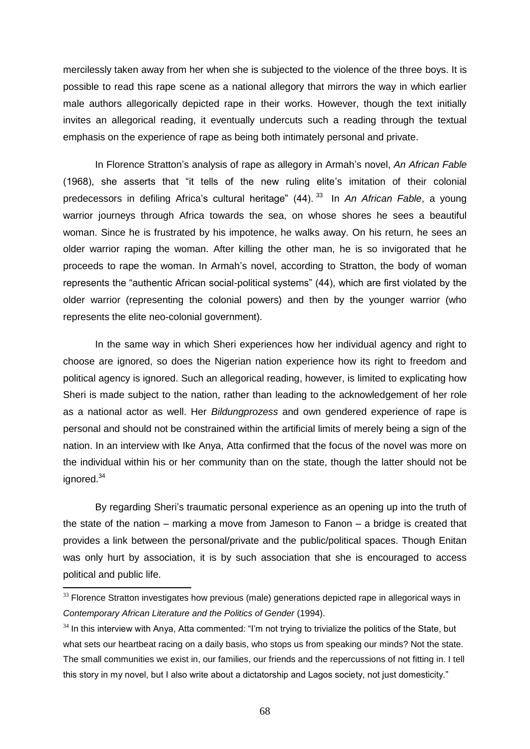mercilessly taken away from her when she is subjected to the violence of the three boys. It is possible to read this rape scene as a national allegory that mirrors the way in which earlier male authors allegorically depicted rape in their works. However, though the text initially invites an allegorical reading, it eventually undercuts such a reading through the textual emphasis on the experience of rape as being both intimately personal and private.

In Florence Stratton's analysis of rape as allegory in Armah's novel, *An African Fable* (1968), she asserts that "it tells of the new ruling elite's imitation of their colonial predecessors in defiling Africa's cultural heritage" (44).[33] In *An African Fable*, a young warrior journeys through Africa towards the sea, on whose shores he sees a beautiful woman. Since he is frustrated by his impotence, he walks away. On his return, he sees an older warrior raping the woman. After killing the other man, he is so invigorated that he proceeds to rape the woman. In Armah's novel, according to Stratton, the body of woman represents the "authentic African social-political systems" (44), which are first violated by the older warrior (representing the colonial powers) and then by the younger warrior (who represents the elite neo-colonial government).

In the same way in which Sheri experiences how her individual agency and right to choose are ignored, so does the Nigerian nation experience how its right to freedom and political agency is ignored. Such an allegorical reading, however, is limited to explicating how Sheri is made subject to the nation, rather than leading to the acknowledgement of her role as a national actor as well. Her *Bildungprozess* and own gendered experience of rape is personal and should not be constrained within the artificial limits of merely being a sign of the nation. In an interview with Ike Anya, Atta confirmed that the focus of the novel was more on the individual within his or her community than on the state, though the latter should not be ignored.[34]

By regarding Sheri's traumatic personal experience as an opening up into the truth of the state of the nation – marking a move from Jameson to Fanon – a bridge is created that provides a link between the personal/private and the public/political spaces. Though Enitan was only hurt by association, it is by such association that she is encouraged to access political and public life.

---

[33] Florence Stratton investigates how previous (male) generations depicted rape in allegorical ways in *Contemporary African Literature and the Politics of Gender* (1994).

[34] In this interview with Anya, Atta commented: "I'm not trying to trivialize the politics of the State, but what sets our heartbeat racing on a daily basis, who stops us from speaking our minds? Not the state. The small communities we exist in, our families, our friends and the repercussions of not fitting in. I tell this story in my novel, but I also write about a dictatorship and Lagos society, not just domesticity."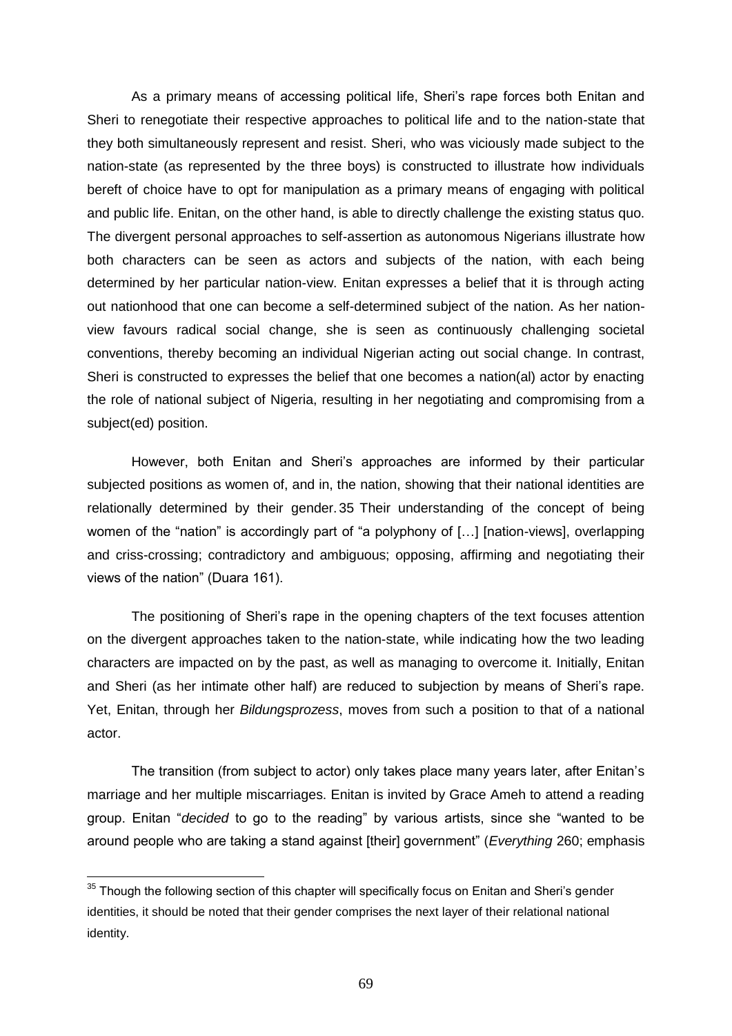As a primary means of accessing political life, Sheri's rape forces both Enitan and Sheri to renegotiate their respective approaches to political life and to the nation-state that they both simultaneously represent and resist. Sheri, who was viciously made subject to the nation-state (as represented by the three boys) is constructed to illustrate how individuals bereft of choice have to opt for manipulation as a primary means of engaging with political and public life. Enitan, on the other hand, is able to directly challenge the existing status quo. The divergent personal approaches to self-assertion as autonomous Nigerians illustrate how both characters can be seen as actors and subjects of the nation, with each being determined by her particular nation-view. Enitan expresses a belief that it is through acting out nationhood that one can become a self-determined subject of the nation. As her nation-view favours radical social change, she is seen as continuously challenging societal conventions, thereby becoming an individual Nigerian acting out social change. In contrast, Sheri is constructed to expresses the belief that one becomes a nation(al) actor by enacting the role of national subject of Nigeria, resulting in her negotiating and compromising from a subject(ed) position.

However, both Enitan and Sheri's approaches are informed by their particular subjected positions as women of, and in, the nation, showing that their national identities are relationally determined by their gender.[35] Their understanding of the concept of being women of the "nation" is accordingly part of "a polyphony of […] [nation-views], overlapping and criss-crossing; contradictory and ambiguous; opposing, affirming and negotiating their views of the nation" (Duara 161).

The positioning of Sheri's rape in the opening chapters of the text focuses attention on the divergent approaches taken to the nation-state, while indicating how the two leading characters are impacted on by the past, as well as managing to overcome it. Initially, Enitan and Sheri (as her intimate other half) are reduced to subjection by means of Sheri's rape. Yet, Enitan, through her *Bildungsprozess*, moves from such a position to that of a national actor.

The transition (from subject to actor) only takes place many years later, after Enitan's marriage and her multiple miscarriages. Enitan is invited by Grace Ameh to attend a reading group. Enitan "*decided* to go to the reading" by various artists, since she "wanted to be around people who are taking a stand against [their] government" (*Everything* 260; emphasis

---

[35] Though the following section of this chapter will specifically focus on Enitan and Sheri's gender identities, it should be noted that their gender comprises the next layer of their relational national identity.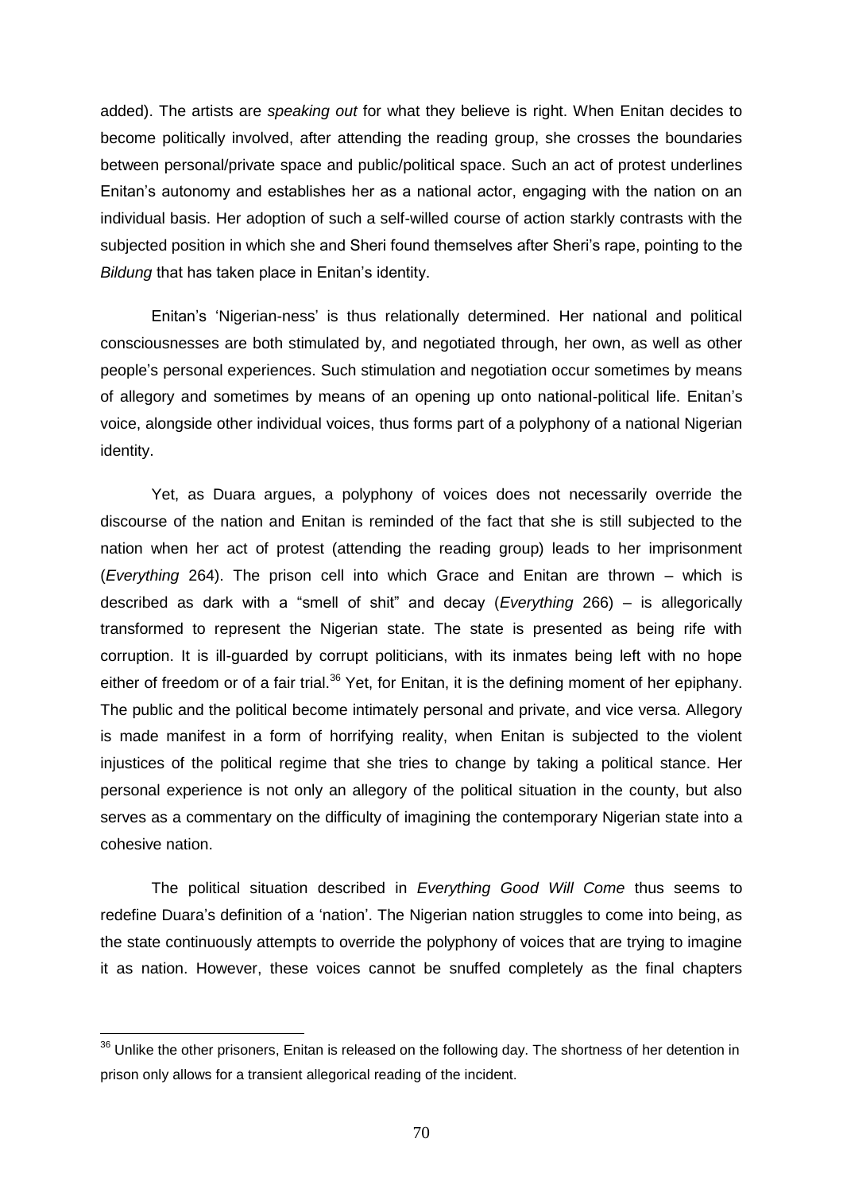added). The artists are *speaking out* for what they believe is right. When Enitan decides to become politically involved, after attending the reading group, she crosses the boundaries between personal/private space and public/political space. Such an act of protest underlines Enitan's autonomy and establishes her as a national actor, engaging with the nation on an individual basis. Her adoption of such a self-willed course of action starkly contrasts with the subjected position in which she and Sheri found themselves after Sheri's rape, pointing to the *Bildung* that has taken place in Enitan's identity.

Enitan's 'Nigerian-ness' is thus relationally determined. Her national and political consciousnesses are both stimulated by, and negotiated through, her own, as well as other people's personal experiences. Such stimulation and negotiation occur sometimes by means of allegory and sometimes by means of an opening up onto national-political life. Enitan's voice, alongside other individual voices, thus forms part of a polyphony of a national Nigerian identity.

Yet, as Duara argues, a polyphony of voices does not necessarily override the discourse of the nation and Enitan is reminded of the fact that she is still subjected to the nation when her act of protest (attending the reading group) leads to her imprisonment (*Everything* 264). The prison cell into which Grace and Enitan are thrown – which is described as dark with a "smell of shit" and decay (*Everything* 266) – is allegorically transformed to represent the Nigerian state. The state is presented as being rife with corruption. It is ill-guarded by corrupt politicians, with its inmates being left with no hope either of freedom or of a fair trial.[36] Yet, for Enitan, it is the defining moment of her epiphany. The public and the political become intimately personal and private, and vice versa. Allegory is made manifest in a form of horrifying reality, when Enitan is subjected to the violent injustices of the political regime that she tries to change by taking a political stance. Her personal experience is not only an allegory of the political situation in the county, but also serves as a commentary on the difficulty of imagining the contemporary Nigerian state into a cohesive nation.

The political situation described in *Everything Good Will Come* thus seems to redefine Duara's definition of a 'nation'. The Nigerian nation struggles to come into being, as the state continuously attempts to override the polyphony of voices that are trying to imagine it as nation. However, these voices cannot be snuffed completely as the final chapters

---

[36] Unlike the other prisoners, Enitan is released on the following day. The shortness of her detention in prison only allows for a transient allegorical reading of the incident.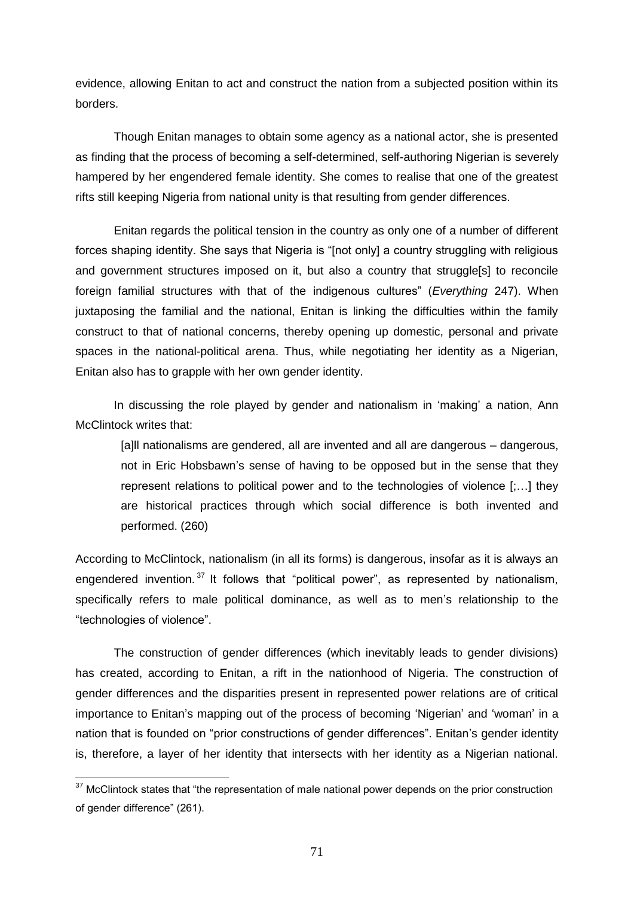evidence, allowing Enitan to act and construct the nation from a subjected position within its borders.

Though Enitan manages to obtain some agency as a national actor, she is presented as finding that the process of becoming a self-determined, self-authoring Nigerian is severely hampered by her engendered female identity. She comes to realise that one of the greatest rifts still keeping Nigeria from national unity is that resulting from gender differences.

Enitan regards the political tension in the country as only one of a number of different forces shaping identity. She says that Nigeria is "[not only] a country struggling with religious and government structures imposed on it, but also a country that struggle[s] to reconcile foreign familial structures with that of the indigenous cultures" (*Everything* 247). When juxtaposing the familial and the national, Enitan is linking the difficulties within the family construct to that of national concerns, thereby opening up domestic, personal and private spaces in the national-political arena. Thus, while negotiating her identity as a Nigerian, Enitan also has to grapple with her own gender identity.

In discussing the role played by gender and nationalism in 'making' a nation, Ann McClintock writes that:

> [a]ll nationalisms are gendered, all are invented and all are dangerous – dangerous, not in Eric Hobsbawn's sense of having to be opposed but in the sense that they represent relations to political power and to the technologies of violence [;…] they are historical practices through which social difference is both invented and performed. (260)

According to McClintock, nationalism (in all its forms) is dangerous, insofar as it is always an engendered invention.[37] It follows that "political power", as represented by nationalism, specifically refers to male political dominance, as well as to men's relationship to the "technologies of violence".

The construction of gender differences (which inevitably leads to gender divisions) has created, according to Enitan, a rift in the nationhood of Nigeria. The construction of gender differences and the disparities present in represented power relations are of critical importance to Enitan's mapping out of the process of becoming 'Nigerian' and 'woman' in a nation that is founded on "prior constructions of gender differences". Enitan's gender identity is, therefore, a layer of her identity that intersects with her identity as a Nigerian national.

---

[37] McClintock states that "the representation of male national power depends on the prior construction of gender difference" (261).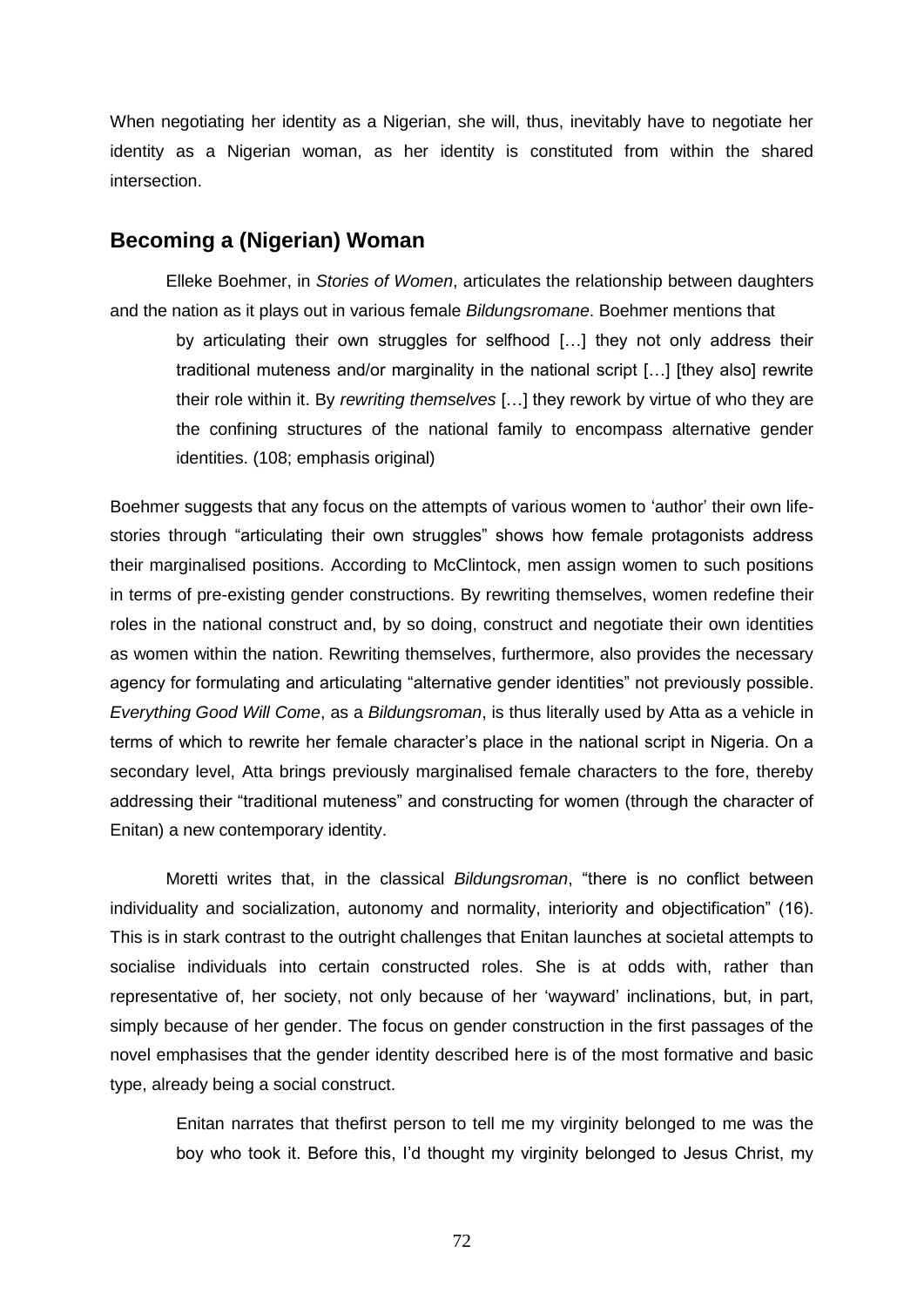When negotiating her identity as a Nigerian, she will, thus, inevitably have to negotiate her identity as a Nigerian woman, as her identity is constituted from within the shared intersection.

## Becoming a (Nigerian) Woman

Elleke Boehmer, in *Stories of Women*, articulates the relationship between daughters and the nation as it plays out in various female *Bildungsromane*. Boehmer mentions that

> by articulating their own struggles for selfhood […] they not only address their traditional muteness and/or marginality in the national script […] [they also] rewrite their role within it. By *rewriting themselves* […] they rework by virtue of who they are the confining structures of the national family to encompass alternative gender identities. (108; emphasis original)

Boehmer suggests that any focus on the attempts of various women to 'author' their own life-stories through "articulating their own struggles" shows how female protagonists address their marginalised positions. According to McClintock, men assign women to such positions in terms of pre-existing gender constructions. By rewriting themselves, women redefine their roles in the national construct and, by so doing, construct and negotiate their own identities as women within the nation. Rewriting themselves, furthermore, also provides the necessary agency for formulating and articulating "alternative gender identities" not previously possible. *Everything Good Will Come*, as a *Bildungsroman*, is thus literally used by Atta as a vehicle in terms of which to rewrite her female character's place in the national script in Nigeria. On a secondary level, Atta brings previously marginalised female characters to the fore, thereby addressing their "traditional muteness" and constructing for women (through the character of Enitan) a new contemporary identity.

Moretti writes that, in the classical *Bildungsroman*, "there is no conflict between individuality and socialization, autonomy and normality, interiority and objectification" (16). This is in stark contrast to the outright challenges that Enitan launches at societal attempts to socialise individuals into certain constructed roles. She is at odds with, rather than representative of, her society, not only because of her 'wayward' inclinations, but, in part, simply because of her gender. The focus on gender construction in the first passages of the novel emphasises that the gender identity described here is of the most formative and basic type, already being a social construct.

> Enitan narrates that thefirst person to tell me my virginity belonged to me was the boy who took it. Before this, I'd thought my virginity belonged to Jesus Christ, my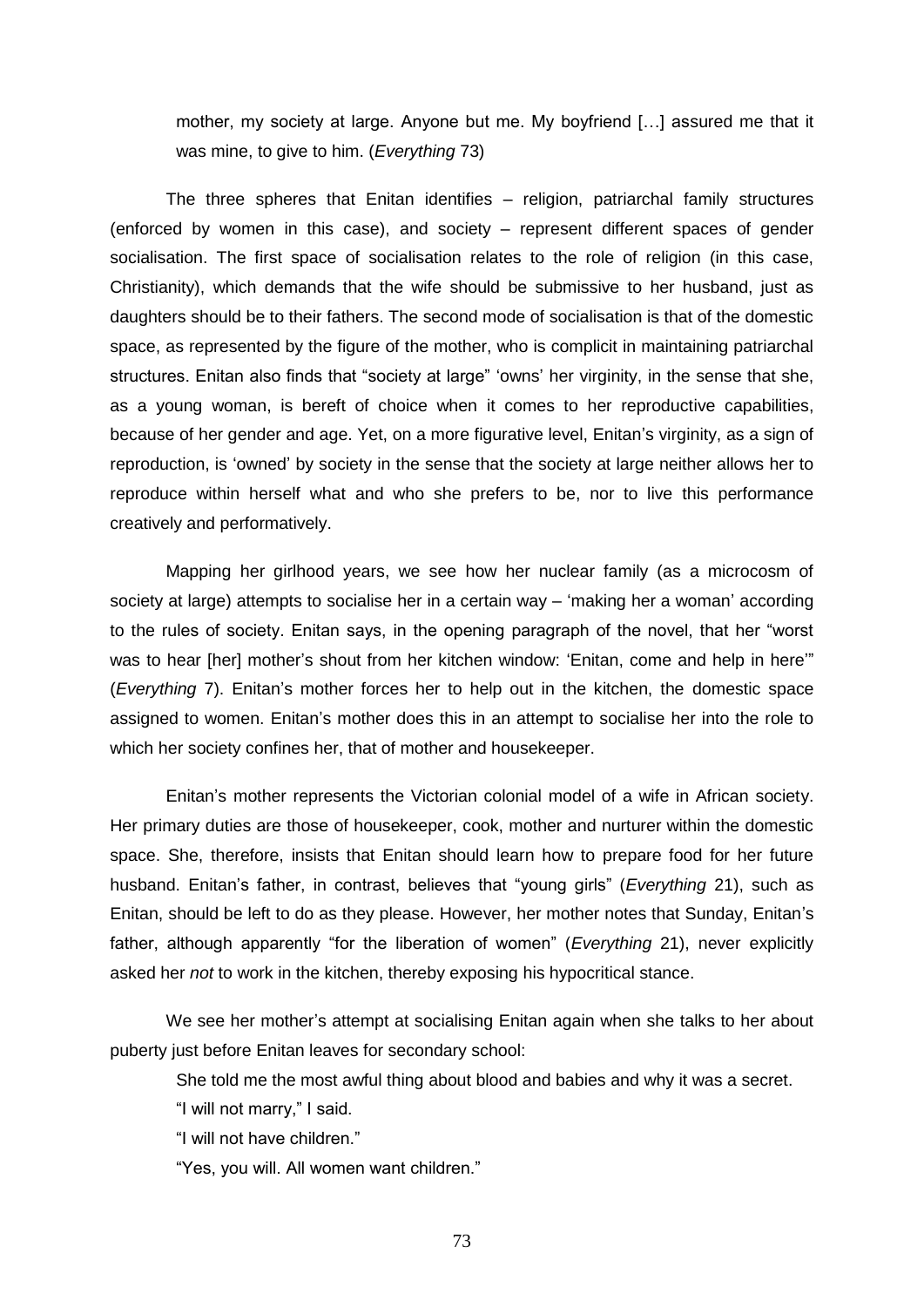> mother, my society at large. Anyone but me. My boyfriend […] assured me that it was mine, to give to him. (*Everything* 73)

The three spheres that Enitan identifies – religion, patriarchal family structures (enforced by women in this case), and society – represent different spaces of gender socialisation. The first space of socialisation relates to the role of religion (in this case, Christianity), which demands that the wife should be submissive to her husband, just as daughters should be to their fathers. The second mode of socialisation is that of the domestic space, as represented by the figure of the mother, who is complicit in maintaining patriarchal structures. Enitan also finds that "society at large" 'owns' her virginity, in the sense that she, as a young woman, is bereft of choice when it comes to her reproductive capabilities, because of her gender and age. Yet, on a more figurative level, Enitan's virginity, as a sign of reproduction, is 'owned' by society in the sense that the society at large neither allows her to reproduce within herself what and who she prefers to be, nor to live this performance creatively and performatively.

Mapping her girlhood years, we see how her nuclear family (as a microcosm of society at large) attempts to socialise her in a certain way – 'making her a woman' according to the rules of society. Enitan says, in the opening paragraph of the novel, that her "worst was to hear [her] mother's shout from her kitchen window: 'Enitan, come and help in here'" (*Everything* 7). Enitan's mother forces her to help out in the kitchen, the domestic space assigned to women. Enitan's mother does this in an attempt to socialise her into the role to which her society confines her, that of mother and housekeeper.

Enitan's mother represents the Victorian colonial model of a wife in African society. Her primary duties are those of housekeeper, cook, mother and nurturer within the domestic space. She, therefore, insists that Enitan should learn how to prepare food for her future husband. Enitan's father, in contrast, believes that "young girls" (*Everything* 21), such as Enitan, should be left to do as they please. However, her mother notes that Sunday, Enitan's father, although apparently "for the liberation of women" (*Everything* 21), never explicitly asked her *not* to work in the kitchen, thereby exposing his hypocritical stance.

We see her mother's attempt at socialising Enitan again when she talks to her about puberty just before Enitan leaves for secondary school:

> She told me the most awful thing about blood and babies and why it was a secret.
>
> "I will not marry," I said.
>
> "I will not have children."
>
> "Yes, you will. All women want children."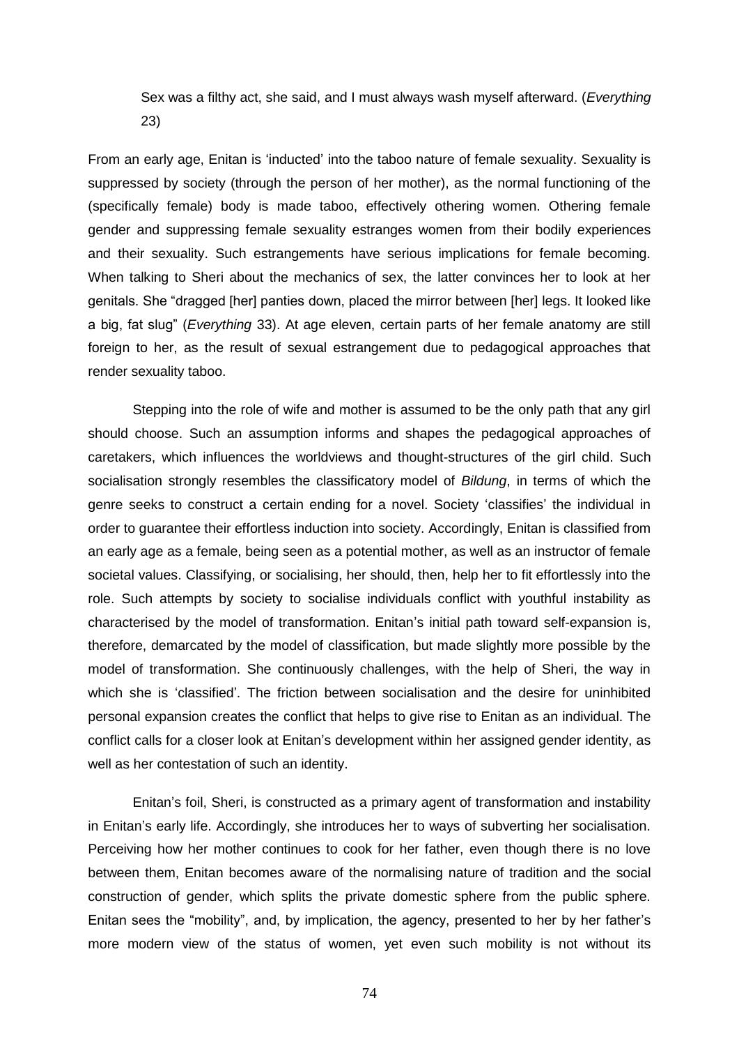> Sex was a filthy act, she said, and I must always wash myself afterward. (*Everything* 23)

From an early age, Enitan is 'inducted' into the taboo nature of female sexuality. Sexuality is suppressed by society (through the person of her mother), as the normal functioning of the (specifically female) body is made taboo, effectively othering women. Othering female gender and suppressing female sexuality estranges women from their bodily experiences and their sexuality. Such estrangements have serious implications for female becoming. When talking to Sheri about the mechanics of sex, the latter convinces her to look at her genitals. She "dragged [her] panties down, placed the mirror between [her] legs. It looked like a big, fat slug" (*Everything* 33). At age eleven, certain parts of her female anatomy are still foreign to her, as the result of sexual estrangement due to pedagogical approaches that render sexuality taboo.

Stepping into the role of wife and mother is assumed to be the only path that any girl should choose. Such an assumption informs and shapes the pedagogical approaches of caretakers, which influences the worldviews and thought-structures of the girl child. Such socialisation strongly resembles the classificatory model of *Bildung*, in terms of which the genre seeks to construct a certain ending for a novel. Society 'classifies' the individual in order to guarantee their effortless induction into society. Accordingly, Enitan is classified from an early age as a female, being seen as a potential mother, as well as an instructor of female societal values. Classifying, or socialising, her should, then, help her to fit effortlessly into the role. Such attempts by society to socialise individuals conflict with youthful instability as characterised by the model of transformation. Enitan's initial path toward self-expansion is, therefore, demarcated by the model of classification, but made slightly more possible by the model of transformation. She continuously challenges, with the help of Sheri, the way in which she is 'classified'. The friction between socialisation and the desire for uninhibited personal expansion creates the conflict that helps to give rise to Enitan as an individual. The conflict calls for a closer look at Enitan's development within her assigned gender identity, as well as her contestation of such an identity.

Enitan's foil, Sheri, is constructed as a primary agent of transformation and instability in Enitan's early life. Accordingly, she introduces her to ways of subverting her socialisation. Perceiving how her mother continues to cook for her father, even though there is no love between them, Enitan becomes aware of the normalising nature of tradition and the social construction of gender, which splits the private domestic sphere from the public sphere. Enitan sees the "mobility", and, by implication, the agency, presented to her by her father's more modern view of the status of women, yet even such mobility is not without its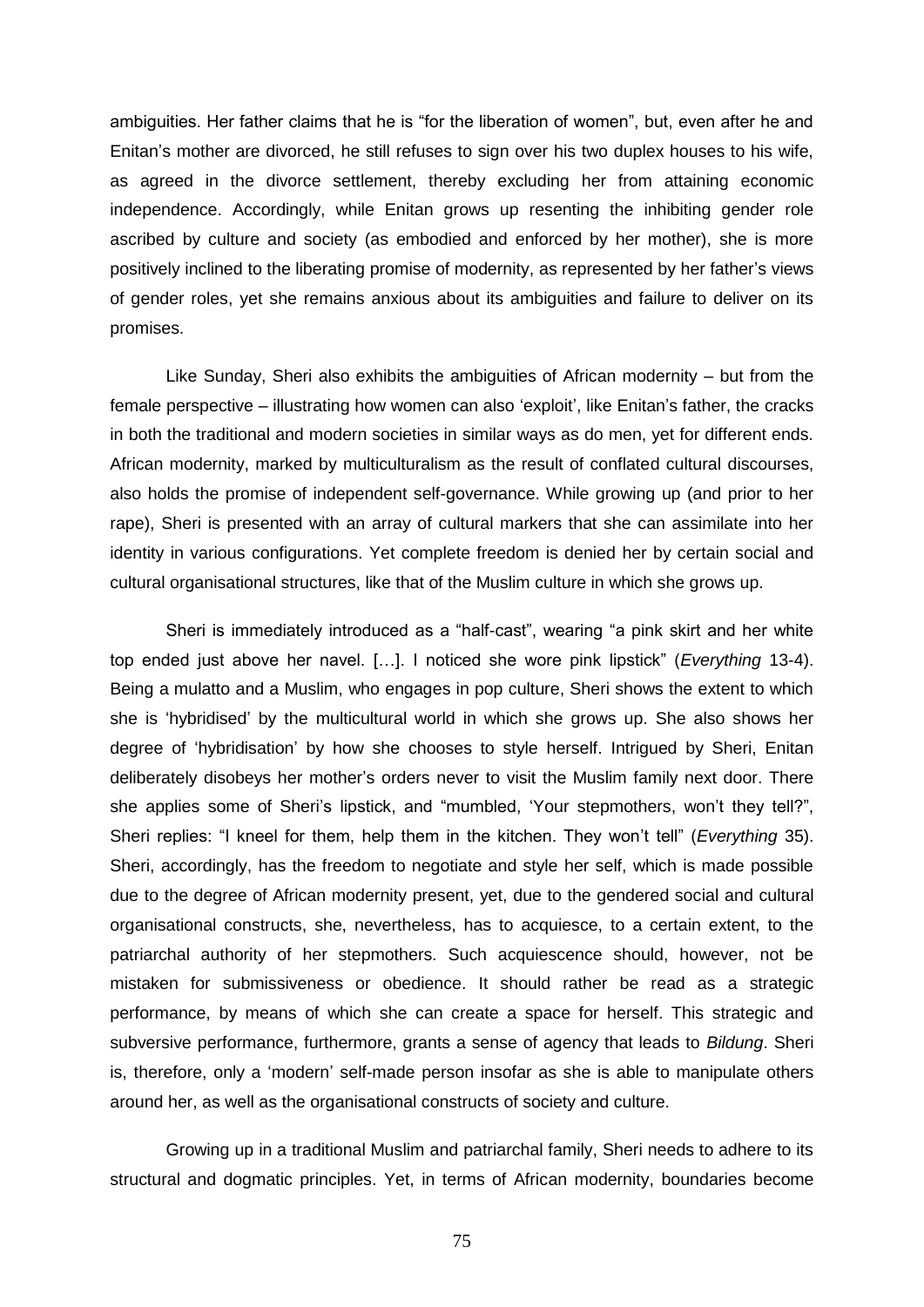ambiguities. Her father claims that he is "for the liberation of women", but, even after he and Enitan's mother are divorced, he still refuses to sign over his two duplex houses to his wife, as agreed in the divorce settlement, thereby excluding her from attaining economic independence. Accordingly, while Enitan grows up resenting the inhibiting gender role ascribed by culture and society (as embodied and enforced by her mother), she is more positively inclined to the liberating promise of modernity, as represented by her father's views of gender roles, yet she remains anxious about its ambiguities and failure to deliver on its promises.

Like Sunday, Sheri also exhibits the ambiguities of African modernity – but from the female perspective – illustrating how women can also 'exploit', like Enitan's father, the cracks in both the traditional and modern societies in similar ways as do men, yet for different ends. African modernity, marked by multiculturalism as the result of conflated cultural discourses, also holds the promise of independent self-governance. While growing up (and prior to her rape), Sheri is presented with an array of cultural markers that she can assimilate into her identity in various configurations. Yet complete freedom is denied her by certain social and cultural organisational structures, like that of the Muslim culture in which she grows up.

Sheri is immediately introduced as a "half-cast", wearing "a pink skirt and her white top ended just above her navel. […]. I noticed she wore pink lipstick" (*Everything* 13-4). Being a mulatto and a Muslim, who engages in pop culture, Sheri shows the extent to which she is 'hybridised' by the multicultural world in which she grows up. She also shows her degree of 'hybridisation' by how she chooses to style herself. Intrigued by Sheri, Enitan deliberately disobeys her mother's orders never to visit the Muslim family next door. There she applies some of Sheri's lipstick, and "mumbled, 'Your stepmothers, won't they tell?", Sheri replies: "I kneel for them, help them in the kitchen. They won't tell" (*Everything* 35). Sheri, accordingly, has the freedom to negotiate and style her self, which is made possible due to the degree of African modernity present, yet, due to the gendered social and cultural organisational constructs, she, nevertheless, has to acquiesce, to a certain extent, to the patriarchal authority of her stepmothers. Such acquiescence should, however, not be mistaken for submissiveness or obedience. It should rather be read as a strategic performance, by means of which she can create a space for herself. This strategic and subversive performance, furthermore, grants a sense of agency that leads to *Bildung*. Sheri is, therefore, only a 'modern' self-made person insofar as she is able to manipulate others around her, as well as the organisational constructs of society and culture.

Growing up in a traditional Muslim and patriarchal family, Sheri needs to adhere to its structural and dogmatic principles. Yet, in terms of African modernity, boundaries become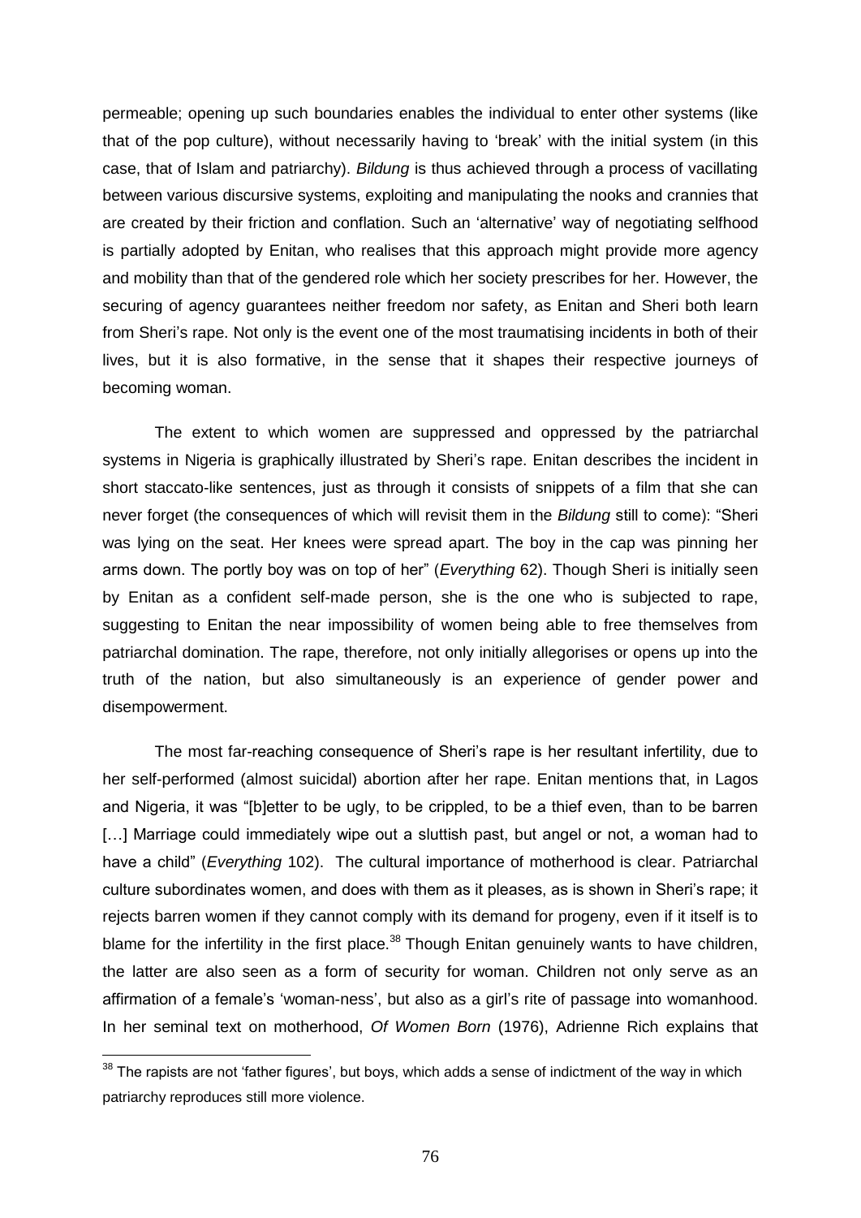permeable; opening up such boundaries enables the individual to enter other systems (like that of the pop culture), without necessarily having to 'break' with the initial system (in this case, that of Islam and patriarchy). *Bildung* is thus achieved through a process of vacillating between various discursive systems, exploiting and manipulating the nooks and crannies that are created by their friction and conflation. Such an 'alternative' way of negotiating selfhood is partially adopted by Enitan, who realises that this approach might provide more agency and mobility than that of the gendered role which her society prescribes for her. However, the securing of agency guarantees neither freedom nor safety, as Enitan and Sheri both learn from Sheri's rape. Not only is the event one of the most traumatising incidents in both of their lives, but it is also formative, in the sense that it shapes their respective journeys of becoming woman.

The extent to which women are suppressed and oppressed by the patriarchal systems in Nigeria is graphically illustrated by Sheri's rape. Enitan describes the incident in short staccato-like sentences, just as through it consists of snippets of a film that she can never forget (the consequences of which will revisit them in the *Bildung* still to come): "Sheri was lying on the seat. Her knees were spread apart. The boy in the cap was pinning her arms down. The portly boy was on top of her" (*Everything* 62). Though Sheri is initially seen by Enitan as a confident self-made person, she is the one who is subjected to rape, suggesting to Enitan the near impossibility of women being able to free themselves from patriarchal domination. The rape, therefore, not only initially allegorises or opens up into the truth of the nation, but also simultaneously is an experience of gender power and disempowerment.

The most far-reaching consequence of Sheri's rape is her resultant infertility, due to her self-performed (almost suicidal) abortion after her rape. Enitan mentions that, in Lagos and Nigeria, it was "[b]etter to be ugly, to be crippled, to be a thief even, than to be barren [...] Marriage could immediately wipe out a sluttish past, but angel or not, a woman had to have a child" (*Everything* 102). The cultural importance of motherhood is clear. Patriarchal culture subordinates women, and does with them as it pleases, as is shown in Sheri's rape; it rejects barren women if they cannot comply with its demand for progeny, even if it itself is to blame for the infertility in the first place.[38] Though Enitan genuinely wants to have children, the latter are also seen as a form of security for woman. Children not only serve as an affirmation of a female's 'woman-ness', but also as a girl's rite of passage into womanhood. In her seminal text on motherhood, *Of Women Born* (1976), Adrienne Rich explains that

[38] The rapists are not 'father figures', but boys, which adds a sense of indictment of the way in which patriarchy reproduces still more violence.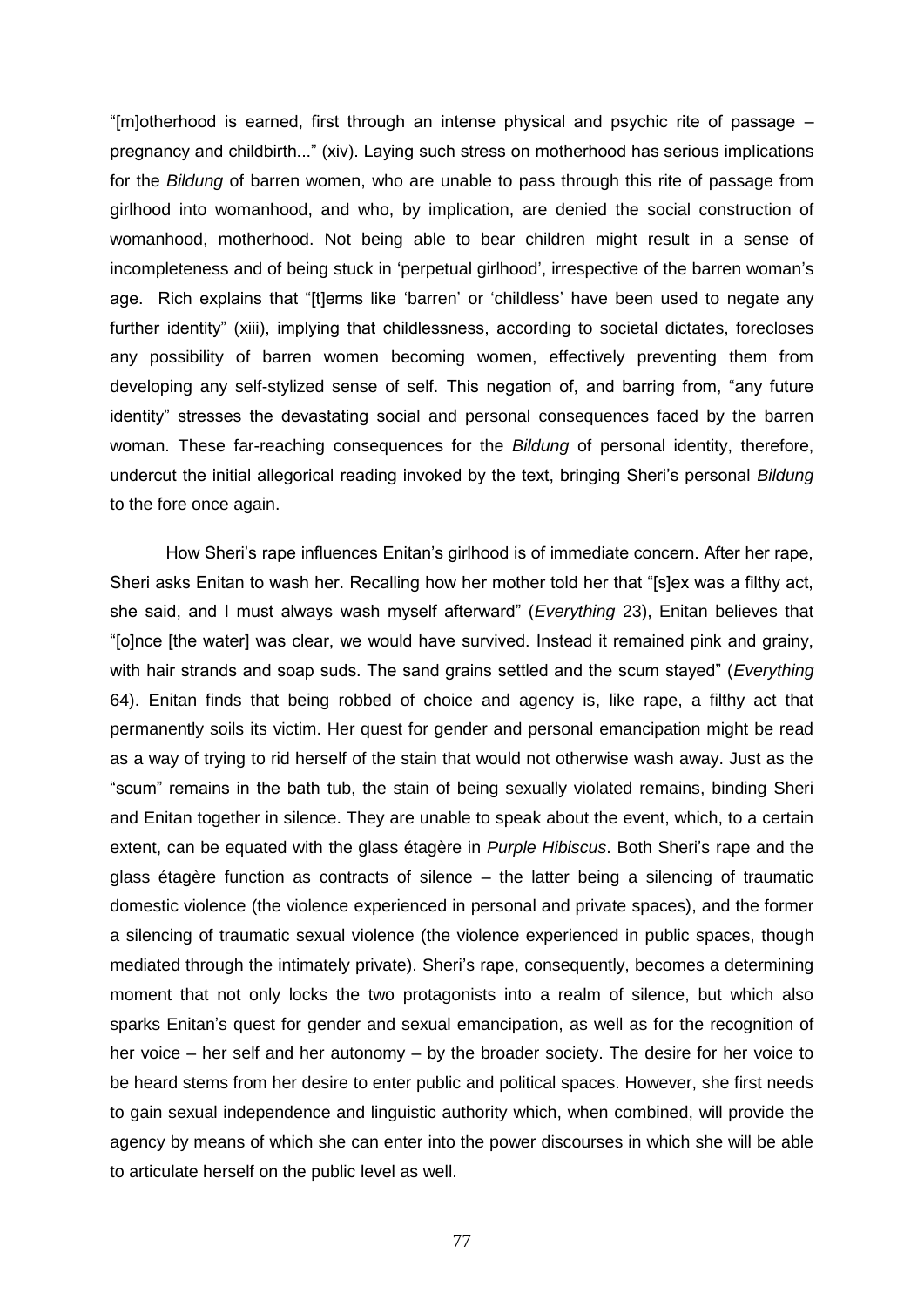"[m]otherhood is earned, first through an intense physical and psychic rite of passage – pregnancy and childbirth..." (xiv). Laying such stress on motherhood has serious implications for the *Bildung* of barren women, who are unable to pass through this rite of passage from girlhood into womanhood, and who, by implication, are denied the social construction of womanhood, motherhood. Not being able to bear children might result in a sense of incompleteness and of being stuck in 'perpetual girlhood', irrespective of the barren woman's age. Rich explains that "[t]erms like 'barren' or 'childless' have been used to negate any further identity" (xiii), implying that childlessness, according to societal dictates, forecloses any possibility of barren women becoming women, effectively preventing them from developing any self-stylized sense of self. This negation of, and barring from, "any future identity" stresses the devastating social and personal consequences faced by the barren woman. These far-reaching consequences for the *Bildung* of personal identity, therefore, undercut the initial allegorical reading invoked by the text, bringing Sheri's personal *Bildung* to the fore once again.

How Sheri's rape influences Enitan's girlhood is of immediate concern. After her rape, Sheri asks Enitan to wash her. Recalling how her mother told her that "[s]ex was a filthy act, she said, and I must always wash myself afterward" (*Everything* 23), Enitan believes that "[o]nce [the water] was clear, we would have survived. Instead it remained pink and grainy, with hair strands and soap suds. The sand grains settled and the scum stayed" (*Everything* 64). Enitan finds that being robbed of choice and agency is, like rape, a filthy act that permanently soils its victim. Her quest for gender and personal emancipation might be read as a way of trying to rid herself of the stain that would not otherwise wash away. Just as the "scum" remains in the bath tub, the stain of being sexually violated remains, binding Sheri and Enitan together in silence. They are unable to speak about the event, which, to a certain extent, can be equated with the glass étagère in *Purple Hibiscus*. Both Sheri's rape and the glass étagère function as contracts of silence – the latter being a silencing of traumatic domestic violence (the violence experienced in personal and private spaces), and the former a silencing of traumatic sexual violence (the violence experienced in public spaces, though mediated through the intimately private). Sheri's rape, consequently, becomes a determining moment that not only locks the two protagonists into a realm of silence, but which also sparks Enitan's quest for gender and sexual emancipation, as well as for the recognition of her voice – her self and her autonomy – by the broader society. The desire for her voice to be heard stems from her desire to enter public and political spaces. However, she first needs to gain sexual independence and linguistic authority which, when combined, will provide the agency by means of which she can enter into the power discourses in which she will be able to articulate herself on the public level as well.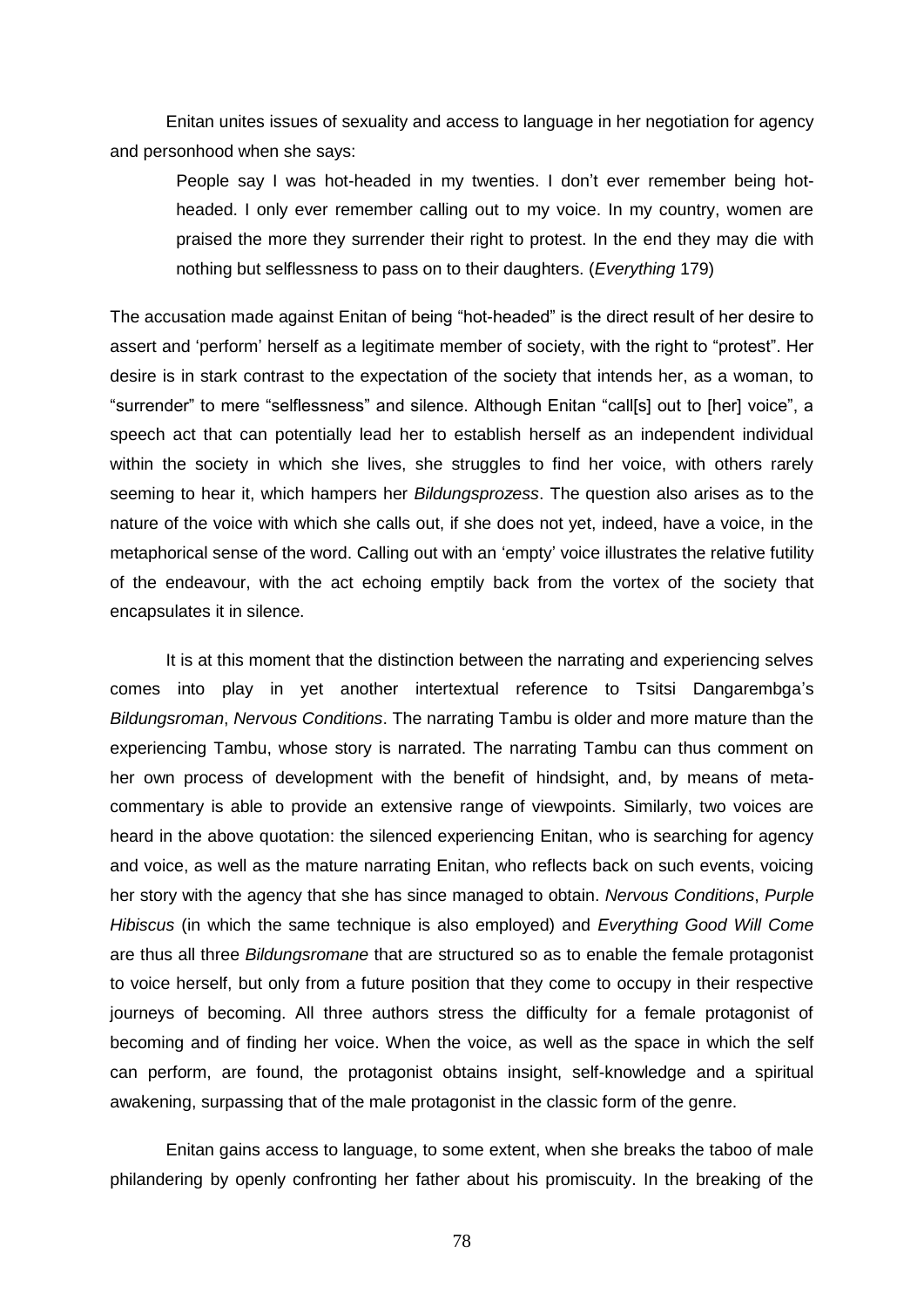Enitan unites issues of sexuality and access to language in her negotiation for agency and personhood when she says:

> People say I was hot-headed in my twenties. I don't ever remember being hot-headed. I only ever remember calling out to my voice. In my country, women are praised the more they surrender their right to protest. In the end they may die with nothing but selflessness to pass on to their daughters. (*Everything* 179)

The accusation made against Enitan of being "hot-headed" is the direct result of her desire to assert and 'perform' herself as a legitimate member of society, with the right to "protest". Her desire is in stark contrast to the expectation of the society that intends her, as a woman, to "surrender" to mere "selflessness" and silence. Although Enitan "call[s] out to [her] voice", a speech act that can potentially lead her to establish herself as an independent individual within the society in which she lives, she struggles to find her voice, with others rarely seeming to hear it, which hampers her *Bildungsprozess*. The question also arises as to the nature of the voice with which she calls out, if she does not yet, indeed, have a voice, in the metaphorical sense of the word. Calling out with an 'empty' voice illustrates the relative futility of the endeavour, with the act echoing emptily back from the vortex of the society that encapsulates it in silence.

It is at this moment that the distinction between the narrating and experiencing selves comes into play in yet another intertextual reference to Tsitsi Dangarembga's *Bildungsroman*, *Nervous Conditions*. The narrating Tambu is older and more mature than the experiencing Tambu, whose story is narrated. The narrating Tambu can thus comment on her own process of development with the benefit of hindsight, and, by means of meta-commentary is able to provide an extensive range of viewpoints. Similarly, two voices are heard in the above quotation: the silenced experiencing Enitan, who is searching for agency and voice, as well as the mature narrating Enitan, who reflects back on such events, voicing her story with the agency that she has since managed to obtain. *Nervous Conditions*, *Purple Hibiscus* (in which the same technique is also employed) and *Everything Good Will Come* are thus all three *Bildungsromane* that are structured so as to enable the female protagonist to voice herself, but only from a future position that they come to occupy in their respective journeys of becoming. All three authors stress the difficulty for a female protagonist of becoming and of finding her voice. When the voice, as well as the space in which the self can perform, are found, the protagonist obtains insight, self-knowledge and a spiritual awakening, surpassing that of the male protagonist in the classic form of the genre.

Enitan gains access to language, to some extent, when she breaks the taboo of male philandering by openly confronting her father about his promiscuity. In the breaking of the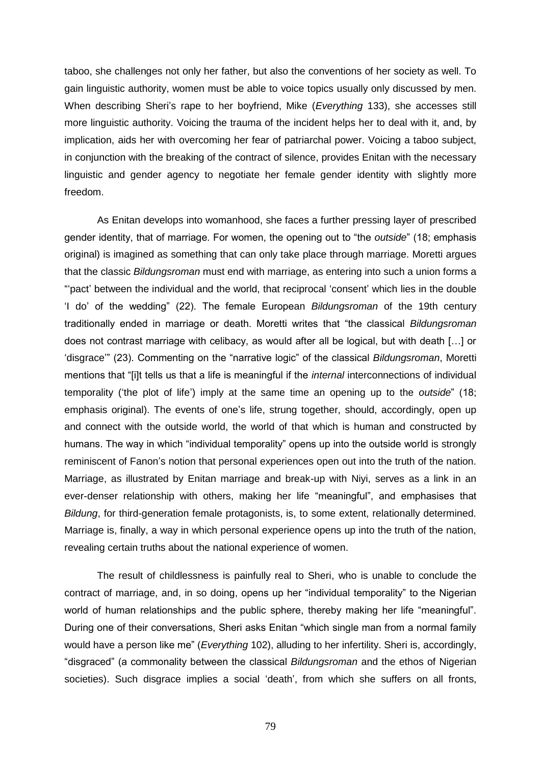taboo, she challenges not only her father, but also the conventions of her society as well. To gain linguistic authority, women must be able to voice topics usually only discussed by men. When describing Sheri's rape to her boyfriend, Mike (*Everything* 133), she accesses still more linguistic authority. Voicing the trauma of the incident helps her to deal with it, and, by implication, aids her with overcoming her fear of patriarchal power. Voicing a taboo subject, in conjunction with the breaking of the contract of silence, provides Enitan with the necessary linguistic and gender agency to negotiate her female gender identity with slightly more freedom.

As Enitan develops into womanhood, she faces a further pressing layer of prescribed gender identity, that of marriage. For women, the opening out to "the *outside*" (18; emphasis original) is imagined as something that can only take place through marriage. Moretti argues that the classic *Bildungsroman* must end with marriage, as entering into such a union forms a "'pact' between the individual and the world, that reciprocal 'consent' which lies in the double 'I do' of the wedding" (22). The female European *Bildungsroman* of the 19th century traditionally ended in marriage or death. Moretti writes that "the classical *Bildungsroman* does not contrast marriage with celibacy, as would after all be logical, but with death […] or 'disgrace'" (23). Commenting on the "narrative logic" of the classical *Bildungsroman*, Moretti mentions that "[i]t tells us that a life is meaningful if the *internal* interconnections of individual temporality ('the plot of life') imply at the same time an opening up to the *outside*" (18; emphasis original). The events of one's life, strung together, should, accordingly, open up and connect with the outside world, the world of that which is human and constructed by humans. The way in which "individual temporality" opens up into the outside world is strongly reminiscent of Fanon's notion that personal experiences open out into the truth of the nation. Marriage, as illustrated by Enitan marriage and break-up with Niyi, serves as a link in an ever-denser relationship with others, making her life "meaningful", and emphasises that *Bildung*, for third-generation female protagonists, is, to some extent, relationally determined. Marriage is, finally, a way in which personal experience opens up into the truth of the nation, revealing certain truths about the national experience of women.

The result of childlessness is painfully real to Sheri, who is unable to conclude the contract of marriage, and, in so doing, opens up her "individual temporality" to the Nigerian world of human relationships and the public sphere, thereby making her life "meaningful". During one of their conversations, Sheri asks Enitan "which single man from a normal family would have a person like me" (*Everything* 102), alluding to her infertility. Sheri is, accordingly, "disgraced" (a commonality between the classical *Bildungsroman* and the ethos of Nigerian societies). Such disgrace implies a social 'death', from which she suffers on all fronts,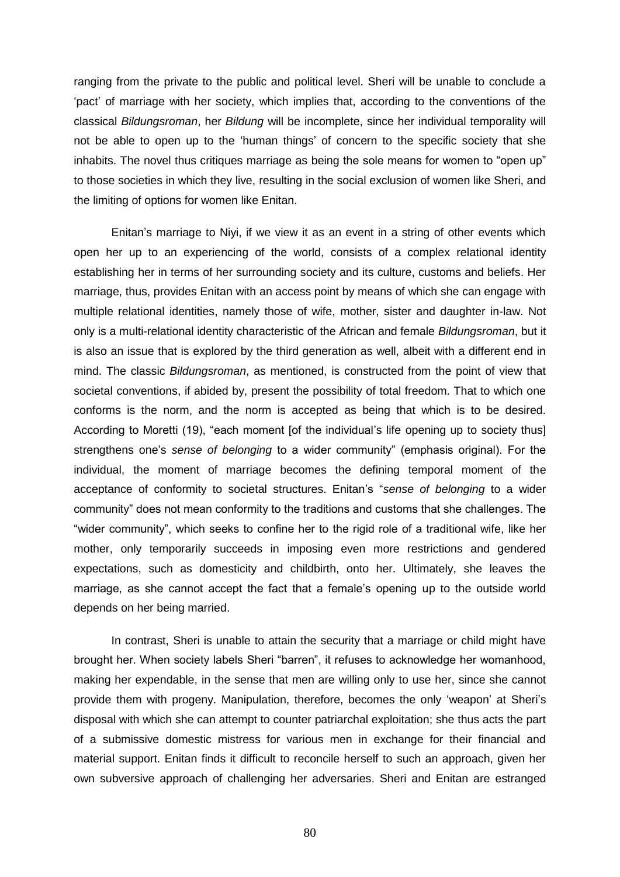ranging from the private to the public and political level. Sheri will be unable to conclude a 'pact' of marriage with her society, which implies that, according to the conventions of the classical *Bildungsroman*, her *Bildung* will be incomplete, since her individual temporality will not be able to open up to the 'human things' of concern to the specific society that she inhabits. The novel thus critiques marriage as being the sole means for women to "open up" to those societies in which they live, resulting in the social exclusion of women like Sheri, and the limiting of options for women like Enitan.

Enitan's marriage to Niyi, if we view it as an event in a string of other events which open her up to an experiencing of the world, consists of a complex relational identity establishing her in terms of her surrounding society and its culture, customs and beliefs. Her marriage, thus, provides Enitan with an access point by means of which she can engage with multiple relational identities, namely those of wife, mother, sister and daughter in-law. Not only is a multi-relational identity characteristic of the African and female *Bildungsroman*, but it is also an issue that is explored by the third generation as well, albeit with a different end in mind. The classic *Bildungsroman*, as mentioned, is constructed from the point of view that societal conventions, if abided by, present the possibility of total freedom. That to which one conforms is the norm, and the norm is accepted as being that which is to be desired. According to Moretti (19), "each moment [of the individual's life opening up to society thus] strengthens one's *sense of belonging* to a wider community" (emphasis original). For the individual, the moment of marriage becomes the defining temporal moment of the acceptance of conformity to societal structures. Enitan's "*sense of belonging* to a wider community" does not mean conformity to the traditions and customs that she challenges. The "wider community", which seeks to confine her to the rigid role of a traditional wife, like her mother, only temporarily succeeds in imposing even more restrictions and gendered expectations, such as domesticity and childbirth, onto her. Ultimately, she leaves the marriage, as she cannot accept the fact that a female's opening up to the outside world depends on her being married.

In contrast, Sheri is unable to attain the security that a marriage or child might have brought her. When society labels Sheri "barren", it refuses to acknowledge her womanhood, making her expendable, in the sense that men are willing only to use her, since she cannot provide them with progeny. Manipulation, therefore, becomes the only 'weapon' at Sheri's disposal with which she can attempt to counter patriarchal exploitation; she thus acts the part of a submissive domestic mistress for various men in exchange for their financial and material support. Enitan finds it difficult to reconcile herself to such an approach, given her own subversive approach of challenging her adversaries. Sheri and Enitan are estranged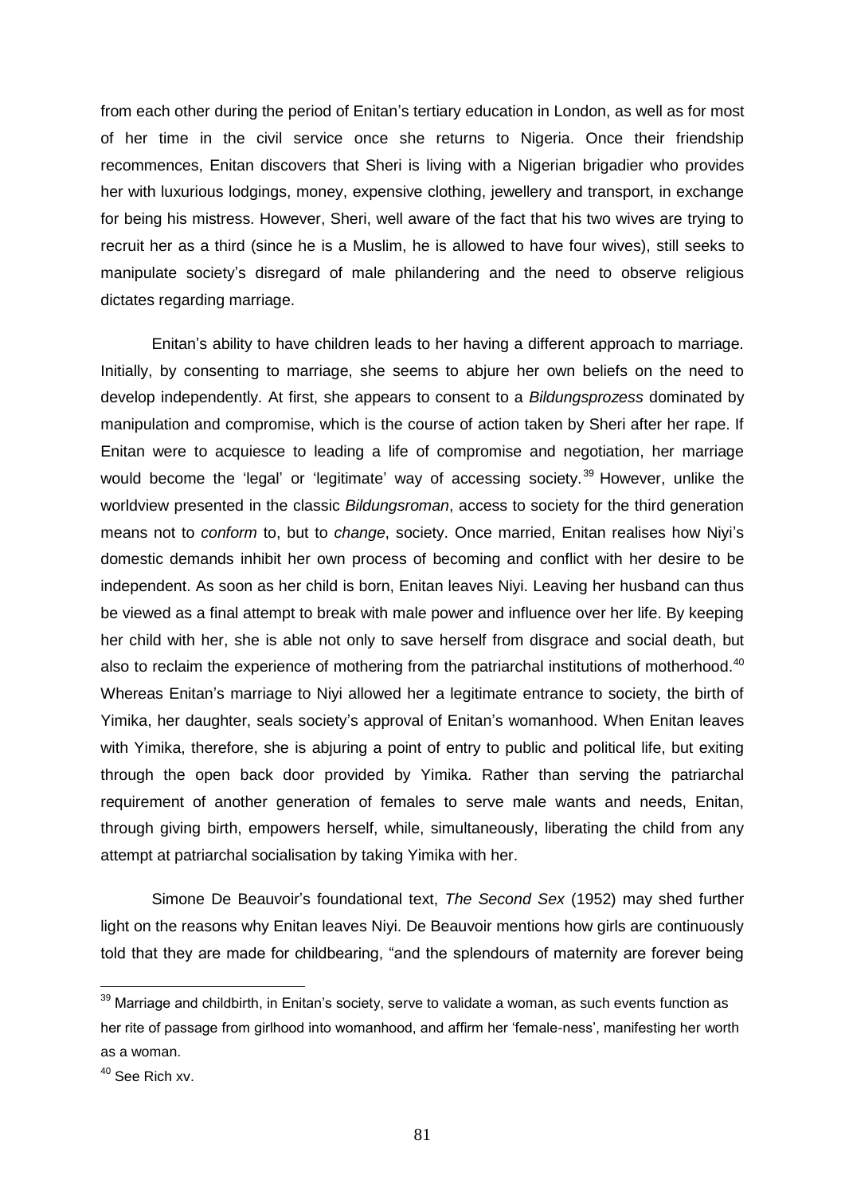from each other during the period of Enitan's tertiary education in London, as well as for most of her time in the civil service once she returns to Nigeria. Once their friendship recommences, Enitan discovers that Sheri is living with a Nigerian brigadier who provides her with luxurious lodgings, money, expensive clothing, jewellery and transport, in exchange for being his mistress. However, Sheri, well aware of the fact that his two wives are trying to recruit her as a third (since he is a Muslim, he is allowed to have four wives), still seeks to manipulate society's disregard of male philandering and the need to observe religious dictates regarding marriage.

Enitan's ability to have children leads to her having a different approach to marriage. Initially, by consenting to marriage, she seems to abjure her own beliefs on the need to develop independently. At first, she appears to consent to a *Bildungsprozess* dominated by manipulation and compromise, which is the course of action taken by Sheri after her rape. If Enitan were to acquiesce to leading a life of compromise and negotiation, her marriage would become the 'legal' or 'legitimate' way of accessing society.[39] However, unlike the worldview presented in the classic *Bildungsroman*, access to society for the third generation means not to *conform* to, but to *change*, society. Once married, Enitan realises how Niyi's domestic demands inhibit her own process of becoming and conflict with her desire to be independent. As soon as her child is born, Enitan leaves Niyi. Leaving her husband can thus be viewed as a final attempt to break with male power and influence over her life. By keeping her child with her, she is able not only to save herself from disgrace and social death, but also to reclaim the experience of mothering from the patriarchal institutions of motherhood.[40] Whereas Enitan's marriage to Niyi allowed her a legitimate entrance to society, the birth of Yimika, her daughter, seals society's approval of Enitan's womanhood. When Enitan leaves with Yimika, therefore, she is abjuring a point of entry to public and political life, but exiting through the open back door provided by Yimika. Rather than serving the patriarchal requirement of another generation of females to serve male wants and needs, Enitan, through giving birth, empowers herself, while, simultaneously, liberating the child from any attempt at patriarchal socialisation by taking Yimika with her.

Simone De Beauvoir's foundational text, *The Second Sex* (1952) may shed further light on the reasons why Enitan leaves Niyi. De Beauvoir mentions how girls are continuously told that they are made for childbearing, "and the splendours of maternity are forever being

---

[39] Marriage and childbirth, in Enitan's society, serve to validate a woman, as such events function as her rite of passage from girlhood into womanhood, and affirm her 'female-ness', manifesting her worth as a woman.

[40] See Rich xv.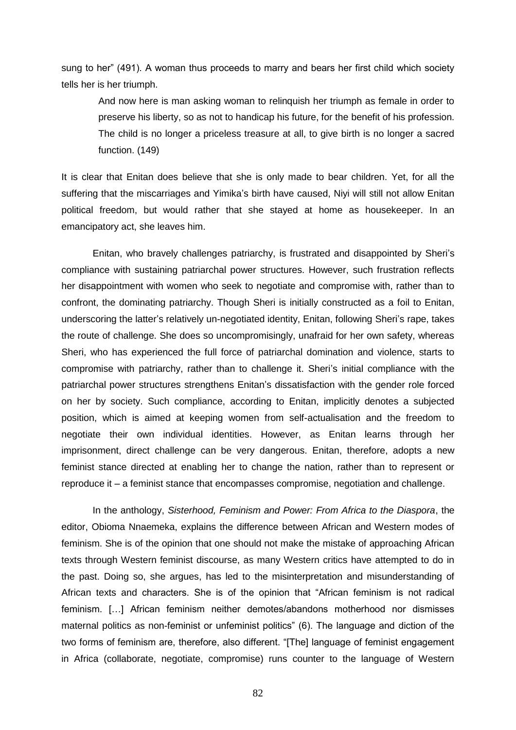sung to her" (491). A woman thus proceeds to marry and bears her first child which society tells her is her triumph.

> And now here is man asking woman to relinquish her triumph as female in order to preserve his liberty, so as not to handicap his future, for the benefit of his profession. The child is no longer a priceless treasure at all, to give birth is no longer a sacred function. (149)

It is clear that Enitan does believe that she is only made to bear children. Yet, for all the suffering that the miscarriages and Yimika's birth have caused, Niyi will still not allow Enitan political freedom, but would rather that she stayed at home as housekeeper. In an emancipatory act, she leaves him.

Enitan, who bravely challenges patriarchy, is frustrated and disappointed by Sheri's compliance with sustaining patriarchal power structures. However, such frustration reflects her disappointment with women who seek to negotiate and compromise with, rather than to confront, the dominating patriarchy. Though Sheri is initially constructed as a foil to Enitan, underscoring the latter's relatively un-negotiated identity, Enitan, following Sheri's rape, takes the route of challenge. She does so uncompromisingly, unafraid for her own safety, whereas Sheri, who has experienced the full force of patriarchal domination and violence, starts to compromise with patriarchy, rather than to challenge it. Sheri's initial compliance with the patriarchal power structures strengthens Enitan's dissatisfaction with the gender role forced on her by society. Such compliance, according to Enitan, implicitly denotes a subjected position, which is aimed at keeping women from self-actualisation and the freedom to negotiate their own individual identities. However, as Enitan learns through her imprisonment, direct challenge can be very dangerous. Enitan, therefore, adopts a new feminist stance directed at enabling her to change the nation, rather than to represent or reproduce it – a feminist stance that encompasses compromise, negotiation and challenge.

In the anthology, *Sisterhood, Feminism and Power: From Africa to the Diaspora*, the editor, Obioma Nnaemeka, explains the difference between African and Western modes of feminism. She is of the opinion that one should not make the mistake of approaching African texts through Western feminist discourse, as many Western critics have attempted to do in the past. Doing so, she argues, has led to the misinterpretation and misunderstanding of African texts and characters. She is of the opinion that "African feminism is not radical feminism. […] African feminism neither demotes/abandons motherhood nor dismisses maternal politics as non-feminist or unfeminist politics" (6). The language and diction of the two forms of feminism are, therefore, also different. "[The] language of feminist engagement in Africa (collaborate, negotiate, compromise) runs counter to the language of Western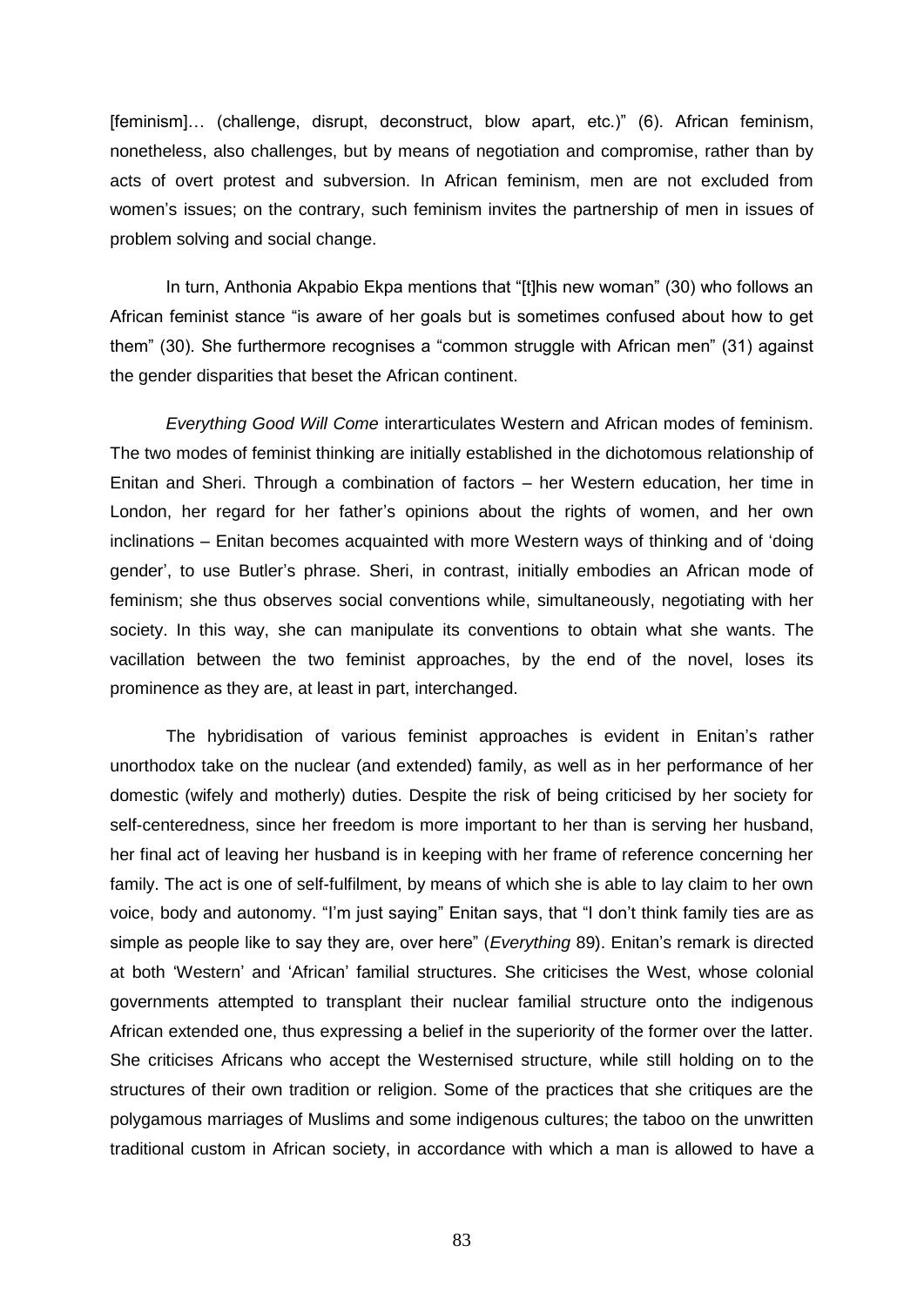[feminism]… (challenge, disrupt, deconstruct, blow apart, etc.)" (6). African feminism, nonetheless, also challenges, but by means of negotiation and compromise, rather than by acts of overt protest and subversion. In African feminism, men are not excluded from women's issues; on the contrary, such feminism invites the partnership of men in issues of problem solving and social change.

In turn, Anthonia Akpabio Ekpa mentions that "[t]his new woman" (30) who follows an African feminist stance "is aware of her goals but is sometimes confused about how to get them" (30). She furthermore recognises a "common struggle with African men" (31) against the gender disparities that beset the African continent.

*Everything Good Will Come* interarticulates Western and African modes of feminism. The two modes of feminist thinking are initially established in the dichotomous relationship of Enitan and Sheri. Through a combination of factors – her Western education, her time in London, her regard for her father's opinions about the rights of women, and her own inclinations – Enitan becomes acquainted with more Western ways of thinking and of 'doing gender', to use Butler's phrase. Sheri, in contrast, initially embodies an African mode of feminism; she thus observes social conventions while, simultaneously, negotiating with her society. In this way, she can manipulate its conventions to obtain what she wants. The vacillation between the two feminist approaches, by the end of the novel, loses its prominence as they are, at least in part, interchanged.

The hybridisation of various feminist approaches is evident in Enitan's rather unorthodox take on the nuclear (and extended) family, as well as in her performance of her domestic (wifely and motherly) duties. Despite the risk of being criticised by her society for self-centeredness, since her freedom is more important to her than is serving her husband, her final act of leaving her husband is in keeping with her frame of reference concerning her family. The act is one of self-fulfilment, by means of which she is able to lay claim to her own voice, body and autonomy. "I'm just saying" Enitan says, that "I don't think family ties are as simple as people like to say they are, over here" (*Everything* 89). Enitan's remark is directed at both 'Western' and 'African' familial structures. She criticises the West, whose colonial governments attempted to transplant their nuclear familial structure onto the indigenous African extended one, thus expressing a belief in the superiority of the former over the latter. She criticises Africans who accept the Westernised structure, while still holding on to the structures of their own tradition or religion. Some of the practices that she critiques are the polygamous marriages of Muslims and some indigenous cultures; the taboo on the unwritten traditional custom in African society, in accordance with which a man is allowed to have a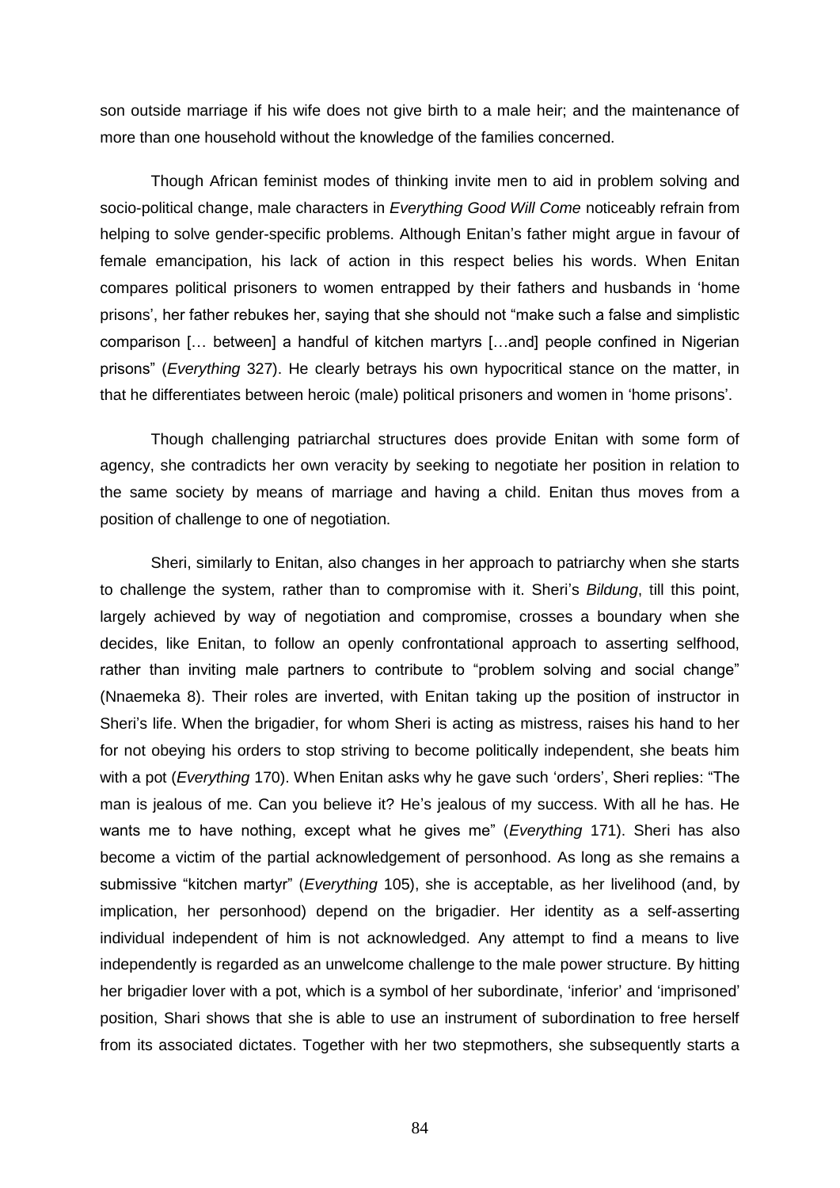son outside marriage if his wife does not give birth to a male heir; and the maintenance of more than one household without the knowledge of the families concerned.

Though African feminist modes of thinking invite men to aid in problem solving and socio-political change, male characters in *Everything Good Will Come* noticeably refrain from helping to solve gender-specific problems. Although Enitan's father might argue in favour of female emancipation, his lack of action in this respect belies his words. When Enitan compares political prisoners to women entrapped by their fathers and husbands in 'home prisons', her father rebukes her, saying that she should not "make such a false and simplistic comparison [… between] a handful of kitchen martyrs […and] people confined in Nigerian prisons" (*Everything* 327). He clearly betrays his own hypocritical stance on the matter, in that he differentiates between heroic (male) political prisoners and women in 'home prisons'.

Though challenging patriarchal structures does provide Enitan with some form of agency, she contradicts her own veracity by seeking to negotiate her position in relation to the same society by means of marriage and having a child. Enitan thus moves from a position of challenge to one of negotiation.

Sheri, similarly to Enitan, also changes in her approach to patriarchy when she starts to challenge the system, rather than to compromise with it. Sheri's *Bildung*, till this point, largely achieved by way of negotiation and compromise, crosses a boundary when she decides, like Enitan, to follow an openly confrontational approach to asserting selfhood, rather than inviting male partners to contribute to "problem solving and social change" (Nnaemeka 8). Their roles are inverted, with Enitan taking up the position of instructor in Sheri's life. When the brigadier, for whom Sheri is acting as mistress, raises his hand to her for not obeying his orders to stop striving to become politically independent, she beats him with a pot (*Everything* 170). When Enitan asks why he gave such 'orders', Sheri replies: "The man is jealous of me. Can you believe it? He's jealous of my success. With all he has. He wants me to have nothing, except what he gives me" (*Everything* 171). Sheri has also become a victim of the partial acknowledgement of personhood. As long as she remains a submissive "kitchen martyr" (*Everything* 105), she is acceptable, as her livelihood (and, by implication, her personhood) depend on the brigadier. Her identity as a self-asserting individual independent of him is not acknowledged. Any attempt to find a means to live independently is regarded as an unwelcome challenge to the male power structure. By hitting her brigadier lover with a pot, which is a symbol of her subordinate, 'inferior' and 'imprisoned' position, Shari shows that she is able to use an instrument of subordination to free herself from its associated dictates. Together with her two stepmothers, she subsequently starts a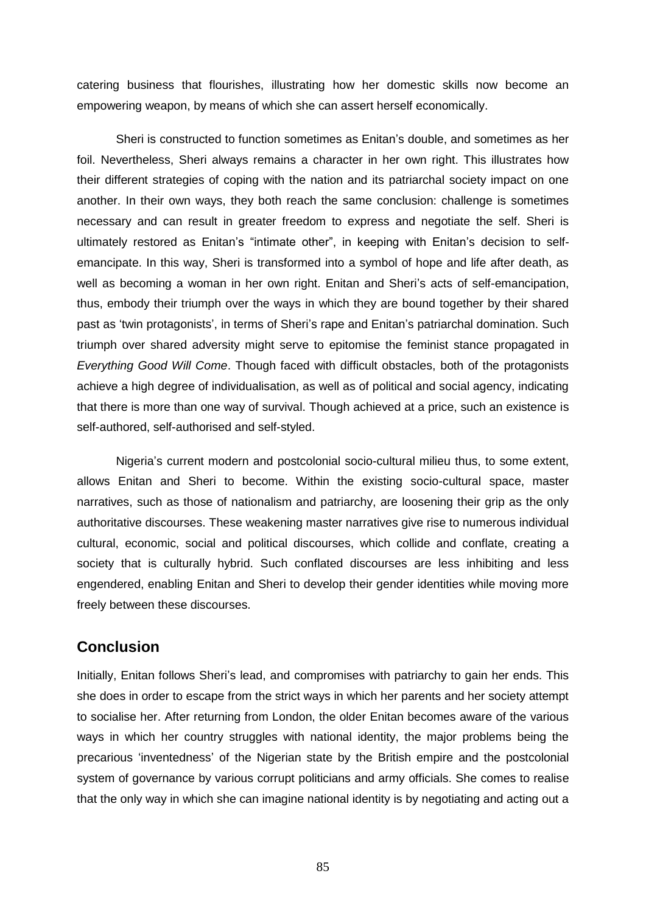catering business that flourishes, illustrating how her domestic skills now become an empowering weapon, by means of which she can assert herself economically.

Sheri is constructed to function sometimes as Enitan's double, and sometimes as her foil. Nevertheless, Sheri always remains a character in her own right. This illustrates how their different strategies of coping with the nation and its patriarchal society impact on one another. In their own ways, they both reach the same conclusion: challenge is sometimes necessary and can result in greater freedom to express and negotiate the self. Sheri is ultimately restored as Enitan's "intimate other", in keeping with Enitan's decision to self-emancipate. In this way, Sheri is transformed into a symbol of hope and life after death, as well as becoming a woman in her own right. Enitan and Sheri's acts of self-emancipation, thus, embody their triumph over the ways in which they are bound together by their shared past as 'twin protagonists', in terms of Sheri's rape and Enitan's patriarchal domination. Such triumph over shared adversity might serve to epitomise the feminist stance propagated in *Everything Good Will Come*. Though faced with difficult obstacles, both of the protagonists achieve a high degree of individualisation, as well as of political and social agency, indicating that there is more than one way of survival. Though achieved at a price, such an existence is self-authored, self-authorised and self-styled.

Nigeria's current modern and postcolonial socio-cultural milieu thus, to some extent, allows Enitan and Sheri to become. Within the existing socio-cultural space, master narratives, such as those of nationalism and patriarchy, are loosening their grip as the only authoritative discourses. These weakening master narratives give rise to numerous individual cultural, economic, social and political discourses, which collide and conflate, creating a society that is culturally hybrid. Such conflated discourses are less inhibiting and less engendered, enabling Enitan and Sheri to develop their gender identities while moving more freely between these discourses.

## Conclusion

Initially, Enitan follows Sheri's lead, and compromises with patriarchy to gain her ends. This she does in order to escape from the strict ways in which her parents and her society attempt to socialise her. After returning from London, the older Enitan becomes aware of the various ways in which her country struggles with national identity, the major problems being the precarious 'inventedness' of the Nigerian state by the British empire and the postcolonial system of governance by various corrupt politicians and army officials. She comes to realise that the only way in which she can imagine national identity is by negotiating and acting out a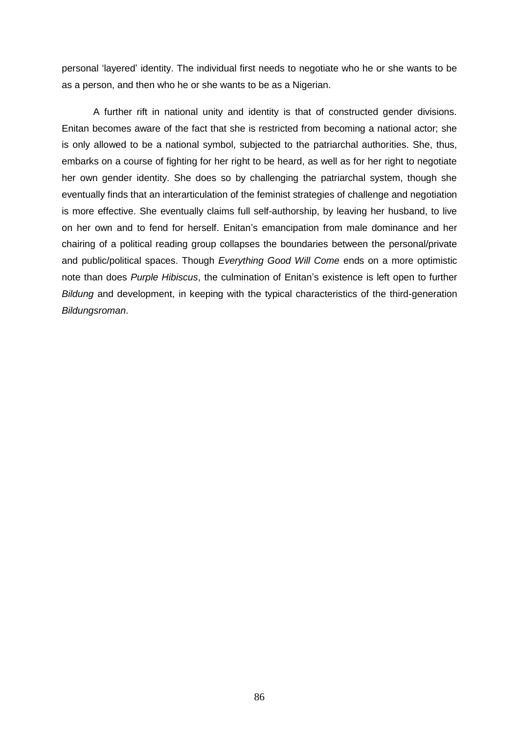personal 'layered' identity. The individual first needs to negotiate who he or she wants to be as a person, and then who he or she wants to be as a Nigerian.

A further rift in national unity and identity is that of constructed gender divisions. Enitan becomes aware of the fact that she is restricted from becoming a national actor; she is only allowed to be a national symbol, subjected to the patriarchal authorities. She, thus, embarks on a course of fighting for her right to be heard, as well as for her right to negotiate her own gender identity. She does so by challenging the patriarchal system, though she eventually finds that an interarticulation of the feminist strategies of challenge and negotiation is more effective. She eventually claims full self-authorship, by leaving her husband, to live on her own and to fend for herself. Enitan's emancipation from male dominance and her chairing of a political reading group collapses the boundaries between the personal/private and public/political spaces. Though *Everything Good Will Come* ends on a more optimistic note than does *Purple Hibiscus*, the culmination of Enitan's existence is left open to further *Bildung* and development, in keeping with the typical characteristics of the third-generation *Bildungsroman*.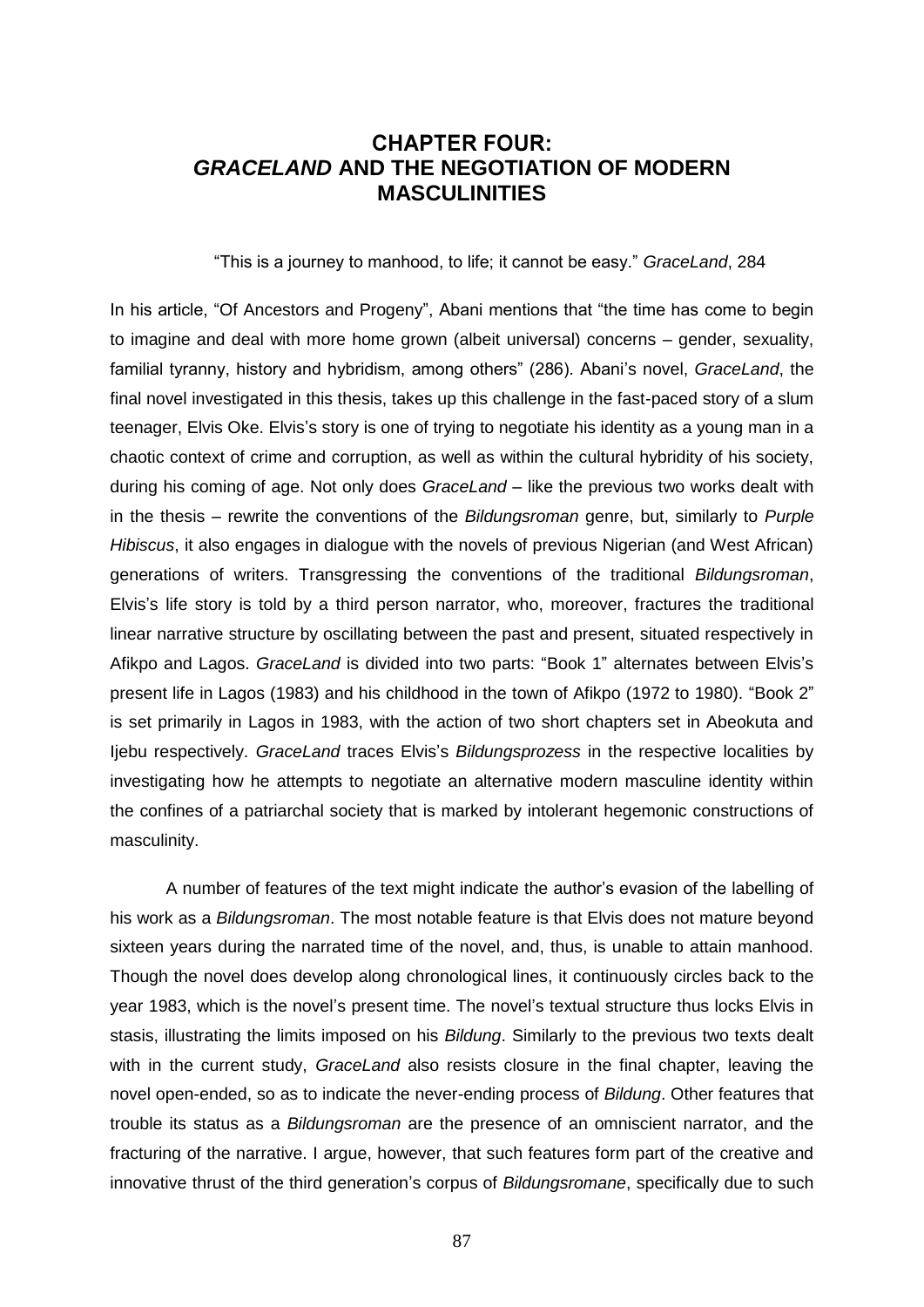# CHAPTER FOUR: *GRACELAND* AND THE NEGOTIATION OF MODERN MASCULINITIES

"This is a journey to manhood, to life; it cannot be easy." *GraceLand*, 284

In his article, "Of Ancestors and Progeny", Abani mentions that "the time has come to begin to imagine and deal with more home grown (albeit universal) concerns – gender, sexuality, familial tyranny, history and hybridism, among others" (286). Abani's novel, *GraceLand*, the final novel investigated in this thesis, takes up this challenge in the fast-paced story of a slum teenager, Elvis Oke. Elvis's story is one of trying to negotiate his identity as a young man in a chaotic context of crime and corruption, as well as within the cultural hybridity of his society, during his coming of age. Not only does *GraceLand* – like the previous two works dealt with in the thesis – rewrite the conventions of the *Bildungsroman* genre, but, similarly to *Purple Hibiscus*, it also engages in dialogue with the novels of previous Nigerian (and West African) generations of writers. Transgressing the conventions of the traditional *Bildungsroman*, Elvis's life story is told by a third person narrator, who, moreover, fractures the traditional linear narrative structure by oscillating between the past and present, situated respectively in Afikpo and Lagos. *GraceLand* is divided into two parts: "Book 1" alternates between Elvis's present life in Lagos (1983) and his childhood in the town of Afikpo (1972 to 1980). "Book 2" is set primarily in Lagos in 1983, with the action of two short chapters set in Abeokuta and Ijebu respectively. *GraceLand* traces Elvis's *Bildungsprozess* in the respective localities by investigating how he attempts to negotiate an alternative modern masculine identity within the confines of a patriarchal society that is marked by intolerant hegemonic constructions of masculinity.

A number of features of the text might indicate the author's evasion of the labelling of his work as a *Bildungsroman*. The most notable feature is that Elvis does not mature beyond sixteen years during the narrated time of the novel, and, thus, is unable to attain manhood. Though the novel does develop along chronological lines, it continuously circles back to the year 1983, which is the novel's present time. The novel's textual structure thus locks Elvis in stasis, illustrating the limits imposed on his *Bildung*. Similarly to the previous two texts dealt with in the current study, *GraceLand* also resists closure in the final chapter, leaving the novel open-ended, so as to indicate the never-ending process of *Bildung*. Other features that trouble its status as a *Bildungsroman* are the presence of an omniscient narrator, and the fracturing of the narrative. I argue, however, that such features form part of the creative and innovative thrust of the third generation's corpus of *Bildungsromane*, specifically due to such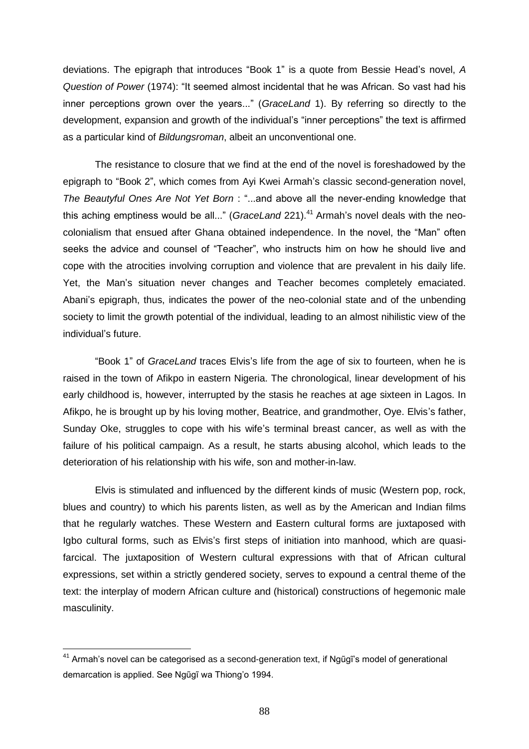deviations. The epigraph that introduces "Book 1" is a quote from Bessie Head's novel, *A Question of Power* (1974): "It seemed almost incidental that he was African. So vast had his inner perceptions grown over the years..." (*GraceLand* 1). By referring so directly to the development, expansion and growth of the individual's "inner perceptions" the text is affirmed as a particular kind of *Bildungsroman*, albeit an unconventional one.

The resistance to closure that we find at the end of the novel is foreshadowed by the epigraph to "Book 2", which comes from Ayi Kwei Armah's classic second-generation novel, *The Beautyful Ones Are Not Yet Born* : "...and above all the never-ending knowledge that this aching emptiness would be all..." (*GraceLand* 221).[41] Armah's novel deals with the neo-colonialism that ensued after Ghana obtained independence. In the novel, the "Man" often seeks the advice and counsel of "Teacher", who instructs him on how he should live and cope with the atrocities involving corruption and violence that are prevalent in his daily life. Yet, the Man's situation never changes and Teacher becomes completely emaciated. Abani's epigraph, thus, indicates the power of the neo-colonial state and of the unbending society to limit the growth potential of the individual, leading to an almost nihilistic view of the individual's future.

"Book 1" of *GraceLand* traces Elvis's life from the age of six to fourteen, when he is raised in the town of Afikpo in eastern Nigeria. The chronological, linear development of his early childhood is, however, interrupted by the stasis he reaches at age sixteen in Lagos. In Afikpo, he is brought up by his loving mother, Beatrice, and grandmother, Oye. Elvis's father, Sunday Oke, struggles to cope with his wife's terminal breast cancer, as well as with the failure of his political campaign. As a result, he starts abusing alcohol, which leads to the deterioration of his relationship with his wife, son and mother-in-law.

Elvis is stimulated and influenced by the different kinds of music (Western pop, rock, blues and country) to which his parents listen, as well as by the American and Indian films that he regularly watches. These Western and Eastern cultural forms are juxtaposed with Igbo cultural forms, such as Elvis's first steps of initiation into manhood, which are quasi-farcical. The juxtaposition of Western cultural expressions with that of African cultural expressions, set within a strictly gendered society, serves to expound a central theme of the text: the interplay of modern African culture and (historical) constructions of hegemonic male masculinity.

---

[41] Armah's novel can be categorised as a second-generation text, if Ngũgĩ's model of generational demarcation is applied. See Ngũgĩ wa Thiong'o 1994.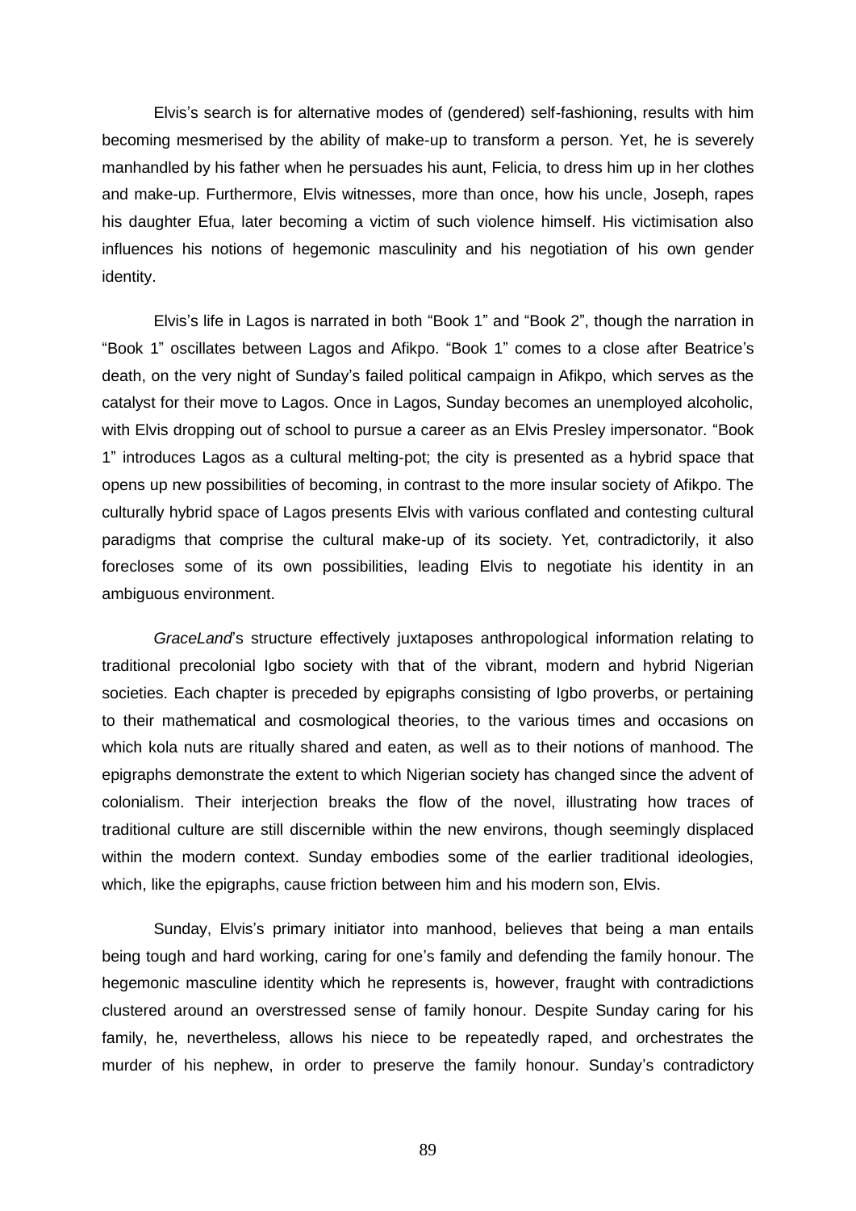Elvis's search is for alternative modes of (gendered) self-fashioning, results with him becoming mesmerised by the ability of make-up to transform a person. Yet, he is severely manhandled by his father when he persuades his aunt, Felicia, to dress him up in her clothes and make-up. Furthermore, Elvis witnesses, more than once, how his uncle, Joseph, rapes his daughter Efua, later becoming a victim of such violence himself. His victimisation also influences his notions of hegemonic masculinity and his negotiation of his own gender identity.

Elvis's life in Lagos is narrated in both "Book 1" and "Book 2", though the narration in "Book 1" oscillates between Lagos and Afikpo. "Book 1" comes to a close after Beatrice's death, on the very night of Sunday's failed political campaign in Afikpo, which serves as the catalyst for their move to Lagos. Once in Lagos, Sunday becomes an unemployed alcoholic, with Elvis dropping out of school to pursue a career as an Elvis Presley impersonator. "Book 1" introduces Lagos as a cultural melting-pot; the city is presented as a hybrid space that opens up new possibilities of becoming, in contrast to the more insular society of Afikpo. The culturally hybrid space of Lagos presents Elvis with various conflated and contesting cultural paradigms that comprise the cultural make-up of its society. Yet, contradictorily, it also forecloses some of its own possibilities, leading Elvis to negotiate his identity in an ambiguous environment.

*GraceLand*'s structure effectively juxtaposes anthropological information relating to traditional precolonial Igbo society with that of the vibrant, modern and hybrid Nigerian societies. Each chapter is preceded by epigraphs consisting of Igbo proverbs, or pertaining to their mathematical and cosmological theories, to the various times and occasions on which kola nuts are ritually shared and eaten, as well as to their notions of manhood. The epigraphs demonstrate the extent to which Nigerian society has changed since the advent of colonialism. Their interjection breaks the flow of the novel, illustrating how traces of traditional culture are still discernible within the new environs, though seemingly displaced within the modern context. Sunday embodies some of the earlier traditional ideologies, which, like the epigraphs, cause friction between him and his modern son, Elvis.

Sunday, Elvis's primary initiator into manhood, believes that being a man entails being tough and hard working, caring for one's family and defending the family honour. The hegemonic masculine identity which he represents is, however, fraught with contradictions clustered around an overstressed sense of family honour. Despite Sunday caring for his family, he, nevertheless, allows his niece to be repeatedly raped, and orchestrates the murder of his nephew, in order to preserve the family honour. Sunday's contradictory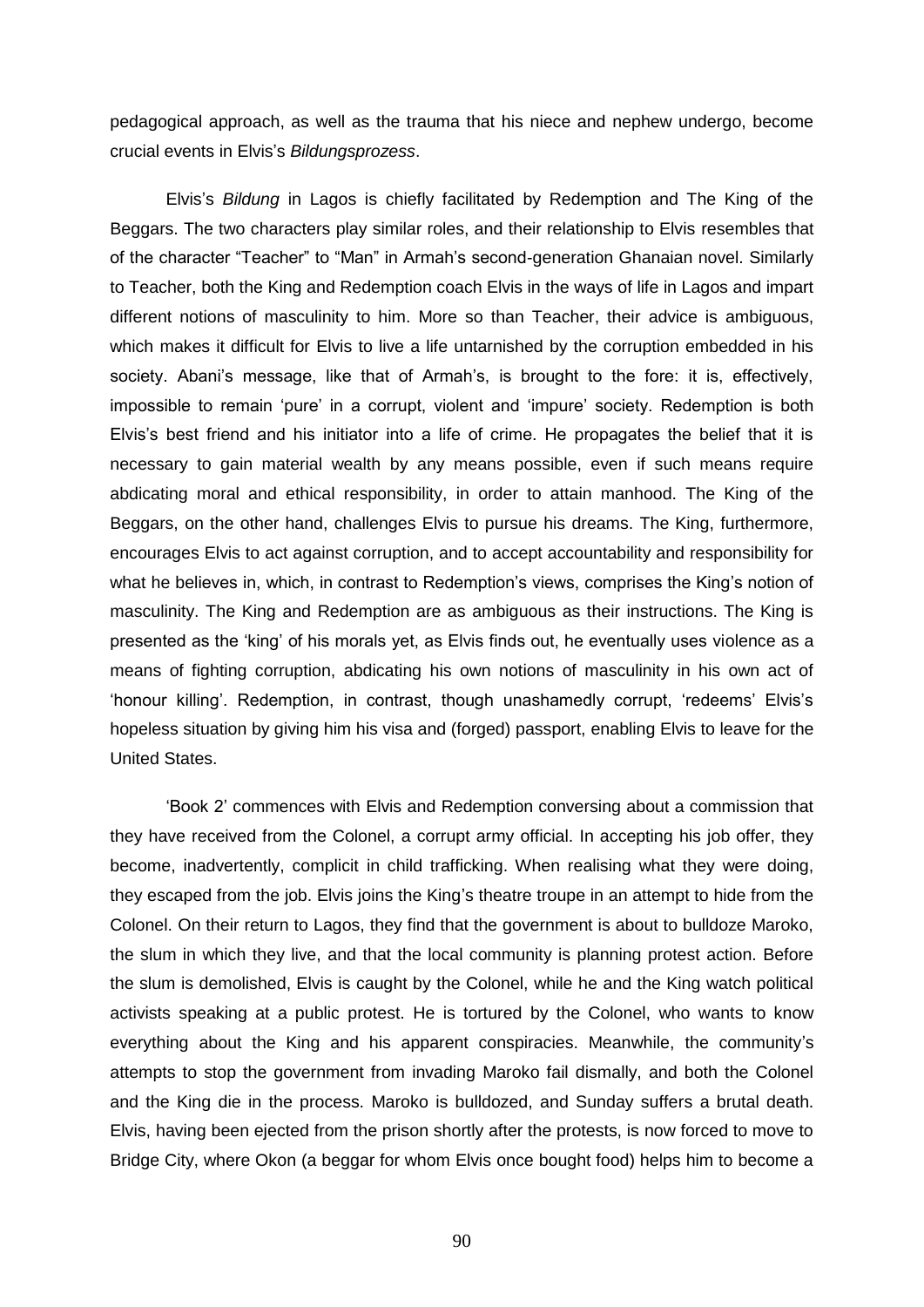pedagogical approach, as well as the trauma that his niece and nephew undergo, become crucial events in Elvis's *Bildungsprozess*.

Elvis's *Bildung* in Lagos is chiefly facilitated by Redemption and The King of the Beggars. The two characters play similar roles, and their relationship to Elvis resembles that of the character "Teacher" to "Man" in Armah's second-generation Ghanaian novel. Similarly to Teacher, both the King and Redemption coach Elvis in the ways of life in Lagos and impart different notions of masculinity to him. More so than Teacher, their advice is ambiguous, which makes it difficult for Elvis to live a life untarnished by the corruption embedded in his society. Abani's message, like that of Armah's, is brought to the fore: it is, effectively, impossible to remain 'pure' in a corrupt, violent and 'impure' society. Redemption is both Elvis's best friend and his initiator into a life of crime. He propagates the belief that it is necessary to gain material wealth by any means possible, even if such means require abdicating moral and ethical responsibility, in order to attain manhood. The King of the Beggars, on the other hand, challenges Elvis to pursue his dreams. The King, furthermore, encourages Elvis to act against corruption, and to accept accountability and responsibility for what he believes in, which, in contrast to Redemption's views, comprises the King's notion of masculinity. The King and Redemption are as ambiguous as their instructions. The King is presented as the 'king' of his morals yet, as Elvis finds out, he eventually uses violence as a means of fighting corruption, abdicating his own notions of masculinity in his own act of 'honour killing'. Redemption, in contrast, though unashamedly corrupt, 'redeems' Elvis's hopeless situation by giving him his visa and (forged) passport, enabling Elvis to leave for the United States.

'Book 2' commences with Elvis and Redemption conversing about a commission that they have received from the Colonel, a corrupt army official. In accepting his job offer, they become, inadvertently, complicit in child trafficking. When realising what they were doing, they escaped from the job. Elvis joins the King's theatre troupe in an attempt to hide from the Colonel. On their return to Lagos, they find that the government is about to bulldoze Maroko, the slum in which they live, and that the local community is planning protest action. Before the slum is demolished, Elvis is caught by the Colonel, while he and the King watch political activists speaking at a public protest. He is tortured by the Colonel, who wants to know everything about the King and his apparent conspiracies. Meanwhile, the community's attempts to stop the government from invading Maroko fail dismally, and both the Colonel and the King die in the process. Maroko is bulldozed, and Sunday suffers a brutal death. Elvis, having been ejected from the prison shortly after the protests, is now forced to move to Bridge City, where Okon (a beggar for whom Elvis once bought food) helps him to become a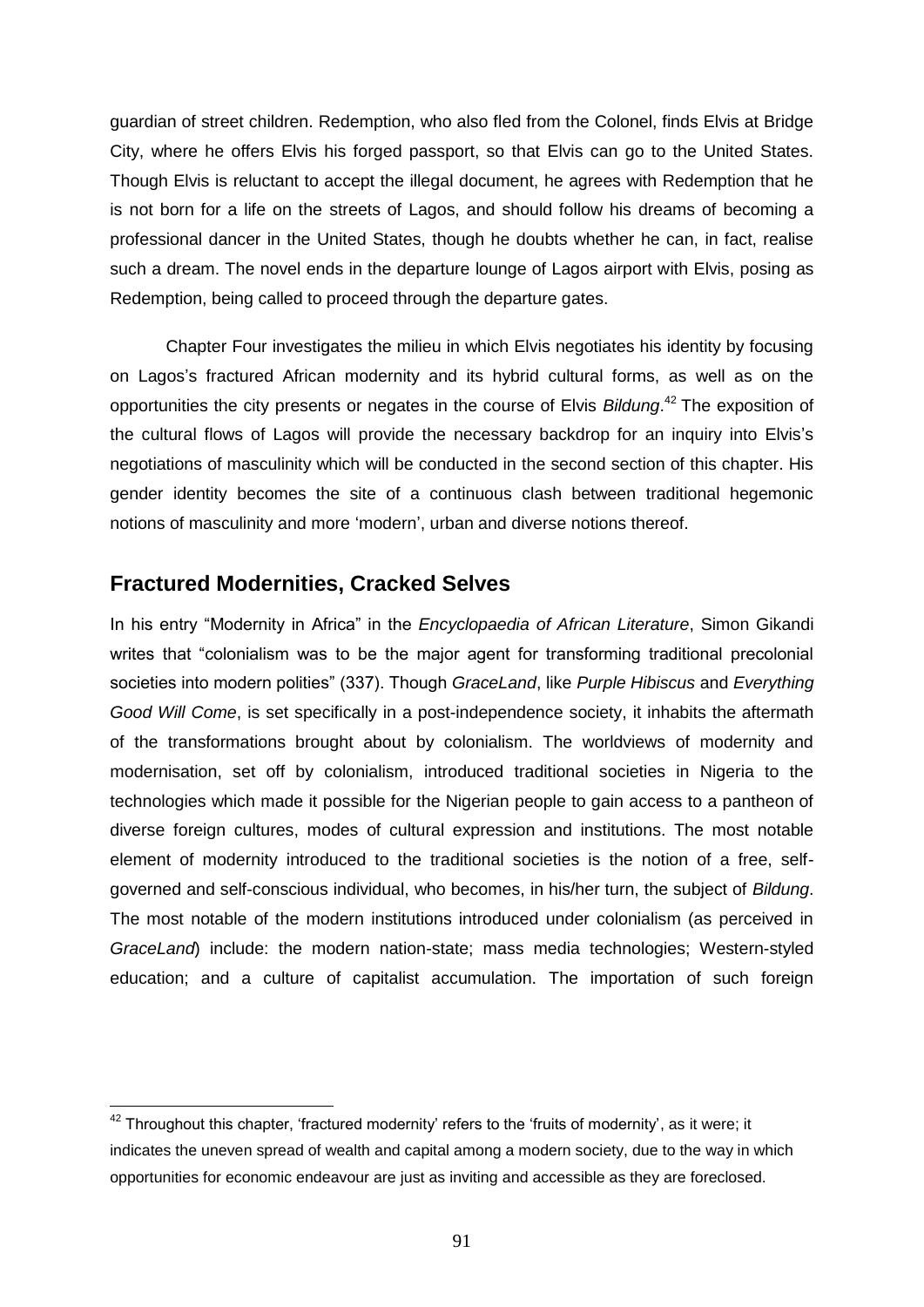guardian of street children. Redemption, who also fled from the Colonel, finds Elvis at Bridge City, where he offers Elvis his forged passport, so that Elvis can go to the United States. Though Elvis is reluctant to accept the illegal document, he agrees with Redemption that he is not born for a life on the streets of Lagos, and should follow his dreams of becoming a professional dancer in the United States, though he doubts whether he can, in fact, realise such a dream. The novel ends in the departure lounge of Lagos airport with Elvis, posing as Redemption, being called to proceed through the departure gates.

Chapter Four investigates the milieu in which Elvis negotiates his identity by focusing on Lagos's fractured African modernity and its hybrid cultural forms, as well as on the opportunities the city presents or negates in the course of Elvis *Bildung*.[42] The exposition of the cultural flows of Lagos will provide the necessary backdrop for an inquiry into Elvis's negotiations of masculinity which will be conducted in the second section of this chapter. His gender identity becomes the site of a continuous clash between traditional hegemonic notions of masculinity and more 'modern', urban and diverse notions thereof.

## Fractured Modernities, Cracked Selves

In his entry "Modernity in Africa" in the *Encyclopaedia of African Literature*, Simon Gikandi writes that "colonialism was to be the major agent for transforming traditional precolonial societies into modern polities" (337). Though *GraceLand*, like *Purple Hibiscus* and *Everything Good Will Come*, is set specifically in a post-independence society, it inhabits the aftermath of the transformations brought about by colonialism. The worldviews of modernity and modernisation, set off by colonialism, introduced traditional societies in Nigeria to the technologies which made it possible for the Nigerian people to gain access to a pantheon of diverse foreign cultures, modes of cultural expression and institutions. The most notable element of modernity introduced to the traditional societies is the notion of a free, self-governed and self-conscious individual, who becomes, in his/her turn, the subject of *Bildung*. The most notable of the modern institutions introduced under colonialism (as perceived in *GraceLand*) include: the modern nation-state; mass media technologies; Western-styled education; and a culture of capitalist accumulation. The importation of such foreign

[42] Throughout this chapter, 'fractured modernity' refers to the 'fruits of modernity', as it were; it indicates the uneven spread of wealth and capital among a modern society, due to the way in which opportunities for economic endeavour are just as inviting and accessible as they are foreclosed.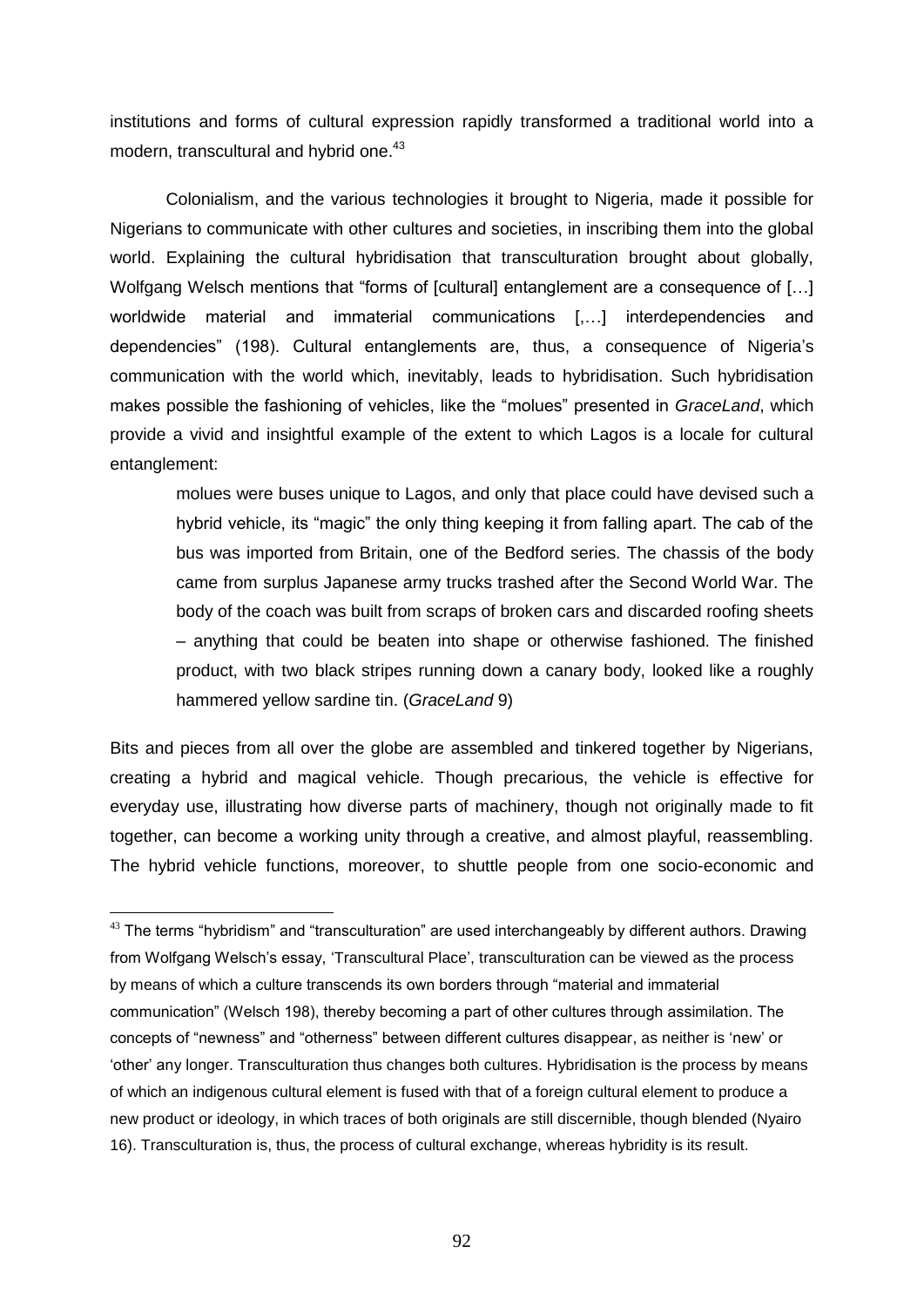institutions and forms of cultural expression rapidly transformed a traditional world into a modern, transcultural and hybrid one.[43]

Colonialism, and the various technologies it brought to Nigeria, made it possible for Nigerians to communicate with other cultures and societies, in inscribing them into the global world. Explaining the cultural hybridisation that transculturation brought about globally, Wolfgang Welsch mentions that "forms of [cultural] entanglement are a consequence of […] worldwide material and immaterial communications [,…] interdependencies and dependencies" (198). Cultural entanglements are, thus, a consequence of Nigeria's communication with the world which, inevitably, leads to hybridisation. Such hybridisation makes possible the fashioning of vehicles, like the "molues" presented in *GraceLand*, which provide a vivid and insightful example of the extent to which Lagos is a locale for cultural entanglement:

> molues were buses unique to Lagos, and only that place could have devised such a hybrid vehicle, its "magic" the only thing keeping it from falling apart. The cab of the bus was imported from Britain, one of the Bedford series. The chassis of the body came from surplus Japanese army trucks trashed after the Second World War. The body of the coach was built from scraps of broken cars and discarded roofing sheets – anything that could be beaten into shape or otherwise fashioned. The finished product, with two black stripes running down a canary body, looked like a roughly hammered yellow sardine tin. (*GraceLand* 9)

Bits and pieces from all over the globe are assembled and tinkered together by Nigerians, creating a hybrid and magical vehicle. Though precarious, the vehicle is effective for everyday use, illustrating how diverse parts of machinery, though not originally made to fit together, can become a working unity through a creative, and almost playful, reassembling. The hybrid vehicle functions, moreover, to shuttle people from one socio-economic and

[43] The terms "hybridism" and "transculturation" are used interchangeably by different authors. Drawing from Wolfgang Welsch's essay, 'Transcultural Place', transculturation can be viewed as the process by means of which a culture transcends its own borders through "material and immaterial communication" (Welsch 198), thereby becoming a part of other cultures through assimilation. The concepts of "newness" and "otherness" between different cultures disappear, as neither is 'new' or 'other' any longer. Transculturation thus changes both cultures. Hybridisation is the process by means of which an indigenous cultural element is fused with that of a foreign cultural element to produce a new product or ideology, in which traces of both originals are still discernible, though blended (Nyairo 16). Transculturation is, thus, the process of cultural exchange, whereas hybridity is its result.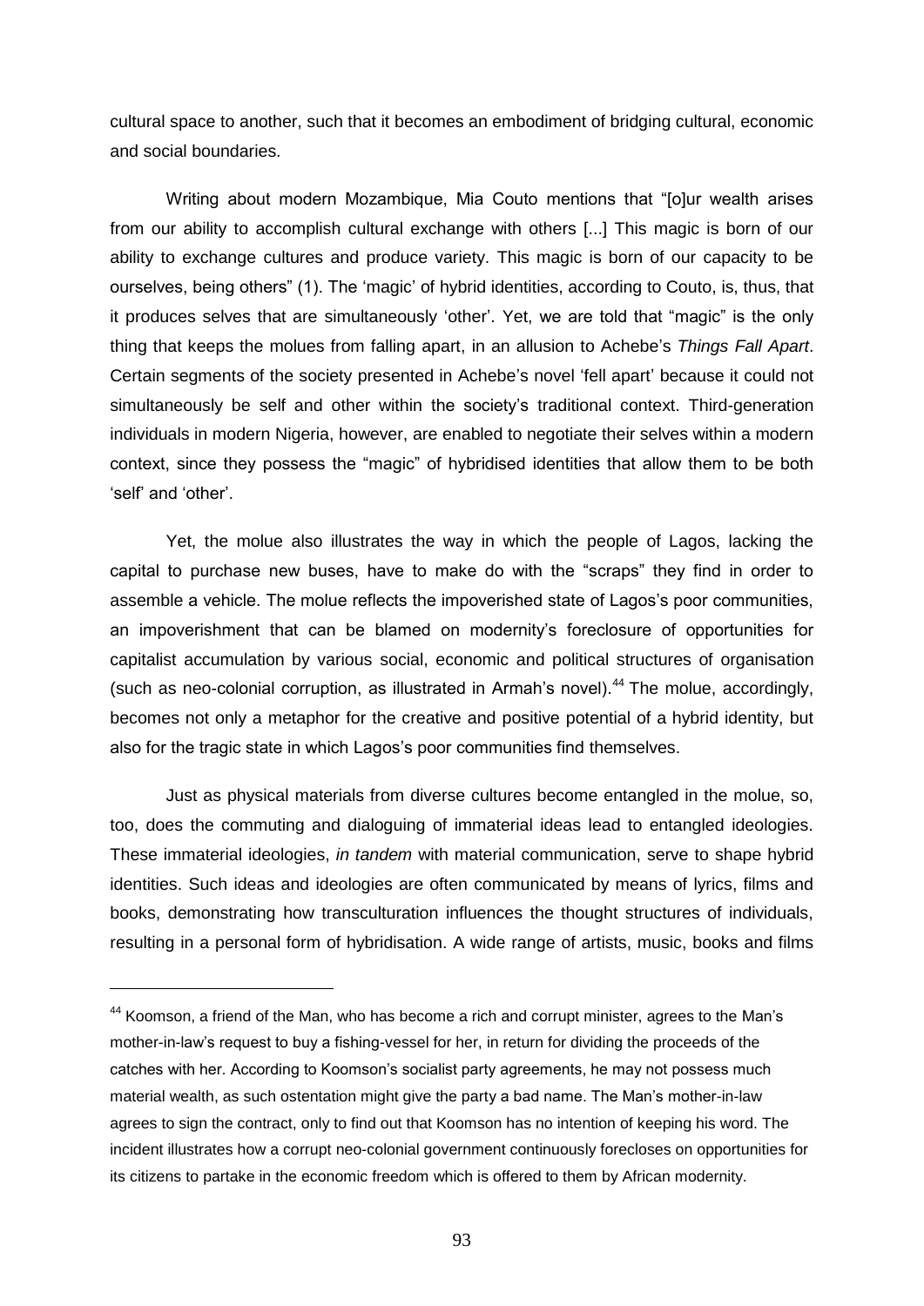cultural space to another, such that it becomes an embodiment of bridging cultural, economic and social boundaries.

Writing about modern Mozambique, Mia Couto mentions that "[o]ur wealth arises from our ability to accomplish cultural exchange with others [...] This magic is born of our ability to exchange cultures and produce variety. This magic is born of our capacity to be ourselves, being others" (1). The 'magic' of hybrid identities, according to Couto, is, thus, that it produces selves that are simultaneously 'other'. Yet, we are told that "magic" is the only thing that keeps the molues from falling apart, in an allusion to Achebe's *Things Fall Apart*. Certain segments of the society presented in Achebe's novel 'fell apart' because it could not simultaneously be self and other within the society's traditional context. Third-generation individuals in modern Nigeria, however, are enabled to negotiate their selves within a modern context, since they possess the "magic" of hybridised identities that allow them to be both 'self' and 'other'.

Yet, the molue also illustrates the way in which the people of Lagos, lacking the capital to purchase new buses, have to make do with the "scraps" they find in order to assemble a vehicle. The molue reflects the impoverished state of Lagos's poor communities, an impoverishment that can be blamed on modernity's foreclosure of opportunities for capitalist accumulation by various social, economic and political structures of organisation (such as neo-colonial corruption, as illustrated in Armah's novel).[44] The molue, accordingly, becomes not only a metaphor for the creative and positive potential of a hybrid identity, but also for the tragic state in which Lagos's poor communities find themselves.

Just as physical materials from diverse cultures become entangled in the molue, so, too, does the commuting and dialoguing of immaterial ideas lead to entangled ideologies. These immaterial ideologies, *in tandem* with material communication, serve to shape hybrid identities. Such ideas and ideologies are often communicated by means of lyrics, films and books, demonstrating how transculturation influences the thought structures of individuals, resulting in a personal form of hybridisation. A wide range of artists, music, books and films

---

[44] Koomson, a friend of the Man, who has become a rich and corrupt minister, agrees to the Man's mother-in-law's request to buy a fishing-vessel for her, in return for dividing the proceeds of the catches with her. According to Koomson's socialist party agreements, he may not possess much material wealth, as such ostentation might give the party a bad name. The Man's mother-in-law agrees to sign the contract, only to find out that Koomson has no intention of keeping his word. The incident illustrates how a corrupt neo-colonial government continuously forecloses on opportunities for its citizens to partake in the economic freedom which is offered to them by African modernity.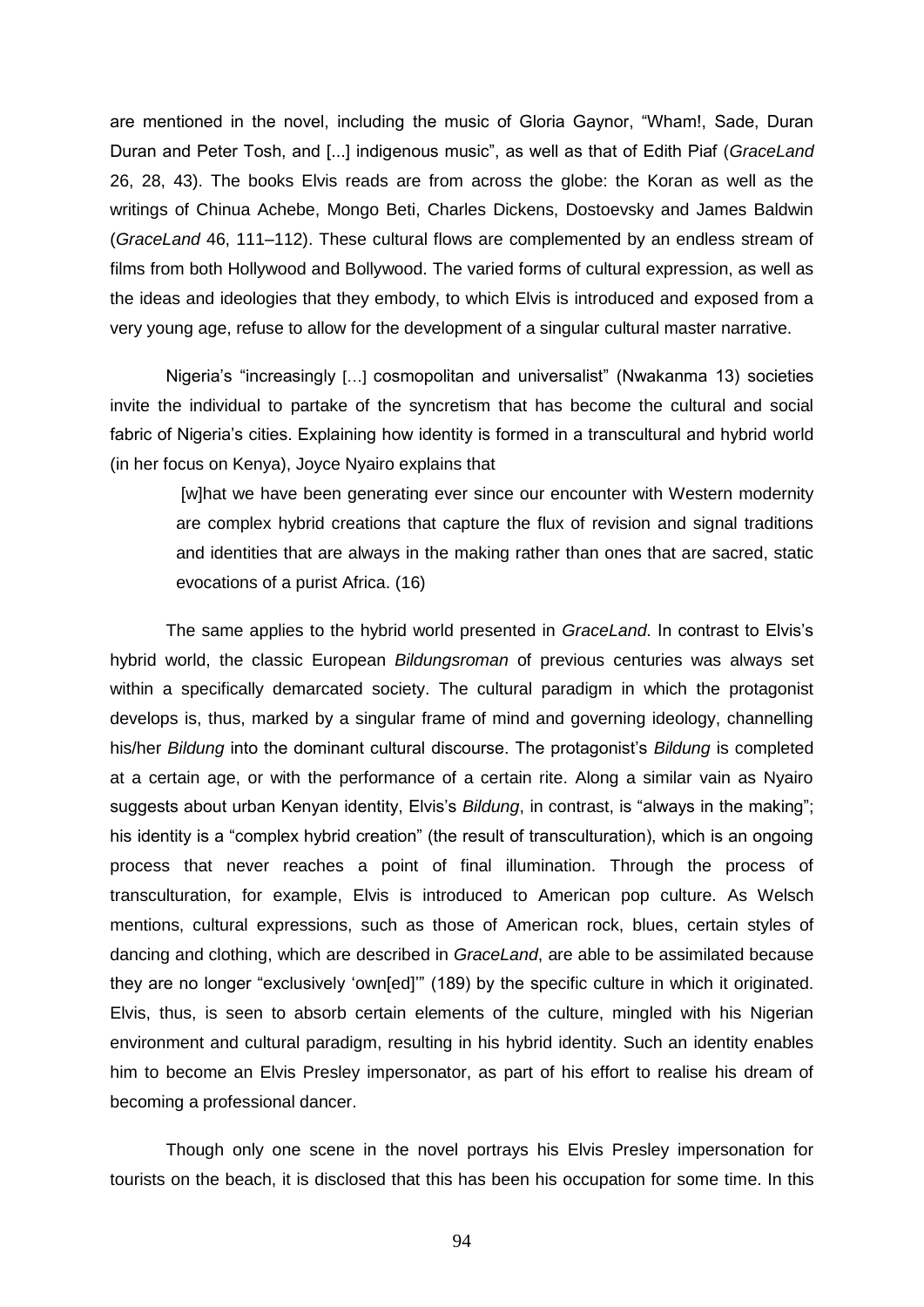are mentioned in the novel, including the music of Gloria Gaynor, "Wham!, Sade, Duran Duran and Peter Tosh, and [...] indigenous music", as well as that of Edith Piaf (*GraceLand* 26, 28, 43). The books Elvis reads are from across the globe: the Koran as well as the writings of Chinua Achebe, Mongo Beti, Charles Dickens, Dostoevsky and James Baldwin (*GraceLand* 46, 111–112). These cultural flows are complemented by an endless stream of films from both Hollywood and Bollywood. The varied forms of cultural expression, as well as the ideas and ideologies that they embody, to which Elvis is introduced and exposed from a very young age, refuse to allow for the development of a singular cultural master narrative.

Nigeria's "increasingly [...] cosmopolitan and universalist" (Nwakanma 13) societies invite the individual to partake of the syncretism that has become the cultural and social fabric of Nigeria's cities. Explaining how identity is formed in a transcultural and hybrid world (in her focus on Kenya), Joyce Nyairo explains that

> [w]hat we have been generating ever since our encounter with Western modernity are complex hybrid creations that capture the flux of revision and signal traditions and identities that are always in the making rather than ones that are sacred, static evocations of a purist Africa. (16)

The same applies to the hybrid world presented in *GraceLand*. In contrast to Elvis's hybrid world, the classic European *Bildungsroman* of previous centuries was always set within a specifically demarcated society. The cultural paradigm in which the protagonist develops is, thus, marked by a singular frame of mind and governing ideology, channelling his/her *Bildung* into the dominant cultural discourse. The protagonist's *Bildung* is completed at a certain age, or with the performance of a certain rite. Along a similar vain as Nyairo suggests about urban Kenyan identity, Elvis's *Bildung*, in contrast, is "always in the making"; his identity is a "complex hybrid creation" (the result of transculturation), which is an ongoing process that never reaches a point of final illumination. Through the process of transculturation, for example, Elvis is introduced to American pop culture. As Welsch mentions, cultural expressions, such as those of American rock, blues, certain styles of dancing and clothing, which are described in *GraceLand*, are able to be assimilated because they are no longer "exclusively 'own[ed]'" (189) by the specific culture in which it originated. Elvis, thus, is seen to absorb certain elements of the culture, mingled with his Nigerian environment and cultural paradigm, resulting in his hybrid identity. Such an identity enables him to become an Elvis Presley impersonator, as part of his effort to realise his dream of becoming a professional dancer.

Though only one scene in the novel portrays his Elvis Presley impersonation for tourists on the beach, it is disclosed that this has been his occupation for some time. In this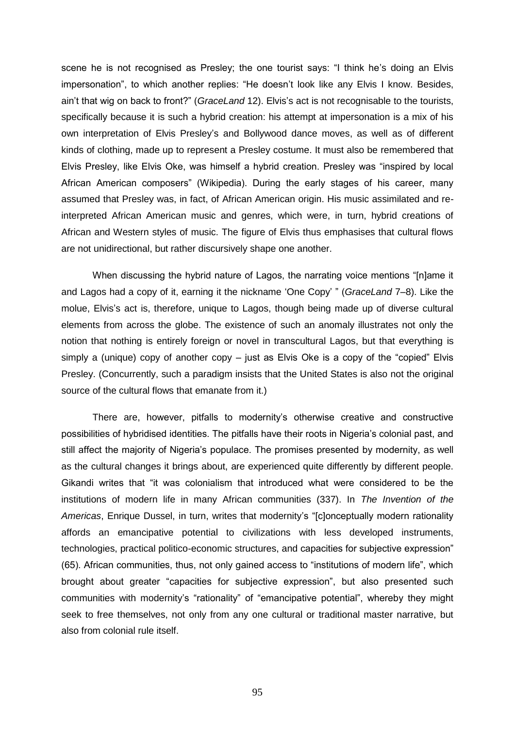scene he is not recognised as Presley; the one tourist says: "I think he's doing an Elvis impersonation", to which another replies: "He doesn't look like any Elvis I know. Besides, ain't that wig on back to front?" (*GraceLand* 12). Elvis's act is not recognisable to the tourists, specifically because it is such a hybrid creation: his attempt at impersonation is a mix of his own interpretation of Elvis Presley's and Bollywood dance moves, as well as of different kinds of clothing, made up to represent a Presley costume. It must also be remembered that Elvis Presley, like Elvis Oke, was himself a hybrid creation. Presley was "inspired by local African American composers" (Wikipedia). During the early stages of his career, many assumed that Presley was, in fact, of African American origin. His music assimilated and re-interpreted African American music and genres, which were, in turn, hybrid creations of African and Western styles of music. The figure of Elvis thus emphasises that cultural flows are not unidirectional, but rather discursively shape one another.

When discussing the hybrid nature of Lagos, the narrating voice mentions "[n]ame it and Lagos had a copy of it, earning it the nickname 'One Copy' " (*GraceLand* 7–8). Like the molue, Elvis's act is, therefore, unique to Lagos, though being made up of diverse cultural elements from across the globe. The existence of such an anomaly illustrates not only the notion that nothing is entirely foreign or novel in transcultural Lagos, but that everything is simply a (unique) copy of another copy – just as Elvis Oke is a copy of the "copied" Elvis Presley. (Concurrently, such a paradigm insists that the United States is also not the original source of the cultural flows that emanate from it.)

There are, however, pitfalls to modernity's otherwise creative and constructive possibilities of hybridised identities. The pitfalls have their roots in Nigeria's colonial past, and still affect the majority of Nigeria's populace. The promises presented by modernity, as well as the cultural changes it brings about, are experienced quite differently by different people. Gikandi writes that "it was colonialism that introduced what were considered to be the institutions of modern life in many African communities (337). In *The Invention of the Americas*, Enrique Dussel, in turn, writes that modernity's "[c]onceptually modern rationality affords an emancipative potential to civilizations with less developed instruments, technologies, practical politico-economic structures, and capacities for subjective expression" (65). African communities, thus, not only gained access to "institutions of modern life", which brought about greater "capacities for subjective expression", but also presented such communities with modernity's "rationality" of "emancipative potential", whereby they might seek to free themselves, not only from any one cultural or traditional master narrative, but also from colonial rule itself.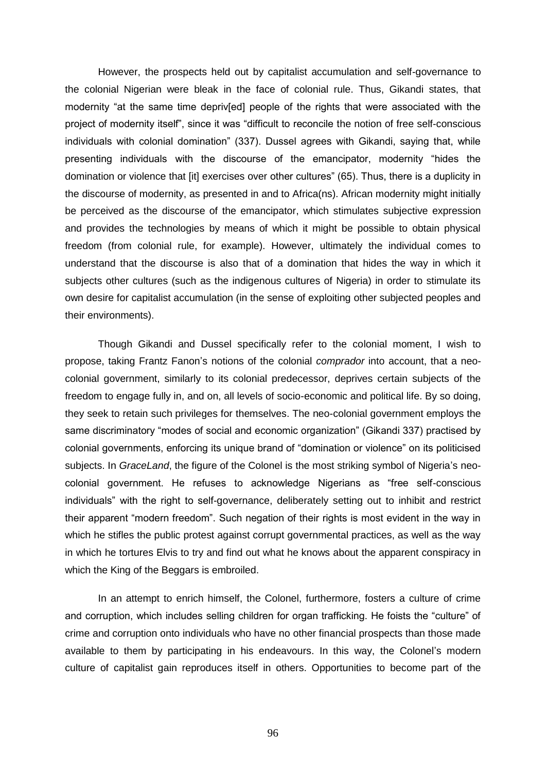However, the prospects held out by capitalist accumulation and self-governance to the colonial Nigerian were bleak in the face of colonial rule. Thus, Gikandi states, that modernity "at the same time depriv[ed] people of the rights that were associated with the project of modernity itself", since it was "difficult to reconcile the notion of free self-conscious individuals with colonial domination" (337). Dussel agrees with Gikandi, saying that, while presenting individuals with the discourse of the emancipator, modernity "hides the domination or violence that [it] exercises over other cultures" (65). Thus, there is a duplicity in the discourse of modernity, as presented in and to Africa(ns). African modernity might initially be perceived as the discourse of the emancipator, which stimulates subjective expression and provides the technologies by means of which it might be possible to obtain physical freedom (from colonial rule, for example). However, ultimately the individual comes to understand that the discourse is also that of a domination that hides the way in which it subjects other cultures (such as the indigenous cultures of Nigeria) in order to stimulate its own desire for capitalist accumulation (in the sense of exploiting other subjected peoples and their environments).

Though Gikandi and Dussel specifically refer to the colonial moment, I wish to propose, taking Frantz Fanon's notions of the colonial *comprador* into account, that a neo-colonial government, similarly to its colonial predecessor, deprives certain subjects of the freedom to engage fully in, and on, all levels of socio-economic and political life. By so doing, they seek to retain such privileges for themselves. The neo-colonial government employs the same discriminatory "modes of social and economic organization" (Gikandi 337) practised by colonial governments, enforcing its unique brand of "domination or violence" on its politicised subjects. In *GraceLand*, the figure of the Colonel is the most striking symbol of Nigeria's neo-colonial government. He refuses to acknowledge Nigerians as "free self-conscious individuals" with the right to self-governance, deliberately setting out to inhibit and restrict their apparent "modern freedom". Such negation of their rights is most evident in the way in which he stifles the public protest against corrupt governmental practices, as well as the way in which he tortures Elvis to try and find out what he knows about the apparent conspiracy in which the King of the Beggars is embroiled.

In an attempt to enrich himself, the Colonel, furthermore, fosters a culture of crime and corruption, which includes selling children for organ trafficking. He foists the "culture" of crime and corruption onto individuals who have no other financial prospects than those made available to them by participating in his endeavours. In this way, the Colonel's modern culture of capitalist gain reproduces itself in others. Opportunities to become part of the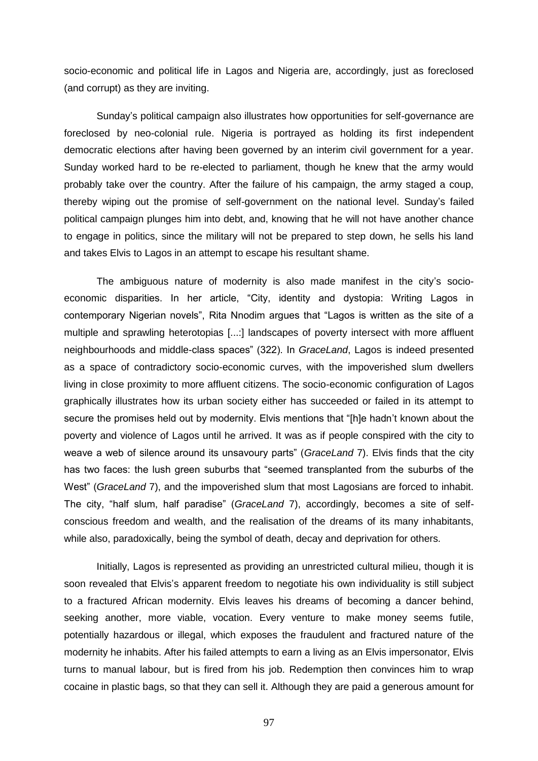socio-economic and political life in Lagos and Nigeria are, accordingly, just as foreclosed (and corrupt) as they are inviting.

Sunday's political campaign also illustrates how opportunities for self-governance are foreclosed by neo-colonial rule. Nigeria is portrayed as holding its first independent democratic elections after having been governed by an interim civil government for a year. Sunday worked hard to be re-elected to parliament, though he knew that the army would probably take over the country. After the failure of his campaign, the army staged a coup, thereby wiping out the promise of self-government on the national level. Sunday's failed political campaign plunges him into debt, and, knowing that he will not have another chance to engage in politics, since the military will not be prepared to step down, he sells his land and takes Elvis to Lagos in an attempt to escape his resultant shame.

The ambiguous nature of modernity is also made manifest in the city's socio-economic disparities. In her article, "City, identity and dystopia: Writing Lagos in contemporary Nigerian novels", Rita Nnodim argues that "Lagos is written as the site of a multiple and sprawling heterotopias [...:] landscapes of poverty intersect with more affluent neighbourhoods and middle-class spaces" (322). In *GraceLand*, Lagos is indeed presented as a space of contradictory socio-economic curves, with the impoverished slum dwellers living in close proximity to more affluent citizens. The socio-economic configuration of Lagos graphically illustrates how its urban society either has succeeded or failed in its attempt to secure the promises held out by modernity. Elvis mentions that "[h]e hadn't known about the poverty and violence of Lagos until he arrived. It was as if people conspired with the city to weave a web of silence around its unsavoury parts" (*GraceLand* 7). Elvis finds that the city has two faces: the lush green suburbs that "seemed transplanted from the suburbs of the West" (*GraceLand* 7), and the impoverished slum that most Lagosians are forced to inhabit. The city, "half slum, half paradise" (*GraceLand* 7), accordingly, becomes a site of self-conscious freedom and wealth, and the realisation of the dreams of its many inhabitants, while also, paradoxically, being the symbol of death, decay and deprivation for others.

Initially, Lagos is represented as providing an unrestricted cultural milieu, though it is soon revealed that Elvis's apparent freedom to negotiate his own individuality is still subject to a fractured African modernity. Elvis leaves his dreams of becoming a dancer behind, seeking another, more viable, vocation. Every venture to make money seems futile, potentially hazardous or illegal, which exposes the fraudulent and fractured nature of the modernity he inhabits. After his failed attempts to earn a living as an Elvis impersonator, Elvis turns to manual labour, but is fired from his job. Redemption then convinces him to wrap cocaine in plastic bags, so that they can sell it. Although they are paid a generous amount for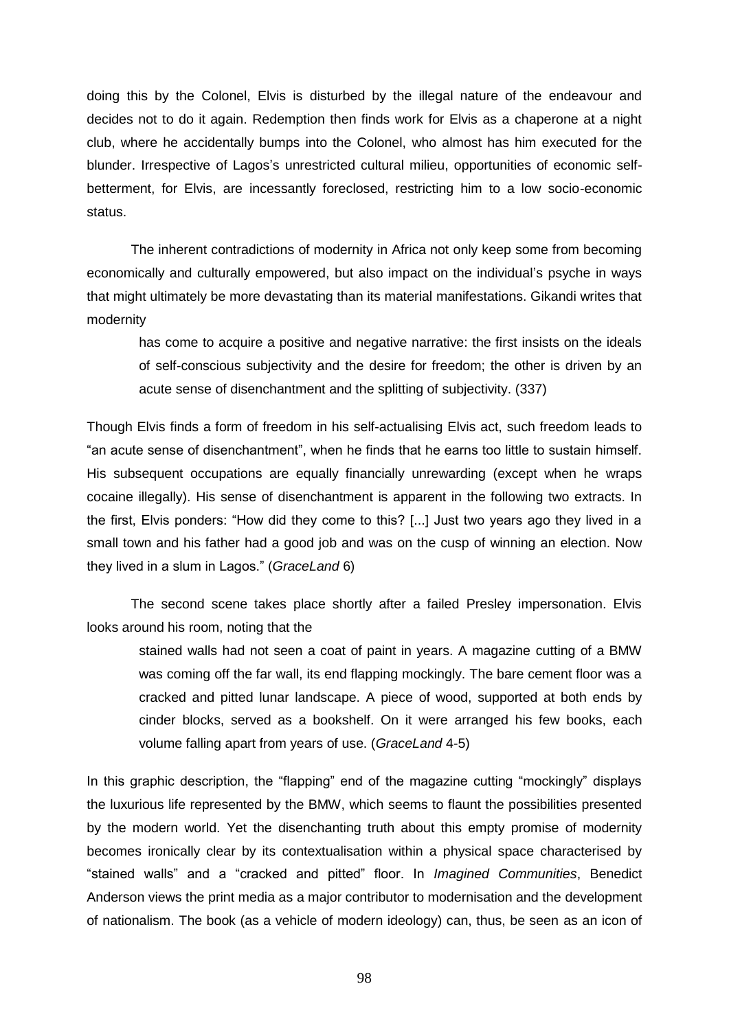doing this by the Colonel, Elvis is disturbed by the illegal nature of the endeavour and decides not to do it again. Redemption then finds work for Elvis as a chaperone at a night club, where he accidentally bumps into the Colonel, who almost has him executed for the blunder. Irrespective of Lagos's unrestricted cultural milieu, opportunities of economic self-betterment, for Elvis, are incessantly foreclosed, restricting him to a low socio-economic status.

The inherent contradictions of modernity in Africa not only keep some from becoming economically and culturally empowered, but also impact on the individual's psyche in ways that might ultimately be more devastating than its material manifestations. Gikandi writes that modernity

> has come to acquire a positive and negative narrative: the first insists on the ideals of self-conscious subjectivity and the desire for freedom; the other is driven by an acute sense of disenchantment and the splitting of subjectivity. (337)

Though Elvis finds a form of freedom in his self-actualising Elvis act, such freedom leads to "an acute sense of disenchantment", when he finds that he earns too little to sustain himself. His subsequent occupations are equally financially unrewarding (except when he wraps cocaine illegally). His sense of disenchantment is apparent in the following two extracts. In the first, Elvis ponders: "How did they come to this? [...] Just two years ago they lived in a small town and his father had a good job and was on the cusp of winning an election. Now they lived in a slum in Lagos." (*GraceLand* 6)

The second scene takes place shortly after a failed Presley impersonation. Elvis looks around his room, noting that the

> stained walls had not seen a coat of paint in years. A magazine cutting of a BMW was coming off the far wall, its end flapping mockingly. The bare cement floor was a cracked and pitted lunar landscape. A piece of wood, supported at both ends by cinder blocks, served as a bookshelf. On it were arranged his few books, each volume falling apart from years of use. (*GraceLand* 4-5)

In this graphic description, the "flapping" end of the magazine cutting "mockingly" displays the luxurious life represented by the BMW, which seems to flaunt the possibilities presented by the modern world. Yet the disenchanting truth about this empty promise of modernity becomes ironically clear by its contextualisation within a physical space characterised by "stained walls" and a "cracked and pitted" floor. In *Imagined Communities*, Benedict Anderson views the print media as a major contributor to modernisation and the development of nationalism. The book (as a vehicle of modern ideology) can, thus, be seen as an icon of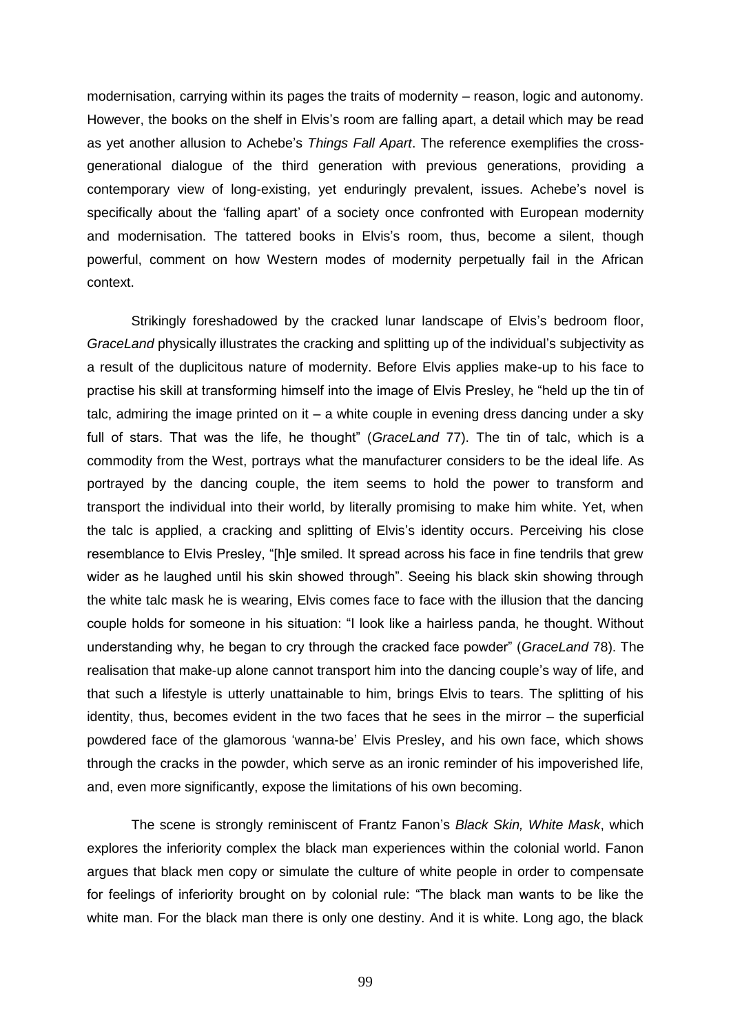modernisation, carrying within its pages the traits of modernity – reason, logic and autonomy. However, the books on the shelf in Elvis's room are falling apart, a detail which may be read as yet another allusion to Achebe's *Things Fall Apart*. The reference exemplifies the cross-generational dialogue of the third generation with previous generations, providing a contemporary view of long-existing, yet enduringly prevalent, issues. Achebe's novel is specifically about the 'falling apart' of a society once confronted with European modernity and modernisation. The tattered books in Elvis's room, thus, become a silent, though powerful, comment on how Western modes of modernity perpetually fail in the African context.

Strikingly foreshadowed by the cracked lunar landscape of Elvis's bedroom floor, *GraceLand* physically illustrates the cracking and splitting up of the individual's subjectivity as a result of the duplicitous nature of modernity. Before Elvis applies make-up to his face to practise his skill at transforming himself into the image of Elvis Presley, he "held up the tin of talc, admiring the image printed on it – a white couple in evening dress dancing under a sky full of stars. That was the life, he thought" (*GraceLand* 77). The tin of talc, which is a commodity from the West, portrays what the manufacturer considers to be the ideal life. As portrayed by the dancing couple, the item seems to hold the power to transform and transport the individual into their world, by literally promising to make him white. Yet, when the talc is applied, a cracking and splitting of Elvis's identity occurs. Perceiving his close resemblance to Elvis Presley, "[h]e smiled. It spread across his face in fine tendrils that grew wider as he laughed until his skin showed through". Seeing his black skin showing through the white talc mask he is wearing, Elvis comes face to face with the illusion that the dancing couple holds for someone in his situation: "I look like a hairless panda, he thought. Without understanding why, he began to cry through the cracked face powder" (*GraceLand* 78). The realisation that make-up alone cannot transport him into the dancing couple's way of life, and that such a lifestyle is utterly unattainable to him, brings Elvis to tears. The splitting of his identity, thus, becomes evident in the two faces that he sees in the mirror – the superficial powdered face of the glamorous 'wanna-be' Elvis Presley, and his own face, which shows through the cracks in the powder, which serve as an ironic reminder of his impoverished life, and, even more significantly, expose the limitations of his own becoming.

The scene is strongly reminiscent of Frantz Fanon's *Black Skin, White Mask*, which explores the inferiority complex the black man experiences within the colonial world. Fanon argues that black men copy or simulate the culture of white people in order to compensate for feelings of inferiority brought on by colonial rule: "The black man wants to be like the white man. For the black man there is only one destiny. And it is white. Long ago, the black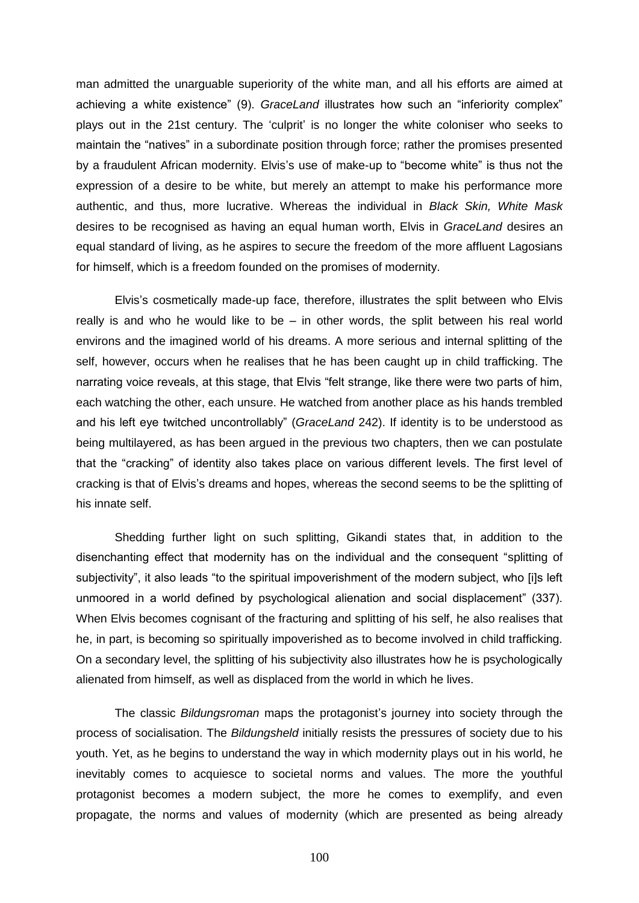man admitted the unarguable superiority of the white man, and all his efforts are aimed at achieving a white existence" (9). *GraceLand* illustrates how such an "inferiority complex" plays out in the 21st century. The 'culprit' is no longer the white coloniser who seeks to maintain the "natives" in a subordinate position through force; rather the promises presented by a fraudulent African modernity. Elvis's use of make-up to "become white" is thus not the expression of a desire to be white, but merely an attempt to make his performance more authentic, and thus, more lucrative. Whereas the individual in *Black Skin, White Mask* desires to be recognised as having an equal human worth, Elvis in *GraceLand* desires an equal standard of living, as he aspires to secure the freedom of the more affluent Lagosians for himself, which is a freedom founded on the promises of modernity.

Elvis's cosmetically made-up face, therefore, illustrates the split between who Elvis really is and who he would like to be – in other words, the split between his real world environs and the imagined world of his dreams. A more serious and internal splitting of the self, however, occurs when he realises that he has been caught up in child trafficking. The narrating voice reveals, at this stage, that Elvis "felt strange, like there were two parts of him, each watching the other, each unsure. He watched from another place as his hands trembled and his left eye twitched uncontrollably" (*GraceLand* 242). If identity is to be understood as being multilayered, as has been argued in the previous two chapters, then we can postulate that the "cracking" of identity also takes place on various different levels. The first level of cracking is that of Elvis's dreams and hopes, whereas the second seems to be the splitting of his innate self.

Shedding further light on such splitting, Gikandi states that, in addition to the disenchanting effect that modernity has on the individual and the consequent "splitting of subjectivity", it also leads "to the spiritual impoverishment of the modern subject, who [i]s left unmoored in a world defined by psychological alienation and social displacement" (337). When Elvis becomes cognisant of the fracturing and splitting of his self, he also realises that he, in part, is becoming so spiritually impoverished as to become involved in child trafficking. On a secondary level, the splitting of his subjectivity also illustrates how he is psychologically alienated from himself, as well as displaced from the world in which he lives.

The classic *Bildungsroman* maps the protagonist's journey into society through the process of socialisation. The *Bildungsheld* initially resists the pressures of society due to his youth. Yet, as he begins to understand the way in which modernity plays out in his world, he inevitably comes to acquiesce to societal norms and values. The more the youthful protagonist becomes a modern subject, the more he comes to exemplify, and even propagate, the norms and values of modernity (which are presented as being already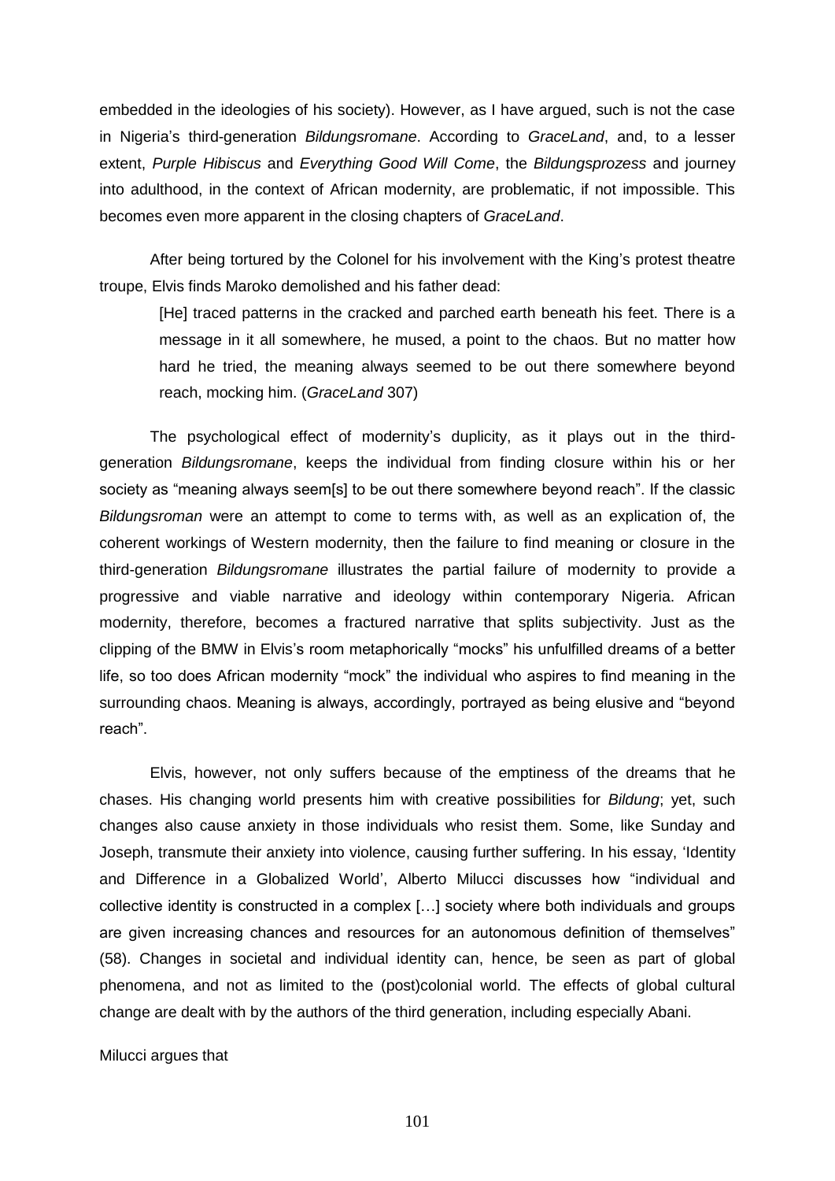embedded in the ideologies of his society). However, as I have argued, such is not the case in Nigeria's third-generation *Bildungsromane*. According to *GraceLand*, and, to a lesser extent, *Purple Hibiscus* and *Everything Good Will Come*, the *Bildungsprozess* and journey into adulthood, in the context of African modernity, are problematic, if not impossible. This becomes even more apparent in the closing chapters of *GraceLand*.

After being tortured by the Colonel for his involvement with the King's protest theatre troupe, Elvis finds Maroko demolished and his father dead:

> [He] traced patterns in the cracked and parched earth beneath his feet. There is a message in it all somewhere, he mused, a point to the chaos. But no matter how hard he tried, the meaning always seemed to be out there somewhere beyond reach, mocking him. (*GraceLand* 307)

The psychological effect of modernity's duplicity, as it plays out in the third-generation *Bildungsromane*, keeps the individual from finding closure within his or her society as "meaning always seem[s] to be out there somewhere beyond reach". If the classic *Bildungsroman* were an attempt to come to terms with, as well as an explication of, the coherent workings of Western modernity, then the failure to find meaning or closure in the third-generation *Bildungsromane* illustrates the partial failure of modernity to provide a progressive and viable narrative and ideology within contemporary Nigeria. African modernity, therefore, becomes a fractured narrative that splits subjectivity. Just as the clipping of the BMW in Elvis's room metaphorically "mocks" his unfulfilled dreams of a better life, so too does African modernity "mock" the individual who aspires to find meaning in the surrounding chaos. Meaning is always, accordingly, portrayed as being elusive and "beyond reach".

Elvis, however, not only suffers because of the emptiness of the dreams that he chases. His changing world presents him with creative possibilities for *Bildung*; yet, such changes also cause anxiety in those individuals who resist them. Some, like Sunday and Joseph, transmute their anxiety into violence, causing further suffering. In his essay, 'Identity and Difference in a Globalized World', Alberto Milucci discusses how "individual and collective identity is constructed in a complex […] society where both individuals and groups are given increasing chances and resources for an autonomous definition of themselves" (58). Changes in societal and individual identity can, hence, be seen as part of global phenomena, and not as limited to the (post)colonial world. The effects of global cultural change are dealt with by the authors of the third generation, including especially Abani.

Milucci argues that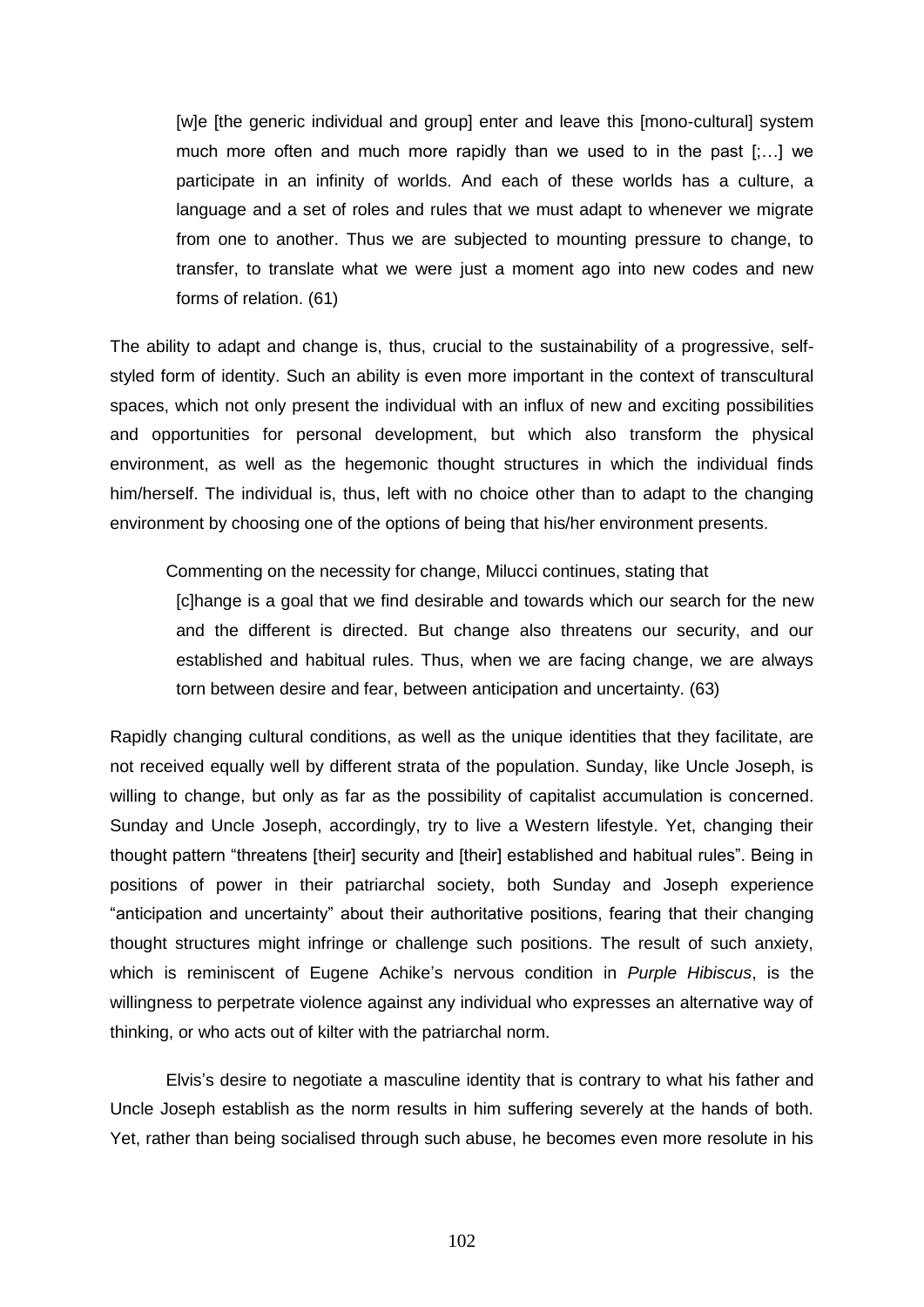> [w]e [the generic individual and group] enter and leave this [mono-cultural] system much more often and much more rapidly than we used to in the past [;…] we participate in an infinity of worlds. And each of these worlds has a culture, a language and a set of roles and rules that we must adapt to whenever we migrate from one to another. Thus we are subjected to mounting pressure to change, to transfer, to translate what we were just a moment ago into new codes and new forms of relation. (61)

The ability to adapt and change is, thus, crucial to the sustainability of a progressive, self-styled form of identity. Such an ability is even more important in the context of transcultural spaces, which not only present the individual with an influx of new and exciting possibilities and opportunities for personal development, but which also transform the physical environment, as well as the hegemonic thought structures in which the individual finds him/herself. The individual is, thus, left with no choice other than to adapt to the changing environment by choosing one of the options of being that his/her environment presents.

Commenting on the necessity for change, Milucci continues, stating that

> [c]hange is a goal that we find desirable and towards which our search for the new and the different is directed. But change also threatens our security, and our established and habitual rules. Thus, when we are facing change, we are always torn between desire and fear, between anticipation and uncertainty. (63)

Rapidly changing cultural conditions, as well as the unique identities that they facilitate, are not received equally well by different strata of the population. Sunday, like Uncle Joseph, is willing to change, but only as far as the possibility of capitalist accumulation is concerned. Sunday and Uncle Joseph, accordingly, try to live a Western lifestyle. Yet, changing their thought pattern "threatens [their] security and [their] established and habitual rules". Being in positions of power in their patriarchal society, both Sunday and Joseph experience "anticipation and uncertainty" about their authoritative positions, fearing that their changing thought structures might infringe or challenge such positions. The result of such anxiety, which is reminiscent of Eugene Achike's nervous condition in *Purple Hibiscus*, is the willingness to perpetrate violence against any individual who expresses an alternative way of thinking, or who acts out of kilter with the patriarchal norm.

Elvis's desire to negotiate a masculine identity that is contrary to what his father and Uncle Joseph establish as the norm results in him suffering severely at the hands of both. Yet, rather than being socialised through such abuse, he becomes even more resolute in his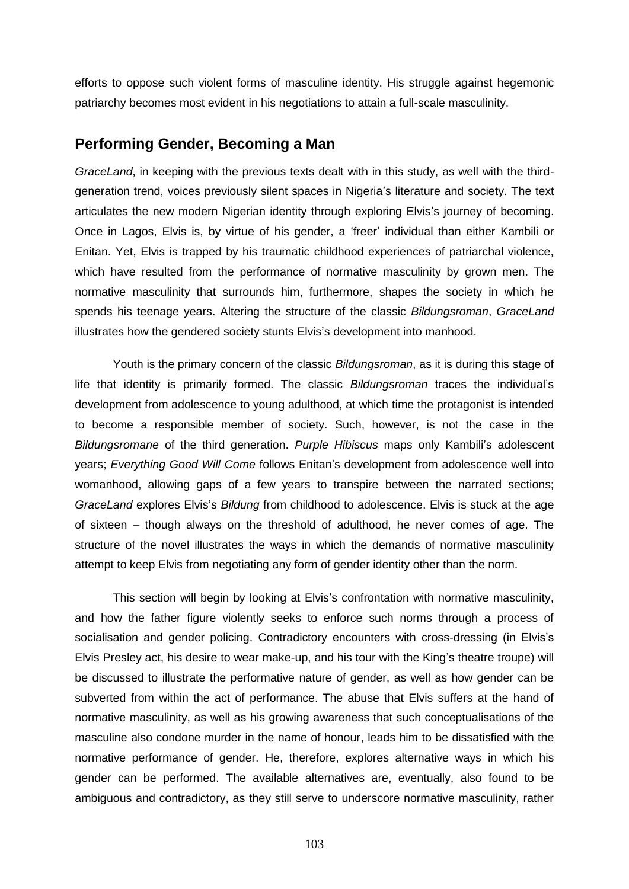efforts to oppose such violent forms of masculine identity. His struggle against hegemonic patriarchy becomes most evident in his negotiations to attain a full-scale masculinity.

## Performing Gender, Becoming a Man

*GraceLand*, in keeping with the previous texts dealt with in this study, as well with the third-generation trend, voices previously silent spaces in Nigeria's literature and society. The text articulates the new modern Nigerian identity through exploring Elvis's journey of becoming. Once in Lagos, Elvis is, by virtue of his gender, a 'freer' individual than either Kambili or Enitan. Yet, Elvis is trapped by his traumatic childhood experiences of patriarchal violence, which have resulted from the performance of normative masculinity by grown men. The normative masculinity that surrounds him, furthermore, shapes the society in which he spends his teenage years. Altering the structure of the classic *Bildungsroman*, *GraceLand* illustrates how the gendered society stunts Elvis's development into manhood.

Youth is the primary concern of the classic *Bildungsroman*, as it is during this stage of life that identity is primarily formed. The classic *Bildungsroman* traces the individual's development from adolescence to young adulthood, at which time the protagonist is intended to become a responsible member of society. Such, however, is not the case in the *Bildungsromane* of the third generation. *Purple Hibiscus* maps only Kambili's adolescent years; *Everything Good Will Come* follows Enitan's development from adolescence well into womanhood, allowing gaps of a few years to transpire between the narrated sections; *GraceLand* explores Elvis's *Bildung* from childhood to adolescence. Elvis is stuck at the age of sixteen – though always on the threshold of adulthood, he never comes of age. The structure of the novel illustrates the ways in which the demands of normative masculinity attempt to keep Elvis from negotiating any form of gender identity other than the norm.

This section will begin by looking at Elvis's confrontation with normative masculinity, and how the father figure violently seeks to enforce such norms through a process of socialisation and gender policing. Contradictory encounters with cross-dressing (in Elvis's Elvis Presley act, his desire to wear make-up, and his tour with the King's theatre troupe) will be discussed to illustrate the performative nature of gender, as well as how gender can be subverted from within the act of performance. The abuse that Elvis suffers at the hand of normative masculinity, as well as his growing awareness that such conceptualisations of the masculine also condone murder in the name of honour, leads him to be dissatisfied with the normative performance of gender. He, therefore, explores alternative ways in which his gender can be performed. The available alternatives are, eventually, also found to be ambiguous and contradictory, as they still serve to underscore normative masculinity, rather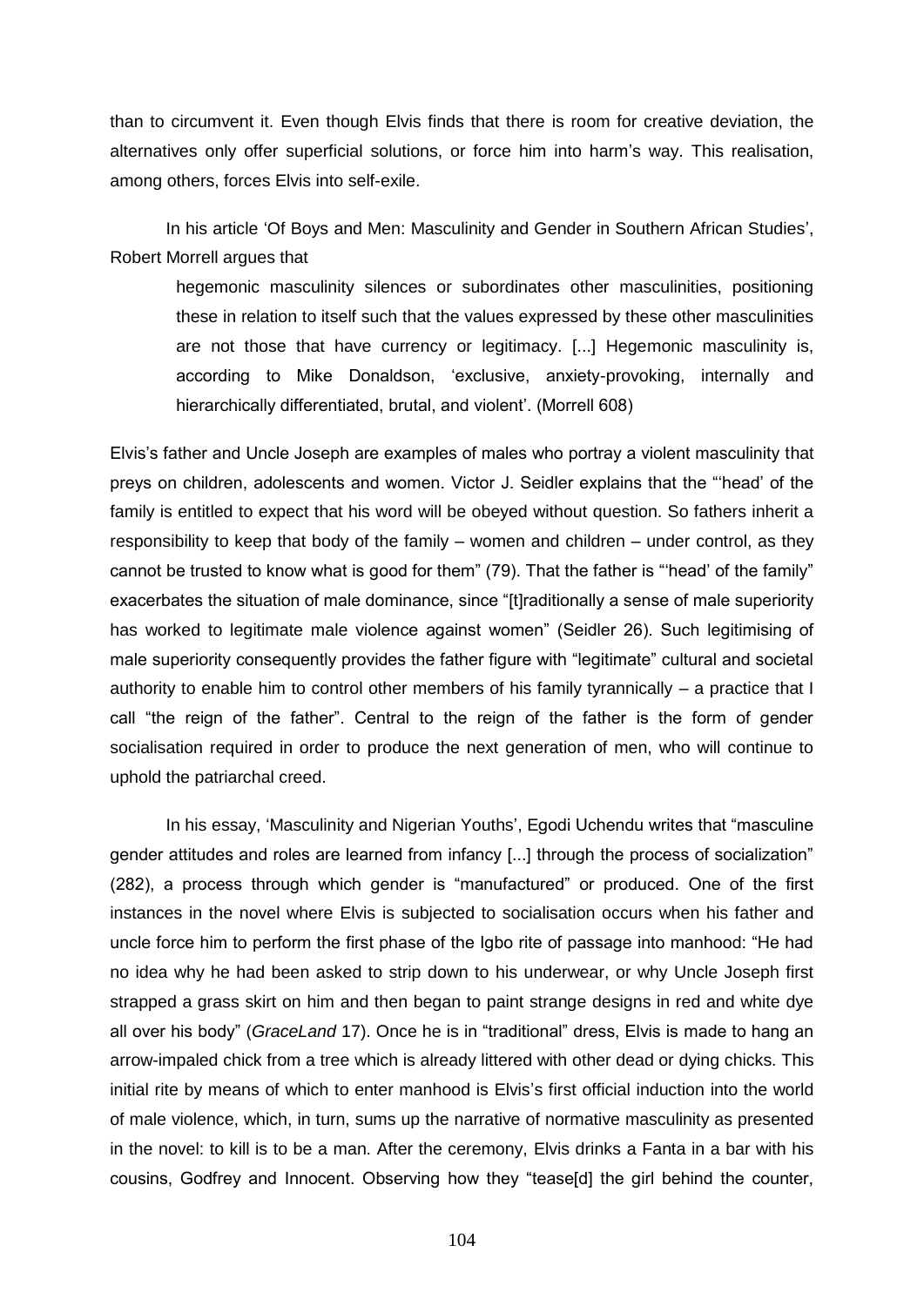than to circumvent it. Even though Elvis finds that there is room for creative deviation, the alternatives only offer superficial solutions, or force him into harm's way. This realisation, among others, forces Elvis into self-exile.

In his article 'Of Boys and Men: Masculinity and Gender in Southern African Studies', Robert Morrell argues that

> hegemonic masculinity silences or subordinates other masculinities, positioning these in relation to itself such that the values expressed by these other masculinities are not those that have currency or legitimacy. [...] Hegemonic masculinity is, according to Mike Donaldson, 'exclusive, anxiety-provoking, internally and hierarchically differentiated, brutal, and violent'. (Morrell 608)

Elvis's father and Uncle Joseph are examples of males who portray a violent masculinity that preys on children, adolescents and women. Victor J. Seidler explains that the "'head' of the family is entitled to expect that his word will be obeyed without question. So fathers inherit a responsibility to keep that body of the family – women and children – under control, as they cannot be trusted to know what is good for them" (79). That the father is "'head' of the family" exacerbates the situation of male dominance, since "[t]raditionally a sense of male superiority has worked to legitimate male violence against women" (Seidler 26). Such legitimising of male superiority consequently provides the father figure with "legitimate" cultural and societal authority to enable him to control other members of his family tyrannically – a practice that I call "the reign of the father". Central to the reign of the father is the form of gender socialisation required in order to produce the next generation of men, who will continue to uphold the patriarchal creed.

In his essay, 'Masculinity and Nigerian Youths', Egodi Uchendu writes that "masculine gender attitudes and roles are learned from infancy [...] through the process of socialization" (282), a process through which gender is "manufactured" or produced. One of the first instances in the novel where Elvis is subjected to socialisation occurs when his father and uncle force him to perform the first phase of the Igbo rite of passage into manhood: "He had no idea why he had been asked to strip down to his underwear, or why Uncle Joseph first strapped a grass skirt on him and then began to paint strange designs in red and white dye all over his body" (*GraceLand* 17). Once he is in "traditional" dress, Elvis is made to hang an arrow-impaled chick from a tree which is already littered with other dead or dying chicks. This initial rite by means of which to enter manhood is Elvis's first official induction into the world of male violence, which, in turn, sums up the narrative of normative masculinity as presented in the novel: to kill is to be a man. After the ceremony, Elvis drinks a Fanta in a bar with his cousins, Godfrey and Innocent. Observing how they "tease[d] the girl behind the counter,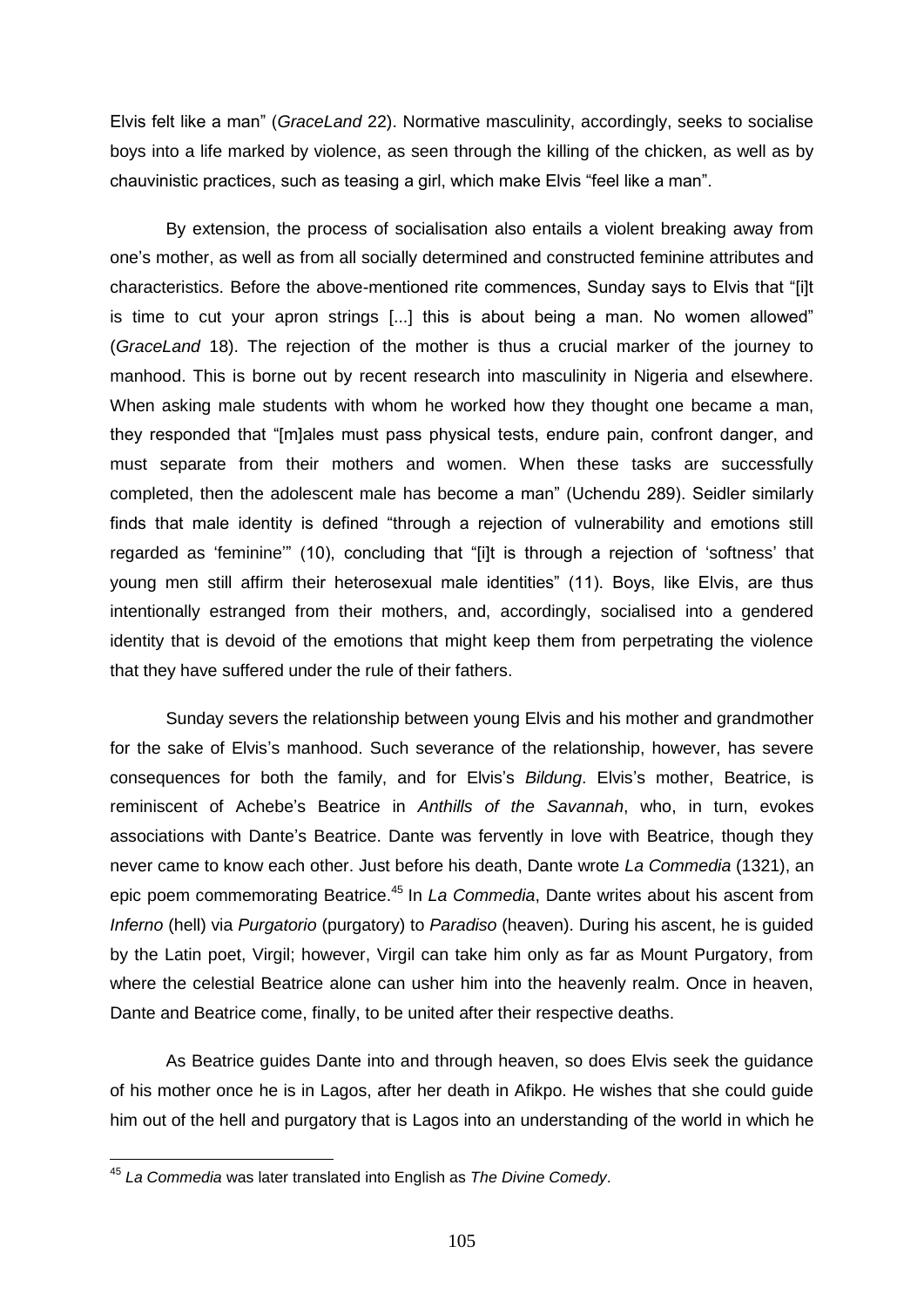Elvis felt like a man" (*GraceLand* 22). Normative masculinity, accordingly, seeks to socialise boys into a life marked by violence, as seen through the killing of the chicken, as well as by chauvinistic practices, such as teasing a girl, which make Elvis "feel like a man".

By extension, the process of socialisation also entails a violent breaking away from one's mother, as well as from all socially determined and constructed feminine attributes and characteristics. Before the above-mentioned rite commences, Sunday says to Elvis that "[i]t is time to cut your apron strings [...] this is about being a man. No women allowed" (*GraceLand* 18). The rejection of the mother is thus a crucial marker of the journey to manhood. This is borne out by recent research into masculinity in Nigeria and elsewhere. When asking male students with whom he worked how they thought one became a man, they responded that "[m]ales must pass physical tests, endure pain, confront danger, and must separate from their mothers and women. When these tasks are successfully completed, then the adolescent male has become a man" (Uchendu 289). Seidler similarly finds that male identity is defined "through a rejection of vulnerability and emotions still regarded as 'feminine'" (10), concluding that "[i]t is through a rejection of 'softness' that young men still affirm their heterosexual male identities" (11). Boys, like Elvis, are thus intentionally estranged from their mothers, and, accordingly, socialised into a gendered identity that is devoid of the emotions that might keep them from perpetrating the violence that they have suffered under the rule of their fathers.

Sunday severs the relationship between young Elvis and his mother and grandmother for the sake of Elvis's manhood. Such severance of the relationship, however, has severe consequences for both the family, and for Elvis's *Bildung*. Elvis's mother, Beatrice, is reminiscent of Achebe's Beatrice in *Anthills of the Savannah*, who, in turn, evokes associations with Dante's Beatrice. Dante was fervently in love with Beatrice, though they never came to know each other. Just before his death, Dante wrote *La Commedia* (1321), an epic poem commemorating Beatrice.[45] In *La Commedia*, Dante writes about his ascent from *Inferno* (hell) via *Purgatorio* (purgatory) to *Paradiso* (heaven). During his ascent, he is guided by the Latin poet, Virgil; however, Virgil can take him only as far as Mount Purgatory, from where the celestial Beatrice alone can usher him into the heavenly realm. Once in heaven, Dante and Beatrice come, finally, to be united after their respective deaths.

As Beatrice guides Dante into and through heaven, so does Elvis seek the guidance of his mother once he is in Lagos, after her death in Afikpo. He wishes that she could guide him out of the hell and purgatory that is Lagos into an understanding of the world in which he

---

[45] *La Commedia* was later translated into English as *The Divine Comedy*.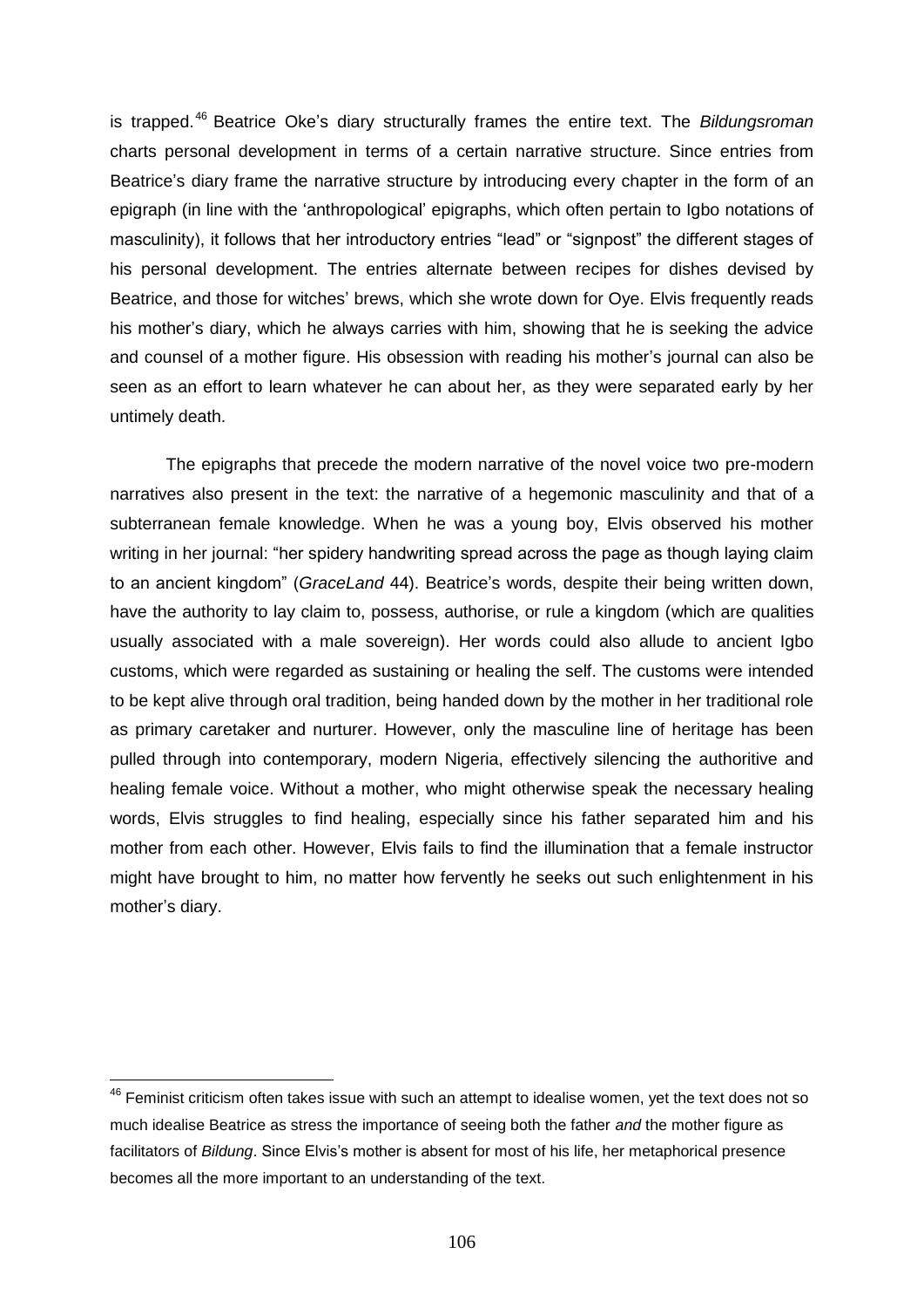is trapped.[46] Beatrice Oke's diary structurally frames the entire text. The *Bildungsroman* charts personal development in terms of a certain narrative structure. Since entries from Beatrice's diary frame the narrative structure by introducing every chapter in the form of an epigraph (in line with the 'anthropological' epigraphs, which often pertain to Igbo notations of masculinity), it follows that her introductory entries "lead" or "signpost" the different stages of his personal development. The entries alternate between recipes for dishes devised by Beatrice, and those for witches' brews, which she wrote down for Oye. Elvis frequently reads his mother's diary, which he always carries with him, showing that he is seeking the advice and counsel of a mother figure. His obsession with reading his mother's journal can also be seen as an effort to learn whatever he can about her, as they were separated early by her untimely death.

The epigraphs that precede the modern narrative of the novel voice two pre-modern narratives also present in the text: the narrative of a hegemonic masculinity and that of a subterranean female knowledge. When he was a young boy, Elvis observed his mother writing in her journal: "her spidery handwriting spread across the page as though laying claim to an ancient kingdom" (*GraceLand* 44). Beatrice's words, despite their being written down, have the authority to lay claim to, possess, authorise, or rule a kingdom (which are qualities usually associated with a male sovereign). Her words could also allude to ancient Igbo customs, which were regarded as sustaining or healing the self. The customs were intended to be kept alive through oral tradition, being handed down by the mother in her traditional role as primary caretaker and nurturer. However, only the masculine line of heritage has been pulled through into contemporary, modern Nigeria, effectively silencing the authoritive and healing female voice. Without a mother, who might otherwise speak the necessary healing words, Elvis struggles to find healing, especially since his father separated him and his mother from each other. However, Elvis fails to find the illumination that a female instructor might have brought to him, no matter how fervently he seeks out such enlightenment in his mother's diary.

[46] Feminist criticism often takes issue with such an attempt to idealise women, yet the text does not so much idealise Beatrice as stress the importance of seeing both the father *and* the mother figure as facilitators of *Bildung*. Since Elvis's mother is absent for most of his life, her metaphorical presence becomes all the more important to an understanding of the text.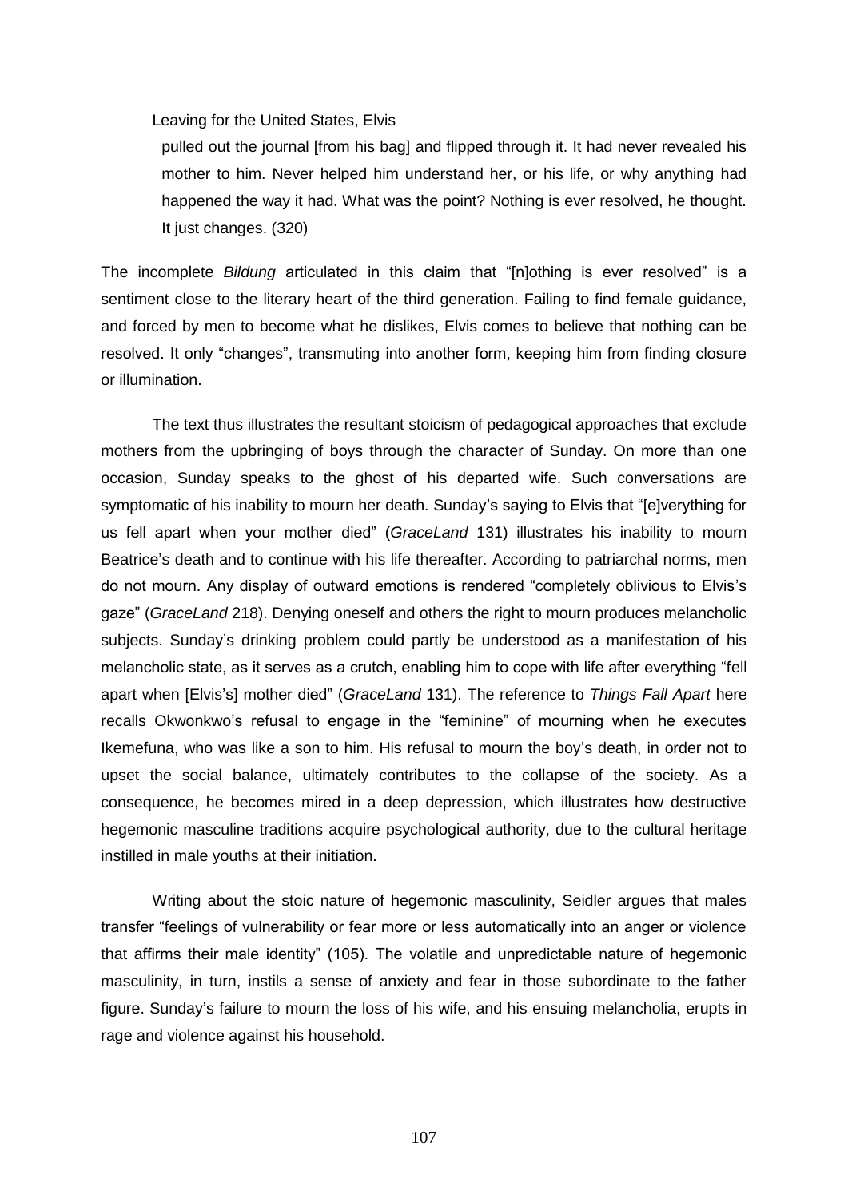Leaving for the United States, Elvis

> pulled out the journal [from his bag] and flipped through it. It had never revealed his mother to him. Never helped him understand her, or his life, or why anything had happened the way it had. What was the point? Nothing is ever resolved, he thought. It just changes. (320)

The incomplete *Bildung* articulated in this claim that "[n]othing is ever resolved" is a sentiment close to the literary heart of the third generation. Failing to find female guidance, and forced by men to become what he dislikes, Elvis comes to believe that nothing can be resolved. It only "changes", transmuting into another form, keeping him from finding closure or illumination.

The text thus illustrates the resultant stoicism of pedagogical approaches that exclude mothers from the upbringing of boys through the character of Sunday. On more than one occasion, Sunday speaks to the ghost of his departed wife. Such conversations are symptomatic of his inability to mourn her death. Sunday's saying to Elvis that "[e]verything for us fell apart when your mother died" (*GraceLand* 131) illustrates his inability to mourn Beatrice's death and to continue with his life thereafter. According to patriarchal norms, men do not mourn. Any display of outward emotions is rendered "completely oblivious to Elvis's gaze" (*GraceLand* 218). Denying oneself and others the right to mourn produces melancholic subjects. Sunday's drinking problem could partly be understood as a manifestation of his melancholic state, as it serves as a crutch, enabling him to cope with life after everything "fell apart when [Elvis's] mother died" (*GraceLand* 131). The reference to *Things Fall Apart* here recalls Okwonkwo's refusal to engage in the "feminine" of mourning when he executes Ikemefuna, who was like a son to him. His refusal to mourn the boy's death, in order not to upset the social balance, ultimately contributes to the collapse of the society. As a consequence, he becomes mired in a deep depression, which illustrates how destructive hegemonic masculine traditions acquire psychological authority, due to the cultural heritage instilled in male youths at their initiation.

Writing about the stoic nature of hegemonic masculinity, Seidler argues that males transfer "feelings of vulnerability or fear more or less automatically into an anger or violence that affirms their male identity" (105). The volatile and unpredictable nature of hegemonic masculinity, in turn, instils a sense of anxiety and fear in those subordinate to the father figure. Sunday's failure to mourn the loss of his wife, and his ensuing melancholia, erupts in rage and violence against his household.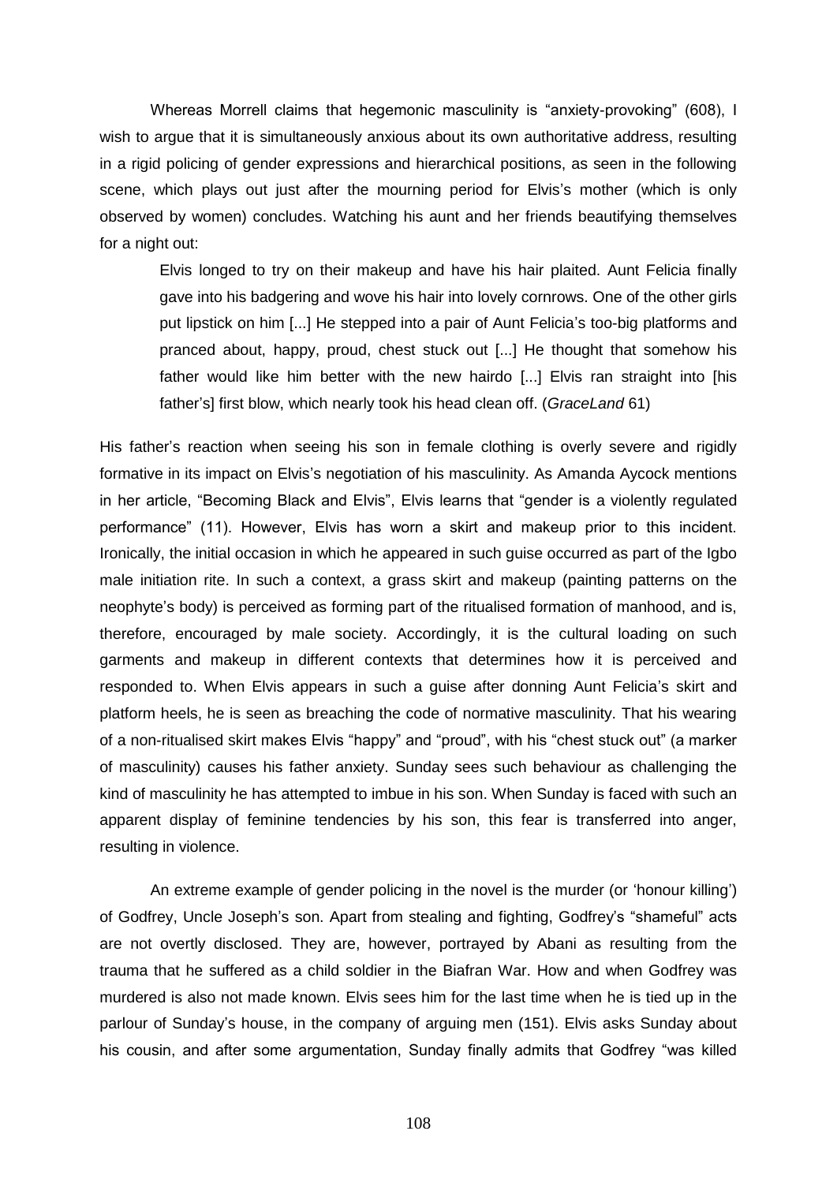Whereas Morrell claims that hegemonic masculinity is "anxiety-provoking" (608), I wish to argue that it is simultaneously anxious about its own authoritative address, resulting in a rigid policing of gender expressions and hierarchical positions, as seen in the following scene, which plays out just after the mourning period for Elvis's mother (which is only observed by women) concludes. Watching his aunt and her friends beautifying themselves for a night out:

> Elvis longed to try on their makeup and have his hair plaited. Aunt Felicia finally gave into his badgering and wove his hair into lovely cornrows. One of the other girls put lipstick on him [...] He stepped into a pair of Aunt Felicia's too-big platforms and pranced about, happy, proud, chest stuck out [...] He thought that somehow his father would like him better with the new hairdo [...] Elvis ran straight into [his father's] first blow, which nearly took his head clean off. (*GraceLand* 61)

His father's reaction when seeing his son in female clothing is overly severe and rigidly formative in its impact on Elvis's negotiation of his masculinity. As Amanda Aycock mentions in her article, "Becoming Black and Elvis", Elvis learns that "gender is a violently regulated performance" (11). However, Elvis has worn a skirt and makeup prior to this incident. Ironically, the initial occasion in which he appeared in such guise occurred as part of the Igbo male initiation rite. In such a context, a grass skirt and makeup (painting patterns on the neophyte's body) is perceived as forming part of the ritualised formation of manhood, and is, therefore, encouraged by male society. Accordingly, it is the cultural loading on such garments and makeup in different contexts that determines how it is perceived and responded to. When Elvis appears in such a guise after donning Aunt Felicia's skirt and platform heels, he is seen as breaching the code of normative masculinity. That his wearing of a non-ritualised skirt makes Elvis "happy" and "proud", with his "chest stuck out" (a marker of masculinity) causes his father anxiety. Sunday sees such behaviour as challenging the kind of masculinity he has attempted to imbue in his son. When Sunday is faced with such an apparent display of feminine tendencies by his son, this fear is transferred into anger, resulting in violence.

An extreme example of gender policing in the novel is the murder (or 'honour killing') of Godfrey, Uncle Joseph's son. Apart from stealing and fighting, Godfrey's "shameful" acts are not overtly disclosed. They are, however, portrayed by Abani as resulting from the trauma that he suffered as a child soldier in the Biafran War. How and when Godfrey was murdered is also not made known. Elvis sees him for the last time when he is tied up in the parlour of Sunday's house, in the company of arguing men (151). Elvis asks Sunday about his cousin, and after some argumentation, Sunday finally admits that Godfrey "was killed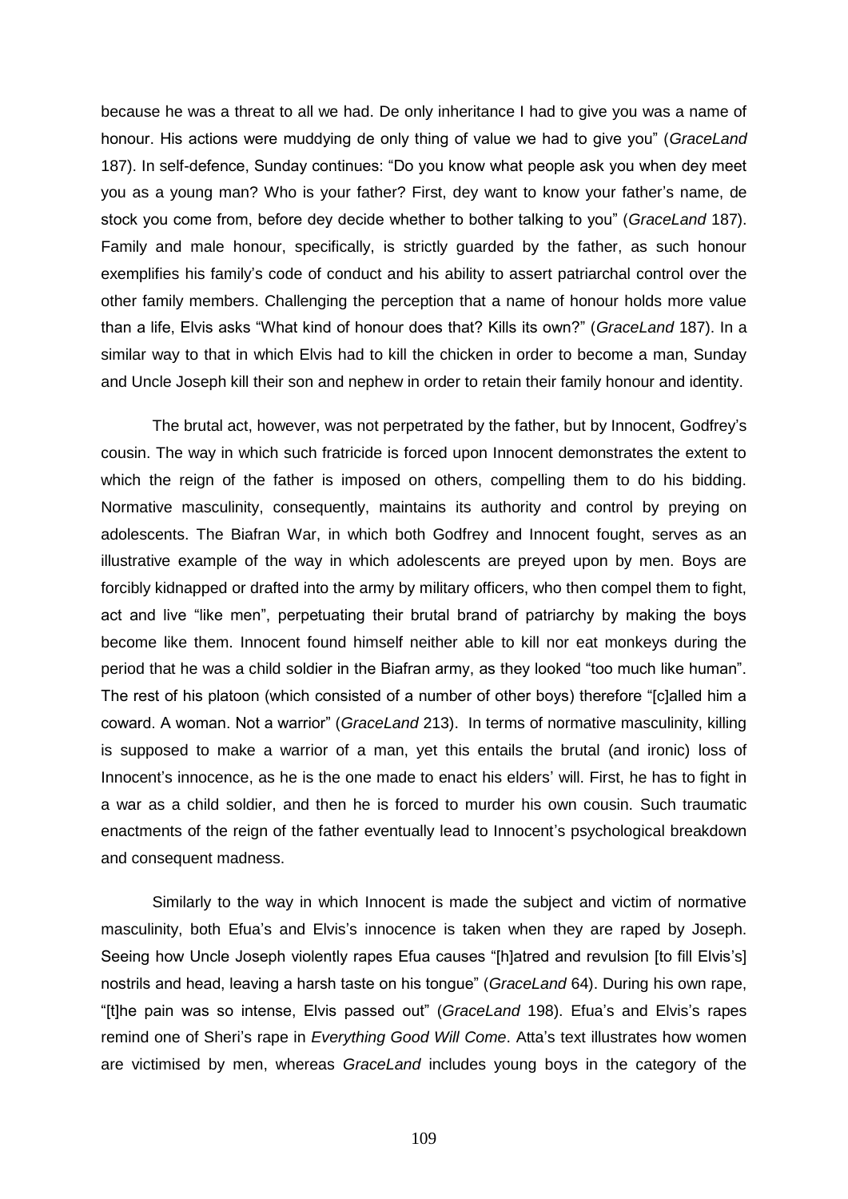because he was a threat to all we had. De only inheritance I had to give you was a name of honour. His actions were muddying de only thing of value we had to give you" (*GraceLand* 187). In self-defence, Sunday continues: "Do you know what people ask you when dey meet you as a young man? Who is your father? First, dey want to know your father's name, de stock you come from, before dey decide whether to bother talking to you" (*GraceLand* 187). Family and male honour, specifically, is strictly guarded by the father, as such honour exemplifies his family's code of conduct and his ability to assert patriarchal control over the other family members. Challenging the perception that a name of honour holds more value than a life, Elvis asks "What kind of honour does that? Kills its own?" (*GraceLand* 187). In a similar way to that in which Elvis had to kill the chicken in order to become a man, Sunday and Uncle Joseph kill their son and nephew in order to retain their family honour and identity.

The brutal act, however, was not perpetrated by the father, but by Innocent, Godfrey's cousin. The way in which such fratricide is forced upon Innocent demonstrates the extent to which the reign of the father is imposed on others, compelling them to do his bidding. Normative masculinity, consequently, maintains its authority and control by preying on adolescents. The Biafran War, in which both Godfrey and Innocent fought, serves as an illustrative example of the way in which adolescents are preyed upon by men. Boys are forcibly kidnapped or drafted into the army by military officers, who then compel them to fight, act and live "like men", perpetuating their brutal brand of patriarchy by making the boys become like them. Innocent found himself neither able to kill nor eat monkeys during the period that he was a child soldier in the Biafran army, as they looked "too much like human". The rest of his platoon (which consisted of a number of other boys) therefore "[c]alled him a coward. A woman. Not a warrior" (*GraceLand* 213). In terms of normative masculinity, killing is supposed to make a warrior of a man, yet this entails the brutal (and ironic) loss of Innocent's innocence, as he is the one made to enact his elders' will. First, he has to fight in a war as a child soldier, and then he is forced to murder his own cousin. Such traumatic enactments of the reign of the father eventually lead to Innocent's psychological breakdown and consequent madness.

Similarly to the way in which Innocent is made the subject and victim of normative masculinity, both Efua's and Elvis's innocence is taken when they are raped by Joseph. Seeing how Uncle Joseph violently rapes Efua causes "[h]atred and revulsion [to fill Elvis's] nostrils and head, leaving a harsh taste on his tongue" (*GraceLand* 64). During his own rape, "[t]he pain was so intense, Elvis passed out" (*GraceLand* 198). Efua's and Elvis's rapes remind one of Sheri's rape in *Everything Good Will Come*. Atta's text illustrates how women are victimised by men, whereas *GraceLand* includes young boys in the category of the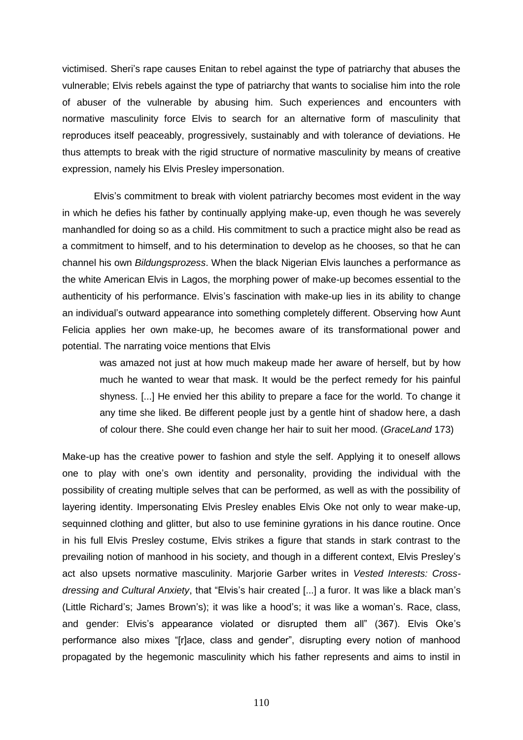victimised. Sheri's rape causes Enitan to rebel against the type of patriarchy that abuses the vulnerable; Elvis rebels against the type of patriarchy that wants to socialise him into the role of abuser of the vulnerable by abusing him. Such experiences and encounters with normative masculinity force Elvis to search for an alternative form of masculinity that reproduces itself peaceably, progressively, sustainably and with tolerance of deviations. He thus attempts to break with the rigid structure of normative masculinity by means of creative expression, namely his Elvis Presley impersonation.

Elvis's commitment to break with violent patriarchy becomes most evident in the way in which he defies his father by continually applying make-up, even though he was severely manhandled for doing so as a child. His commitment to such a practice might also be read as a commitment to himself, and to his determination to develop as he chooses, so that he can channel his own *Bildungsprozess*. When the black Nigerian Elvis launches a performance as the white American Elvis in Lagos, the morphing power of make-up becomes essential to the authenticity of his performance. Elvis's fascination with make-up lies in its ability to change an individual's outward appearance into something completely different. Observing how Aunt Felicia applies her own make-up, he becomes aware of its transformational power and potential. The narrating voice mentions that Elvis

> was amazed not just at how much makeup made her aware of herself, but by how much he wanted to wear that mask. It would be the perfect remedy for his painful shyness. [...] He envied her this ability to prepare a face for the world. To change it any time she liked. Be different people just by a gentle hint of shadow here, a dash of colour there. She could even change her hair to suit her mood. (*GraceLand* 173)

Make-up has the creative power to fashion and style the self. Applying it to oneself allows one to play with one's own identity and personality, providing the individual with the possibility of creating multiple selves that can be performed, as well as with the possibility of layering identity. Impersonating Elvis Presley enables Elvis Oke not only to wear make-up, sequinned clothing and glitter, but also to use feminine gyrations in his dance routine. Once in his full Elvis Presley costume, Elvis strikes a figure that stands in stark contrast to the prevailing notion of manhood in his society, and though in a different context, Elvis Presley's act also upsets normative masculinity. Marjorie Garber writes in *Vested Interests: Cross-dressing and Cultural Anxiety*, that "Elvis's hair created [...] a furor. It was like a black man's (Little Richard's; James Brown's); it was like a hood's; it was like a woman's. Race, class, and gender: Elvis's appearance violated or disrupted them all" (367). Elvis Oke's performance also mixes "[r]ace, class and gender", disrupting every notion of manhood propagated by the hegemonic masculinity which his father represents and aims to instil in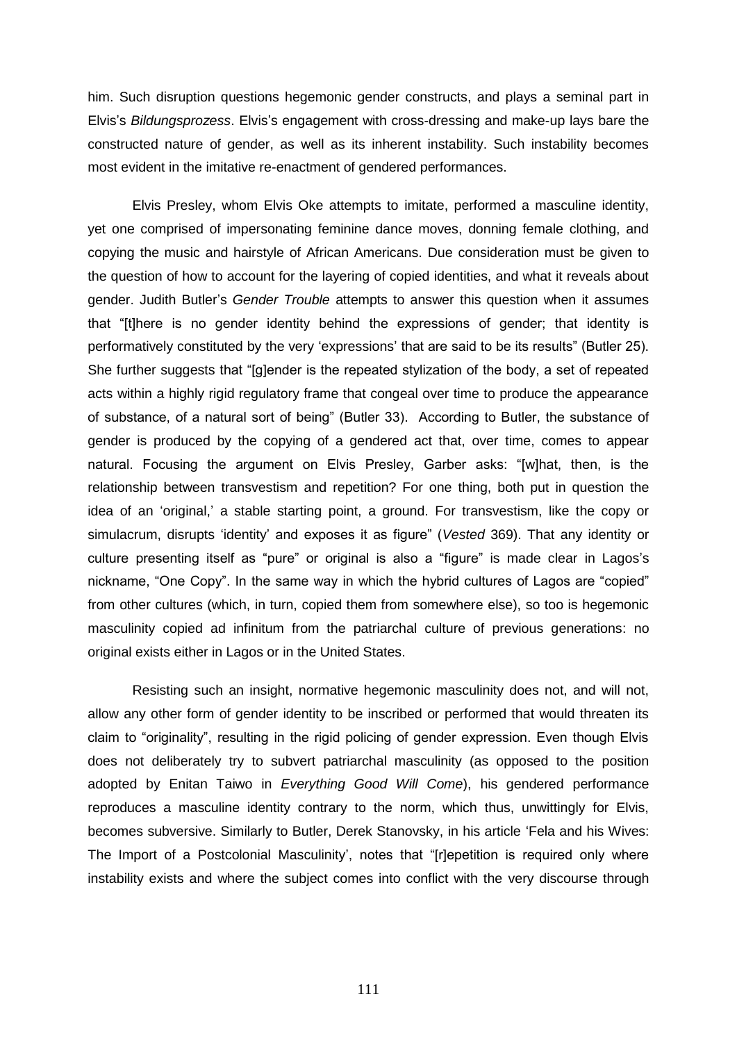him. Such disruption questions hegemonic gender constructs, and plays a seminal part in Elvis's *Bildungsprozess*. Elvis's engagement with cross-dressing and make-up lays bare the constructed nature of gender, as well as its inherent instability. Such instability becomes most evident in the imitative re-enactment of gendered performances.

Elvis Presley, whom Elvis Oke attempts to imitate, performed a masculine identity, yet one comprised of impersonating feminine dance moves, donning female clothing, and copying the music and hairstyle of African Americans. Due consideration must be given to the question of how to account for the layering of copied identities, and what it reveals about gender. Judith Butler's *Gender Trouble* attempts to answer this question when it assumes that "[t]here is no gender identity behind the expressions of gender; that identity is performatively constituted by the very 'expressions' that are said to be its results" (Butler 25). She further suggests that "[g]ender is the repeated stylization of the body, a set of repeated acts within a highly rigid regulatory frame that congeal over time to produce the appearance of substance, of a natural sort of being" (Butler 33). According to Butler, the substance of gender is produced by the copying of a gendered act that, over time, comes to appear natural. Focusing the argument on Elvis Presley, Garber asks: "[w]hat, then, is the relationship between transvestism and repetition? For one thing, both put in question the idea of an 'original,' a stable starting point, a ground. For transvestism, like the copy or simulacrum, disrupts 'identity' and exposes it as figure" (*Vested* 369). That any identity or culture presenting itself as "pure" or original is also a "figure" is made clear in Lagos's nickname, "One Copy". In the same way in which the hybrid cultures of Lagos are "copied" from other cultures (which, in turn, copied them from somewhere else), so too is hegemonic masculinity copied ad infinitum from the patriarchal culture of previous generations: no original exists either in Lagos or in the United States.

Resisting such an insight, normative hegemonic masculinity does not, and will not, allow any other form of gender identity to be inscribed or performed that would threaten its claim to "originality", resulting in the rigid policing of gender expression. Even though Elvis does not deliberately try to subvert patriarchal masculinity (as opposed to the position adopted by Enitan Taiwo in *Everything Good Will Come*), his gendered performance reproduces a masculine identity contrary to the norm, which thus, unwittingly for Elvis, becomes subversive. Similarly to Butler, Derek Stanovsky, in his article 'Fela and his Wives: The Import of a Postcolonial Masculinity', notes that "[r]epetition is required only where instability exists and where the subject comes into conflict with the very discourse through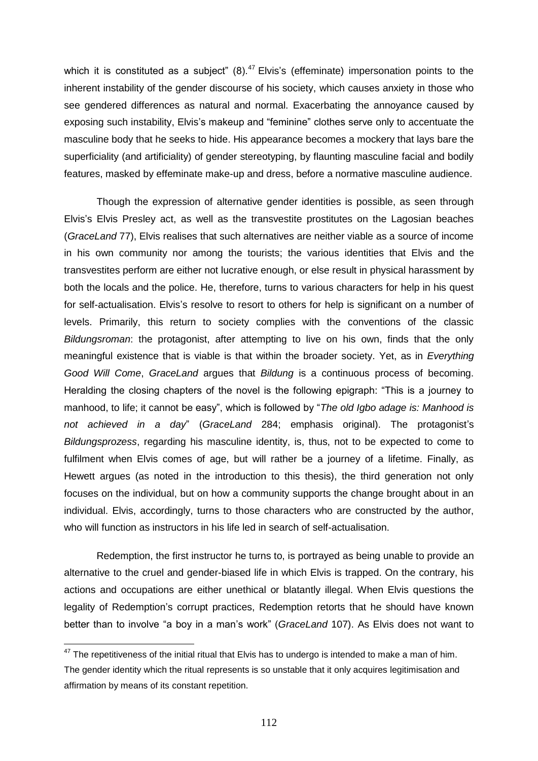which it is constituted as a subject" (8).[47] Elvis's (effeminate) impersonation points to the inherent instability of the gender discourse of his society, which causes anxiety in those who see gendered differences as natural and normal. Exacerbating the annoyance caused by exposing such instability, Elvis's makeup and "feminine" clothes serve only to accentuate the masculine body that he seeks to hide. His appearance becomes a mockery that lays bare the superficiality (and artificiality) of gender stereotyping, by flaunting masculine facial and bodily features, masked by effeminate make-up and dress, before a normative masculine audience.

Though the expression of alternative gender identities is possible, as seen through Elvis's Elvis Presley act, as well as the transvestite prostitutes on the Lagosian beaches (*GraceLand* 77), Elvis realises that such alternatives are neither viable as a source of income in his own community nor among the tourists; the various identities that Elvis and the transvestites perform are either not lucrative enough, or else result in physical harassment by both the locals and the police. He, therefore, turns to various characters for help in his quest for self-actualisation. Elvis's resolve to resort to others for help is significant on a number of levels. Primarily, this return to society complies with the conventions of the classic *Bildungsroman*: the protagonist, after attempting to live on his own, finds that the only meaningful existence that is viable is that within the broader society. Yet, as in *Everything Good Will Come*, *GraceLand* argues that *Bildung* is a continuous process of becoming. Heralding the closing chapters of the novel is the following epigraph: "This is a journey to manhood, to life; it cannot be easy", which is followed by "*The old Igbo adage is: Manhood is not achieved in a day*" (*GraceLand* 284; emphasis original). The protagonist's *Bildungsprozess*, regarding his masculine identity, is, thus, not to be expected to come to fulfilment when Elvis comes of age, but will rather be a journey of a lifetime. Finally, as Hewett argues (as noted in the introduction to this thesis), the third generation not only focuses on the individual, but on how a community supports the change brought about in an individual. Elvis, accordingly, turns to those characters who are constructed by the author, who will function as instructors in his life led in search of self-actualisation.

Redemption, the first instructor he turns to, is portrayed as being unable to provide an alternative to the cruel and gender-biased life in which Elvis is trapped. On the contrary, his actions and occupations are either unethical or blatantly illegal. When Elvis questions the legality of Redemption's corrupt practices, Redemption retorts that he should have known better than to involve "a boy in a man's work" (*GraceLand* 107). As Elvis does not want to

---

[47] The repetitiveness of the initial ritual that Elvis has to undergo is intended to make a man of him. The gender identity which the ritual represents is so unstable that it only acquires legitimisation and affirmation by means of its constant repetition.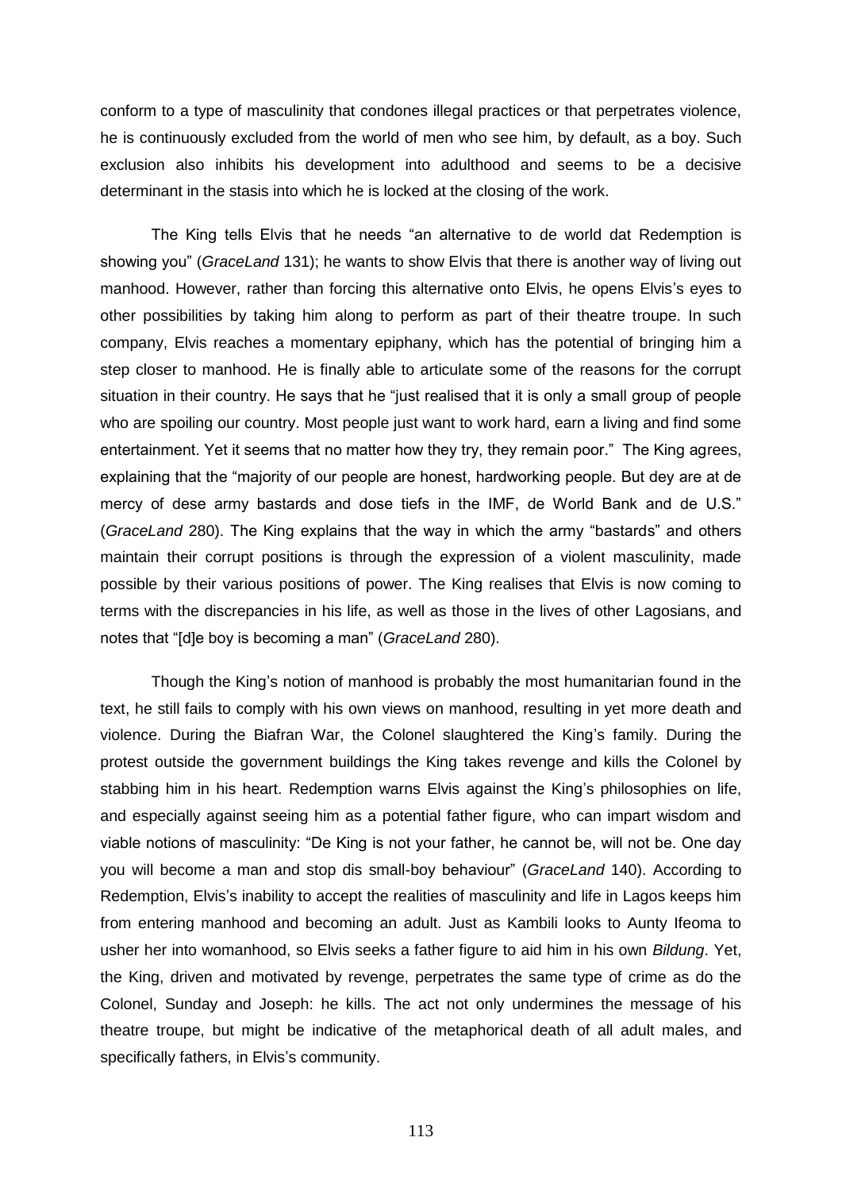conform to a type of masculinity that condones illegal practices or that perpetrates violence, he is continuously excluded from the world of men who see him, by default, as a boy. Such exclusion also inhibits his development into adulthood and seems to be a decisive determinant in the stasis into which he is locked at the closing of the work.

The King tells Elvis that he needs "an alternative to de world dat Redemption is showing you" (*GraceLand* 131); he wants to show Elvis that there is another way of living out manhood. However, rather than forcing this alternative onto Elvis, he opens Elvis's eyes to other possibilities by taking him along to perform as part of their theatre troupe. In such company, Elvis reaches a momentary epiphany, which has the potential of bringing him a step closer to manhood. He is finally able to articulate some of the reasons for the corrupt situation in their country. He says that he "just realised that it is only a small group of people who are spoiling our country. Most people just want to work hard, earn a living and find some entertainment. Yet it seems that no matter how they try, they remain poor." The King agrees, explaining that the "majority of our people are honest, hardworking people. But dey are at de mercy of dese army bastards and dose tiefs in the IMF, de World Bank and de U.S." (*GraceLand* 280). The King explains that the way in which the army "bastards" and others maintain their corrupt positions is through the expression of a violent masculinity, made possible by their various positions of power. The King realises that Elvis is now coming to terms with the discrepancies in his life, as well as those in the lives of other Lagosians, and notes that "[d]e boy is becoming a man" (*GraceLand* 280).

Though the King's notion of manhood is probably the most humanitarian found in the text, he still fails to comply with his own views on manhood, resulting in yet more death and violence. During the Biafran War, the Colonel slaughtered the King's family. During the protest outside the government buildings the King takes revenge and kills the Colonel by stabbing him in his heart. Redemption warns Elvis against the King's philosophies on life, and especially against seeing him as a potential father figure, who can impart wisdom and viable notions of masculinity: "De King is not your father, he cannot be, will not be. One day you will become a man and stop dis small-boy behaviour" (*GraceLand* 140). According to Redemption, Elvis's inability to accept the realities of masculinity and life in Lagos keeps him from entering manhood and becoming an adult. Just as Kambili looks to Aunty Ifeoma to usher her into womanhood, so Elvis seeks a father figure to aid him in his own *Bildung*. Yet, the King, driven and motivated by revenge, perpetrates the same type of crime as do the Colonel, Sunday and Joseph: he kills. The act not only undermines the message of his theatre troupe, but might be indicative of the metaphorical death of all adult males, and specifically fathers, in Elvis's community.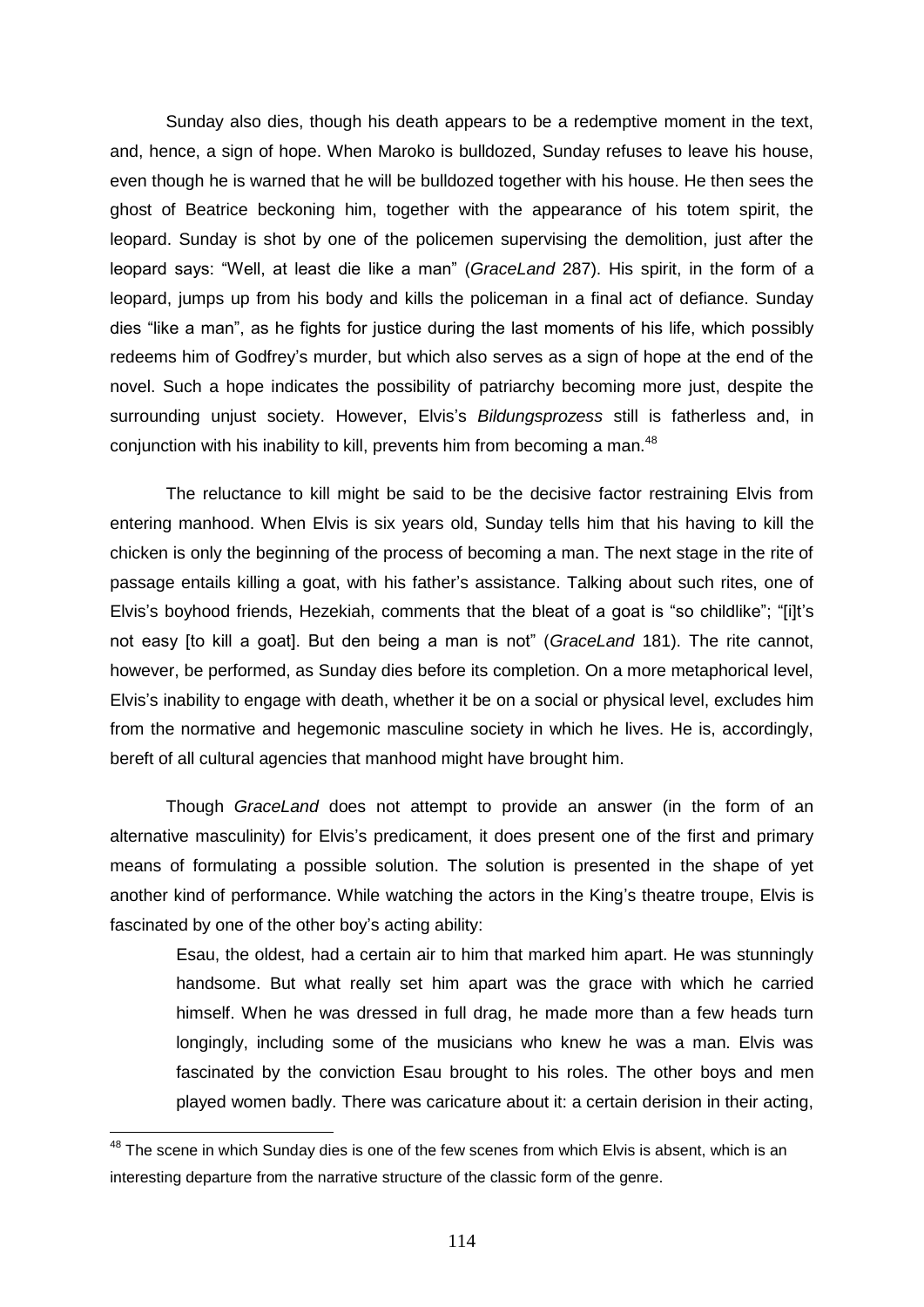Sunday also dies, though his death appears to be a redemptive moment in the text, and, hence, a sign of hope. When Maroko is bulldozed, Sunday refuses to leave his house, even though he is warned that he will be bulldozed together with his house. He then sees the ghost of Beatrice beckoning him, together with the appearance of his totem spirit, the leopard. Sunday is shot by one of the policemen supervising the demolition, just after the leopard says: "Well, at least die like a man" (*GraceLand* 287). His spirit, in the form of a leopard, jumps up from his body and kills the policeman in a final act of defiance. Sunday dies "like a man", as he fights for justice during the last moments of his life, which possibly redeems him of Godfrey's murder, but which also serves as a sign of hope at the end of the novel. Such a hope indicates the possibility of patriarchy becoming more just, despite the surrounding unjust society. However, Elvis's *Bildungsprozess* still is fatherless and, in conjunction with his inability to kill, prevents him from becoming a man.[48]

The reluctance to kill might be said to be the decisive factor restraining Elvis from entering manhood. When Elvis is six years old, Sunday tells him that his having to kill the chicken is only the beginning of the process of becoming a man. The next stage in the rite of passage entails killing a goat, with his father's assistance. Talking about such rites, one of Elvis's boyhood friends, Hezekiah, comments that the bleat of a goat is "so childlike"; "[i]t's not easy [to kill a goat]. But den being a man is not" (*GraceLand* 181). The rite cannot, however, be performed, as Sunday dies before its completion. On a more metaphorical level, Elvis's inability to engage with death, whether it be on a social or physical level, excludes him from the normative and hegemonic masculine society in which he lives. He is, accordingly, bereft of all cultural agencies that manhood might have brought him.

Though *GraceLand* does not attempt to provide an answer (in the form of an alternative masculinity) for Elvis's predicament, it does present one of the first and primary means of formulating a possible solution. The solution is presented in the shape of yet another kind of performance. While watching the actors in the King's theatre troupe, Elvis is fascinated by one of the other boy's acting ability:

> Esau, the oldest, had a certain air to him that marked him apart. He was stunningly handsome. But what really set him apart was the grace with which he carried himself. When he was dressed in full drag, he made more than a few heads turn longingly, including some of the musicians who knew he was a man. Elvis was fascinated by the conviction Esau brought to his roles. The other boys and men played women badly. There was caricature about it: a certain derision in their acting,

---

[48] The scene in which Sunday dies is one of the few scenes from which Elvis is absent, which is an interesting departure from the narrative structure of the classic form of the genre.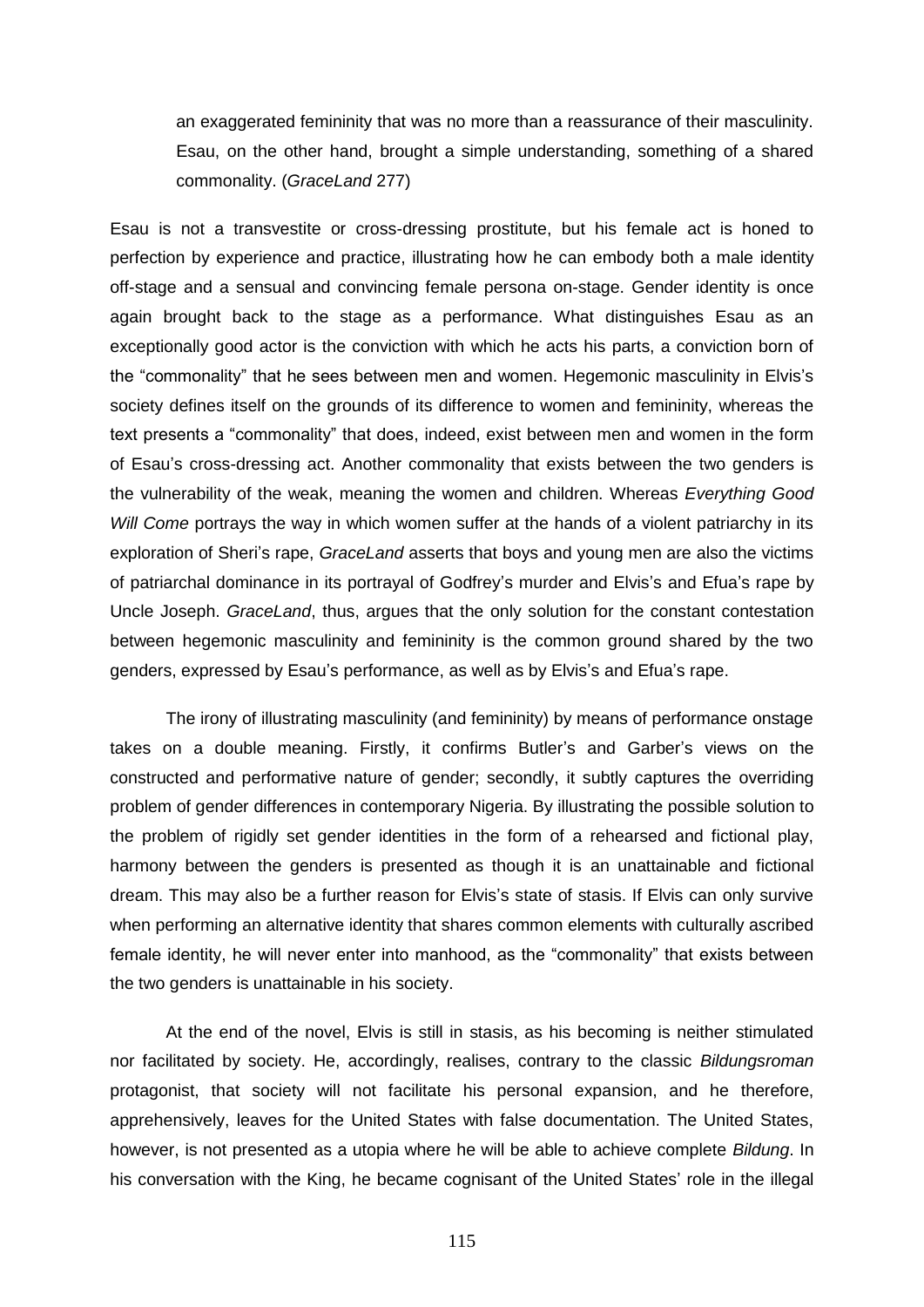> an exaggerated femininity that was no more than a reassurance of their masculinity. Esau, on the other hand, brought a simple understanding, something of a shared commonality. (*GraceLand* 277)

Esau is not a transvestite or cross-dressing prostitute, but his female act is honed to perfection by experience and practice, illustrating how he can embody both a male identity off-stage and a sensual and convincing female persona on-stage. Gender identity is once again brought back to the stage as a performance. What distinguishes Esau as an exceptionally good actor is the conviction with which he acts his parts, a conviction born of the "commonality" that he sees between men and women. Hegemonic masculinity in Elvis's society defines itself on the grounds of its difference to women and femininity, whereas the text presents a "commonality" that does, indeed, exist between men and women in the form of Esau's cross-dressing act. Another commonality that exists between the two genders is the vulnerability of the weak, meaning the women and children. Whereas *Everything Good Will Come* portrays the way in which women suffer at the hands of a violent patriarchy in its exploration of Sheri's rape, *GraceLand* asserts that boys and young men are also the victims of patriarchal dominance in its portrayal of Godfrey's murder and Elvis's and Efua's rape by Uncle Joseph. *GraceLand*, thus, argues that the only solution for the constant contestation between hegemonic masculinity and femininity is the common ground shared by the two genders, expressed by Esau's performance, as well as by Elvis's and Efua's rape.

The irony of illustrating masculinity (and femininity) by means of performance onstage takes on a double meaning. Firstly, it confirms Butler's and Garber's views on the constructed and performative nature of gender; secondly, it subtly captures the overriding problem of gender differences in contemporary Nigeria. By illustrating the possible solution to the problem of rigidly set gender identities in the form of a rehearsed and fictional play, harmony between the genders is presented as though it is an unattainable and fictional dream. This may also be a further reason for Elvis's state of stasis. If Elvis can only survive when performing an alternative identity that shares common elements with culturally ascribed female identity, he will never enter into manhood, as the "commonality" that exists between the two genders is unattainable in his society.

At the end of the novel, Elvis is still in stasis, as his becoming is neither stimulated nor facilitated by society. He, accordingly, realises, contrary to the classic *Bildungsroman* protagonist, that society will not facilitate his personal expansion, and he therefore, apprehensively, leaves for the United States with false documentation. The United States, however, is not presented as a utopia where he will be able to achieve complete *Bildung*. In his conversation with the King, he became cognisant of the United States' role in the illegal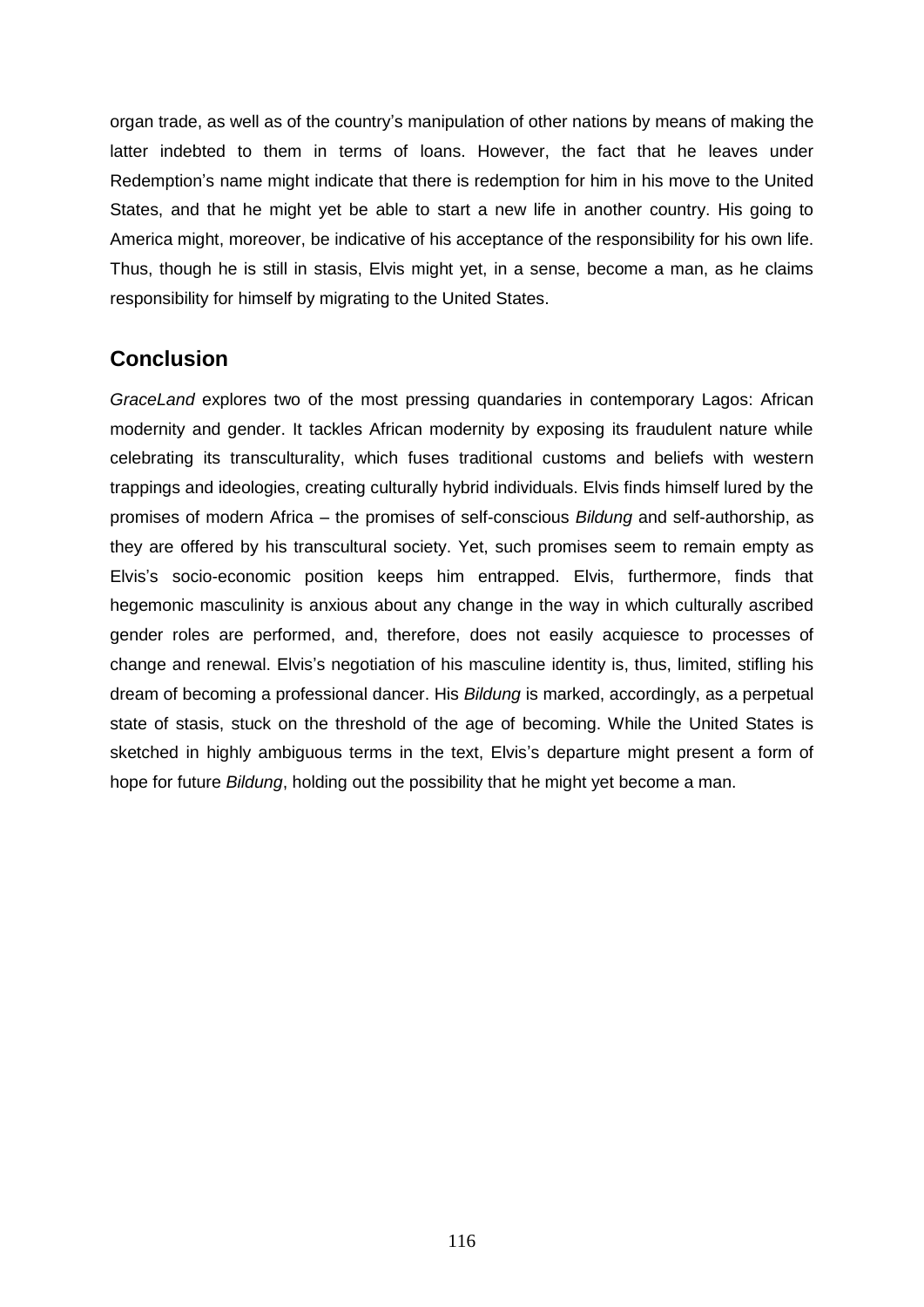organ trade, as well as of the country's manipulation of other nations by means of making the latter indebted to them in terms of loans. However, the fact that he leaves under Redemption's name might indicate that there is redemption for him in his move to the United States, and that he might yet be able to start a new life in another country. His going to America might, moreover, be indicative of his acceptance of the responsibility for his own life. Thus, though he is still in stasis, Elvis might yet, in a sense, become a man, as he claims responsibility for himself by migrating to the United States.

## Conclusion

*GraceLand* explores two of the most pressing quandaries in contemporary Lagos: African modernity and gender. It tackles African modernity by exposing its fraudulent nature while celebrating its transculturality, which fuses traditional customs and beliefs with western trappings and ideologies, creating culturally hybrid individuals. Elvis finds himself lured by the promises of modern Africa – the promises of self-conscious *Bildung* and self-authorship, as they are offered by his transcultural society. Yet, such promises seem to remain empty as Elvis's socio-economic position keeps him entrapped. Elvis, furthermore, finds that hegemonic masculinity is anxious about any change in the way in which culturally ascribed gender roles are performed, and, therefore, does not easily acquiesce to processes of change and renewal. Elvis's negotiation of his masculine identity is, thus, limited, stifling his dream of becoming a professional dancer. His *Bildung* is marked, accordingly, as a perpetual state of stasis, stuck on the threshold of the age of becoming. While the United States is sketched in highly ambiguous terms in the text, Elvis's departure might present a form of hope for future *Bildung*, holding out the possibility that he might yet become a man.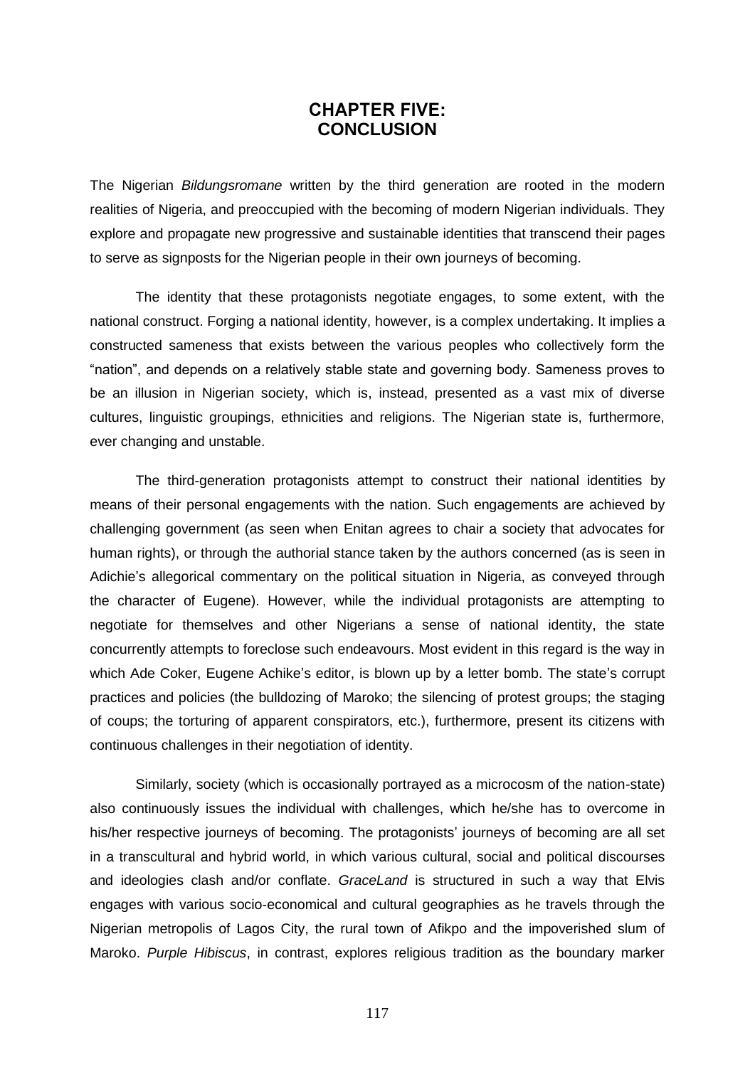# CHAPTER FIVE: CONCLUSION

The Nigerian *Bildungsromane* written by the third generation are rooted in the modern realities of Nigeria, and preoccupied with the becoming of modern Nigerian individuals. They explore and propagate new progressive and sustainable identities that transcend their pages to serve as signposts for the Nigerian people in their own journeys of becoming.

The identity that these protagonists negotiate engages, to some extent, with the national construct. Forging a national identity, however, is a complex undertaking. It implies a constructed sameness that exists between the various peoples who collectively form the "nation", and depends on a relatively stable state and governing body. Sameness proves to be an illusion in Nigerian society, which is, instead, presented as a vast mix of diverse cultures, linguistic groupings, ethnicities and religions. The Nigerian state is, furthermore, ever changing and unstable.

The third-generation protagonists attempt to construct their national identities by means of their personal engagements with the nation. Such engagements are achieved by challenging government (as seen when Enitan agrees to chair a society that advocates for human rights), or through the authorial stance taken by the authors concerned (as is seen in Adichie's allegorical commentary on the political situation in Nigeria, as conveyed through the character of Eugene). However, while the individual protagonists are attempting to negotiate for themselves and other Nigerians a sense of national identity, the state concurrently attempts to foreclose such endeavours. Most evident in this regard is the way in which Ade Coker, Eugene Achike's editor, is blown up by a letter bomb. The state's corrupt practices and policies (the bulldozing of Maroko; the silencing of protest groups; the staging of coups; the torturing of apparent conspirators, etc.), furthermore, present its citizens with continuous challenges in their negotiation of identity.

Similarly, society (which is occasionally portrayed as a microcosm of the nation-state) also continuously issues the individual with challenges, which he/she has to overcome in his/her respective journeys of becoming. The protagonists' journeys of becoming are all set in a transcultural and hybrid world, in which various cultural, social and political discourses and ideologies clash and/or conflate. *GraceLand* is structured in such a way that Elvis engages with various socio-economical and cultural geographies as he travels through the Nigerian metropolis of Lagos City, the rural town of Afikpo and the impoverished slum of Maroko. *Purple Hibiscus*, in contrast, explores religious tradition as the boundary marker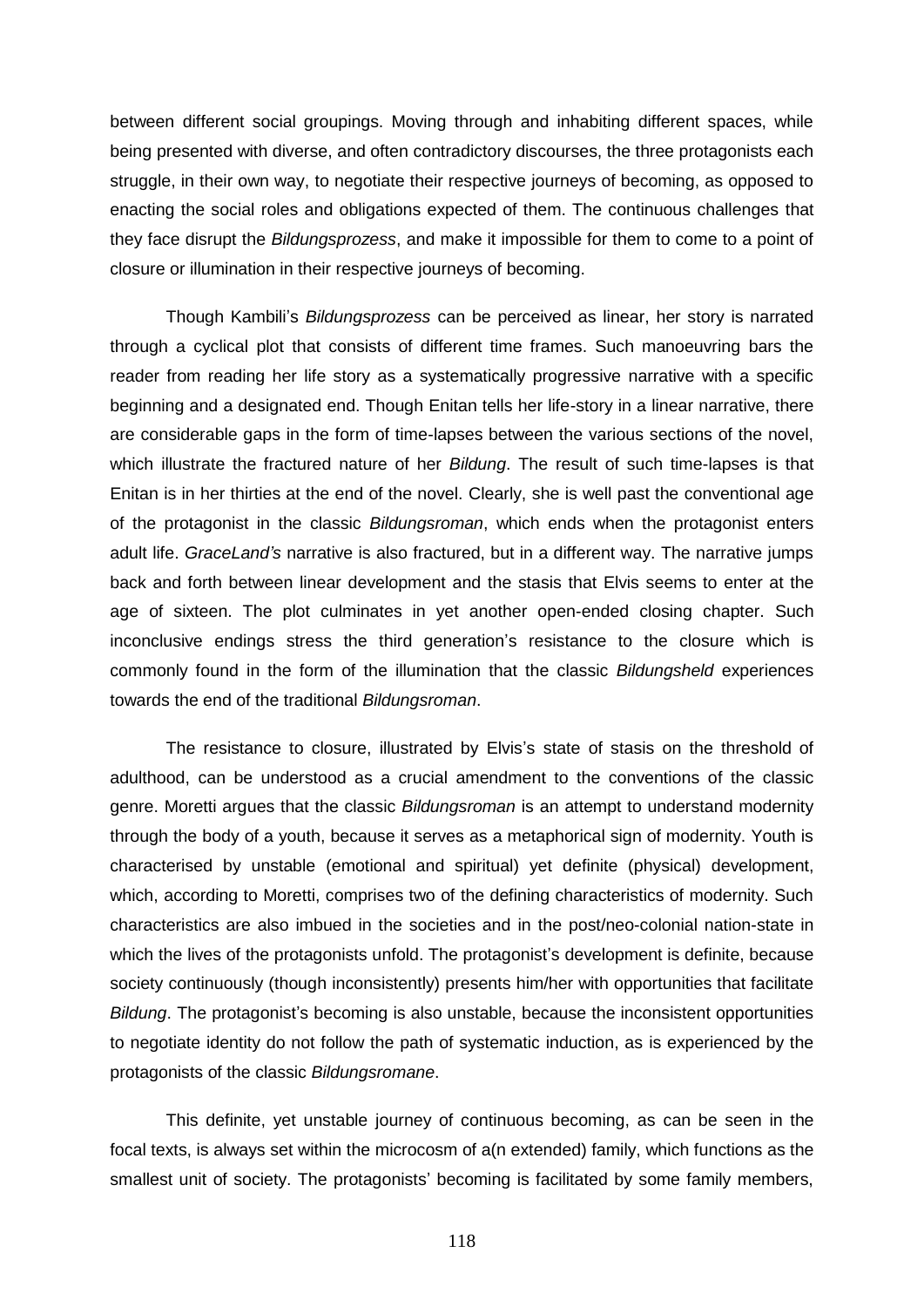between different social groupings. Moving through and inhabiting different spaces, while being presented with diverse, and often contradictory discourses, the three protagonists each struggle, in their own way, to negotiate their respective journeys of becoming, as opposed to enacting the social roles and obligations expected of them. The continuous challenges that they face disrupt the *Bildungsprozess*, and make it impossible for them to come to a point of closure or illumination in their respective journeys of becoming.

Though Kambili's *Bildungsprozess* can be perceived as linear, her story is narrated through a cyclical plot that consists of different time frames. Such manoeuvring bars the reader from reading her life story as a systematically progressive narrative with a specific beginning and a designated end. Though Enitan tells her life-story in a linear narrative, there are considerable gaps in the form of time-lapses between the various sections of the novel, which illustrate the fractured nature of her *Bildung*. The result of such time-lapses is that Enitan is in her thirties at the end of the novel. Clearly, she is well past the conventional age of the protagonist in the classic *Bildungsroman*, which ends when the protagonist enters adult life. *GraceLand's* narrative is also fractured, but in a different way. The narrative jumps back and forth between linear development and the stasis that Elvis seems to enter at the age of sixteen. The plot culminates in yet another open-ended closing chapter. Such inconclusive endings stress the third generation's resistance to the closure which is commonly found in the form of the illumination that the classic *Bildungsheld* experiences towards the end of the traditional *Bildungsroman*.

The resistance to closure, illustrated by Elvis's state of stasis on the threshold of adulthood, can be understood as a crucial amendment to the conventions of the classic genre. Moretti argues that the classic *Bildungsroman* is an attempt to understand modernity through the body of a youth, because it serves as a metaphorical sign of modernity. Youth is characterised by unstable (emotional and spiritual) yet definite (physical) development, which, according to Moretti, comprises two of the defining characteristics of modernity. Such characteristics are also imbued in the societies and in the post/neo-colonial nation-state in which the lives of the protagonists unfold. The protagonist's development is definite, because society continuously (though inconsistently) presents him/her with opportunities that facilitate *Bildung*. The protagonist's becoming is also unstable, because the inconsistent opportunities to negotiate identity do not follow the path of systematic induction, as is experienced by the protagonists of the classic *Bildungsromane*.

This definite, yet unstable journey of continuous becoming, as can be seen in the focal texts, is always set within the microcosm of a(n extended) family, which functions as the smallest unit of society. The protagonists' becoming is facilitated by some family members,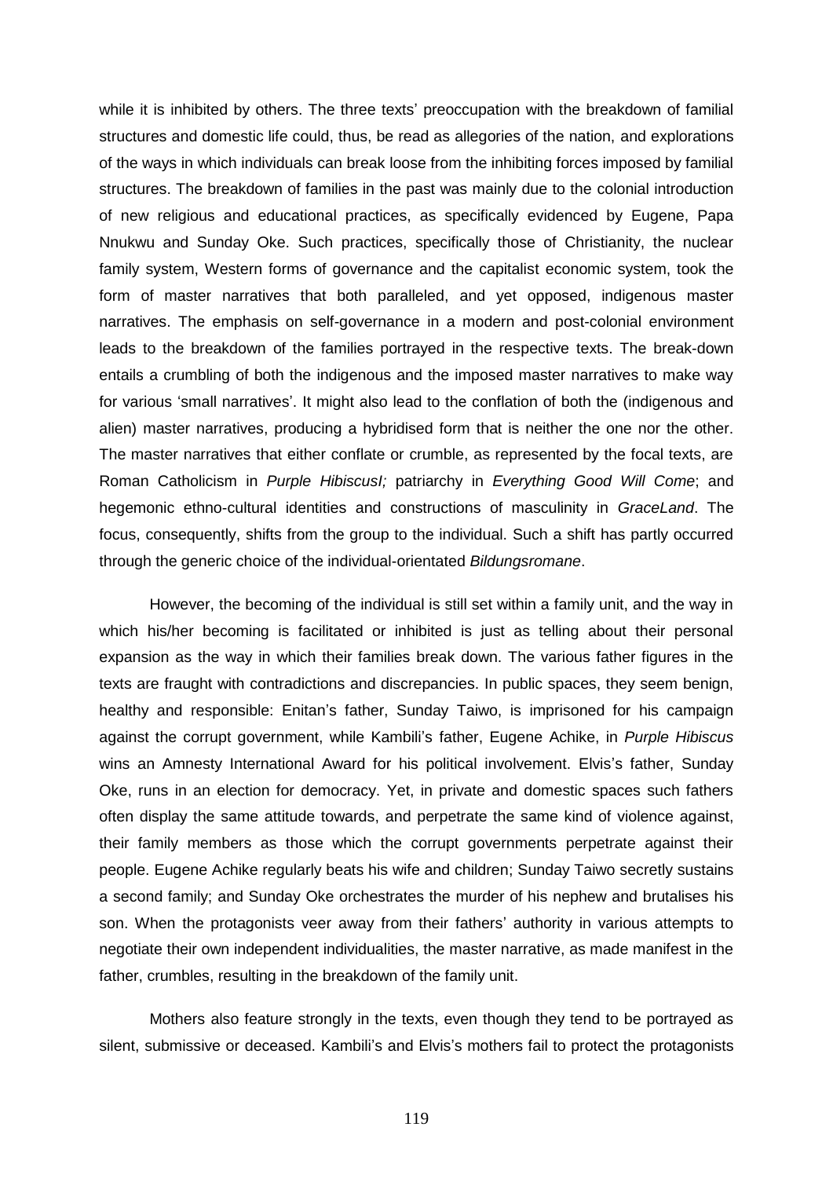while it is inhibited by others. The three texts' preoccupation with the breakdown of familial structures and domestic life could, thus, be read as allegories of the nation, and explorations of the ways in which individuals can break loose from the inhibiting forces imposed by familial structures. The breakdown of families in the past was mainly due to the colonial introduction of new religious and educational practices, as specifically evidenced by Eugene, Papa Nnukwu and Sunday Oke. Such practices, specifically those of Christianity, the nuclear family system, Western forms of governance and the capitalist economic system, took the form of master narratives that both paralleled, and yet opposed, indigenous master narratives. The emphasis on self-governance in a modern and post-colonial environment leads to the breakdown of the families portrayed in the respective texts. The break-down entails a crumbling of both the indigenous and the imposed master narratives to make way for various 'small narratives'. It might also lead to the conflation of both the (indigenous and alien) master narratives, producing a hybridised form that is neither the one nor the other. The master narratives that either conflate or crumble, as represented by the focal texts, are Roman Catholicism in *Purple HibiscusI;* patriarchy in *Everything Good Will Come*; and hegemonic ethno-cultural identities and constructions of masculinity in *GraceLand*. The focus, consequently, shifts from the group to the individual. Such a shift has partly occurred through the generic choice of the individual-orientated *Bildungsromane*.

However, the becoming of the individual is still set within a family unit, and the way in which his/her becoming is facilitated or inhibited is just as telling about their personal expansion as the way in which their families break down. The various father figures in the texts are fraught with contradictions and discrepancies. In public spaces, they seem benign, healthy and responsible: Enitan's father, Sunday Taiwo, is imprisoned for his campaign against the corrupt government, while Kambili's father, Eugene Achike, in *Purple Hibiscus* wins an Amnesty International Award for his political involvement. Elvis's father, Sunday Oke, runs in an election for democracy. Yet, in private and domestic spaces such fathers often display the same attitude towards, and perpetrate the same kind of violence against, their family members as those which the corrupt governments perpetrate against their people. Eugene Achike regularly beats his wife and children; Sunday Taiwo secretly sustains a second family; and Sunday Oke orchestrates the murder of his nephew and brutalises his son. When the protagonists veer away from their fathers' authority in various attempts to negotiate their own independent individualities, the master narrative, as made manifest in the father, crumbles, resulting in the breakdown of the family unit.

Mothers also feature strongly in the texts, even though they tend to be portrayed as silent, submissive or deceased. Kambili's and Elvis's mothers fail to protect the protagonists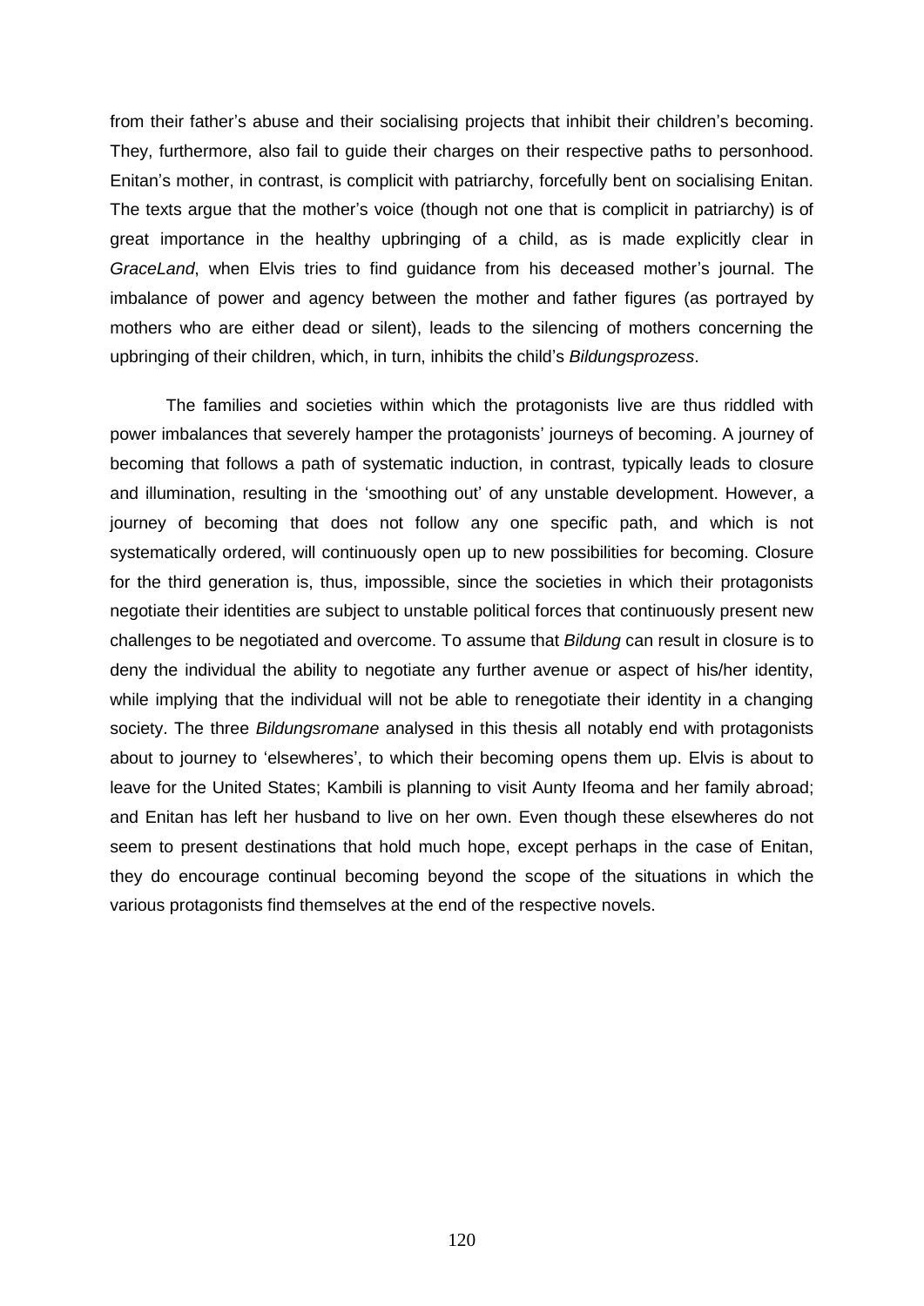from their father's abuse and their socialising projects that inhibit their children's becoming. They, furthermore, also fail to guide their charges on their respective paths to personhood. Enitan's mother, in contrast, is complicit with patriarchy, forcefully bent on socialising Enitan. The texts argue that the mother's voice (though not one that is complicit in patriarchy) is of great importance in the healthy upbringing of a child, as is made explicitly clear in *GraceLand*, when Elvis tries to find guidance from his deceased mother's journal. The imbalance of power and agency between the mother and father figures (as portrayed by mothers who are either dead or silent), leads to the silencing of mothers concerning the upbringing of their children, which, in turn, inhibits the child's *Bildungsprozess*.

The families and societies within which the protagonists live are thus riddled with power imbalances that severely hamper the protagonists' journeys of becoming. A journey of becoming that follows a path of systematic induction, in contrast, typically leads to closure and illumination, resulting in the 'smoothing out' of any unstable development. However, a journey of becoming that does not follow any one specific path, and which is not systematically ordered, will continuously open up to new possibilities for becoming. Closure for the third generation is, thus, impossible, since the societies in which their protagonists negotiate their identities are subject to unstable political forces that continuously present new challenges to be negotiated and overcome. To assume that *Bildung* can result in closure is to deny the individual the ability to negotiate any further avenue or aspect of his/her identity, while implying that the individual will not be able to renegotiate their identity in a changing society. The three *Bildungsromane* analysed in this thesis all notably end with protagonists about to journey to 'elsewheres', to which their becoming opens them up. Elvis is about to leave for the United States; Kambili is planning to visit Aunty Ifeoma and her family abroad; and Enitan has left her husband to live on her own. Even though these elsewheres do not seem to present destinations that hold much hope, except perhaps in the case of Enitan, they do encourage continual becoming beyond the scope of the situations in which the various protagonists find themselves at the end of the respective novels.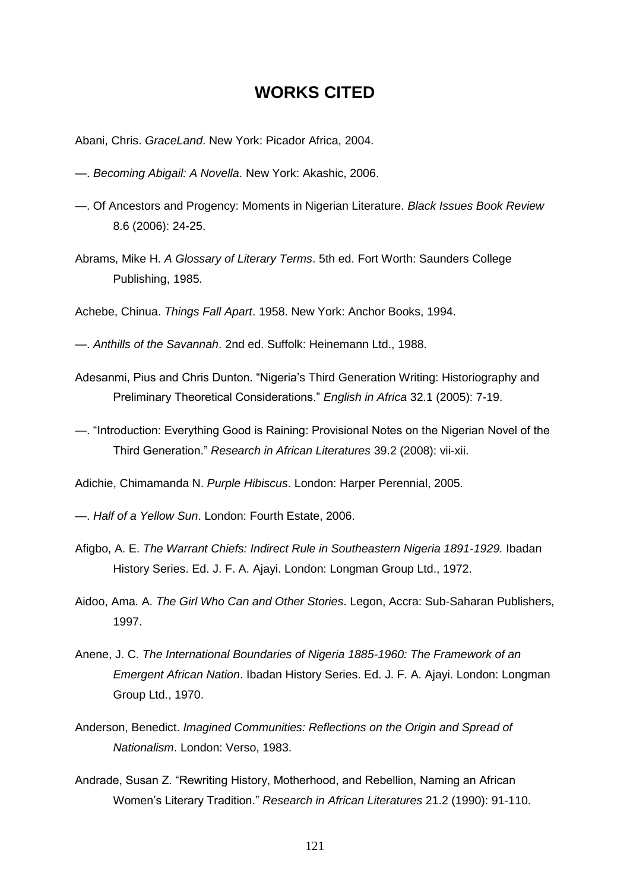# WORKS CITED

Abani, Chris. *GraceLand*. New York: Picador Africa, 2004.

—. *Becoming Abigail: A Novella*. New York: Akashic, 2006.

—. Of Ancestors and Progency: Moments in Nigerian Literature. *Black Issues Book Review* 8.6 (2006): 24-25.

Abrams, Mike H. *A Glossary of Literary Terms*. 5th ed. Fort Worth: Saunders College Publishing, 1985.

Achebe, Chinua. *Things Fall Apart*. 1958. New York: Anchor Books, 1994.

—. *Anthills of the Savannah*. 2nd ed. Suffolk: Heinemann Ltd., 1988.

Adesanmi, Pius and Chris Dunton. "Nigeria's Third Generation Writing: Historiography and Preliminary Theoretical Considerations." *English in Africa* 32.1 (2005): 7-19.

—. "Introduction: Everything Good is Raining: Provisional Notes on the Nigerian Novel of the Third Generation." *Research in African Literatures* 39.2 (2008): vii-xii.

Adichie, Chimamanda N. *Purple Hibiscus*. London: Harper Perennial, 2005.

—. *Half of a Yellow Sun*. London: Fourth Estate, 2006.

Afigbo, A. E. *The Warrant Chiefs: Indirect Rule in Southeastern Nigeria 1891-1929.* Ibadan History Series. Ed. J. F. A. Ajayi. London: Longman Group Ltd., 1972.

Aidoo, Ama. A. *The Girl Who Can and Other Stories*. Legon, Accra: Sub-Saharan Publishers, 1997.

Anene, J. C. *The International Boundaries of Nigeria 1885-1960: The Framework of an Emergent African Nation*. Ibadan History Series. Ed. J. F. A. Ajayi. London: Longman Group Ltd., 1970.

Anderson, Benedict. *Imagined Communities: Reflections on the Origin and Spread of Nationalism*. London: Verso, 1983.

Andrade, Susan Z. "Rewriting History, Motherhood, and Rebellion, Naming an African Women's Literary Tradition." *Research in African Literatures* 21.2 (1990): 91-110.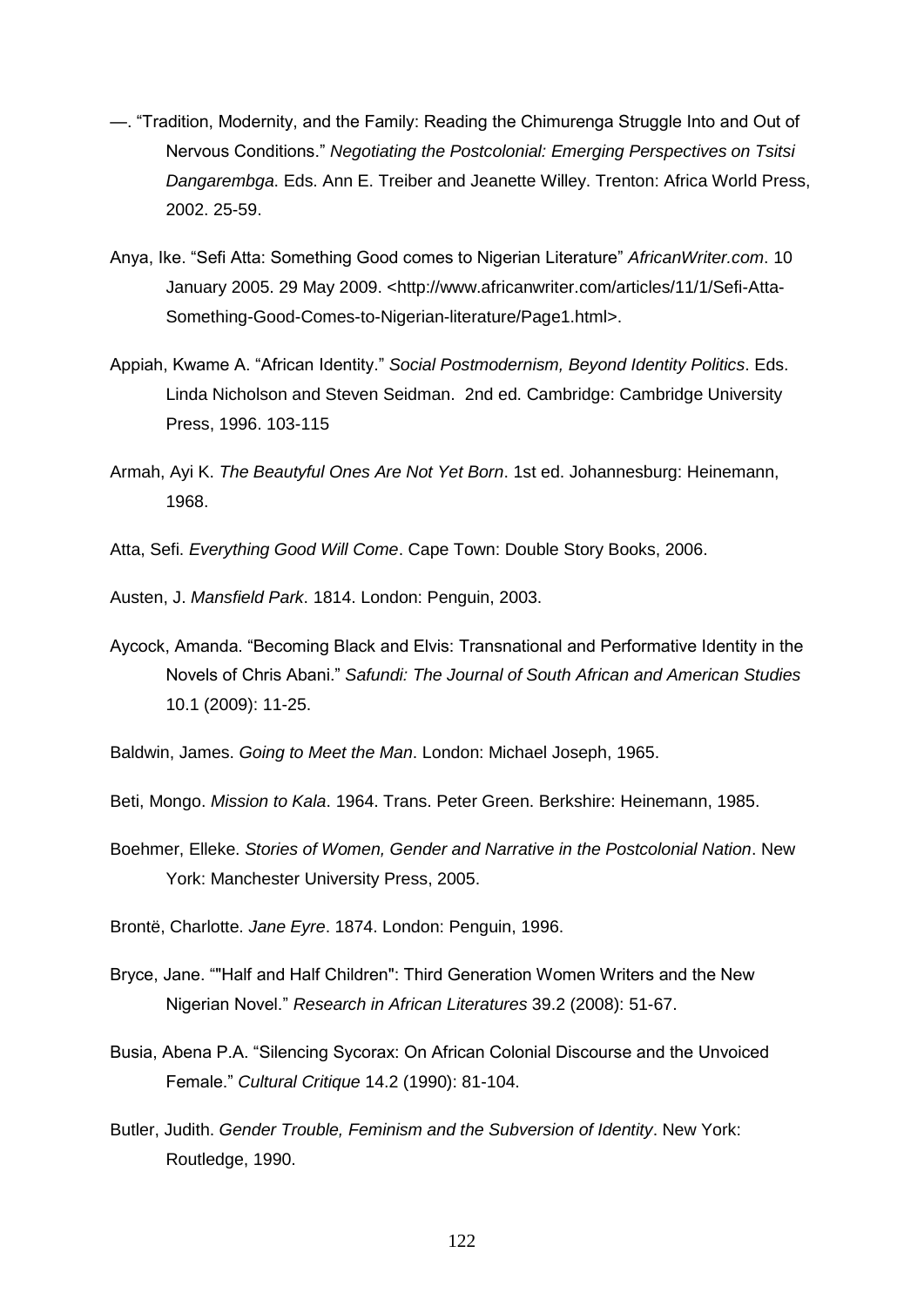—. “Tradition, Modernity, and the Family: Reading the Chimurenga Struggle Into and Out of Nervous Conditions.” *Negotiating the Postcolonial: Emerging Perspectives on Tsitsi Dangarembga*. Eds. Ann E. Treiber and Jeanette Willey. Trenton: Africa World Press, 2002. 25-59.

Anya, Ike. “Sefi Atta: Something Good comes to Nigerian Literature” *AfricanWriter.com*. 10 January 2005. 29 May 2009. <http://www.africanwriter.com/articles/11/1/Sefi-Atta-Something-Good-Comes-to-Nigerian-literature/Page1.html>.

Appiah, Kwame A. “African Identity.” *Social Postmodernism, Beyond Identity Politics*. Eds. Linda Nicholson and Steven Seidman. 2nd ed. Cambridge: Cambridge University Press, 1996. 103-115

Armah, Ayi K. *The Beautyful Ones Are Not Yet Born*. 1st ed. Johannesburg: Heinemann, 1968.

Atta, Sefi. *Everything Good Will Come*. Cape Town: Double Story Books, 2006.

Austen, J. *Mansfield Park*. 1814. London: Penguin, 2003.

Aycock, Amanda. “Becoming Black and Elvis: Transnational and Performative Identity in the Novels of Chris Abani.” *Safundi: The Journal of South African and American Studies* 10.1 (2009): 11-25.

Baldwin, James. *Going to Meet the Man*. London: Michael Joseph, 1965.

Beti, Mongo. *Mission to Kala*. 1964. Trans. Peter Green. Berkshire: Heinemann, 1985.

Boehmer, Elleke. *Stories of Women, Gender and Narrative in the Postcolonial Nation*. New York: Manchester University Press, 2005.

Brontë, Charlotte. *Jane Eyre*. 1874. London: Penguin, 1996.

Bryce, Jane. “"Half and Half Children": Third Generation Women Writers and the New Nigerian Novel.” *Research in African Literatures* 39.2 (2008): 51-67.

Busia, Abena P.A. “Silencing Sycorax: On African Colonial Discourse and the Unvoiced Female.” *Cultural Critique* 14.2 (1990): 81-104.

Butler, Judith. *Gender Trouble, Feminism and the Subversion of Identity*. New York: Routledge, 1990.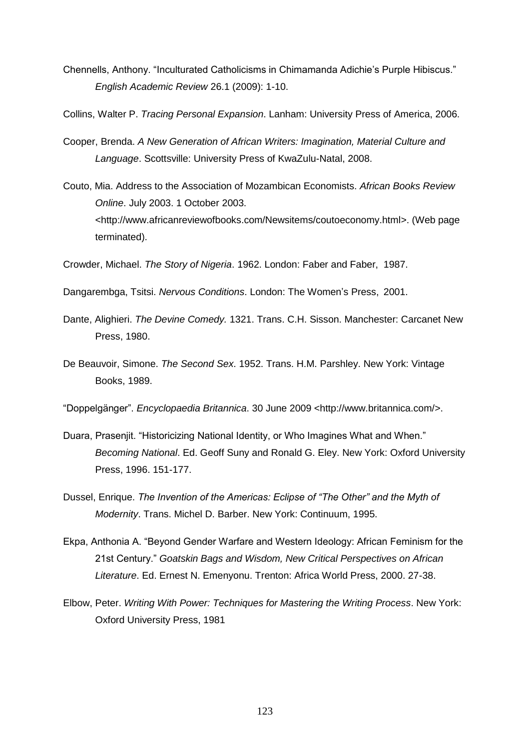Chennells, Anthony. "Inculturated Catholicisms in Chimamanda Adichie's Purple Hibiscus." *English Academic Review* 26.1 (2009): 1-10.

Collins, Walter P. *Tracing Personal Expansion*. Lanham: University Press of America, 2006.

Cooper, Brenda. *A New Generation of African Writers: Imagination, Material Culture and Language*. Scottsville: University Press of KwaZulu-Natal, 2008.

Couto, Mia. Address to the Association of Mozambican Economists. *African Books Review Online*. July 2003. 1 October 2003. <http://www.africanreviewofbooks.com/Newsitems/coutoeconomy.html>. (Web page terminated).

Crowder, Michael. *The Story of Nigeria*. 1962. London: Faber and Faber, 1987.

Dangarembga, Tsitsi. *Nervous Conditions*. London: The Women's Press, 2001.

Dante, Alighieri. *The Devine Comedy.* 1321. Trans. C.H. Sisson. Manchester: Carcanet New Press, 1980.

De Beauvoir, Simone. *The Second Sex*. 1952. Trans. H.M. Parshley. New York: Vintage Books, 1989.

"Doppelgänger". *Encyclopaedia Britannica*. 30 June 2009 <http://www.britannica.com/>.

Duara, Prasenjit. "Historicizing National Identity, or Who Imagines What and When." *Becoming National*. Ed. Geoff Suny and Ronald G. Eley. New York: Oxford University Press, 1996. 151-177.

Dussel, Enrique. *The Invention of the Americas: Eclipse of "The Other" and the Myth of Modernity*. Trans. Michel D. Barber. New York: Continuum, 1995.

Ekpa, Anthonia A. "Beyond Gender Warfare and Western Ideology: African Feminism for the 21st Century." *Goatskin Bags and Wisdom, New Critical Perspectives on African Literature*. Ed. Ernest N. Emenyonu. Trenton: Africa World Press, 2000. 27-38.

Elbow, Peter. *Writing With Power: Techniques for Mastering the Writing Process*. New York: Oxford University Press, 1981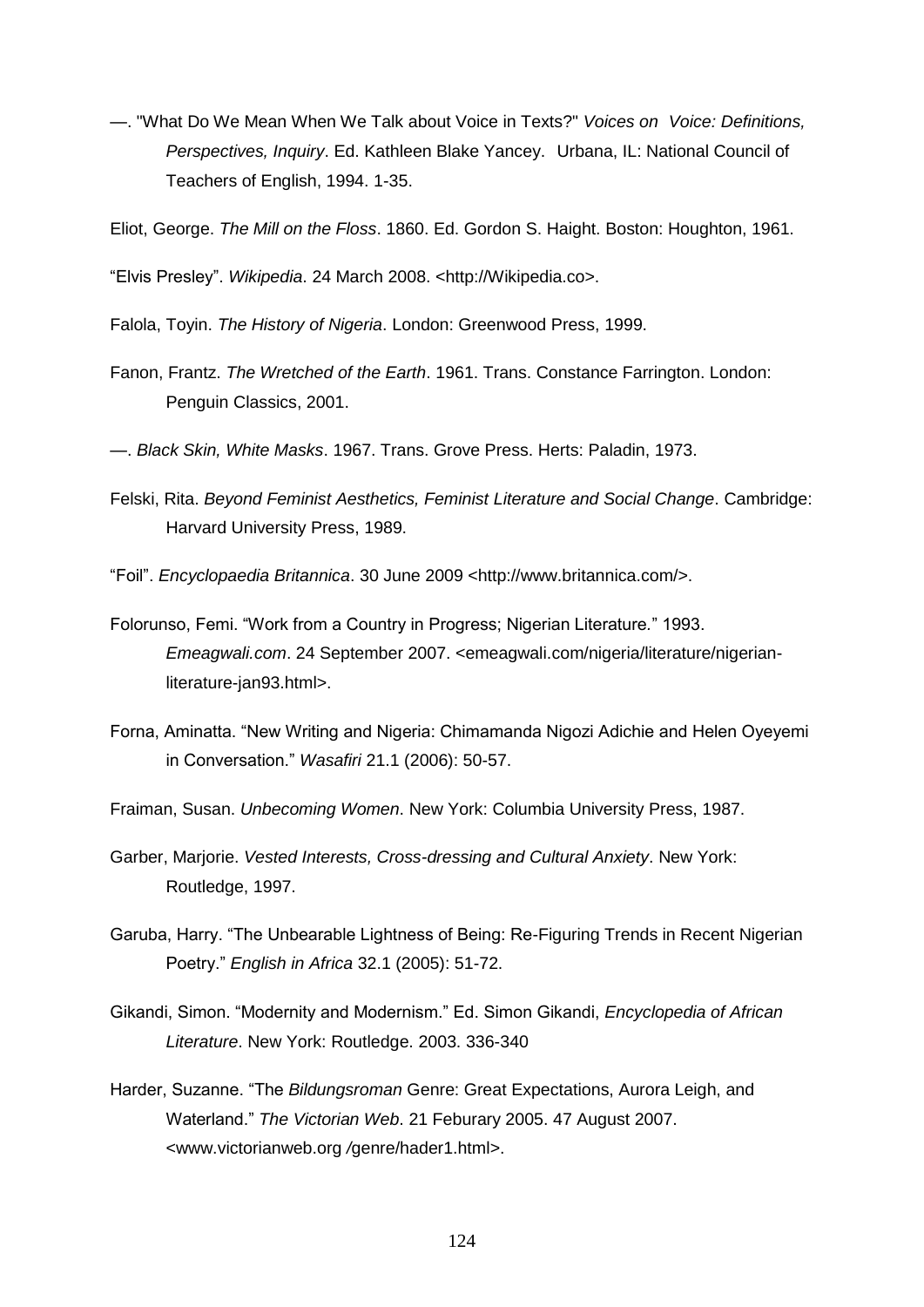—. "What Do We Mean When We Talk about Voice in Texts?" *Voices on Voice: Definitions, Perspectives, Inquiry*. Ed. Kathleen Blake Yancey. Urbana, IL: National Council of Teachers of English, 1994. 1-35.

Eliot, George. *The Mill on the Floss*. 1860. Ed. Gordon S. Haight. Boston: Houghton, 1961.

"Elvis Presley". *Wikipedia*. 24 March 2008. <http://Wikipedia.co>.

Falola, Toyin. *The History of Nigeria*. London: Greenwood Press, 1999.

Fanon, Frantz. *The Wretched of the Earth*. 1961. Trans. Constance Farrington. London: Penguin Classics, 2001.

—. *Black Skin, White Masks*. 1967. Trans. Grove Press. Herts: Paladin, 1973.

Felski, Rita. *Beyond Feminist Aesthetics, Feminist Literature and Social Change*. Cambridge: Harvard University Press, 1989.

"Foil". *Encyclopaedia Britannica*. 30 June 2009 <http://www.britannica.com/>.

Folorunso, Femi. "Work from a Country in Progress; Nigerian Literature." 1993. *Emeagwali.com*. 24 September 2007. <emeagwali.com/nigeria/literature/nigerian-literature-jan93.html>.

Forna, Aminatta. "New Writing and Nigeria: Chimamanda Nigozi Adichie and Helen Oyeyemi in Conversation." *Wasafiri* 21.1 (2006): 50-57.

Fraiman, Susan. *Unbecoming Women*. New York: Columbia University Press, 1987.

Garber, Marjorie. *Vested Interests, Cross-dressing and Cultural Anxiety*. New York: Routledge, 1997.

Garuba, Harry. "The Unbearable Lightness of Being: Re-Figuring Trends in Recent Nigerian Poetry." *English in Africa* 32.1 (2005): 51-72.

Gikandi, Simon. "Modernity and Modernism." Ed. Simon Gikandi, *Encyclopedia of African Literature*. New York: Routledge. 2003. 336-340

Harder, Suzanne. "The *Bildungsroman* Genre: Great Expectations, Aurora Leigh, and Waterland." *The Victorian Web*. 21 Feburary 2005. 47 August 2007. <www.victorianweb.org /genre/hader1.html>.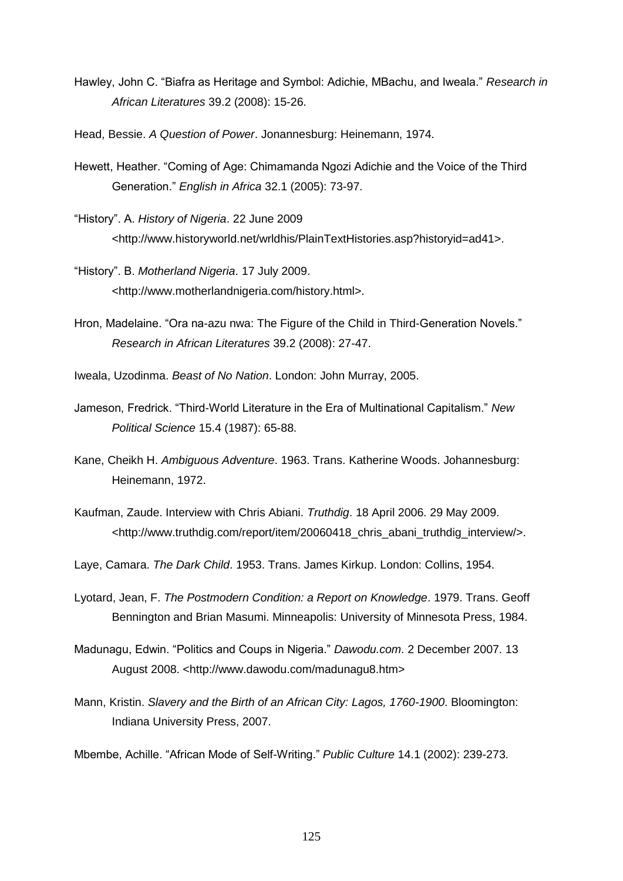Hawley, John C. "Biafra as Heritage and Symbol: Adichie, MBachu, and Iweala." *Research in African Literatures* 39.2 (2008): 15-26.

Head, Bessie. *A Question of Power*. Jonannesburg: Heinemann, 1974.

Hewett, Heather. "Coming of Age: Chimamanda Ngozi Adichie and the Voice of the Third Generation." *English in Africa* 32.1 (2005): 73-97.

"History". A. *History of Nigeria*. 22 June 2009 <http://www.historyworld.net/wrldhis/PlainTextHistories.asp?historyid=ad41>.

"History". B. *Motherland Nigeria*. 17 July 2009. <http://www.motherlandnigeria.com/history.html>.

Hron, Madelaine. "Ora na-azu nwa: The Figure of the Child in Third-Generation Novels." *Research in African Literatures* 39.2 (2008): 27-47.

Iweala, Uzodinma. *Beast of No Nation*. London: John Murray, 2005.

Jameson, Fredrick. "Third-World Literature in the Era of Multinational Capitalism." *New Political Science* 15.4 (1987): 65-88.

Kane, Cheikh H. *Ambiguous Adventure*. 1963. Trans. Katherine Woods. Johannesburg: Heinemann, 1972.

Kaufman, Zaude. Interview with Chris Abiani. *Truthdig*. 18 April 2006. 29 May 2009. <http://www.truthdig.com/report/item/20060418_chris_abani_truthdig_interview/>.

Laye, Camara. *The Dark Child*. 1953. Trans. James Kirkup. London: Collins, 1954.

Lyotard, Jean, F. *The Postmodern Condition: a Report on Knowledge*. 1979. Trans. Geoff Bennington and Brian Masumi. Minneapolis: University of Minnesota Press, 1984.

Madunagu, Edwin. "Politics and Coups in Nigeria." *Dawodu.com*. 2 December 2007. 13 August 2008. <http://www.dawodu.com/madunagu8.htm>

Mann, Kristin. *Slavery and the Birth of an African City: Lagos, 1760-1900*. Bloomington: Indiana University Press, 2007.

Mbembe, Achille. "African Mode of Self-Writing." *Public Culture* 14.1 (2002): 239-273.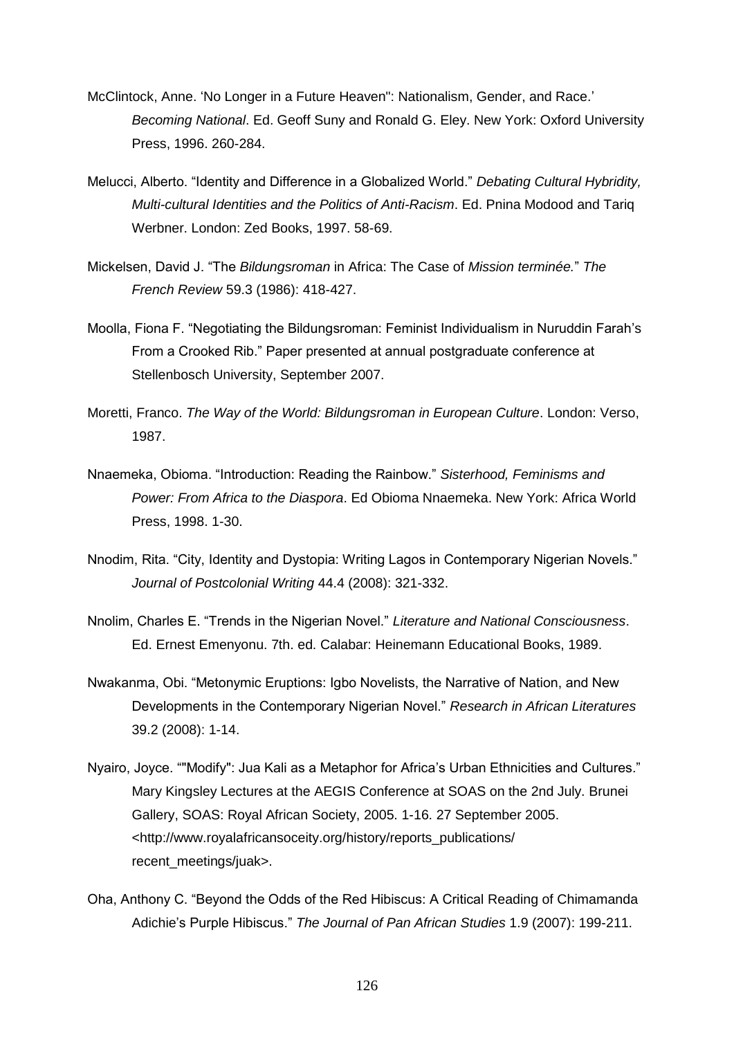McClintock, Anne. 'No Longer in a Future Heaven": Nationalism, Gender, and Race.' *Becoming National*. Ed. Geoff Suny and Ronald G. Eley. New York: Oxford University Press, 1996. 260-284.

Melucci, Alberto. "Identity and Difference in a Globalized World." *Debating Cultural Hybridity, Multi-cultural Identities and the Politics of Anti-Racism*. Ed. Pnina Modood and Tariq Werbner. London: Zed Books, 1997. 58-69.

Mickelsen, David J. "The *Bildungsroman* in Africa: The Case of *Mission terminée.*" *The French Review* 59.3 (1986): 418-427.

Moolla, Fiona F. "Negotiating the Bildungsroman: Feminist Individualism in Nuruddin Farah's From a Crooked Rib." Paper presented at annual postgraduate conference at Stellenbosch University, September 2007.

Moretti, Franco. *The Way of the World: Bildungsroman in European Culture*. London: Verso, 1987.

Nnaemeka, Obioma. "Introduction: Reading the Rainbow." *Sisterhood, Feminisms and Power: From Africa to the Diaspora*. Ed Obioma Nnaemeka. New York: Africa World Press, 1998. 1-30.

Nnodim, Rita. "City, Identity and Dystopia: Writing Lagos in Contemporary Nigerian Novels." *Journal of Postcolonial Writing* 44.4 (2008): 321-332.

Nnolim, Charles E. "Trends in the Nigerian Novel." *Literature and National Consciousness*. Ed. Ernest Emenyonu. 7th. ed. Calabar: Heinemann Educational Books, 1989.

Nwakanma, Obi. "Metonymic Eruptions: Igbo Novelists, the Narrative of Nation, and New Developments in the Contemporary Nigerian Novel." *Research in African Literatures* 39.2 (2008): 1-14.

Nyairo, Joyce. ""Modify": Jua Kali as a Metaphor for Africa's Urban Ethnicities and Cultures." Mary Kingsley Lectures at the AEGIS Conference at SOAS on the 2nd July. Brunei Gallery, SOAS: Royal African Society, 2005. 1-16. 27 September 2005. <http://www.royalafricansoceity.org/history/reports_publications/recent_meetings/juak>.

Oha, Anthony C. "Beyond the Odds of the Red Hibiscus: A Critical Reading of Chimamanda Adichie's Purple Hibiscus." *The Journal of Pan African Studies* 1.9 (2007): 199-211.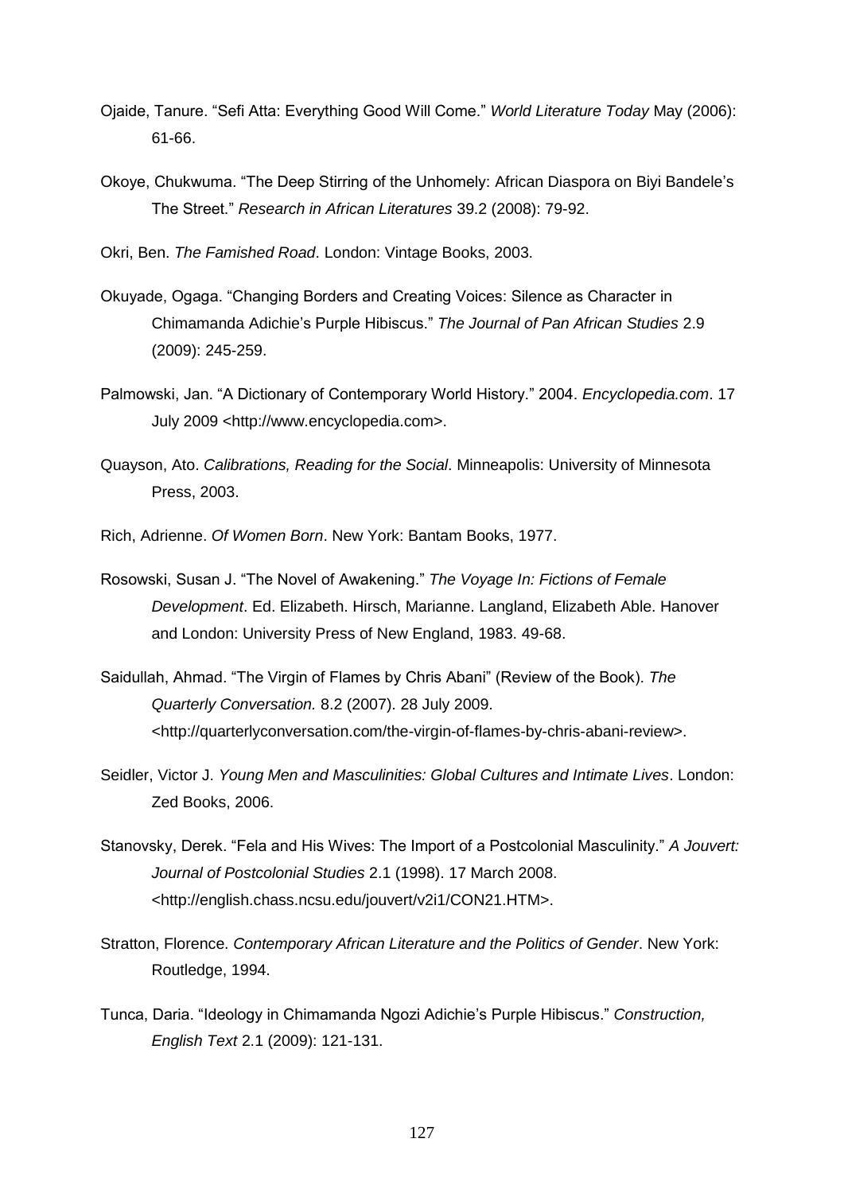Ojaide, Tanure. “Sefi Atta: Everything Good Will Come.” *World Literature Today* May (2006): 61-66.

Okoye, Chukwuma. “The Deep Stirring of the Unhomely: African Diaspora on Biyi Bandele’s The Street.” *Research in African Literatures* 39.2 (2008): 79-92.

Okri, Ben. *The Famished Road*. London: Vintage Books, 2003.

Okuyade, Ogaga. “Changing Borders and Creating Voices: Silence as Character in Chimamanda Adichie’s Purple Hibiscus.” *The Journal of Pan African Studies* 2.9 (2009): 245-259.

Palmowski, Jan. “A Dictionary of Contemporary World History.” 2004. *Encyclopedia.com*. 17 July 2009 <http://www.encyclopedia.com>.

Quayson, Ato. *Calibrations, Reading for the Social*. Minneapolis: University of Minnesota Press, 2003.

Rich, Adrienne. *Of Women Born*. New York: Bantam Books, 1977.

Rosowski, Susan J. “The Novel of Awakening.” *The Voyage In: Fictions of Female Development*. Ed. Elizabeth. Hirsch, Marianne. Langland, Elizabeth Able. Hanover and London: University Press of New England, 1983. 49-68.

Saidullah, Ahmad. “The Virgin of Flames by Chris Abani” (Review of the Book). *The Quarterly Conversation.* 8.2 (2007). 28 July 2009. <http://quarterlyconversation.com/the-virgin-of-flames-by-chris-abani-review>.

Seidler, Victor J. *Young Men and Masculinities: Global Cultures and Intimate Lives*. London: Zed Books, 2006.

Stanovsky, Derek. “Fela and His Wives: The Import of a Postcolonial Masculinity.” *A Jouvert: Journal of Postcolonial Studies* 2.1 (1998). 17 March 2008. <http://english.chass.ncsu.edu/jouvert/v2i1/CON21.HTM>.

Stratton, Florence. *Contemporary African Literature and the Politics of Gender*. New York: Routledge, 1994.

Tunca, Daria. “Ideology in Chimamanda Ngozi Adichie’s Purple Hibiscus.” *Construction, English Text* 2.1 (2009): 121-131.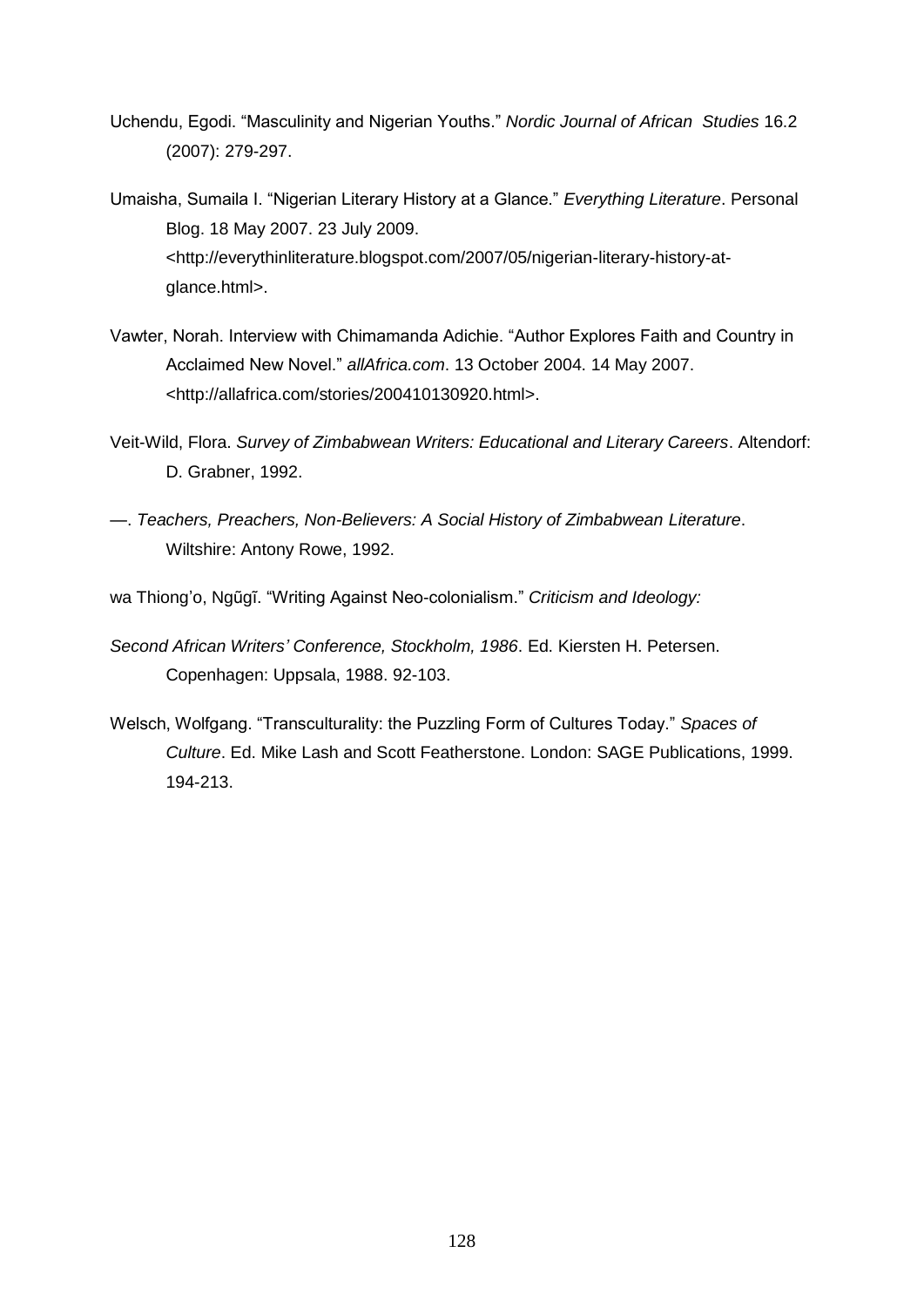Uchendu, Egodi. “Masculinity and Nigerian Youths.” *Nordic Journal of African Studies* 16.2 (2007): 279-297.

Umaisha, Sumaila I. “Nigerian Literary History at a Glance.” *Everything Literature*. Personal Blog. 18 May 2007. 23 July 2009. <http://everythinliterature.blogspot.com/2007/05/nigerian-literary-history-at-glance.html>.

Vawter, Norah. Interview with Chimamanda Adichie. “Author Explores Faith and Country in Acclaimed New Novel.” *allAfrica.com*. 13 October 2004. 14 May 2007. <http://allafrica.com/stories/200410130920.html>.

Veit-Wild, Flora. *Survey of Zimbabwean Writers: Educational and Literary Careers*. Altendorf: D. Grabner, 1992.

—. *Teachers, Preachers, Non-Believers: A Social History of Zimbabwean Literature*. Wiltshire: Antony Rowe, 1992.

wa Thiong’o, Ngũgĩ. “Writing Against Neo-colonialism.” *Criticism and Ideology:*

*Second African Writers’ Conference, Stockholm, 1986*. Ed. Kiersten H. Petersen. Copenhagen: Uppsala, 1988. 92-103.

Welsch, Wolfgang. “Transculturality: the Puzzling Form of Cultures Today.” *Spaces of Culture*. Ed. Mike Lash and Scott Featherstone. London: SAGE Publications, 1999. 194-213.